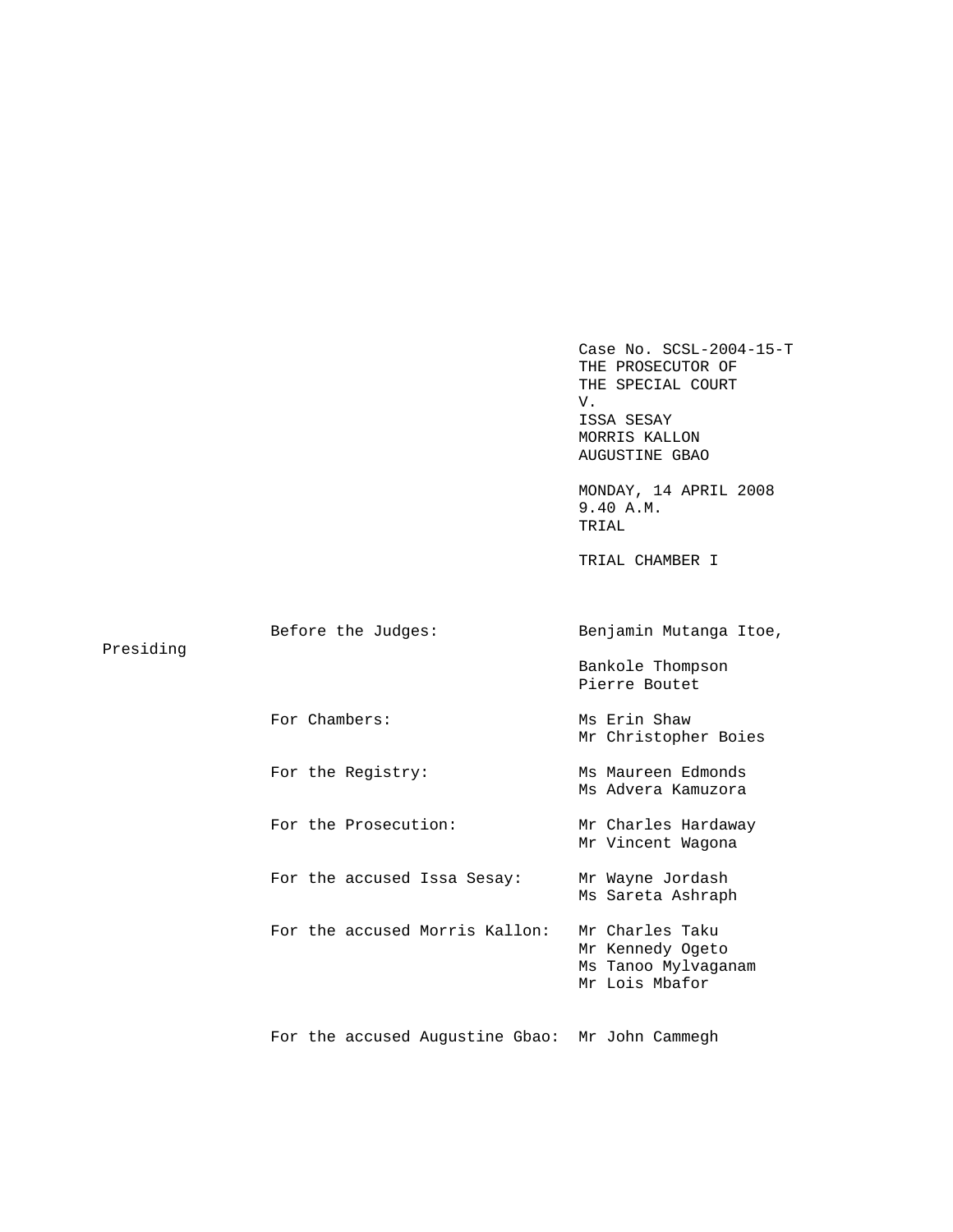Case No. SCSL-2004-15-T
THE PROSECUTOR OF
THE SPECIAL COURT
V.
ISSA SESAY
MORRIS KALLON
AUGUSTINE GBAO

MONDAY, 14 APRIL 2008
9.40 A.M.
TRIAL

TRIAL CHAMBER I

| | |
|---|---|
| Before the Judges: | Benjamin Mutanga Itoe, Presiding |
| | Bankole Thompson |
| | Pierre Boutet |
| For Chambers: | Ms Erin Shaw |
| | Mr Christopher Boies |
| For the Registry: | Ms Maureen Edmonds |
| | Ms Advera Kamuzora |
| For the Prosecution: | Mr Charles Hardaway |
| | Mr Vincent Wagona |
| For the accused Issa Sesay: | Mr Wayne Jordash |
| | Ms Sareta Ashraph |
| For the accused Morris Kallon: | Mr Charles Taku |
| | Mr Kennedy Ogeto |
| | Ms Tanoo Mylvaganam |
| | Mr Lois Mbafor |
| For the accused Augustine Gbao: | Mr John Cammegh |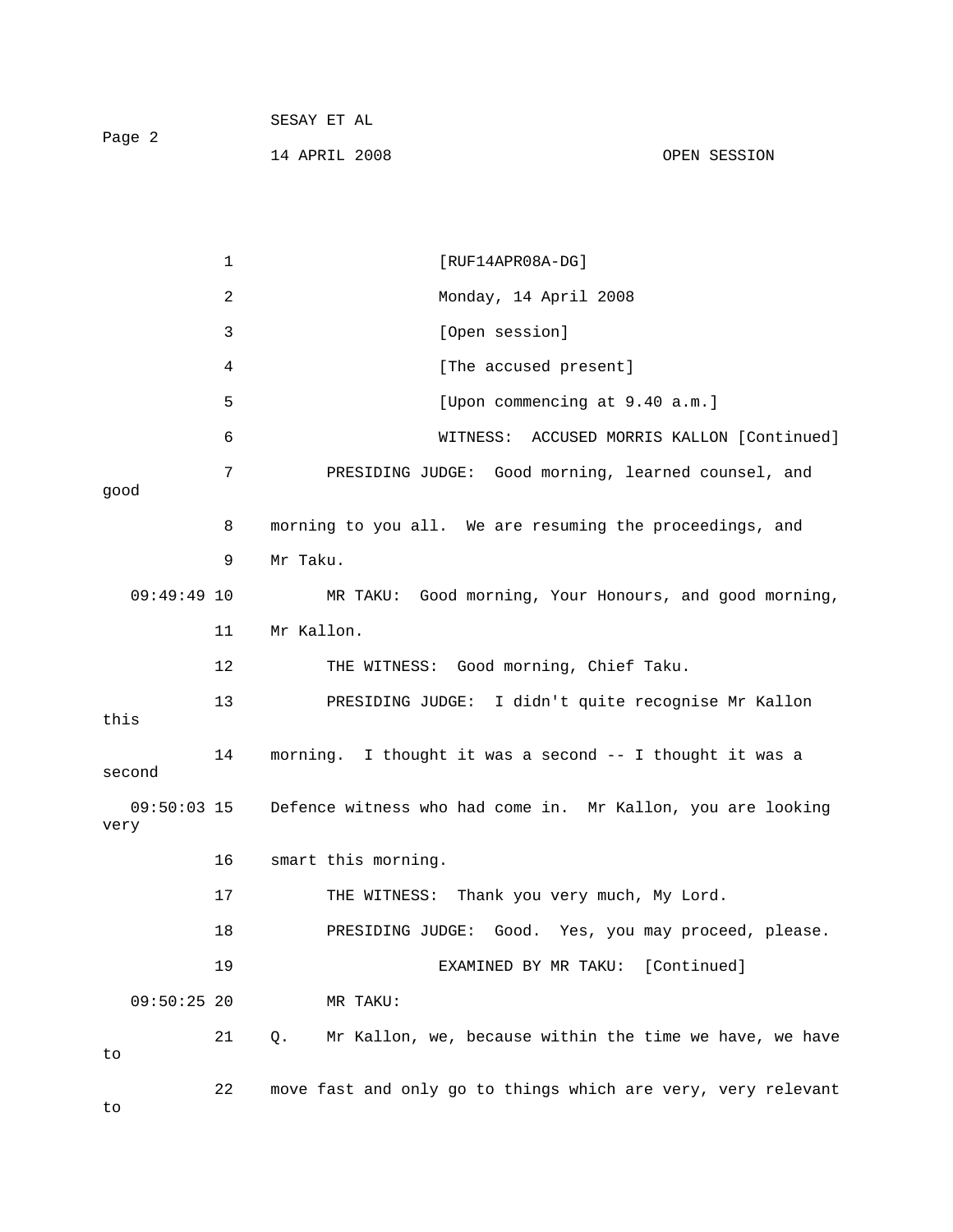1 [RUF14APR08A-DG]

2 Monday, 14 April 2008

3 [Open session]

4 [The accused present]

5 [Upon commencing at 9.40 a.m.]

6 WITNESS: ACCUSED MORRIS KALLON [Continued]

7 PRESIDING JUDGE: Good morning, learned counsel, and good

8 morning to you all. We are resuming the proceedings, and

9 Mr Taku.

09:49:49 10 MR TAKU: Good morning, Your Honours, and good morning,

11 Mr Kallon.

12 THE WITNESS: Good morning, Chief Taku.

13 PRESIDING JUDGE: I didn't quite recognise Mr Kallon this

14 morning. I thought it was a second -- I thought it was a second

09:50:03 15 Defence witness who had come in. Mr Kallon, you are looking very

16 smart this morning.

17 THE WITNESS: Thank you very much, My Lord.

18 PRESIDING JUDGE: Good. Yes, you may proceed, please.

19 EXAMINED BY MR TAKU: [Continued]

09:50:25 20 MR TAKU:

21 Q. Mr Kallon, we, because within the time we have, we have to

22 move fast and only go to things which are very, very relevant to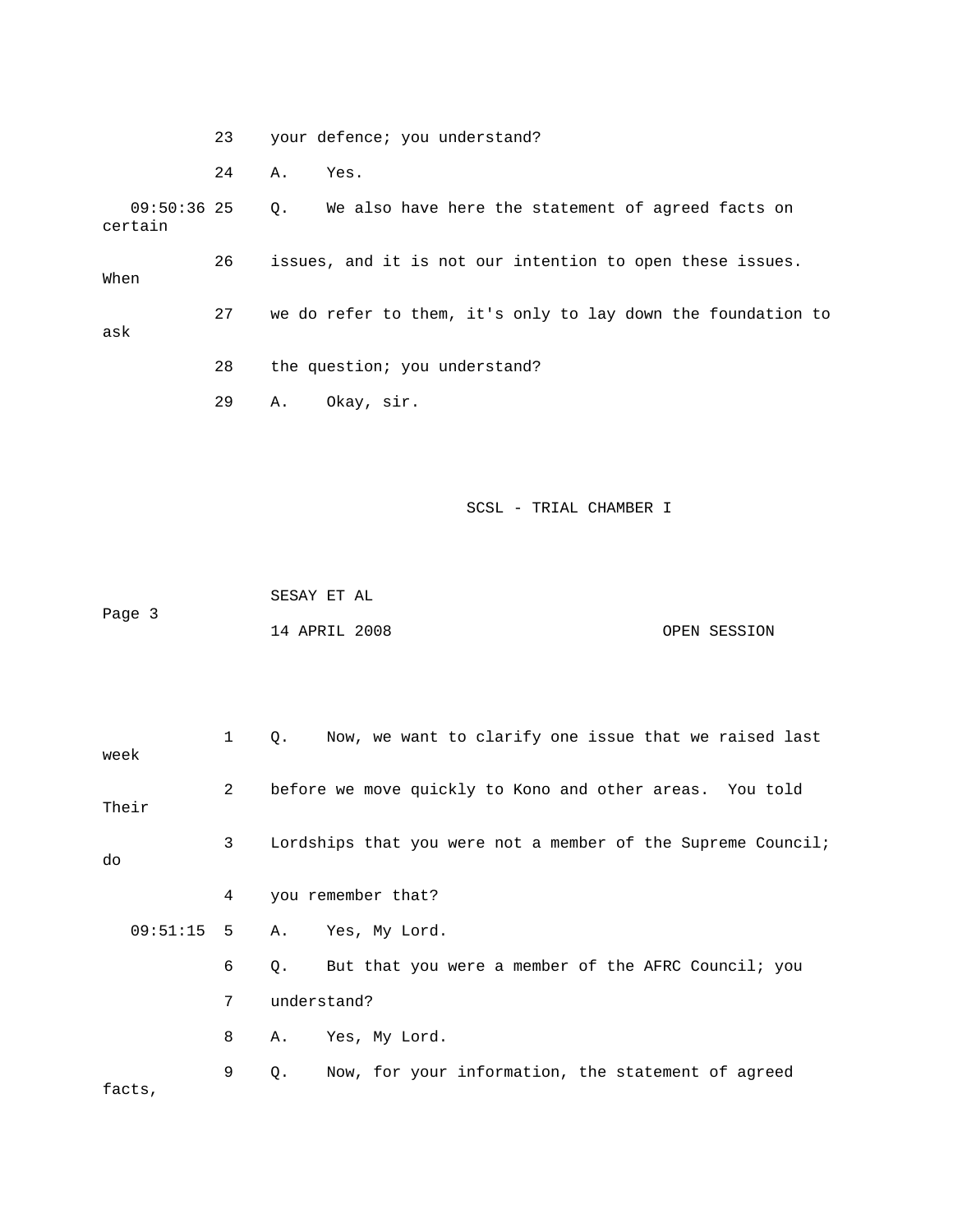23 your defence; you understand?

24 A. Yes.

09:50:36 25 Q. We also have here the statement of agreed facts on certain

26 issues, and it is not our intention to open these issues. When

27 we do refer to them, it's only to lay down the foundation to ask

28 the question; you understand?

29 A. Okay, sir.

1 Q. Now, we want to clarify one issue that we raised last week

2 before we move quickly to Kono and other areas. You told Their

3 Lordships that you were not a member of the Supreme Council; do

4 you remember that?

09:51:15 5 A. Yes, My Lord.

6 Q. But that you were a member of the AFRC Council; you

7 understand?

8 A. Yes, My Lord.

9 Q. Now, for your information, the statement of agreed facts,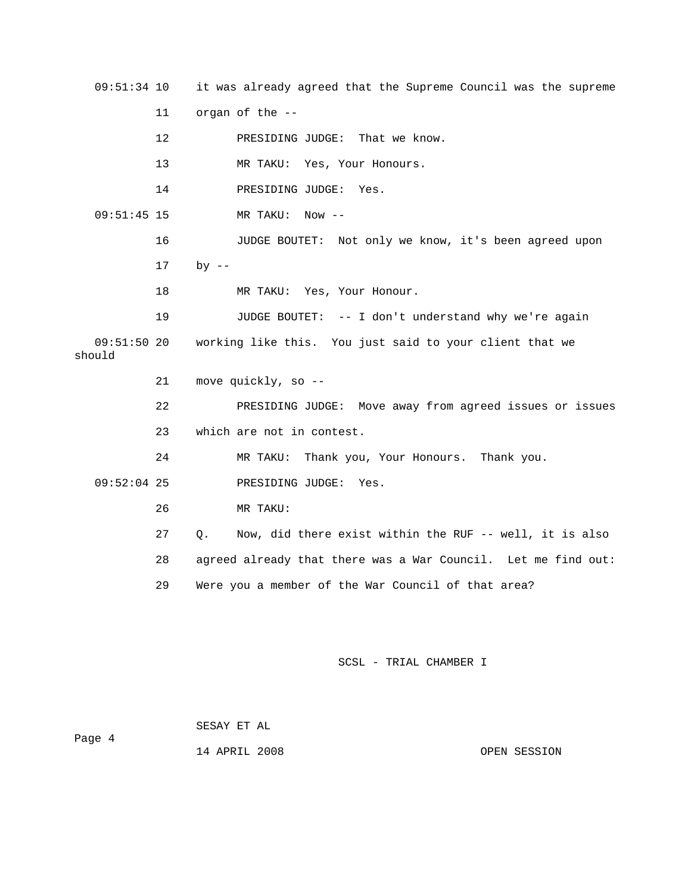09:51:34 10 it was already agreed that the Supreme Council was the supreme

11 organ of the --

12 PRESIDING JUDGE: That we know.

13 MR TAKU: Yes, Your Honours.

14 PRESIDING JUDGE: Yes.

09:51:45 15 MR TAKU: Now --

16 JUDGE BOUTET: Not only we know, it's been agreed upon

17 by --

18 MR TAKU: Yes, Your Honour.

19 JUDGE BOUTET: -- I don't understand why we're again

09:51:50 20 working like this. You just said to your client that we should

21 move quickly, so --

22 PRESIDING JUDGE: Move away from agreed issues or issues

23 which are not in contest.

24 MR TAKU: Thank you, Your Honours. Thank you.

09:52:04 25 PRESIDING JUDGE: Yes.

26 MR TAKU:

27 Q. Now, did there exist within the RUF -- well, it is also

28 agreed already that there was a War Council. Let me find out:

29 Were you a member of the War Council of that area?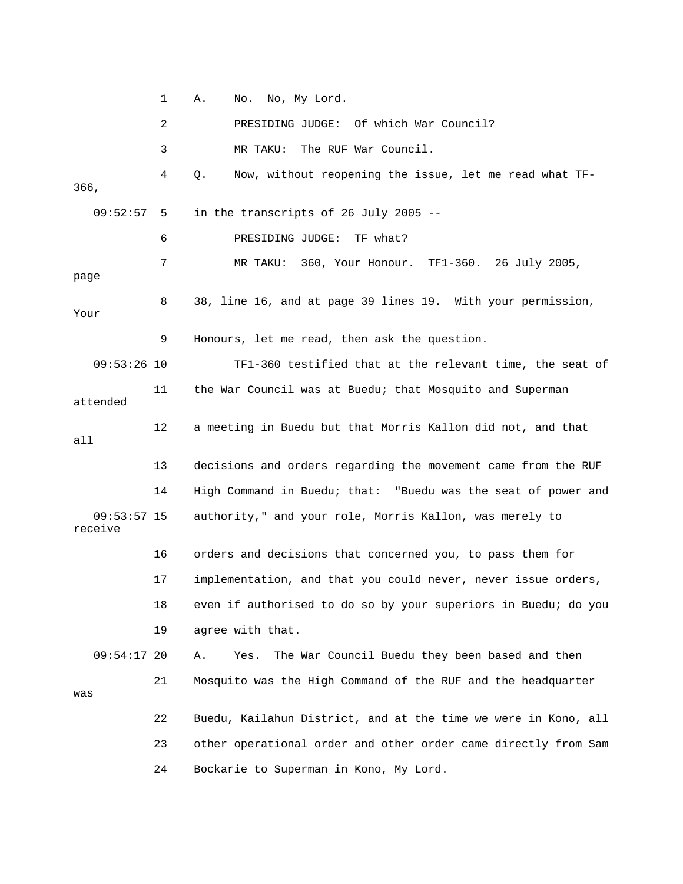A. No. No, My Lord.

PRESIDING JUDGE: Of which War Council?

MR TAKU: The RUF War Council.

Q. Now, without reopening the issue, let me read what TF-366, in the transcripts of 26 July 2005 --

PRESIDING JUDGE: TF what?

MR TAKU: 360, Your Honour. TF1-360. 26 July 2005, page 38, line 16, and at page 39 lines 19. With your permission, Your Honours, let me read, then ask the question.

TF1-360 testified that at the relevant time, the seat of the War Council was at Buedu; that Mosquito and Superman attended a meeting in Buedu but that Morris Kallon did not, and that all decisions and orders regarding the movement came from the RUF High Command in Buedu; that: "Buedu was the seat of power and authority," and your role, Morris Kallon, was merely to receive orders and decisions that concerned you, to pass them for implementation, and that you could never, never issue orders, even if authorised to do so by your superiors in Buedu; do you agree with that.

A. Yes. The War Council Buedu they been based and then Mosquito was the High Command of the RUF and the headquarter was Buedu, Kailahun District, and at the time we were in Kono, all other operational order and other order came directly from Sam Bockarie to Superman in Kono, My Lord.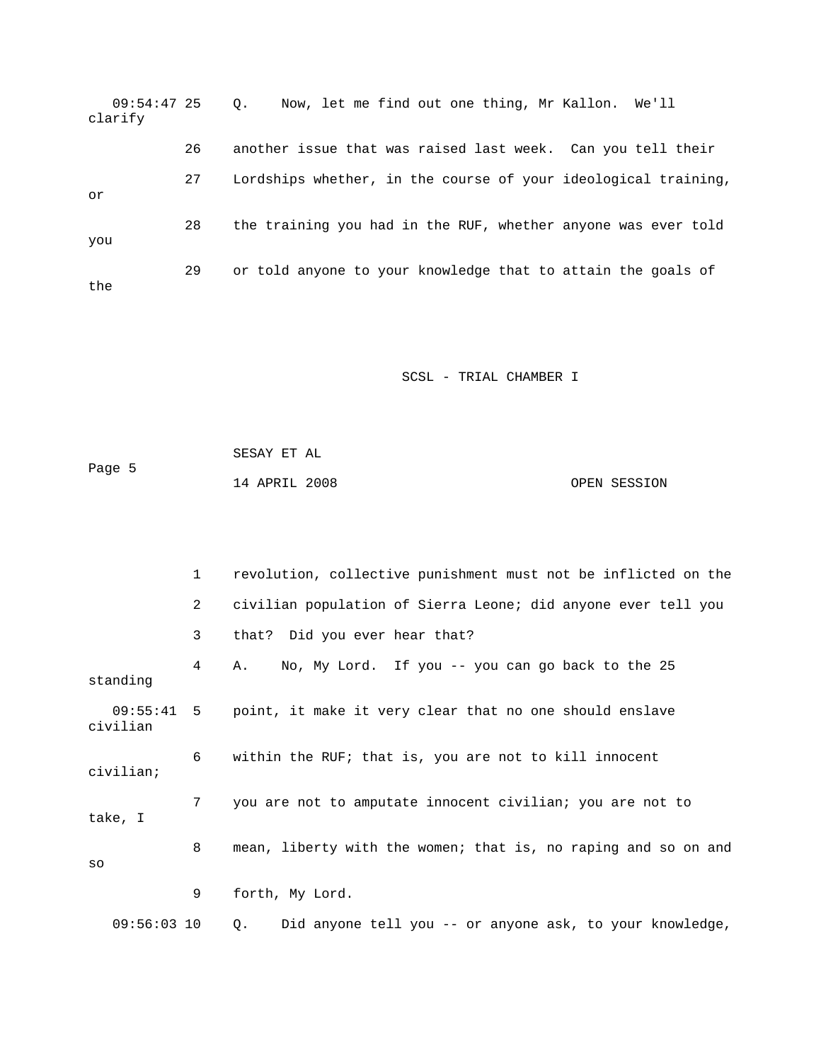09:54:47 25 Q. Now, let me find out one thing, Mr Kallon. We'll clarify

26 another issue that was raised last week. Can you tell their

27 Lordships whether, in the course of your ideological training, or

28 the training you had in the RUF, whether anyone was ever told you

29 or told anyone to your knowledge that to attain the goals of the

1 revolution, collective punishment must not be inflicted on the

2 civilian population of Sierra Leone; did anyone ever tell you

3 that? Did you ever hear that?

4 A. No, My Lord. If you -- you can go back to the 25 standing

09:55:41 5 point, it make it very clear that no one should enslave civilian

6 within the RUF; that is, you are not to kill innocent civilian;

7 you are not to amputate innocent civilian; you are not to take, I

8 mean, liberty with the women; that is, no raping and so on and so

9 forth, My Lord.

09:56:03 10 Q. Did anyone tell you -- or anyone ask, to your knowledge,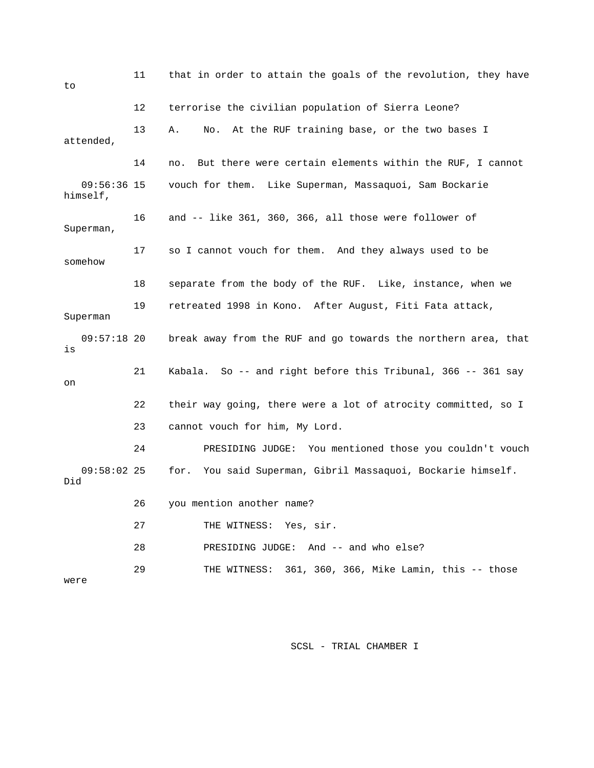11 that in order to attain the goals of the revolution, they have to

12 terrorise the civilian population of Sierra Leone?

13 A. No. At the RUF training base, or the two bases I attended,

14 no. But there were certain elements within the RUF, I cannot

09:56:36 15 vouch for them. Like Superman, Massaquoi, Sam Bockarie himself,

16 and -- like 361, 360, 366, all those were follower of Superman,

17 so I cannot vouch for them. And they always used to be somehow

18 separate from the body of the RUF. Like, instance, when we

19 retreated 1998 in Kono. After August, Fiti Fata attack, Superman

09:57:18 20 break away from the RUF and go towards the northern area, that is

21 Kabala. So -- and right before this Tribunal, 366 -- 361 say on

22 their way going, there were a lot of atrocity committed, so I

23 cannot vouch for him, My Lord.

24 PRESIDING JUDGE: You mentioned those you couldn't vouch

09:58:02 25 for. You said Superman, Gibril Massaquoi, Bockarie himself. Did

26 you mention another name?

27 THE WITNESS: Yes, sir.

28 PRESIDING JUDGE: And -- and who else?

29 THE WITNESS: 361, 360, 366, Mike Lamin, this -- those were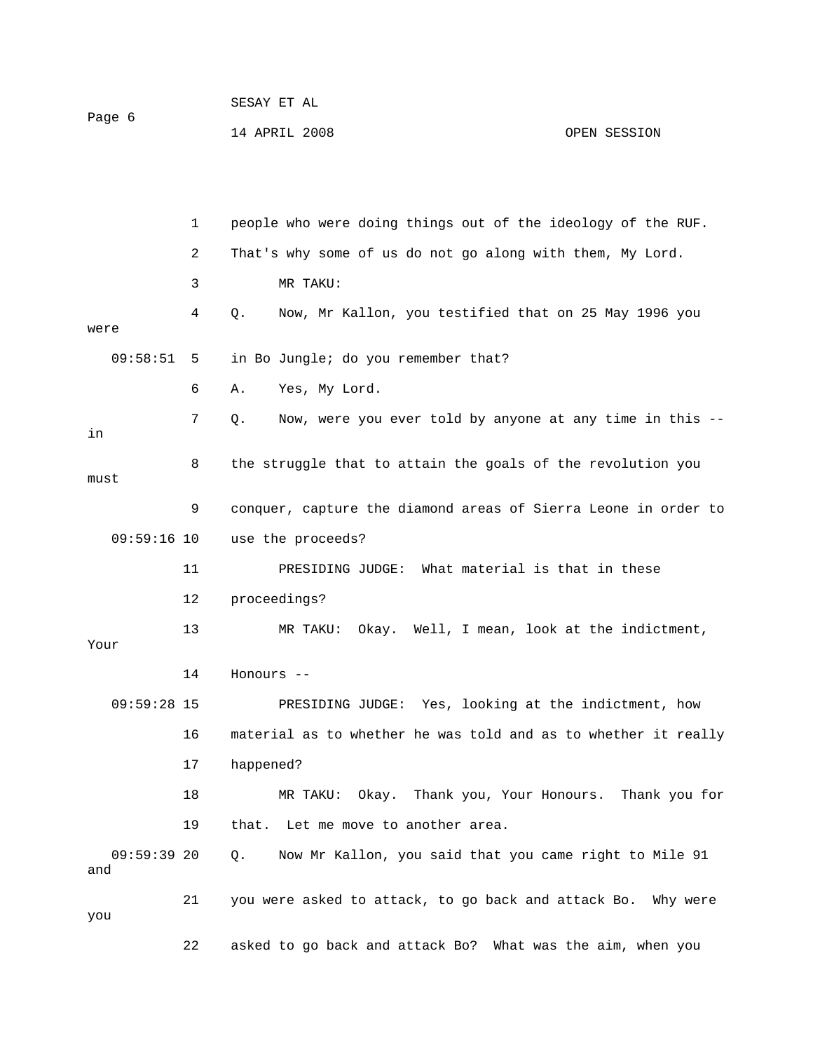people who were doing things out of the ideology of the RUF. That's why some of us do not go along with them, My Lord.

MR TAKU:

Q. Now, Mr Kallon, you testified that on 25 May 1996 you were in Bo Jungle; do you remember that?

A. Yes, My Lord.

Q. Now, were you ever told by anyone at any time in this -- in the struggle that to attain the goals of the revolution you must conquer, capture the diamond areas of Sierra Leone in order to use the proceeds?

PRESIDING JUDGE: What material is that in these proceedings?

MR TAKU: Okay. Well, I mean, look at the indictment, Your Honours --

PRESIDING JUDGE: Yes, looking at the indictment, how material as to whether he was told and as to whether it really happened?

MR TAKU: Okay. Thank you, Your Honours. Thank you for that. Let me move to another area.

Q. Now Mr Kallon, you said that you came right to Mile 91 and you were asked to attack, to go back and attack Bo. Why were you asked to go back and attack Bo? What was the aim, when you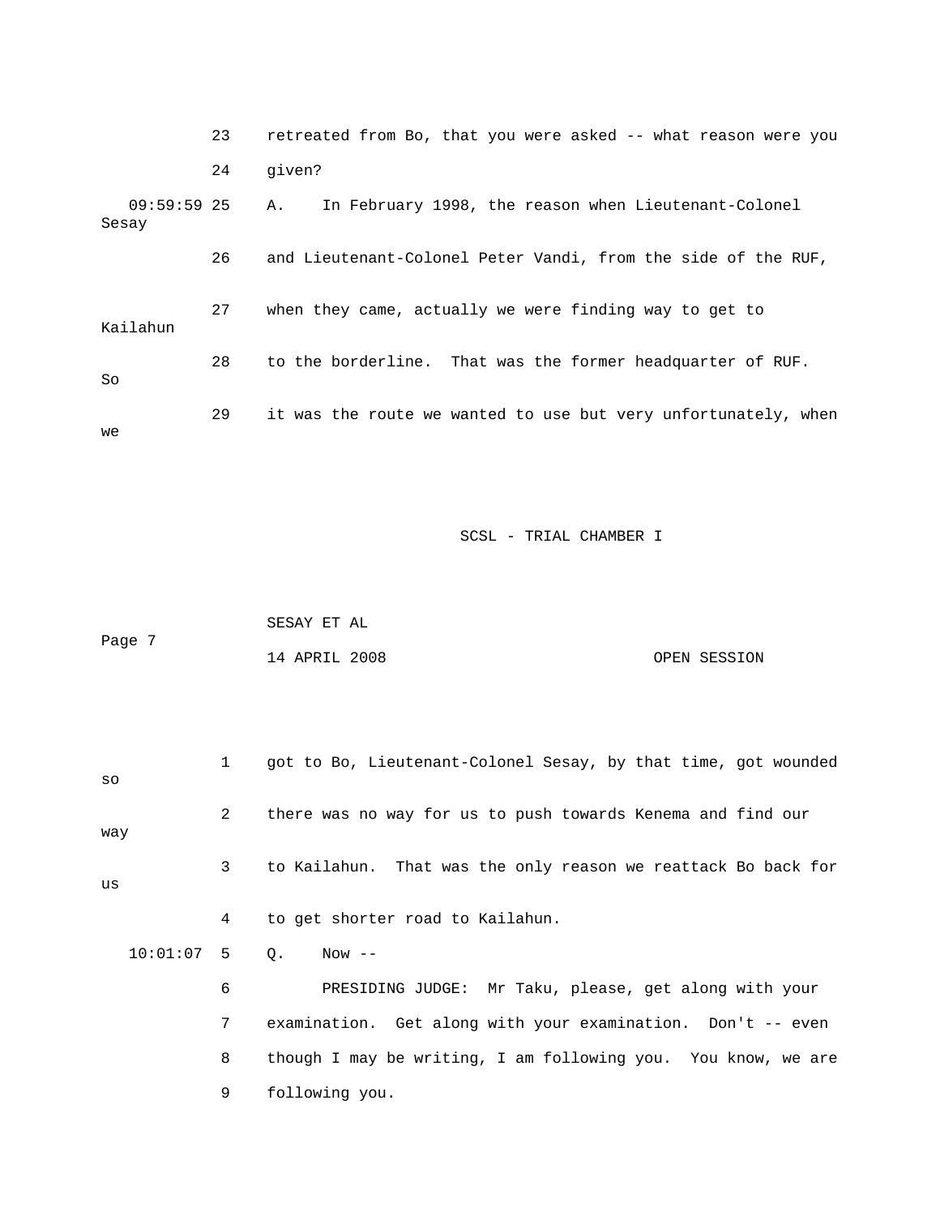23 retreated from Bo, that you were asked -- what reason were you

24 given?

09:59:59 25 A. In February 1998, the reason when Lieutenant-Colonel Sesay

26 and Lieutenant-Colonel Peter Vandi, from the side of the RUF,

27 when they came, actually we were finding way to get to Kailahun

28 to the borderline. That was the former headquarter of RUF. So

29 it was the route we wanted to use but very unfortunately, when we

1 got to Bo, Lieutenant-Colonel Sesay, by that time, got wounded so

2 there was no way for us to push towards Kenema and find our way

3 to Kailahun. That was the only reason we reattack Bo back for us

4 to get shorter road to Kailahun.

10:01:07 5 Q. Now --

6 PRESIDING JUDGE: Mr Taku, please, get along with your

7 examination. Get along with your examination. Don't -- even

8 though I may be writing, I am following you. You know, we are

9 following you.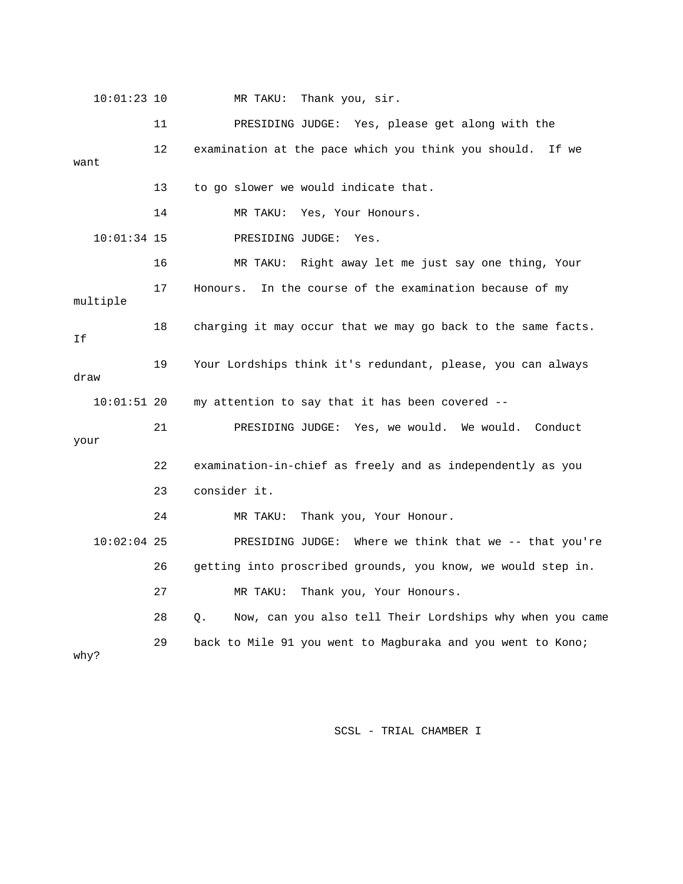10:01:23 10 MR TAKU: Thank you, sir.

11 PRESIDING JUDGE: Yes, please get along with the

12 examination at the pace which you think you should. If we want

13 to go slower we would indicate that.

14 MR TAKU: Yes, Your Honours.

10:01:34 15 PRESIDING JUDGE: Yes.

16 MR TAKU: Right away let me just say one thing, Your

17 Honours. In the course of the examination because of my multiple

18 charging it may occur that we may go back to the same facts. If

19 Your Lordships think it's redundant, please, you can always draw

10:01:51 20 my attention to say that it has been covered --

21 PRESIDING JUDGE: Yes, we would. We would. Conduct your

22 examination-in-chief as freely and as independently as you

23 consider it.

24 MR TAKU: Thank you, Your Honour.

10:02:04 25 PRESIDING JUDGE: Where we think that we -- that you're

26 getting into proscribed grounds, you know, we would step in.

27 MR TAKU: Thank you, Your Honours.

28 Q. Now, can you also tell Their Lordships why when you came

29 back to Mile 91 you went to Magburaka and you went to Kono; why?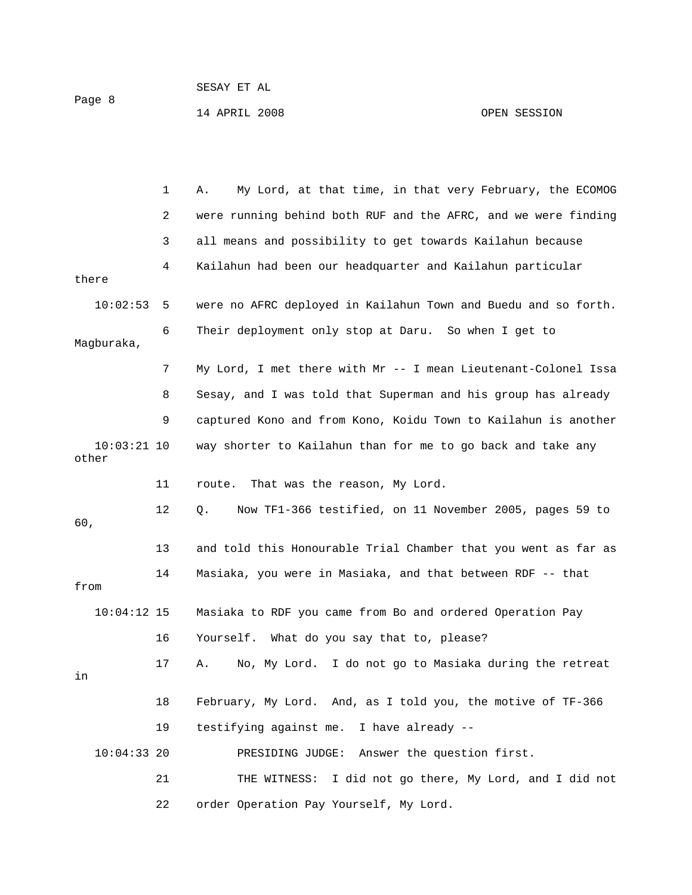A. My Lord, at that time, in that very February, the ECOMOG were running behind both RUF and the AFRC, and we were finding all means and possibility to get towards Kailahun because Kailahun had been our headquarter and Kailahun particular there were no AFRC deployed in Kailahun Town and Buedu and so forth. Their deployment only stop at Daru. So when I get to Magburaka, My Lord, I met there with Mr -- I mean Lieutenant-Colonel Issa Sesay, and I was told that Superman and his group has already captured Kono and from Kono, Koidu Town to Kailahun is another way shorter to Kailahun than for me to go back and take any other route. That was the reason, My Lord.

Q. Now TF1-366 testified, on 11 November 2005, pages 59 to 60, and told this Honourable Trial Chamber that you went as far as Masiaka, you were in Masiaka, and that between RDF -- that from Masiaka to RDF you came from Bo and ordered Operation Pay Yourself. What do you say that to, please?

A. No, My Lord. I do not go to Masiaka during the retreat in February, My Lord. And, as I told you, the motive of TF-366 testifying against me. I have already --

PRESIDING JUDGE: Answer the question first.

THE WITNESS: I did not go there, My Lord, and I did not order Operation Pay Yourself, My Lord.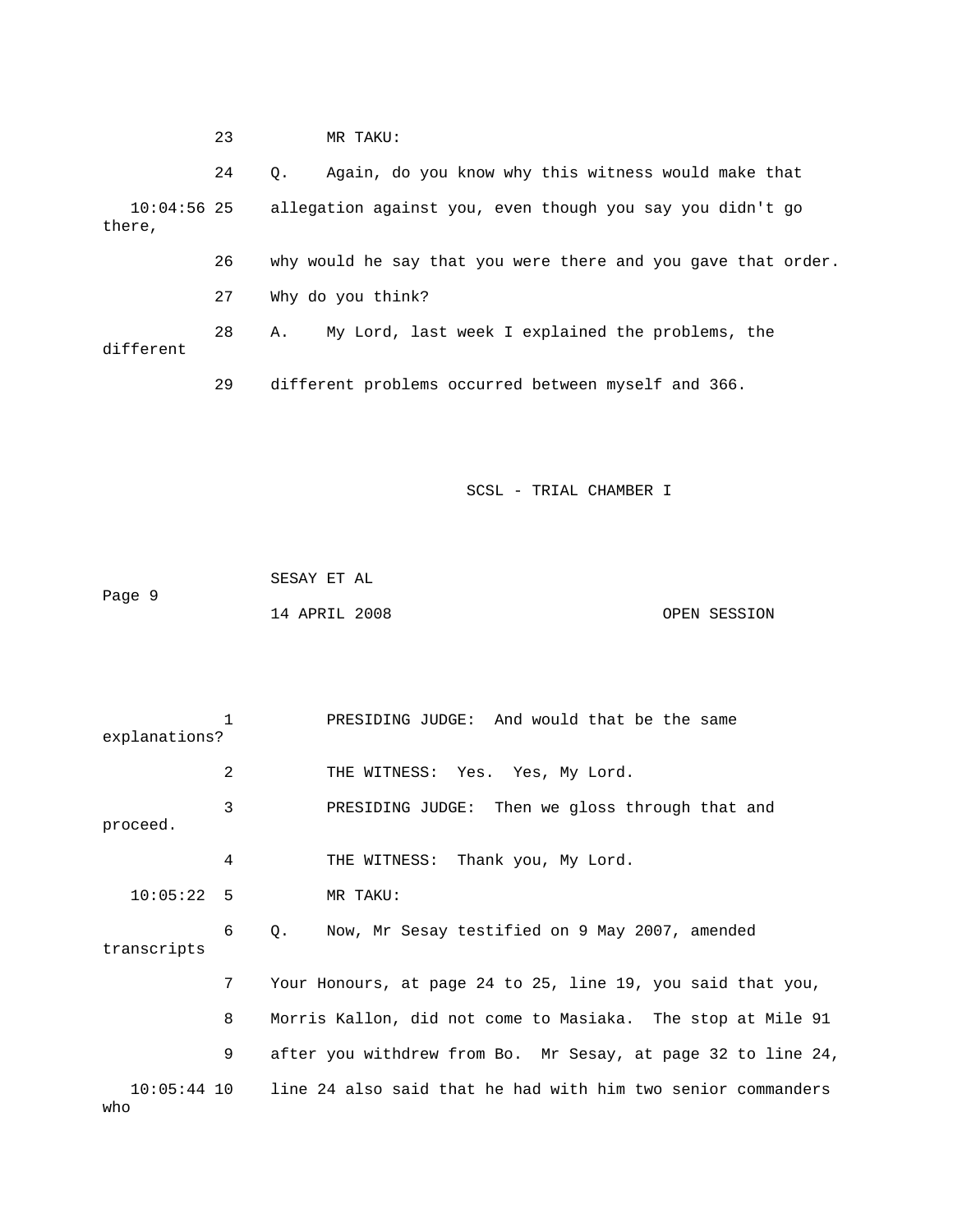23 MR TAKU:

24 Q. Again, do you know why this witness would make that

10:04:56 25 allegation against you, even though you say you didn't go there,

26 why would he say that you were there and you gave that order.

27 Why do you think?

28 A. My Lord, last week I explained the problems, the different

29 different problems occurred between myself and 366.

1 PRESIDING JUDGE: And would that be the same explanations?

2 THE WITNESS: Yes. Yes, My Lord.

3 PRESIDING JUDGE: Then we gloss through that and proceed.

4 THE WITNESS: Thank you, My Lord.

10:05:22 5 MR TAKU:

6 Q. Now, Mr Sesay testified on 9 May 2007, amended transcripts

7 Your Honours, at page 24 to 25, line 19, you said that you,

8 Morris Kallon, did not come to Masiaka. The stop at Mile 91

9 after you withdrew from Bo. Mr Sesay, at page 32 to line 24,

10:05:44 10 line 24 also said that he had with him two senior commanders who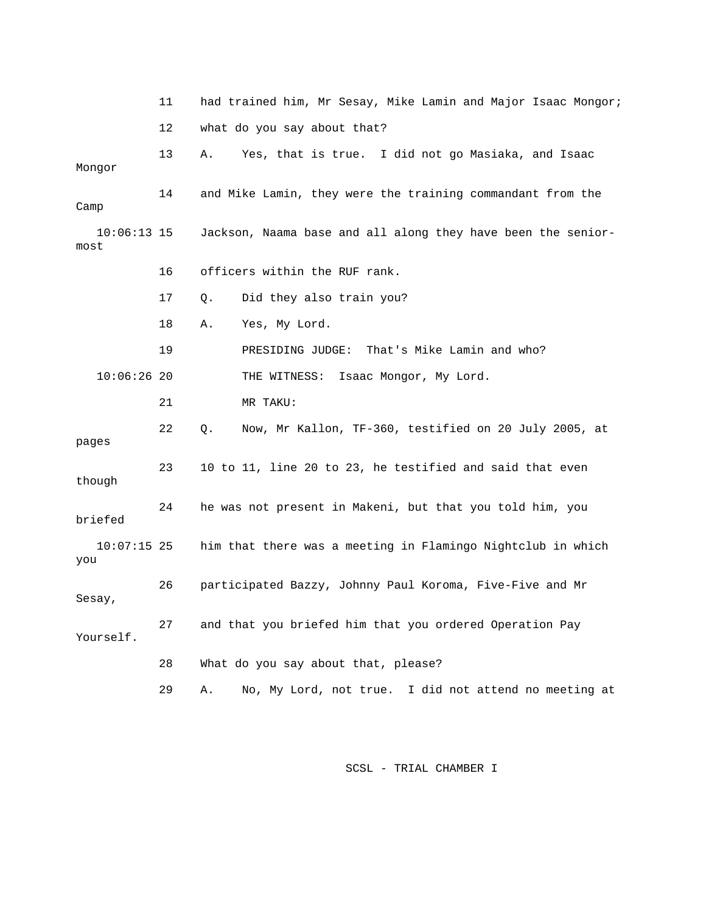11 had trained him, Mr Sesay, Mike Lamin and Major Isaac Mongor;

12 what do you say about that?

13 A. Yes, that is true. I did not go Masiaka, and Isaac Mongor

14 and Mike Lamin, they were the training commandant from the Camp

10:06:13 15 Jackson, Naama base and all along they have been the senior-most

16 officers within the RUF rank.

17 Q. Did they also train you?

18 A. Yes, My Lord.

19 PRESIDING JUDGE: That's Mike Lamin and who?

10:06:26 20 THE WITNESS: Isaac Mongor, My Lord.

21 MR TAKU:

22 Q. Now, Mr Kallon, TF-360, testified on 20 July 2005, at pages

23 10 to 11, line 20 to 23, he testified and said that even though

24 he was not present in Makeni, but that you told him, you briefed

10:07:15 25 him that there was a meeting in Flamingo Nightclub in which you

26 participated Bazzy, Johnny Paul Koroma, Five-Five and Mr Sesay,

27 and that you briefed him that you ordered Operation Pay Yourself.

28 What do you say about that, please?

29 A. No, My Lord, not true. I did not attend no meeting at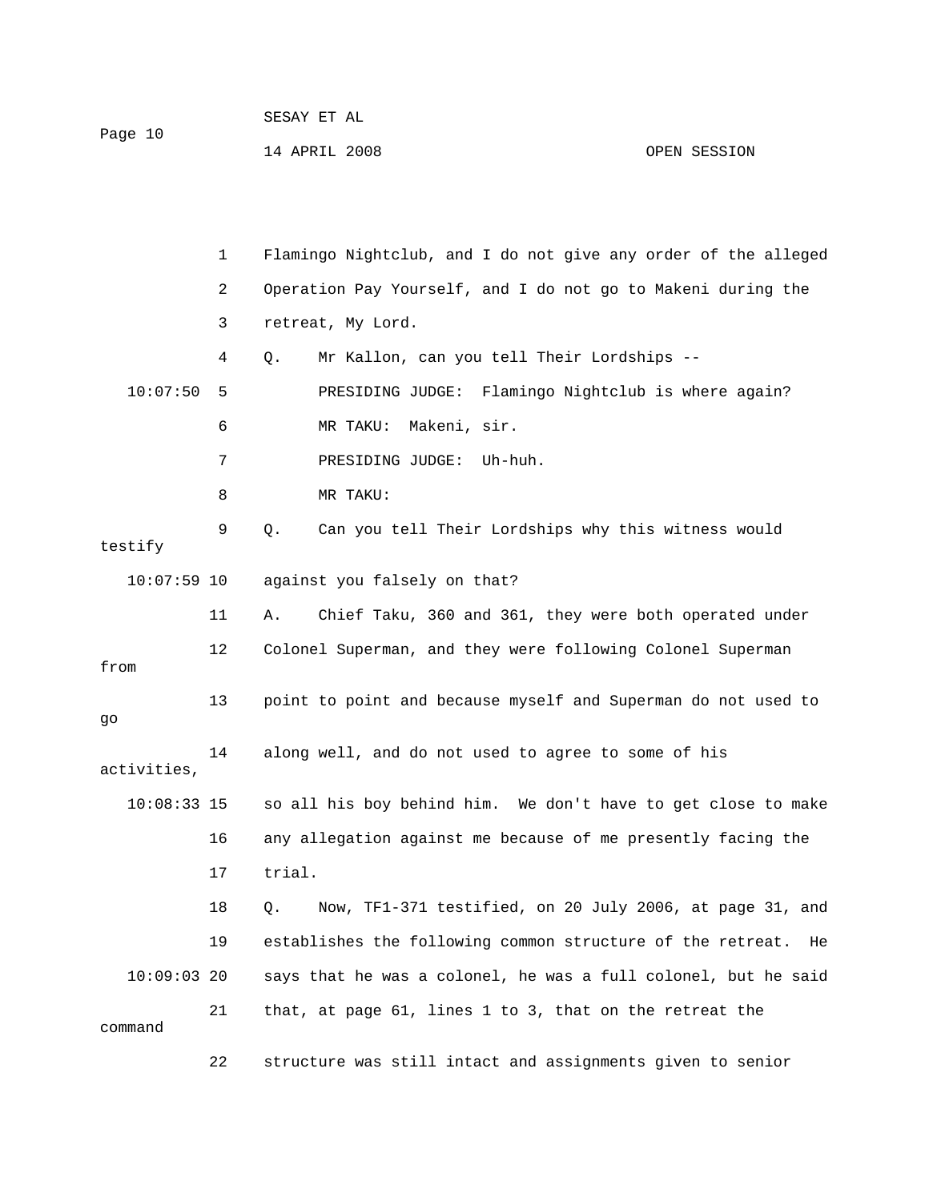Flamingo Nightclub, and I do not give any order of the alleged Operation Pay Yourself, and I do not go to Makeni during the retreat, My Lord.

Q. Mr Kallon, can you tell Their Lordships --

PRESIDING JUDGE: Flamingo Nightclub is where again?

MR TAKU: Makeni, sir.

PRESIDING JUDGE: Uh-huh.

MR TAKU:

Q. Can you tell Their Lordships why this witness would testify against you falsely on that?

A. Chief Taku, 360 and 361, they were both operated under Colonel Superman, and they were following Colonel Superman from point to point and because myself and Superman do not used to go along well, and do not used to agree to some of his activities, so all his boy behind him. We don't have to get close to make any allegation against me because of me presently facing the trial.

Q. Now, TF1-371 testified, on 20 July 2006, at page 31, and establishes the following common structure of the retreat. He says that he was a colonel, he was a full colonel, but he said that, at page 61, lines 1 to 3, that on the retreat the command structure was still intact and assignments given to senior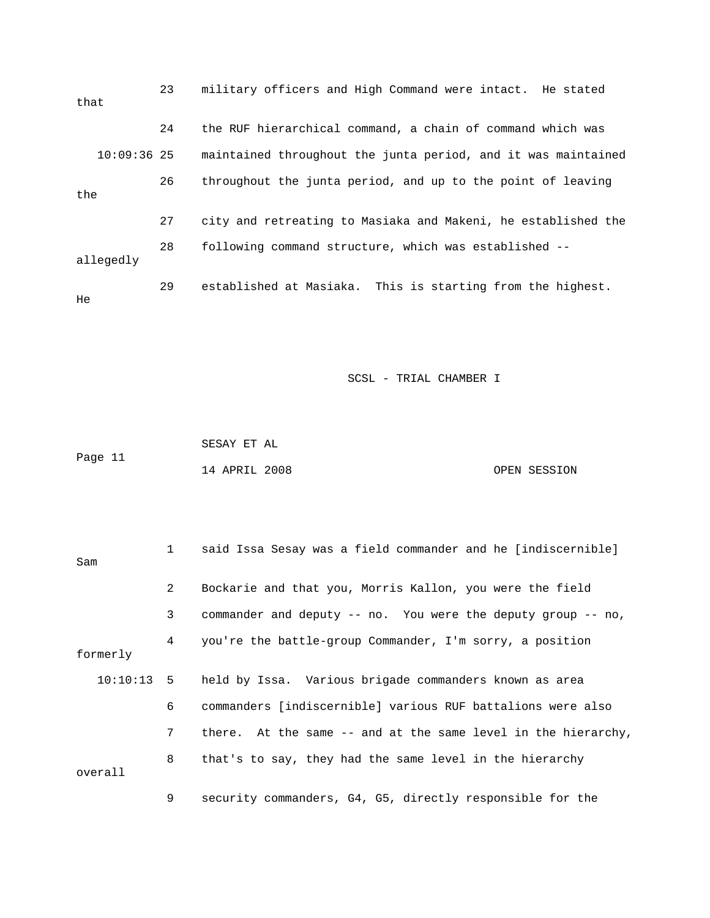23 military officers and High Command were intact. He stated that

24 the RUF hierarchical command, a chain of command which was

10:09:36 25 maintained throughout the junta period, and it was maintained

26 throughout the junta period, and up to the point of leaving the

27 city and retreating to Masiaka and Makeni, he established the

28 following command structure, which was established -- allegedly

29 established at Masiaka. This is starting from the highest. He

SCSL - TRIAL CHAMBER I

SESAY ET AL

Page 11

14 APRIL 2008 OPEN SESSION

1 said Issa Sesay was a field commander and he [indiscernible] Sam

2 Bockarie and that you, Morris Kallon, you were the field

3 commander and deputy -- no. You were the deputy group -- no,

4 you're the battle-group Commander, I'm sorry, a position formerly

10:10:13 5 held by Issa. Various brigade commanders known as area

6 commanders [indiscernible] various RUF battalions were also

7 there. At the same -- and at the same level in the hierarchy,

8 that's to say, they had the same level in the hierarchy overall

9 security commanders, G4, G5, directly responsible for the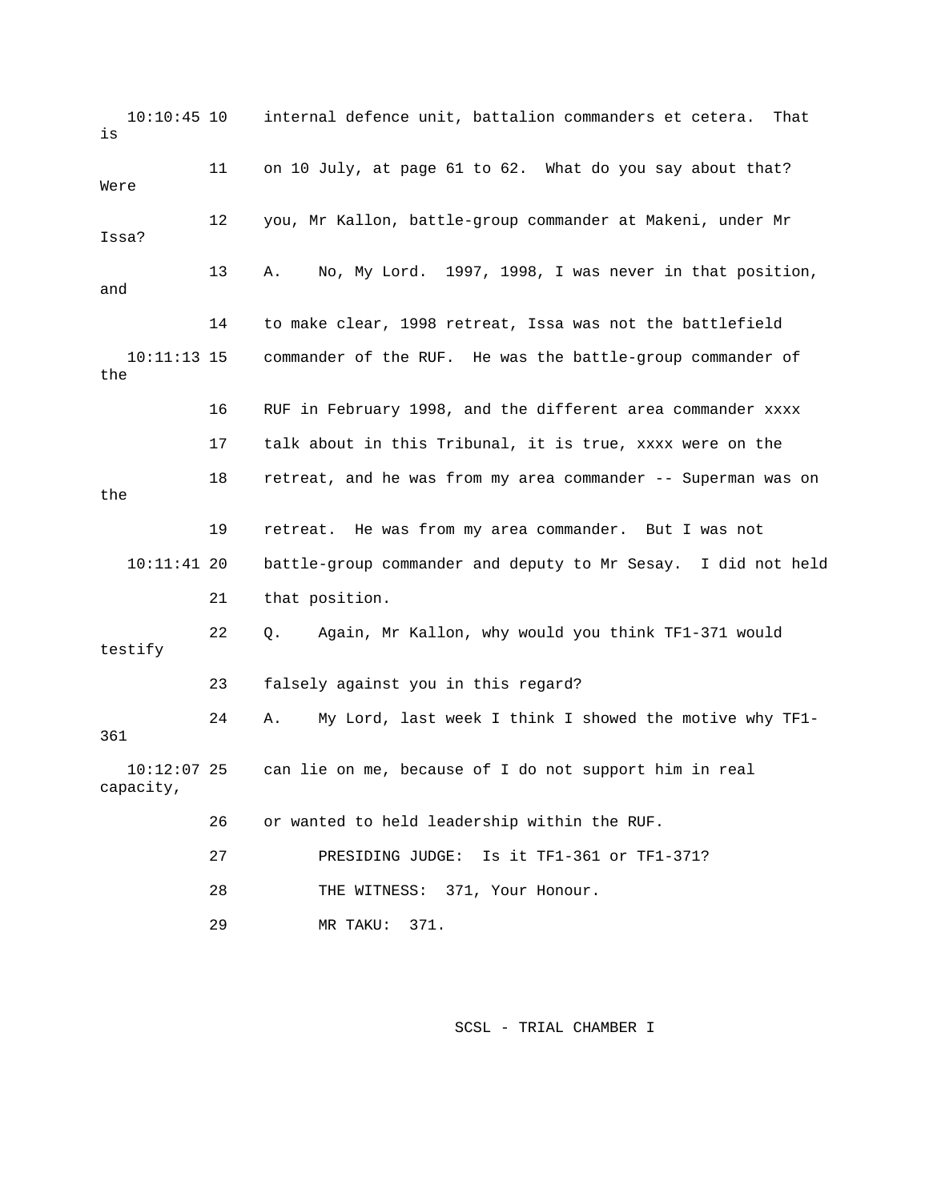10:10:45 10 internal defence unit, battalion commanders et cetera. That is

11 on 10 July, at page 61 to 62. What do you say about that? Were

12 you, Mr Kallon, battle-group commander at Makeni, under Mr Issa?

13 A. No, My Lord. 1997, 1998, I was never in that position, and

14 to make clear, 1998 retreat, Issa was not the battlefield

10:11:13 15 commander of the RUF. He was the battle-group commander of the

16 RUF in February 1998, and the different area commander xxxx

17 talk about in this Tribunal, it is true, xxxx were on the

18 retreat, and he was from my area commander -- Superman was on the

19 retreat. He was from my area commander. But I was not

10:11:41 20 battle-group commander and deputy to Mr Sesay. I did not held

21 that position.

22 Q. Again, Mr Kallon, why would you think TF1-371 would testify

23 falsely against you in this regard?

24 A. My Lord, last week I think I showed the motive why TF1-361

10:12:07 25 can lie on me, because of I do not support him in real capacity,

26 or wanted to held leadership within the RUF.

27 PRESIDING JUDGE: Is it TF1-361 or TF1-371?

28 THE WITNESS: 371, Your Honour.

29 MR TAKU: 371.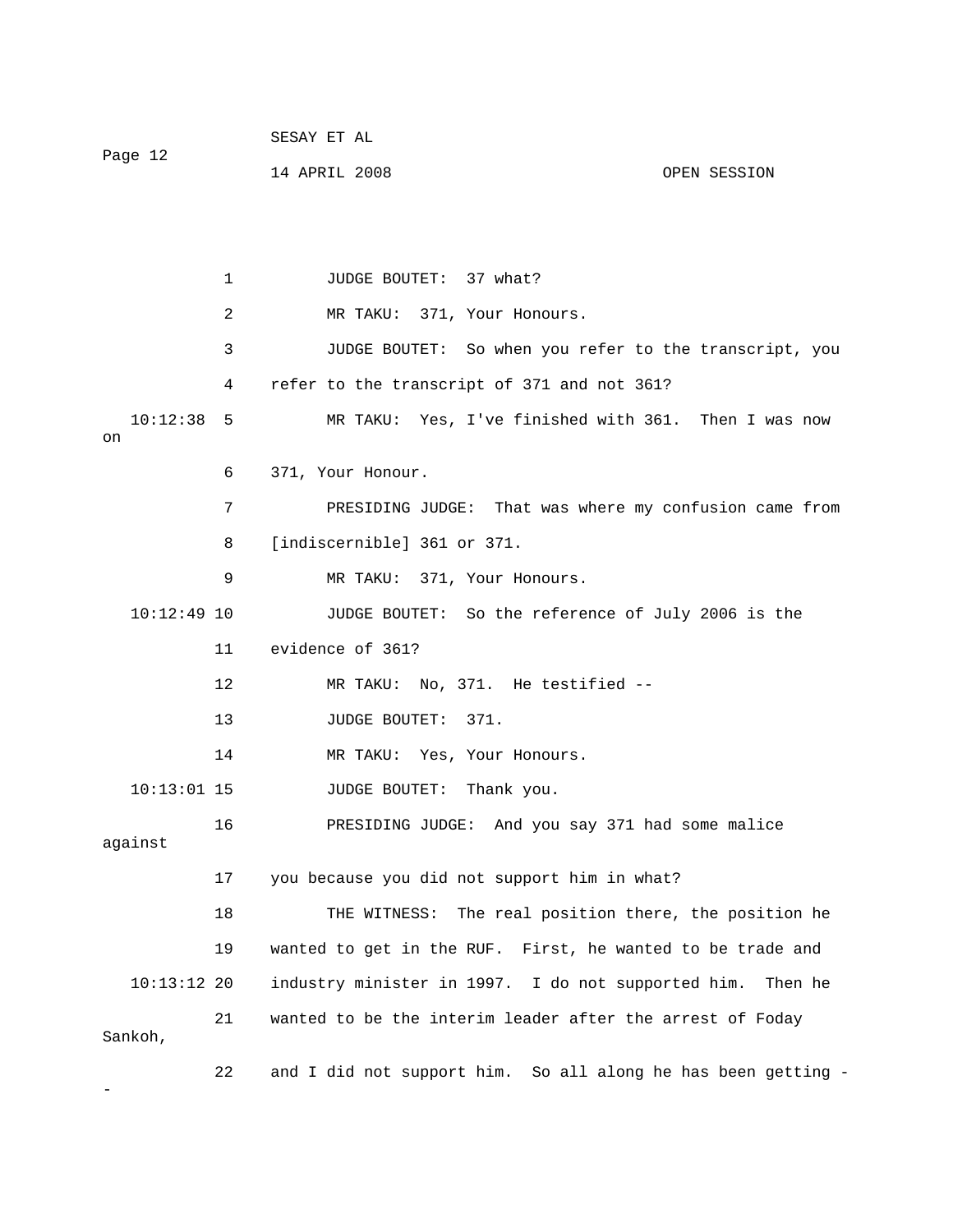JUDGE BOUTET: 37 what?

MR TAKU: 371, Your Honours.

JUDGE BOUTET: So when you refer to the transcript, you refer to the transcript of 371 and not 361?

MR TAKU: Yes, I've finished with 361. Then I was now on 371, Your Honour.

PRESIDING JUDGE: That was where my confusion came from [indiscernible] 361 or 371.

MR TAKU: 371, Your Honours.

JUDGE BOUTET: So the reference of July 2006 is the evidence of 361?

MR TAKU: No, 371. He testified --

JUDGE BOUTET: 371.

MR TAKU: Yes, Your Honours.

JUDGE BOUTET: Thank you.

PRESIDING JUDGE: And you say 371 had some malice against you because you did not support him in what?

THE WITNESS: The real position there, the position he wanted to get in the RUF. First, he wanted to be trade and industry minister in 1997. I do not supported him. Then he wanted to be the interim leader after the arrest of Foday Sankoh, and I did not support him. So all along he has been getting --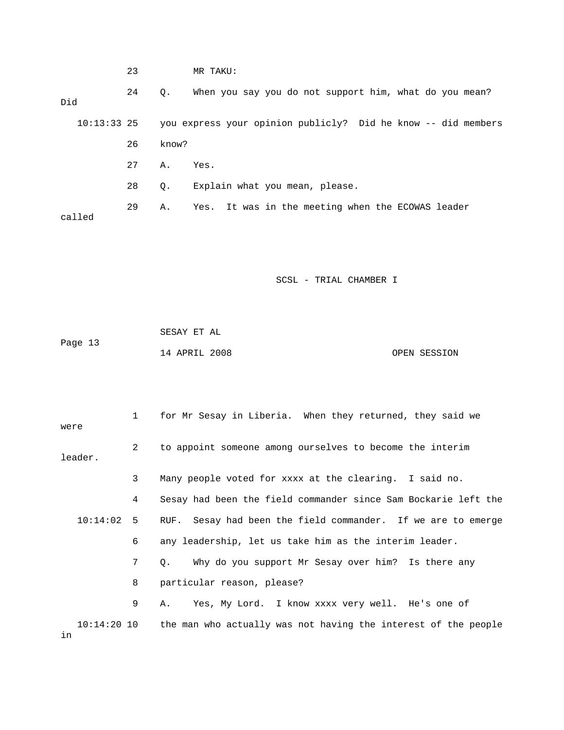23 MR TAKU:

24 Q. When you say you do not support him, what do you mean? Did

10:13:33 25 you express your opinion publicly? Did he know -- did members

26 know?

27 A. Yes.

28 Q. Explain what you mean, please.

29 A. Yes. It was in the meeting when the ECOWAS leader called

1 for Mr Sesay in Liberia. When they returned, they said we were

2 to appoint someone among ourselves to become the interim leader.

3 Many people voted for xxxx at the clearing. I said no.

4 Sesay had been the field commander since Sam Bockarie left the

10:14:02 5 RUF. Sesay had been the field commander. If we are to emerge

6 any leadership, let us take him as the interim leader.

7 Q. Why do you support Mr Sesay over him? Is there any

8 particular reason, please?

9 A. Yes, My Lord. I know xxxx very well. He's one of

10:14:20 10 the man who actually was not having the interest of the people in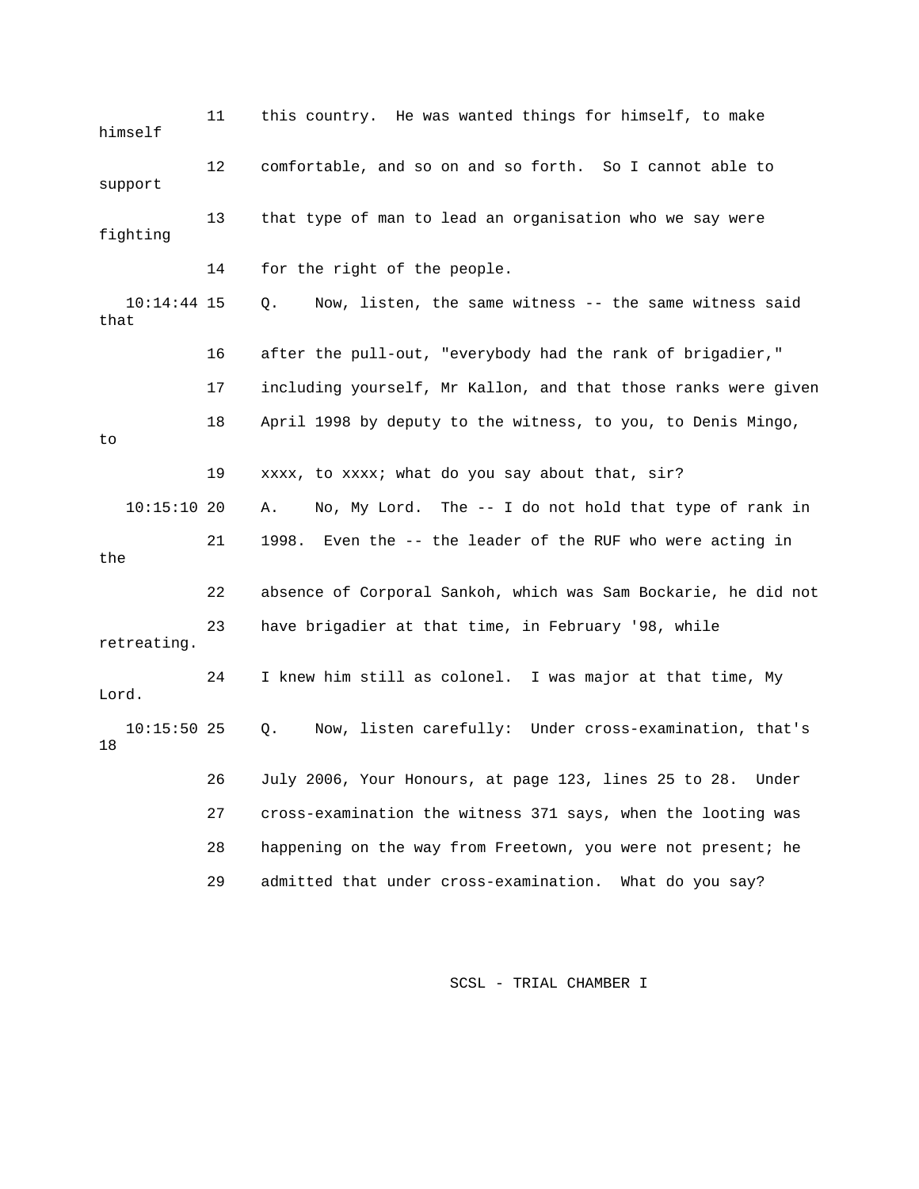11 this country. He was wanted things for himself, to make himself

12 comfortable, and so on and so forth. So I cannot able to support

13 that type of man to lead an organisation who we say were fighting

14 for the right of the people.

10:14:44 15 Q. Now, listen, the same witness -- the same witness said that

16 after the pull-out, "everybody had the rank of brigadier,"

17 including yourself, Mr Kallon, and that those ranks were given

18 April 1998 by deputy to the witness, to you, to Denis Mingo, to

19 xxxx, to xxxx; what do you say about that, sir?

10:15:10 20 A. No, My Lord. The -- I do not hold that type of rank in

21 1998. Even the -- the leader of the RUF who were acting in the

22 absence of Corporal Sankoh, which was Sam Bockarie, he did not

23 have brigadier at that time, in February '98, while retreating.

24 I knew him still as colonel. I was major at that time, My Lord.

10:15:50 25 Q. Now, listen carefully: Under cross-examination, that's 18

26 July 2006, Your Honours, at page 123, lines 25 to 28. Under

27 cross-examination the witness 371 says, when the looting was

28 happening on the way from Freetown, you were not present; he

29 admitted that under cross-examination. What do you say?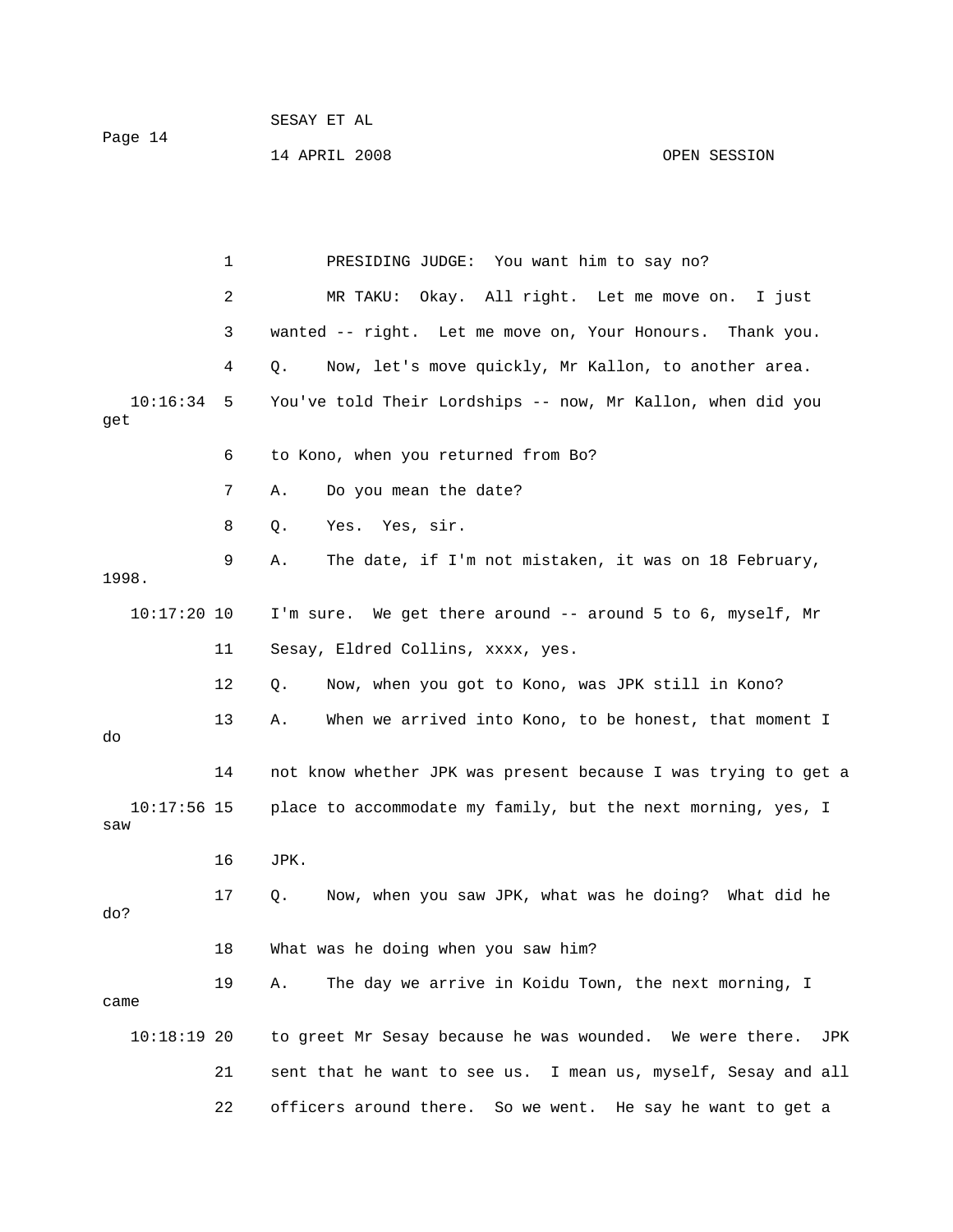1 PRESIDING JUDGE: You want him to say no?

2 MR TAKU: Okay. All right. Let me move on. I just

3 wanted -- right. Let me move on, Your Honours. Thank you.

4 Q. Now, let's move quickly, Mr Kallon, to another area.

10:16:34 5 You've told Their Lordships -- now, Mr Kallon, when did you get

6 to Kono, when you returned from Bo?

7 A. Do you mean the date?

8 Q. Yes. Yes, sir.

9 A. The date, if I'm not mistaken, it was on 18 February, 1998.

10:17:20 10 I'm sure. We get there around -- around 5 to 6, myself, Mr

11 Sesay, Eldred Collins, xxxx, yes.

12 Q. Now, when you got to Kono, was JPK still in Kono?

13 A. When we arrived into Kono, to be honest, that moment I do

14 not know whether JPK was present because I was trying to get a

10:17:56 15 place to accommodate my family, but the next morning, yes, I saw

16 JPK.

17 Q. Now, when you saw JPK, what was he doing? What did he do?

18 What was he doing when you saw him?

19 A. The day we arrive in Koidu Town, the next morning, I came

10:18:19 20 to greet Mr Sesay because he was wounded. We were there. JPK

21 sent that he want to see us. I mean us, myself, Sesay and all

22 officers around there. So we went. He say he want to get a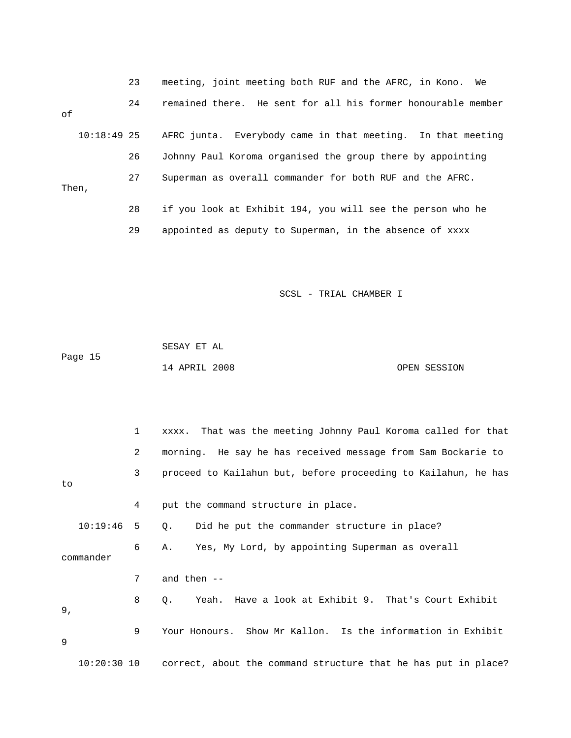23 meeting, joint meeting both RUF and the AFRC, in Kono. We

24 remained there. He sent for all his former honourable member of

10:18:49 25 AFRC junta. Everybody came in that meeting. In that meeting

26 Johnny Paul Koroma organised the group there by appointing

27 Superman as overall commander for both RUF and the AFRC. Then,

28 if you look at Exhibit 194, you will see the person who he

29 appointed as deputy to Superman, in the absence of xxxx

SCSL - TRIAL CHAMBER I

SESAY ET AL

Page 15

14 APRIL 2008 OPEN SESSION

1 xxxx. That was the meeting Johnny Paul Koroma called for that

2 morning. He say he has received message from Sam Bockarie to

3 proceed to Kailahun but, before proceeding to Kailahun, he has to

4 put the command structure in place.

10:19:46 5 Q. Did he put the commander structure in place?

6 A. Yes, My Lord, by appointing Superman as overall commander

7 and then --

8 Q. Yeah. Have a look at Exhibit 9. That's Court Exhibit 9,

9 Your Honours. Show Mr Kallon. Is the information in Exhibit 9

10:20:30 10 correct, about the command structure that he has put in place?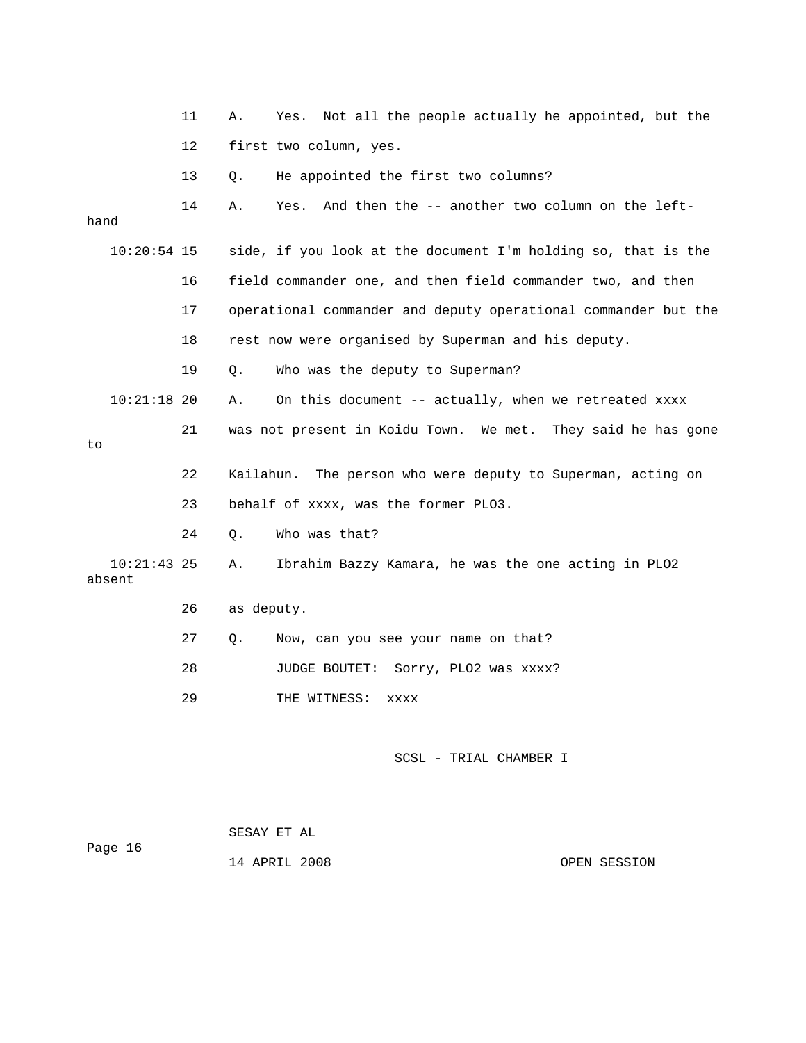11 A. Yes. Not all the people actually he appointed, but the

12 first two column, yes.

13 Q. He appointed the first two columns?

14 A. Yes. And then the -- another two column on the left-hand

10:20:54 15 side, if you look at the document I'm holding so, that is the

16 field commander one, and then field commander two, and then

17 operational commander and deputy operational commander but the

18 rest now were organised by Superman and his deputy.

19 Q. Who was the deputy to Superman?

10:21:18 20 A. On this document -- actually, when we retreated xxxx

21 was not present in Koidu Town. We met. They said he has gone to

22 Kailahun. The person who were deputy to Superman, acting on

23 behalf of xxxx, was the former PLO3.

24 Q. Who was that?

10:21:43 25 A. Ibrahim Bazzy Kamara, he was the one acting in PLO2 absent

26 as deputy.

27 Q. Now, can you see your name on that?

28 JUDGE BOUTET: Sorry, PLO2 was xxxx?

29 THE WITNESS: xxxx

SCSL - TRIAL CHAMBER I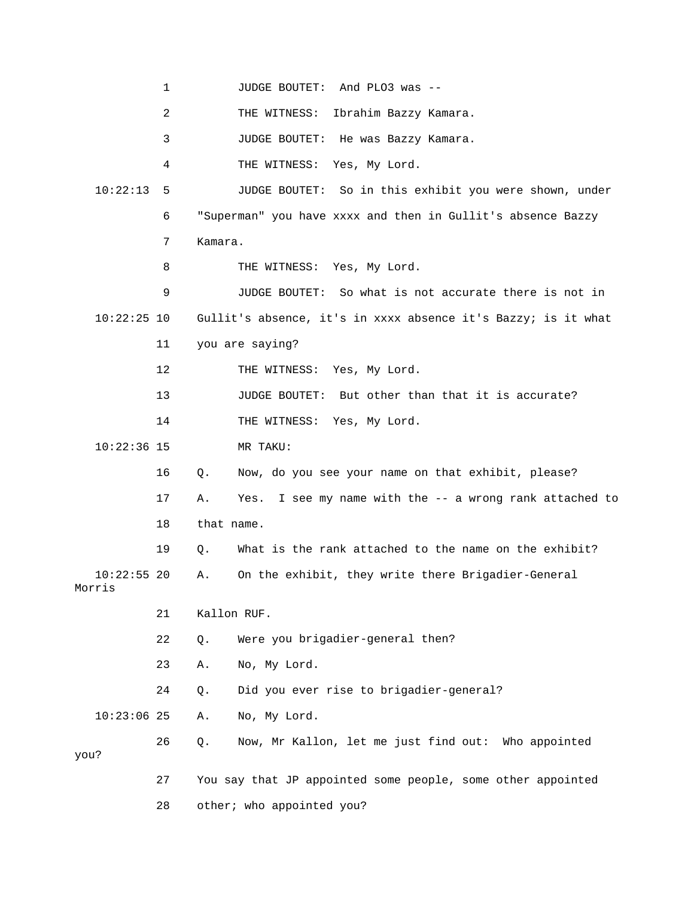1 JUDGE BOUTET: And PLO3 was --

2 THE WITNESS: Ibrahim Bazzy Kamara.

3 JUDGE BOUTET: He was Bazzy Kamara.

4 THE WITNESS: Yes, My Lord.

10:22:13 5 JUDGE BOUTET: So in this exhibit you were shown, under

6 "Superman" you have xxxx and then in Gullit's absence Bazzy

7 Kamara.

8 THE WITNESS: Yes, My Lord.

9 JUDGE BOUTET: So what is not accurate there is not in

10:22:25 10 Gullit's absence, it's in xxxx absence it's Bazzy; is it what

11 you are saying?

12 THE WITNESS: Yes, My Lord.

13 JUDGE BOUTET: But other than that it is accurate?

14 THE WITNESS: Yes, My Lord.

10:22:36 15 MR TAKU:

16 Q. Now, do you see your name on that exhibit, please?

17 A. Yes. I see my name with the -- a wrong rank attached to

18 that name.

19 Q. What is the rank attached to the name on the exhibit?

10:22:55 20 A. On the exhibit, they write there Brigadier-General Morris

21 Kallon RUF.

22 Q. Were you brigadier-general then?

23 A. No, My Lord.

24 Q. Did you ever rise to brigadier-general?

10:23:06 25 A. No, My Lord.

26 Q. Now, Mr Kallon, let me just find out: Who appointed you?

27 You say that JP appointed some people, some other appointed

28 other; who appointed you?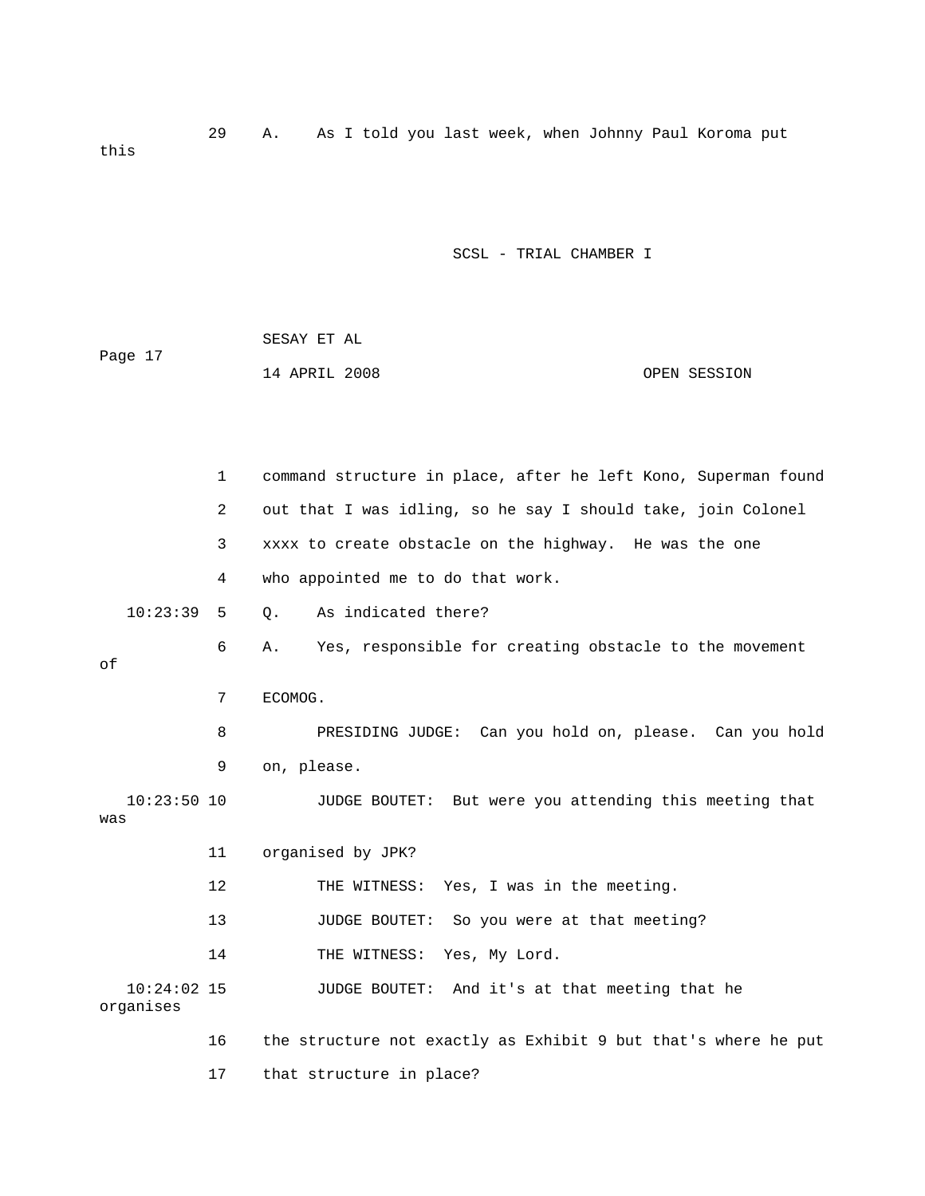29 A. As I told you last week, when Johnny Paul Koroma put this

1 command structure in place, after he left Kono, Superman found

2 out that I was idling, so he say I should take, join Colonel

3 xxxx to create obstacle on the highway. He was the one

4 who appointed me to do that work.

10:23:39 5 Q. As indicated there?

6 A. Yes, responsible for creating obstacle to the movement of

7 ECOMOG.

8 PRESIDING JUDGE: Can you hold on, please. Can you hold

9 on, please.

10:23:50 10 JUDGE BOUTET: But were you attending this meeting that was

11 organised by JPK?

12 THE WITNESS: Yes, I was in the meeting.

13 JUDGE BOUTET: So you were at that meeting?

14 THE WITNESS: Yes, My Lord.

10:24:02 15 JUDGE BOUTET: And it's at that meeting that he organises

16 the structure not exactly as Exhibit 9 but that's where he put

17 that structure in place?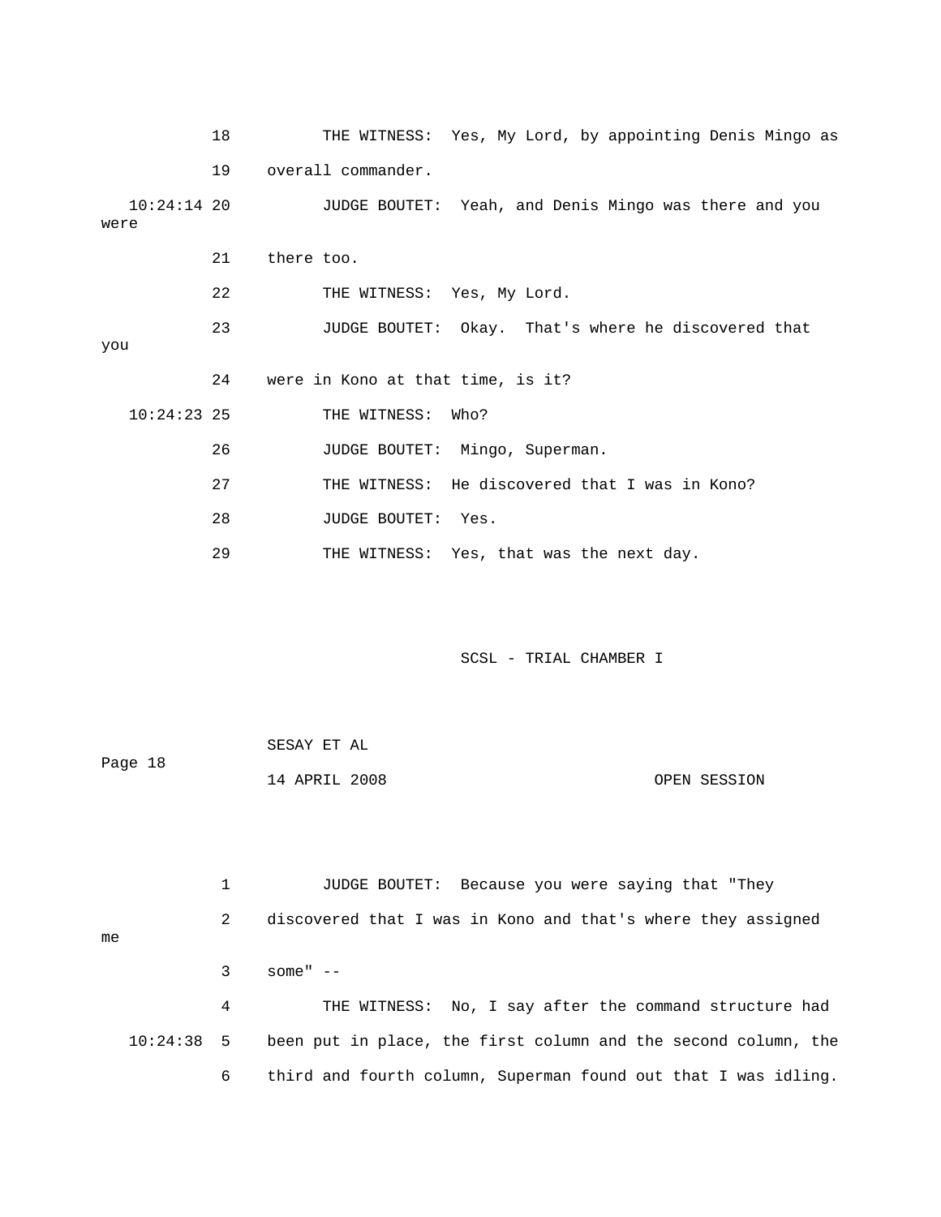18 THE WITNESS: Yes, My Lord, by appointing Denis Mingo as

19 overall commander.

10:24:14 20 JUDGE BOUTET: Yeah, and Denis Mingo was there and you were

21 there too.

22 THE WITNESS: Yes, My Lord.

23 JUDGE BOUTET: Okay. That's where he discovered that you

24 were in Kono at that time, is it?

10:24:23 25 THE WITNESS: Who?

26 JUDGE BOUTET: Mingo, Superman.

27 THE WITNESS: He discovered that I was in Kono?

28 JUDGE BOUTET: Yes.

29 THE WITNESS: Yes, that was the next day.

1 JUDGE BOUTET: Because you were saying that "They

2 discovered that I was in Kono and that's where they assigned me

3 some" --

4 THE WITNESS: No, I say after the command structure had

10:24:38 5 been put in place, the first column and the second column, the

6 third and fourth column, Superman found out that I was idling.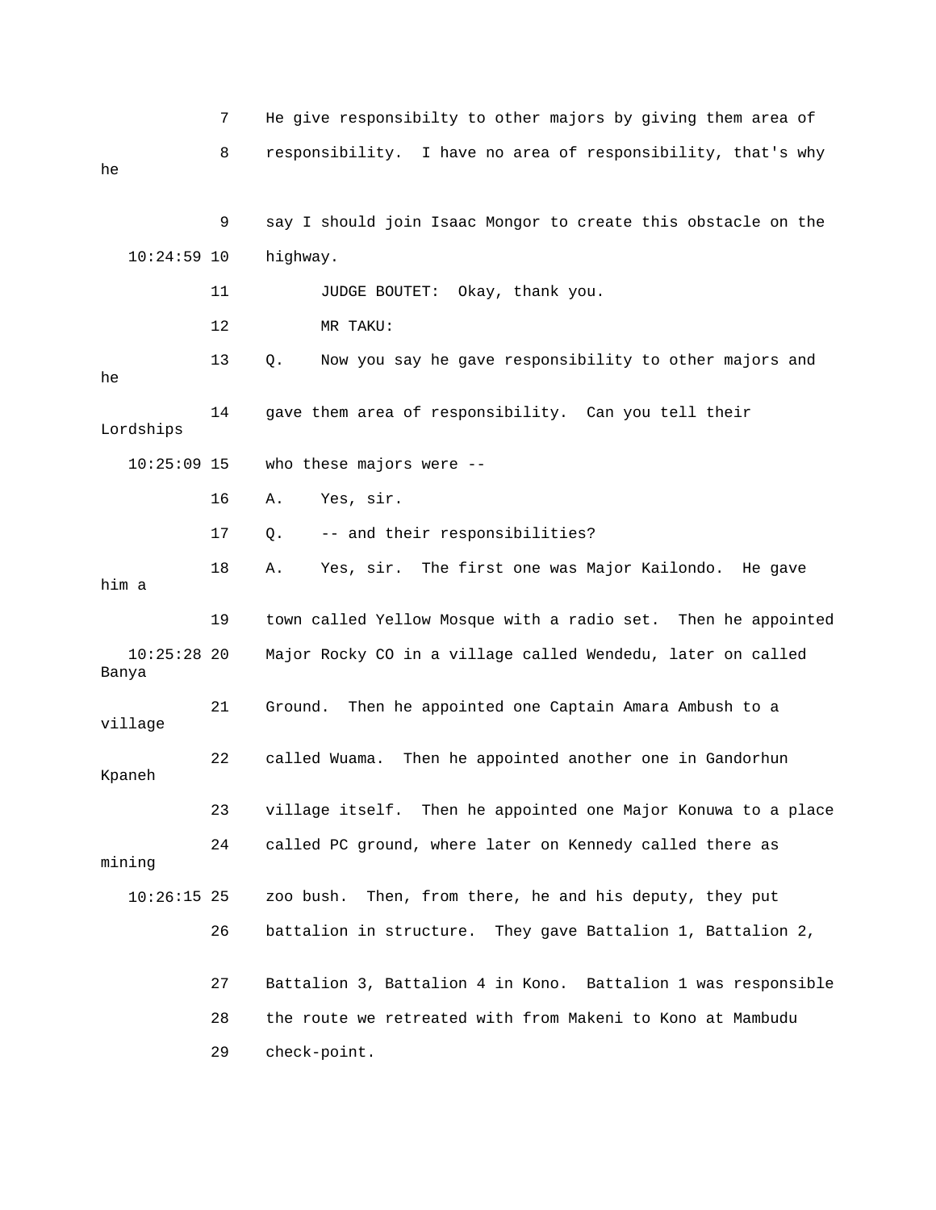7 He give responsibilty to other majors by giving them area of

8 responsibility. I have no area of responsibility, that's why he

9 say I should join Isaac Mongor to create this obstacle on the

10:24:59 10 highway.

11 JUDGE BOUTET: Okay, thank you.

12 MR TAKU:

13 Q. Now you say he gave responsibility to other majors and he

14 gave them area of responsibility. Can you tell their Lordships

10:25:09 15 who these majors were --

16 A. Yes, sir.

17 Q. -- and their responsibilities?

18 A. Yes, sir. The first one was Major Kailondo. He gave him a

19 town called Yellow Mosque with a radio set. Then he appointed

10:25:28 20 Major Rocky CO in a village called Wendedu, later on called Banya

21 Ground. Then he appointed one Captain Amara Ambush to a village

22 called Wuama. Then he appointed another one in Gandorhun Kpaneh

23 village itself. Then he appointed one Major Konuwa to a place

24 called PC ground, where later on Kennedy called there as mining

10:26:15 25 zoo bush. Then, from there, he and his deputy, they put

26 battalion in structure. They gave Battalion 1, Battalion 2,

27 Battalion 3, Battalion 4 in Kono. Battalion 1 was responsible

28 the route we retreated with from Makeni to Kono at Mambudu

29 check-point.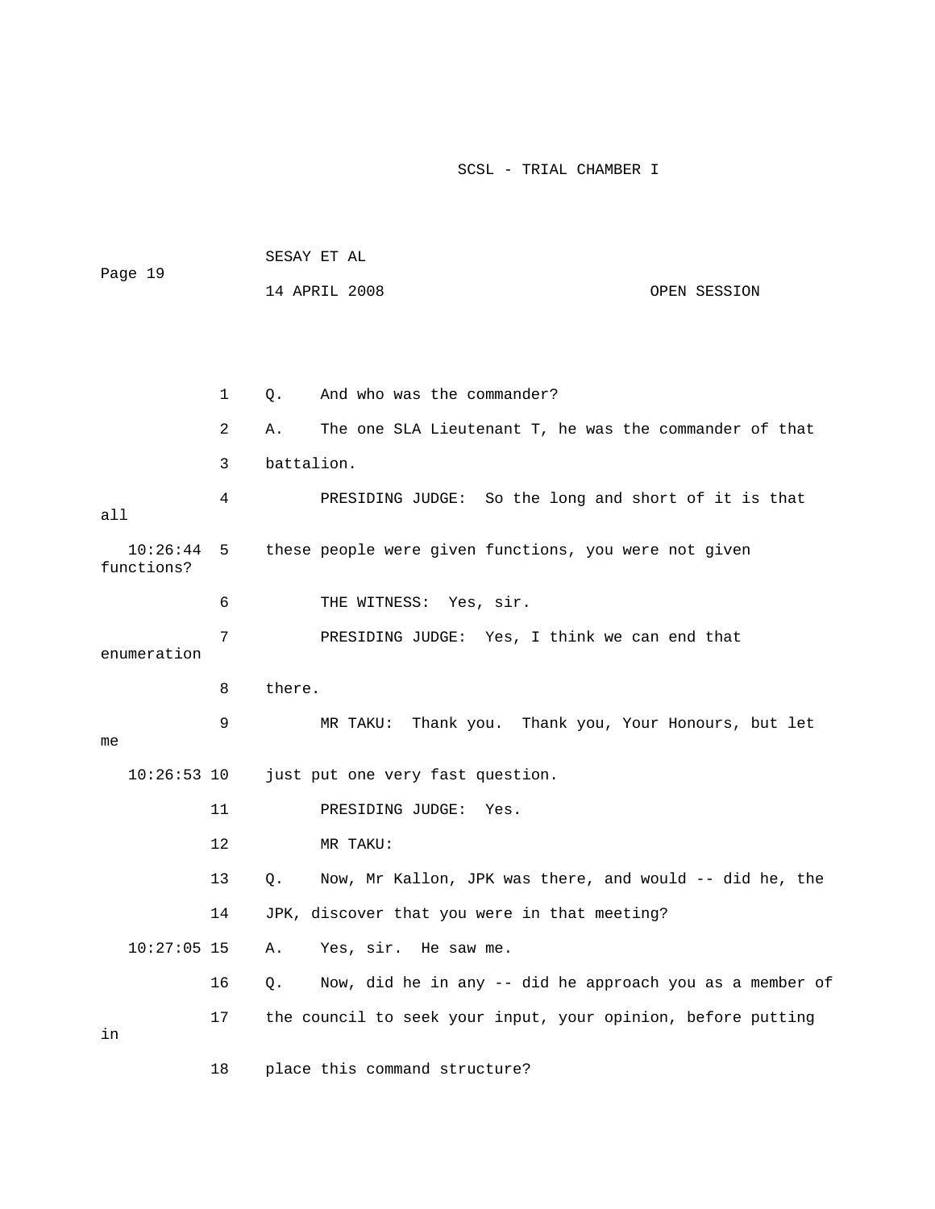1 Q. And who was the commander?

2 A. The one SLA Lieutenant T, he was the commander of that

3 battalion.

4 PRESIDING JUDGE: So the long and short of it is that all

10:26:44 5 these people were given functions, you were not given functions?

6 THE WITNESS: Yes, sir.

7 PRESIDING JUDGE: Yes, I think we can end that enumeration

8 there.

9 MR TAKU: Thank you. Thank you, Your Honours, but let me

10:26:53 10 just put one very fast question.

11 PRESIDING JUDGE: Yes.

12 MR TAKU:

13 Q. Now, Mr Kallon, JPK was there, and would -- did he, the

14 JPK, discover that you were in that meeting?

10:27:05 15 A. Yes, sir. He saw me.

16 Q. Now, did he in any -- did he approach you as a member of

17 the council to seek your input, your opinion, before putting in

18 place this command structure?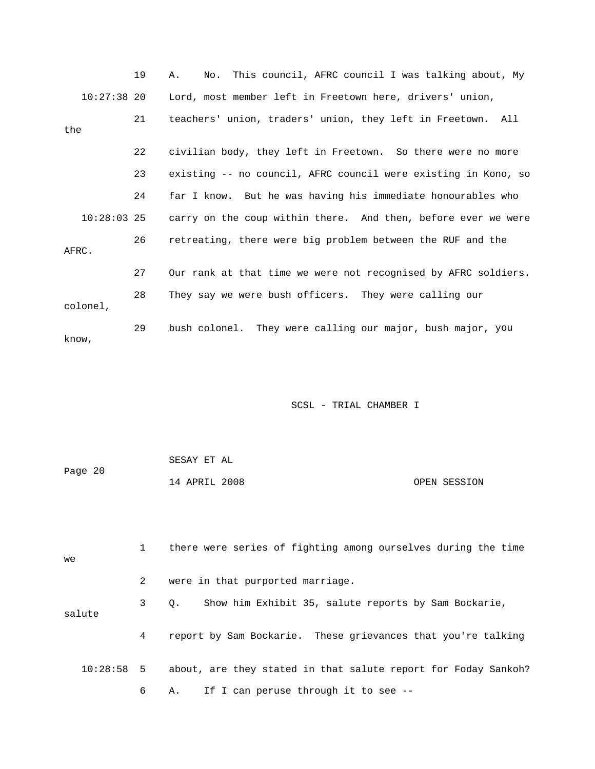19 A. No. This council, AFRC council I was talking about, My

10:27:38 20 Lord, most member left in Freetown here, drivers' union,

21 teachers' union, traders' union, they left in Freetown. All the

22 civilian body, they left in Freetown. So there were no more

23 existing -- no council, AFRC council were existing in Kono, so

24 far I know. But he was having his immediate honourables who

10:28:03 25 carry on the coup within there. And then, before ever we were

26 retreating, there were big problem between the RUF and the AFRC.

27 Our rank at that time we were not recognised by AFRC soldiers.

28 They say we were bush officers. They were calling our colonel,

29 bush colonel. They were calling our major, bush major, you know,

1 there were series of fighting among ourselves during the time we

2 were in that purported marriage.

3 Q. Show him Exhibit 35, salute reports by Sam Bockarie, salute

4 report by Sam Bockarie. These grievances that you're talking

10:28:58 5 about, are they stated in that salute report for Foday Sankoh?

6 A. If I can peruse through it to see --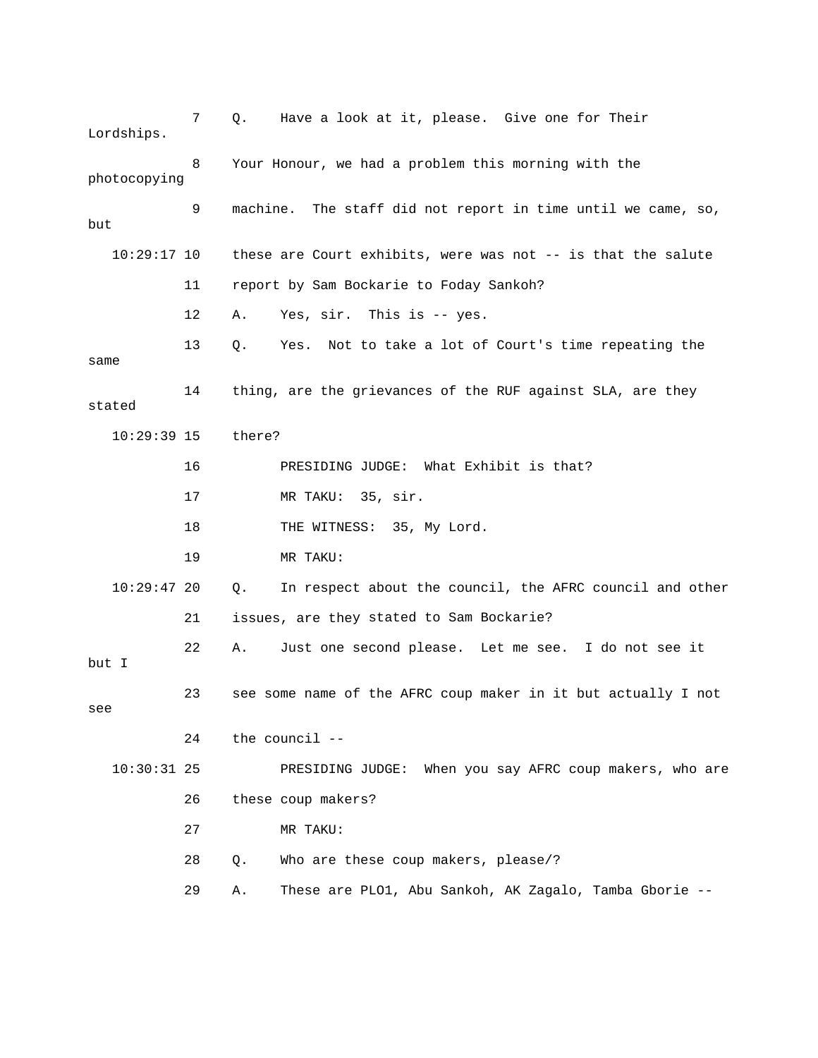7 Q. Have a look at it, please. Give one for Their Lordships.

8 Your Honour, we had a problem this morning with the photocopying

9 machine. The staff did not report in time until we came, so, but

10:29:17 10 these are Court exhibits, were was not -- is that the salute

11 report by Sam Bockarie to Foday Sankoh?

12 A. Yes, sir. This is -- yes.

13 Q. Yes. Not to take a lot of Court's time repeating the same

14 thing, are the grievances of the RUF against SLA, are they stated

10:29:39 15 there?

16 PRESIDING JUDGE: What Exhibit is that?

17 MR TAKU: 35, sir.

18 THE WITNESS: 35, My Lord.

19 MR TAKU:

10:29:47 20 Q. In respect about the council, the AFRC council and other

21 issues, are they stated to Sam Bockarie?

22 A. Just one second please. Let me see. I do not see it but I

23 see some name of the AFRC coup maker in it but actually I not see

24 the council --

10:30:31 25 PRESIDING JUDGE: When you say AFRC coup makers, who are

26 these coup makers?

27 MR TAKU:

28 Q. Who are these coup makers, please/?

29 A. These are PLO1, Abu Sankoh, AK Zagalo, Tamba Gborie --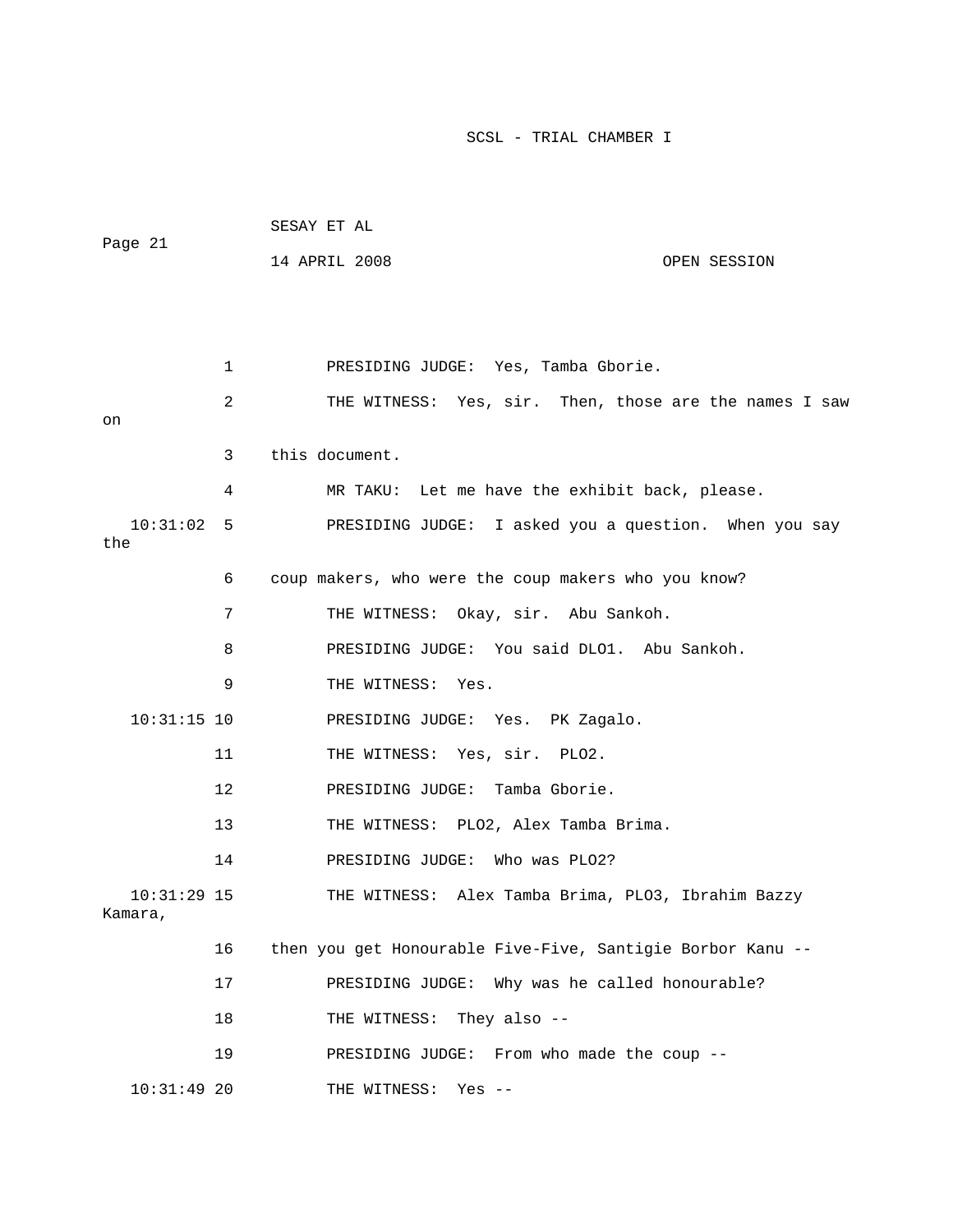1 PRESIDING JUDGE: Yes, Tamba Gborie.

2 THE WITNESS: Yes, sir. Then, those are the names I saw on

3 this document.

4 MR TAKU: Let me have the exhibit back, please.

10:31:02 5 PRESIDING JUDGE: I asked you a question. When you say the

6 coup makers, who were the coup makers who you know?

7 THE WITNESS: Okay, sir. Abu Sankoh.

8 PRESIDING JUDGE: You said DLO1. Abu Sankoh.

9 THE WITNESS: Yes.

10:31:15 10 PRESIDING JUDGE: Yes. PK Zagalo.

11 THE WITNESS: Yes, sir. PLO2.

12 PRESIDING JUDGE: Tamba Gborie.

13 THE WITNESS: PLO2, Alex Tamba Brima.

14 PRESIDING JUDGE: Who was PLO2?

10:31:29 15 THE WITNESS: Alex Tamba Brima, PLO3, Ibrahim Bazzy Kamara,

16 then you get Honourable Five-Five, Santigie Borbor Kanu --

17 PRESIDING JUDGE: Why was he called honourable?

18 THE WITNESS: They also --

19 PRESIDING JUDGE: From who made the coup --

10:31:49 20 THE WITNESS: Yes --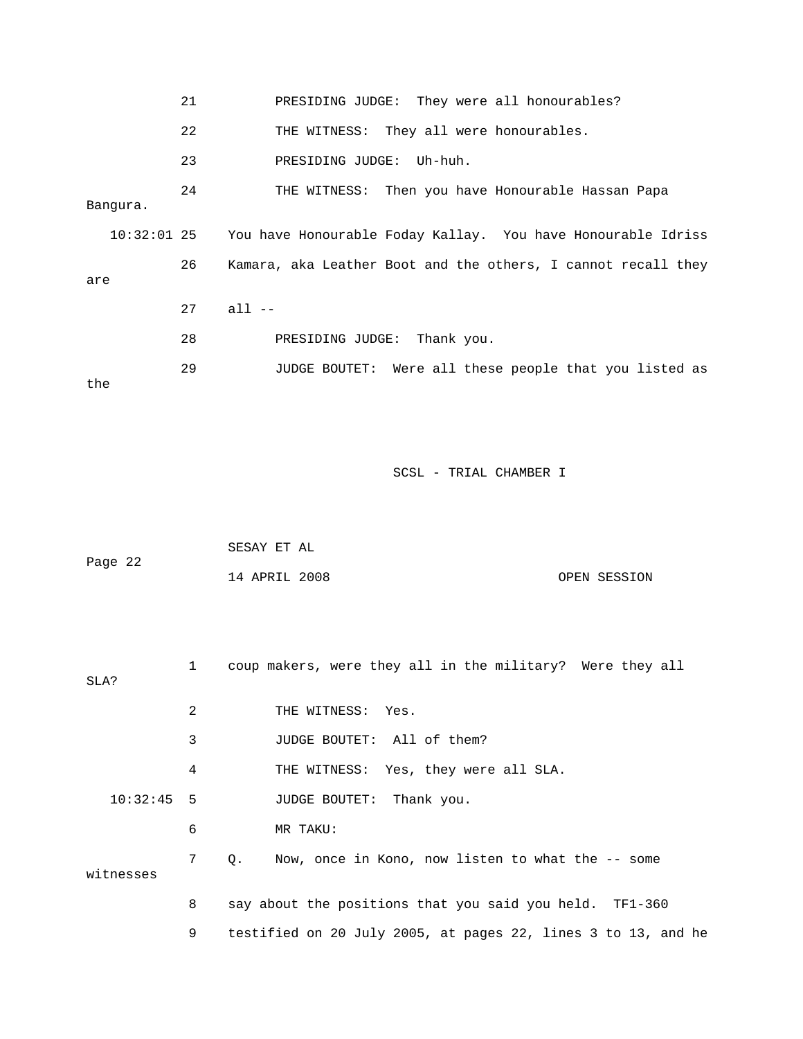21 PRESIDING JUDGE: They were all honourables?

22 THE WITNESS: They all were honourables.

23 PRESIDING JUDGE: Uh-huh.

24 THE WITNESS: Then you have Honourable Hassan Papa Bangura.

10:32:01 25 You have Honourable Foday Kallay. You have Honourable Idriss

26 Kamara, aka Leather Boot and the others, I cannot recall they are

27 all --

28 PRESIDING JUDGE: Thank you.

29 JUDGE BOUTET: Were all these people that you listed as the

1 coup makers, were they all in the military? Were they all SLA?

2 THE WITNESS: Yes.

3 JUDGE BOUTET: All of them?

4 THE WITNESS: Yes, they were all SLA.

10:32:45 5 JUDGE BOUTET: Thank you.

6 MR TAKU:

7 Q. Now, once in Kono, now listen to what the -- some witnesses

8 say about the positions that you said you held. TF1-360

9 testified on 20 July 2005, at pages 22, lines 3 to 13, and he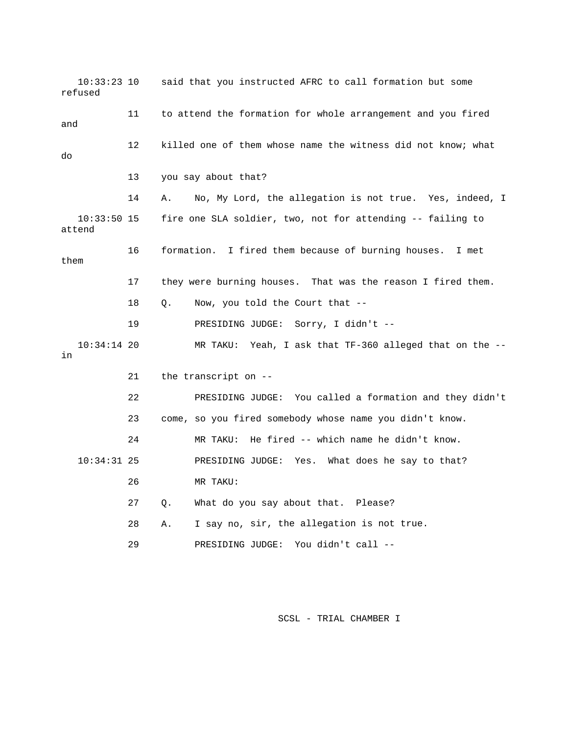10:33:23 10 said that you instructed AFRC to call formation but some refused

11 to attend the formation for whole arrangement and you fired and

12 killed one of them whose name the witness did not know; what do

13 you say about that?

14 A. No, My Lord, the allegation is not true. Yes, indeed, I

10:33:50 15 fire one SLA soldier, two, not for attending -- failing to attend

16 formation. I fired them because of burning houses. I met them

17 they were burning houses. That was the reason I fired them.

18 Q. Now, you told the Court that --

19 PRESIDING JUDGE: Sorry, I didn't --

10:34:14 20 MR TAKU: Yeah, I ask that TF-360 alleged that on the -- in

21 the transcript on --

22 PRESIDING JUDGE: You called a formation and they didn't

23 come, so you fired somebody whose name you didn't know.

24 MR TAKU: He fired -- which name he didn't know.

10:34:31 25 PRESIDING JUDGE: Yes. What does he say to that?

26 MR TAKU:

27 Q. What do you say about that. Please?

28 A. I say no, sir, the allegation is not true.

29 PRESIDING JUDGE: You didn't call --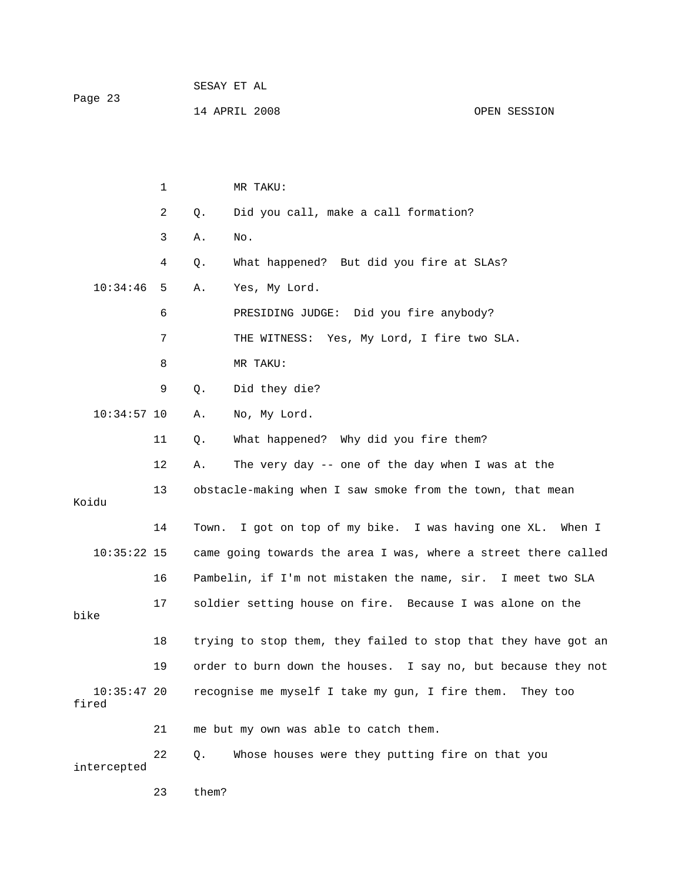MR TAKU:

Q. Did you call, make a call formation?

A. No.

Q. What happened? But did you fire at SLAs?

A. Yes, My Lord.

PRESIDING JUDGE: Did you fire anybody?

THE WITNESS: Yes, My Lord, I fire two SLA.

MR TAKU:

Q. Did they die?

A. No, My Lord.

Q. What happened? Why did you fire them?

A. The very day -- one of the day when I was at the obstacle-making when I saw smoke from the town, that mean Koidu Town. I got on top of my bike. I was having one XL. When I came going towards the area I was, where a street there called Pambelin, if I'm not mistaken the name, sir. I meet two SLA soldier setting house on fire. Because I was alone on the bike trying to stop them, they failed to stop that they have got an order to burn down the houses. I say no, but because they not recognise me myself I take my gun, I fire them. They too fired me but my own was able to catch them.

Q. Whose houses were they putting fire on that you intercepted them?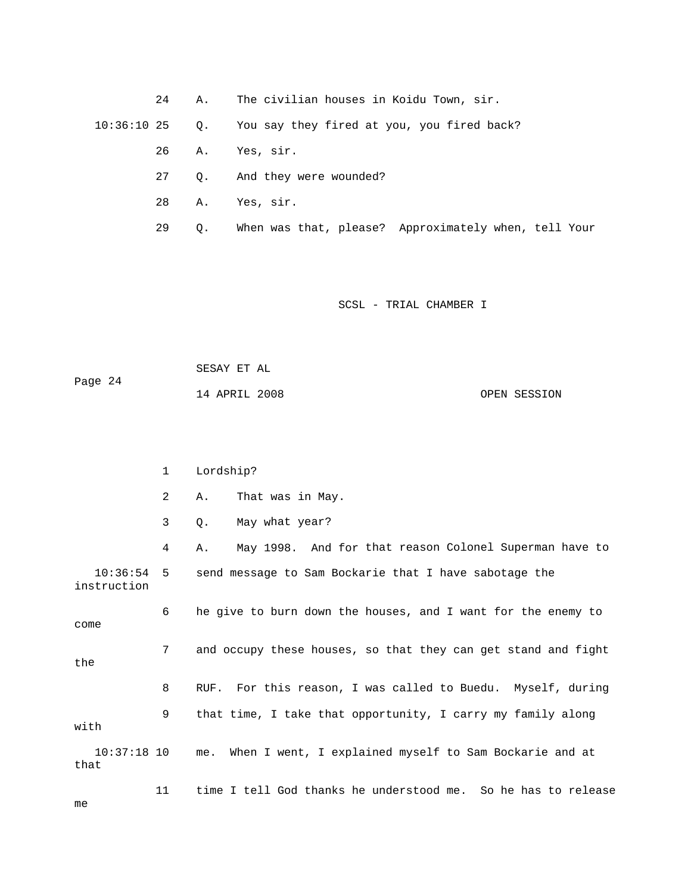24 A. The civilian houses in Koidu Town, sir.

10:36:10 25 Q. You say they fired at you, you fired back?

26 A. Yes, sir.

27 Q. And they were wounded?

28 A. Yes, sir.

29 Q. When was that, please? Approximately when, tell Your

1 Lordship?

2 A. That was in May.

3 Q. May what year?

4 A. May 1998. And for that reason Colonel Superman have to

10:36:54 5 send message to Sam Bockarie that I have sabotage the instruction

6 he give to burn down the houses, and I want for the enemy to come

7 and occupy these houses, so that they can get stand and fight the

8 RUF. For this reason, I was called to Buedu. Myself, during

9 that time, I take that opportunity, I carry my family along with

10:37:18 10 me. When I went, I explained myself to Sam Bockarie and at that

11 time I tell God thanks he understood me. So he has to release me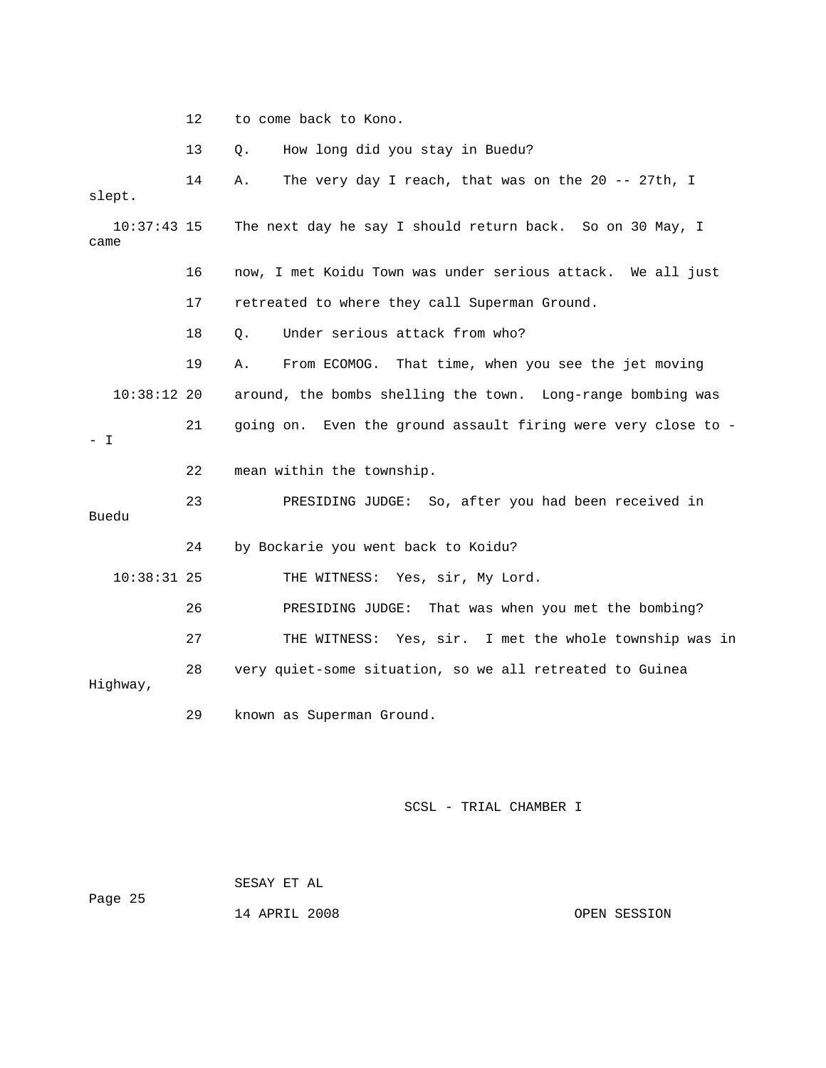12 to come back to Kono.

13 Q. How long did you stay in Buedu?

14 A. The very day I reach, that was on the 20 -- 27th, I slept.

10:37:43 15 The next day he say I should return back. So on 30 May, I came

16 now, I met Koidu Town was under serious attack. We all just

17 retreated to where they call Superman Ground.

18 Q. Under serious attack from who?

19 A. From ECOMOG. That time, when you see the jet moving

10:38:12 20 around, the bombs shelling the town. Long-range bombing was

21 going on. Even the ground assault firing were very close to -- I

22 mean within the township.

23 PRESIDING JUDGE: So, after you had been received in Buedu

24 by Bockarie you went back to Koidu?

10:38:31 25 THE WITNESS: Yes, sir, My Lord.

26 PRESIDING JUDGE: That was when you met the bombing?

27 THE WITNESS: Yes, sir. I met the whole township was in

28 very quiet-some situation, so we all retreated to Guinea Highway,

29 known as Superman Ground.

SCSL - TRIAL CHAMBER I

SESAY ET AL

14 APRIL 2008 OPEN SESSION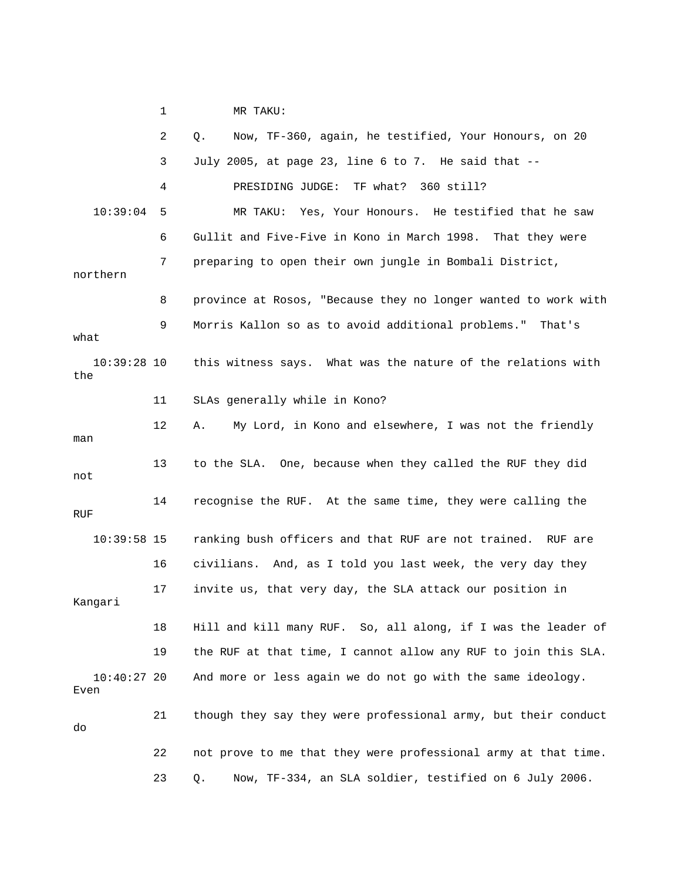1 MR TAKU:

2 Q. Now, TF-360, again, he testified, Your Honours, on 20

3 July 2005, at page 23, line 6 to 7. He said that --

4 PRESIDING JUDGE: TF what? 360 still?

10:39:04 5 MR TAKU: Yes, Your Honours. He testified that he saw

6 Gullit and Five-Five in Kono in March 1998. That they were

7 preparing to open their own jungle in Bombali District, northern

8 province at Rosos, "Because they no longer wanted to work with

9 Morris Kallon so as to avoid additional problems." That's what

10:39:28 10 this witness says. What was the nature of the relations with the

11 SLAs generally while in Kono?

12 A. My Lord, in Kono and elsewhere, I was not the friendly man

13 to the SLA. One, because when they called the RUF they did not

14 recognise the RUF. At the same time, they were calling the RUF

10:39:58 15 ranking bush officers and that RUF are not trained. RUF are

16 civilians. And, as I told you last week, the very day they

17 invite us, that very day, the SLA attack our position in Kangari

18 Hill and kill many RUF. So, all along, if I was the leader of

19 the RUF at that time, I cannot allow any RUF to join this SLA.

10:40:27 20 And more or less again we do not go with the same ideology. Even

21 though they say they were professional army, but their conduct do

22 not prove to me that they were professional army at that time.

23 Q. Now, TF-334, an SLA soldier, testified on 6 July 2006.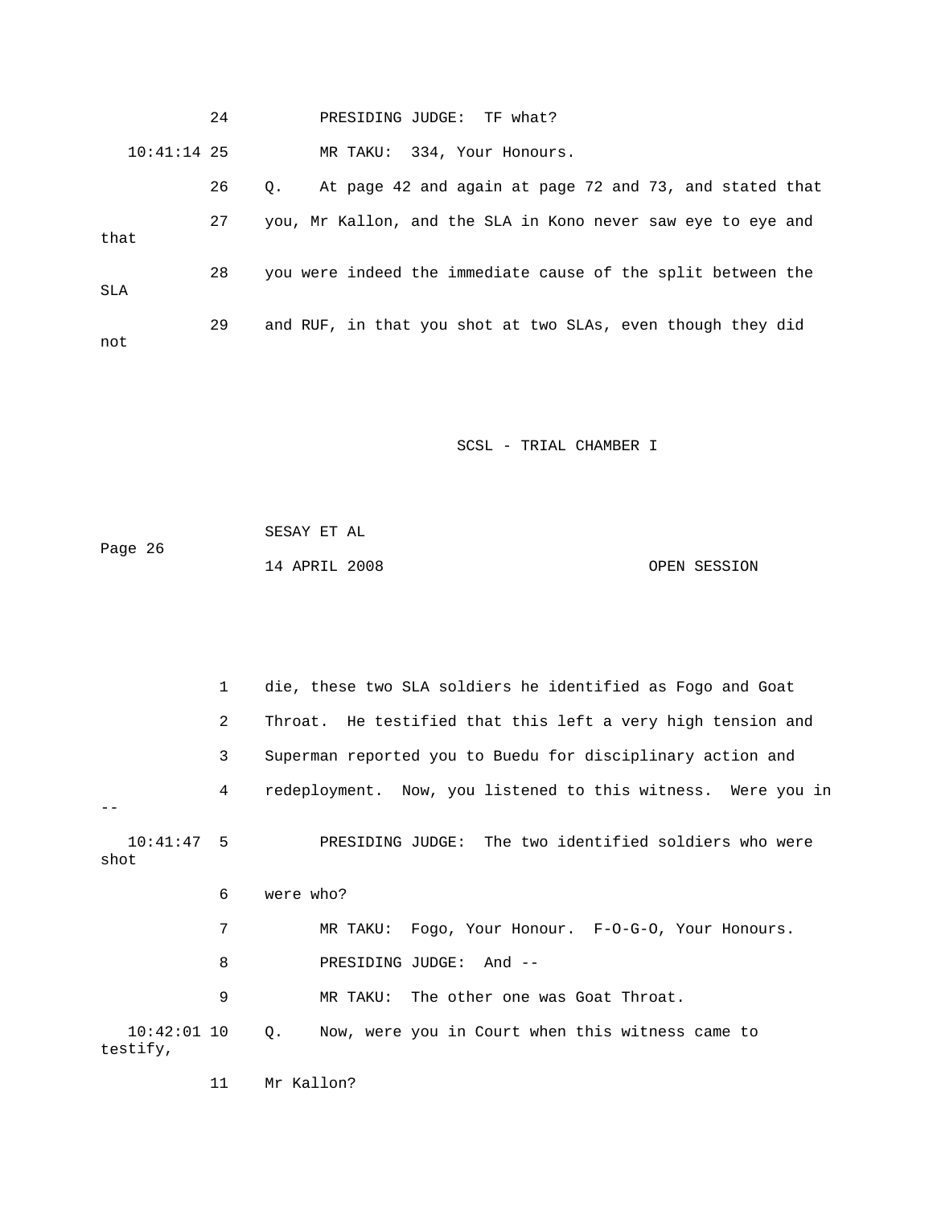24 PRESIDING JUDGE: TF what?

10:41:14 25 MR TAKU: 334, Your Honours.

26 Q. At page 42 and again at page 72 and 73, and stated that

27 you, Mr Kallon, and the SLA in Kono never saw eye to eye and that

28 you were indeed the immediate cause of the split between the SLA

29 and RUF, in that you shot at two SLAs, even though they did not

1 die, these two SLA soldiers he identified as Fogo and Goat

2 Throat. He testified that this left a very high tension and

3 Superman reported you to Buedu for disciplinary action and

4 redeployment. Now, you listened to this witness. Were you in --

10:41:47 5 PRESIDING JUDGE: The two identified soldiers who were shot

6 were who?

7 MR TAKU: Fogo, Your Honour. F-O-G-O, Your Honours.

8 PRESIDING JUDGE: And --

9 MR TAKU: The other one was Goat Throat.

10:42:01 10 Q. Now, were you in Court when this witness came to testify,

11 Mr Kallon?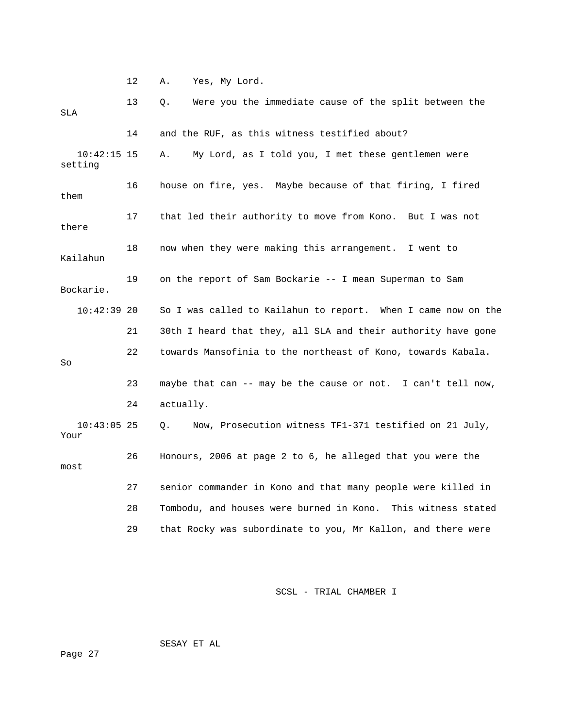12 A. Yes, My Lord.

13 Q. Were you the immediate cause of the split between the SLA

14 and the RUF, as this witness testified about?

10:42:15 15 A. My Lord, as I told you, I met these gentlemen were setting

16 house on fire, yes. Maybe because of that firing, I fired them

17 that led their authority to move from Kono. But I was not there

18 now when they were making this arrangement. I went to Kailahun

19 on the report of Sam Bockarie -- I mean Superman to Sam Bockarie.

10:42:39 20 So I was called to Kailahun to report. When I came now on the

21 30th I heard that they, all SLA and their authority have gone

22 towards Mansofinia to the northeast of Kono, towards Kabala. So

23 maybe that can -- may be the cause or not. I can't tell now,

24 actually.

10:43:05 25 Q. Now, Prosecution witness TF1-371 testified on 21 July, Your

26 Honours, 2006 at page 2 to 6, he alleged that you were the most

27 senior commander in Kono and that many people were killed in

28 Tombodu, and houses were burned in Kono. This witness stated

29 that Rocky was subordinate to you, Mr Kallon, and there were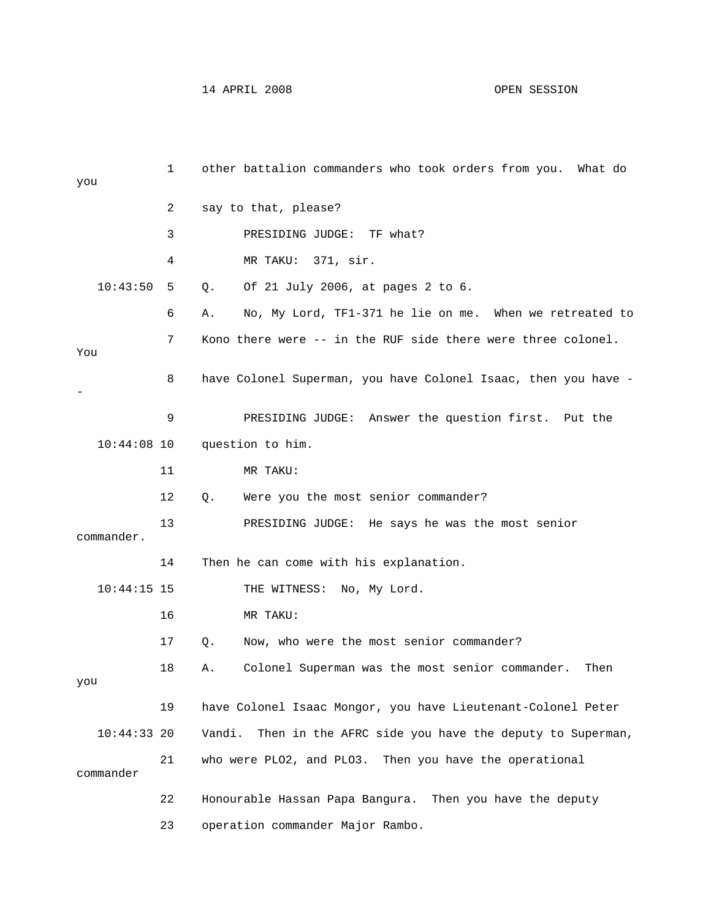other battalion commanders who took orders from you. What do you say to that, please?

PRESIDING JUDGE: TF what?

MR TAKU: 371, sir.

Q. Of 21 July 2006, at pages 2 to 6.

A. No, My Lord, TF1-371 he lie on me. When we retreated to Kono there were -- in the RUF side there were three colonel. You have Colonel Superman, you have Colonel Isaac, then you have --

PRESIDING JUDGE: Answer the question first. Put the question to him.

MR TAKU:

Q. Were you the most senior commander?

PRESIDING JUDGE: He says he was the most senior commander. Then he can come with his explanation.

THE WITNESS: No, My Lord.

MR TAKU:

Q. Now, who were the most senior commander?

A. Colonel Superman was the most senior commander. Then you have Colonel Isaac Mongor, you have Lieutenant-Colonel Peter Vandi. Then in the AFRC side you have the deputy to Superman, who were PLO2, and PLO3. Then you have the operational commander Honourable Hassan Papa Bangura. Then you have the deputy operation commander Major Rambo.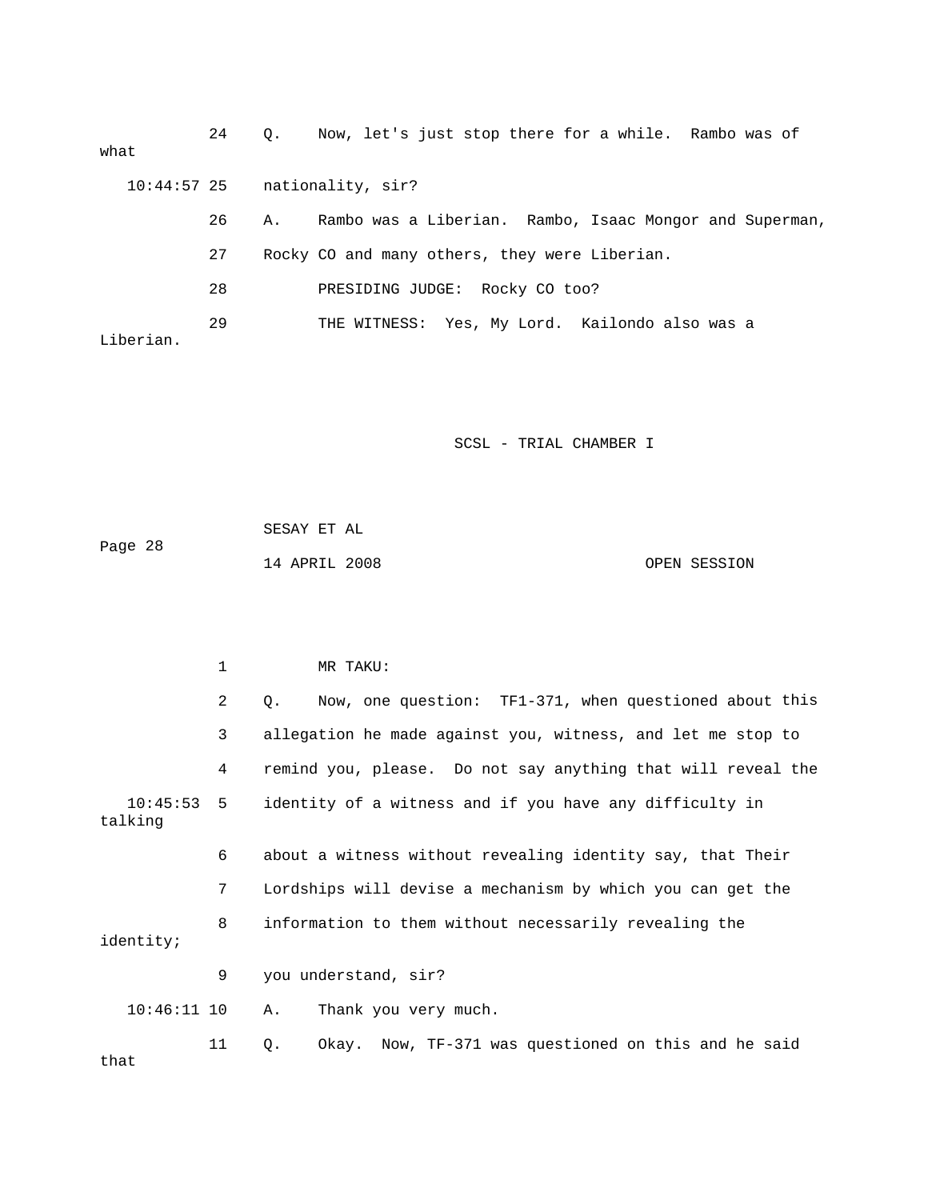24 Q. Now, let's just stop there for a while. Rambo was of what

10:44:57 25 nationality, sir?

26 A. Rambo was a Liberian. Rambo, Isaac Mongor and Superman,

27 Rocky CO and many others, they were Liberian.

28 PRESIDING JUDGE: Rocky CO too?

29 THE WITNESS: Yes, My Lord. Kailondo also was a Liberian.

1 MR TAKU:

2 Q. Now, one question: TF1-371, when questioned about this

3 allegation he made against you, witness, and let me stop to

4 remind you, please. Do not say anything that will reveal the

10:45:53 5 identity of a witness and if you have any difficulty in talking

6 about a witness without revealing identity say, that Their

7 Lordships will devise a mechanism by which you can get the

8 information to them without necessarily revealing the identity;

9 you understand, sir?

10:46:11 10 A. Thank you very much.

11 Q. Okay. Now, TF-371 was questioned on this and he said that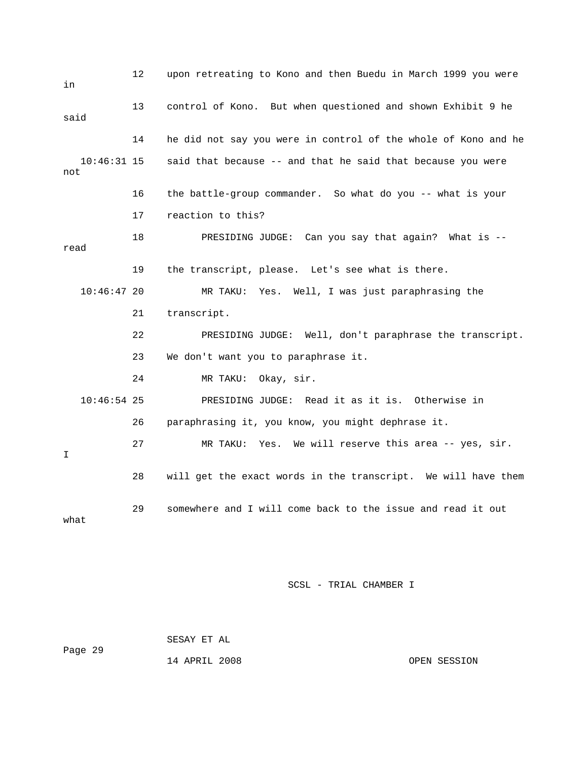12 upon retreating to Kono and then Buedu in March 1999 you were in

13 control of Kono. But when questioned and shown Exhibit 9 he said

14 he did not say you were in control of the whole of Kono and he

10:46:31 15 said that because -- and that he said that because you were not

16 the battle-group commander. So what do you -- what is your

17 reaction to this?

18 PRESIDING JUDGE: Can you say that again? What is -- read

19 the transcript, please. Let's see what is there.

10:46:47 20 MR TAKU: Yes. Well, I was just paraphrasing the

21 transcript.

22 PRESIDING JUDGE: Well, don't paraphrase the transcript.

23 We don't want you to paraphrase it.

24 MR TAKU: Okay, sir.

10:46:54 25 PRESIDING JUDGE: Read it as it is. Otherwise in

26 paraphrasing it, you know, you might dephrase it.

27 MR TAKU: Yes. We will reserve this area -- yes, sir. I

28 will get the exact words in the transcript. We will have them

29 somewhere and I will come back to the issue and read it out what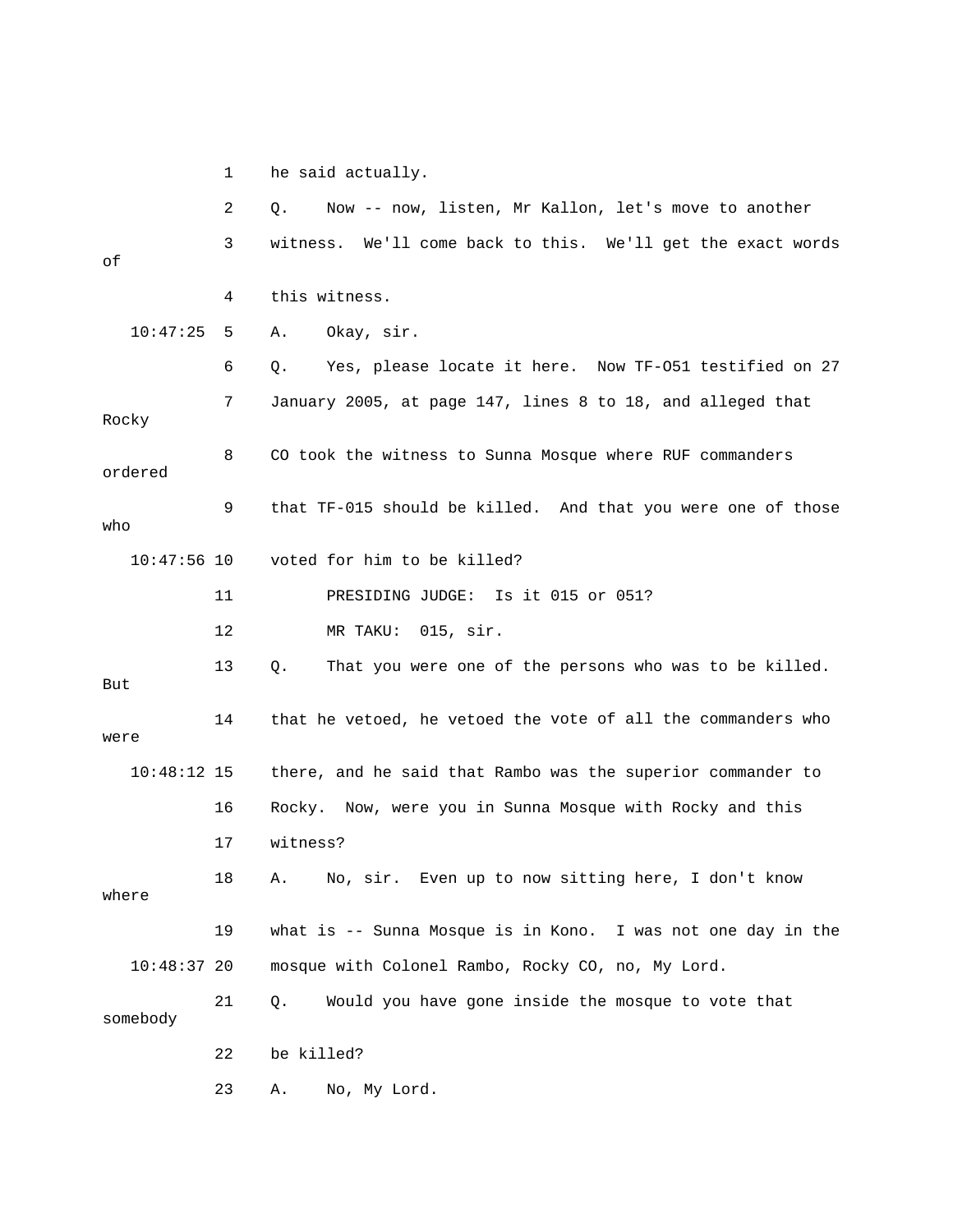he said actually.

Q. Now -- now, listen, Mr Kallon, let's move to another witness. We'll come back to this. We'll get the exact words of this witness.

A. Okay, sir.

Q. Yes, please locate it here. Now TF-O51 testified on 27 January 2005, at page 147, lines 8 to 18, and alleged that Rocky CO took the witness to Sunna Mosque where RUF commanders ordered that TF-015 should be killed. And that you were one of those who voted for him to be killed?

PRESIDING JUDGE: Is it 015 or 051?

MR TAKU: 015, sir.

Q. That you were one of the persons who was to be killed. But that he vetoed, he vetoed the vote of all the commanders who were there, and he said that Rambo was the superior commander to Rocky. Now, were you in Sunna Mosque with Rocky and this witness?

A. No, sir. Even up to now sitting here, I don't know where what is -- Sunna Mosque is in Kono. I was not one day in the mosque with Colonel Rambo, Rocky CO, no, My Lord.

Q. Would you have gone inside the mosque to vote that somebody be killed?

A. No, My Lord.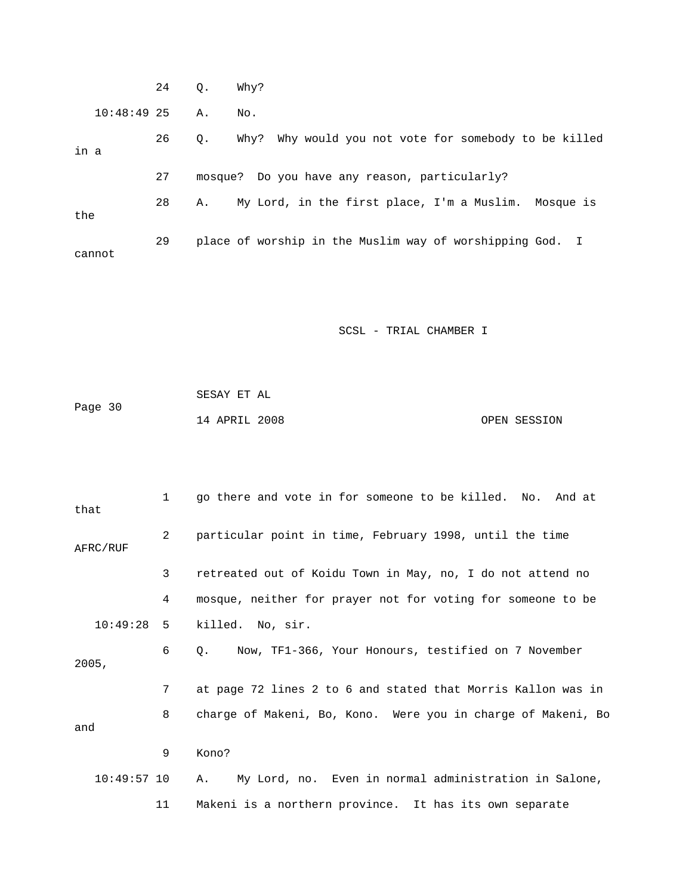24 Q. Why?

10:48:49 25 A. No.

26 Q. Why? Why would you not vote for somebody to be killed in a

27 mosque? Do you have any reason, particularly?

28 A. My Lord, in the first place, I'm a Muslim. Mosque is the

29 place of worship in the Muslim way of worshipping God. I cannot

1 go there and vote in for someone to be killed. No. And at that

2 particular point in time, February 1998, until the time AFRC/RUF

3 retreated out of Koidu Town in May, no, I do not attend no

4 mosque, neither for prayer not for voting for someone to be

10:49:28 5 killed. No, sir.

6 Q. Now, TF1-366, Your Honours, testified on 7 November 2005,

7 at page 72 lines 2 to 6 and stated that Morris Kallon was in

8 charge of Makeni, Bo, Kono. Were you in charge of Makeni, Bo and

9 Kono?

10:49:57 10 A. My Lord, no. Even in normal administration in Salone,

11 Makeni is a northern province. It has its own separate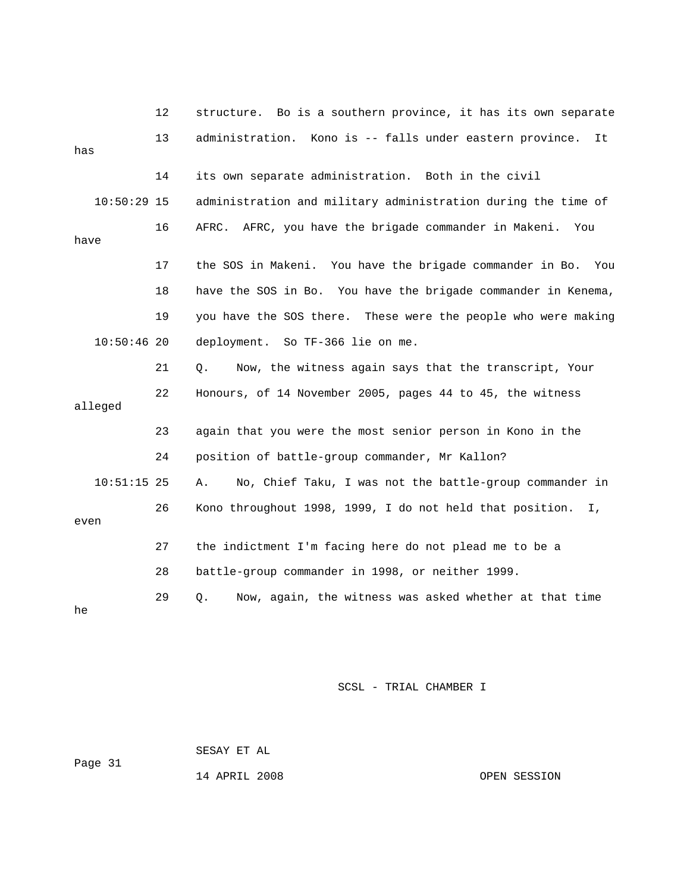12 structure. Bo is a southern province, it has its own separate
13 administration. Kono is -- falls under eastern province. It has
14 its own separate administration. Both in the civil
10:50:29 15 administration and military administration during the time of
16 AFRC. AFRC, you have the brigade commander in Makeni. You have
17 the SOS in Makeni. You have the brigade commander in Bo. You
18 have the SOS in Bo. You have the brigade commander in Kenema,
19 you have the SOS there. These were the people who were making
10:50:46 20 deployment. So TF-366 lie on me.
21 Q. Now, the witness again says that the transcript, Your
22 Honours, of 14 November 2005, pages 44 to 45, the witness alleged
23 again that you were the most senior person in Kono in the
24 position of battle-group commander, Mr Kallon?
10:51:15 25 A. No, Chief Taku, I was not the battle-group commander in
26 Kono throughout 1998, 1999, I do not held that position. I, even
27 the indictment I'm facing here do not plead me to be a
28 battle-group commander in 1998, or neither 1999.
29 Q. Now, again, the witness was asked whether at that time he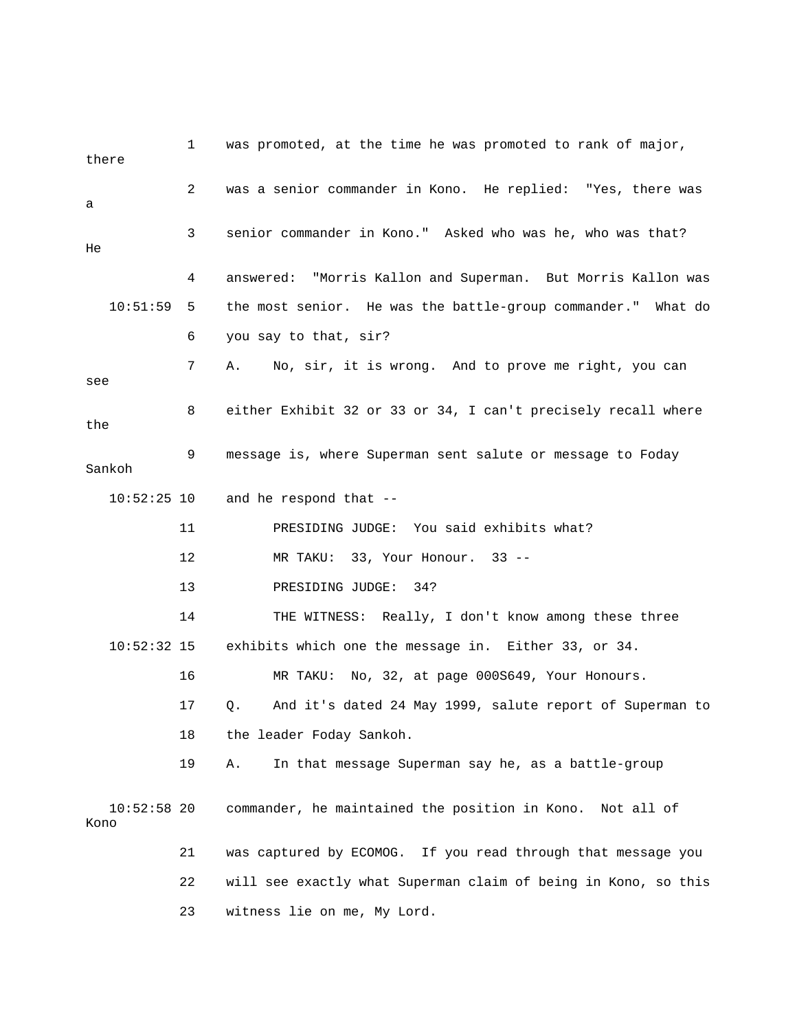1 was promoted, at the time he was promoted to rank of major, there

2 was a senior commander in Kono. He replied: "Yes, there was a

3 senior commander in Kono." Asked who was he, who was that? He

4 answered: "Morris Kallon and Superman. But Morris Kallon was

10:51:59 5 the most senior. He was the battle-group commander." What do

6 you say to that, sir?

7 A. No, sir, it is wrong. And to prove me right, you can see

8 either Exhibit 32 or 33 or 34, I can't precisely recall where the

9 message is, where Superman sent salute or message to Foday Sankoh

10:52:25 10 and he respond that --

11 PRESIDING JUDGE: You said exhibits what?

12 MR TAKU: 33, Your Honour. 33 --

13 PRESIDING JUDGE: 34?

14 THE WITNESS: Really, I don't know among these three

10:52:32 15 exhibits which one the message in. Either 33, or 34.

16 MR TAKU: No, 32, at page 000S649, Your Honours.

17 Q. And it's dated 24 May 1999, salute report of Superman to

18 the leader Foday Sankoh.

19 A. In that message Superman say he, as a battle-group

10:52:58 20 commander, he maintained the position in Kono. Not all of Kono

21 was captured by ECOMOG. If you read through that message you

22 will see exactly what Superman claim of being in Kono, so this

23 witness lie on me, My Lord.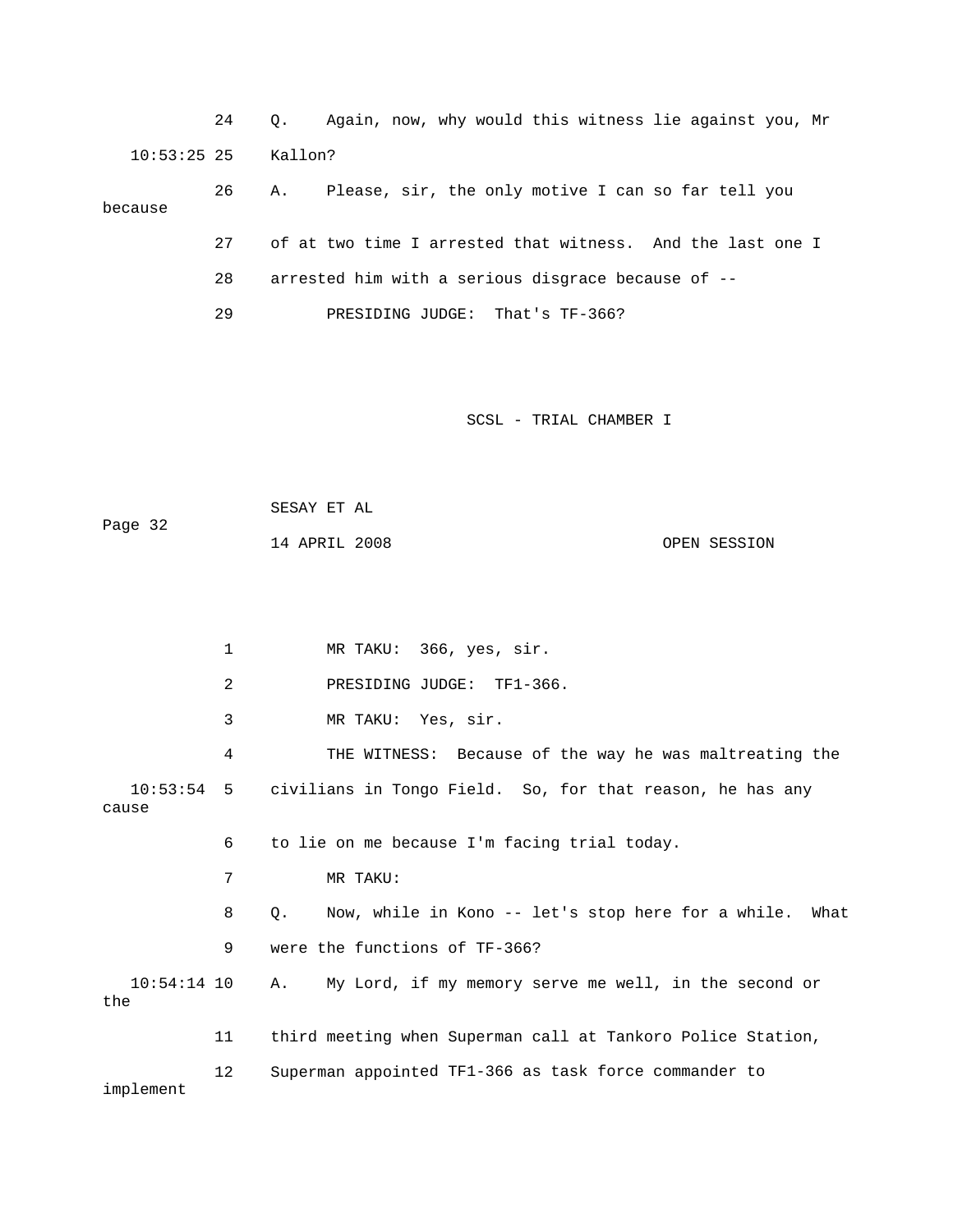24 Q. Again, now, why would this witness lie against you, Mr

10:53:25 25 Kallon?

26 A. Please, sir, the only motive I can so far tell you because

27 of at two time I arrested that witness. And the last one I

28 arrested him with a serious disgrace because of --

29 PRESIDING JUDGE: That's TF-366?

1 MR TAKU: 366, yes, sir.

2 PRESIDING JUDGE: TF1-366.

3 MR TAKU: Yes, sir.

4 THE WITNESS: Because of the way he was maltreating the

10:53:54 5 civilians in Tongo Field. So, for that reason, he has any cause

6 to lie on me because I'm facing trial today.

7 MR TAKU:

8 Q. Now, while in Kono -- let's stop here for a while. What

9 were the functions of TF-366?

10:54:14 10 A. My Lord, if my memory serve me well, in the second or the

11 third meeting when Superman call at Tankoro Police Station,

12 Superman appointed TF1-366 as task force commander to implement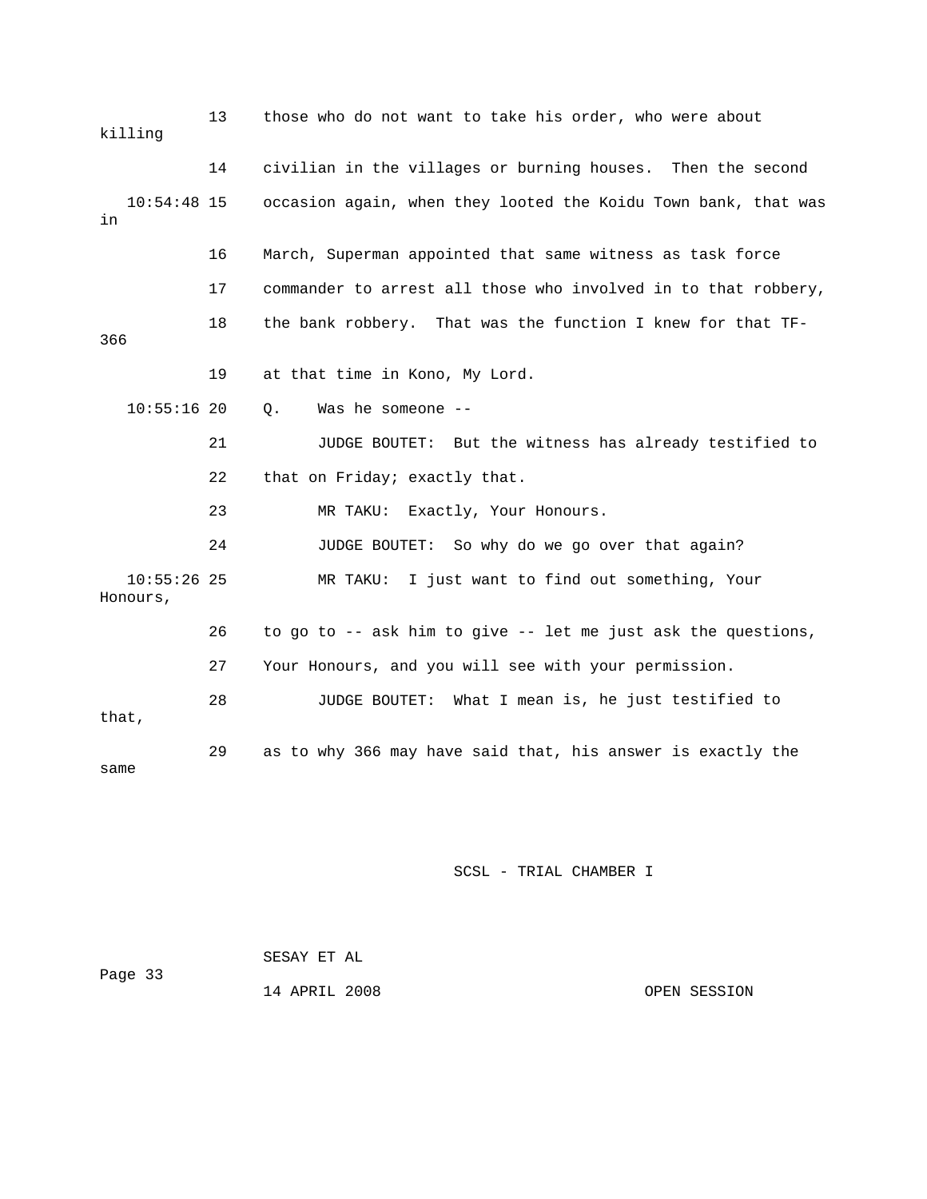13 those who do not want to take his order, who were about killing

14 civilian in the villages or burning houses. Then the second

10:54:48 15 occasion again, when they looted the Koidu Town bank, that was in

16 March, Superman appointed that same witness as task force

17 commander to arrest all those who involved in to that robbery,

18 the bank robbery. That was the function I knew for that TF-366

19 at that time in Kono, My Lord.

10:55:16 20 Q. Was he someone --

21 JUDGE BOUTET: But the witness has already testified to

22 that on Friday; exactly that.

23 MR TAKU: Exactly, Your Honours.

24 JUDGE BOUTET: So why do we go over that again?

10:55:26 25 MR TAKU: I just want to find out something, Your Honours,

26 to go to -- ask him to give -- let me just ask the questions,

27 Your Honours, and you will see with your permission.

28 JUDGE BOUTET: What I mean is, he just testified to that,

29 as to why 366 may have said that, his answer is exactly the same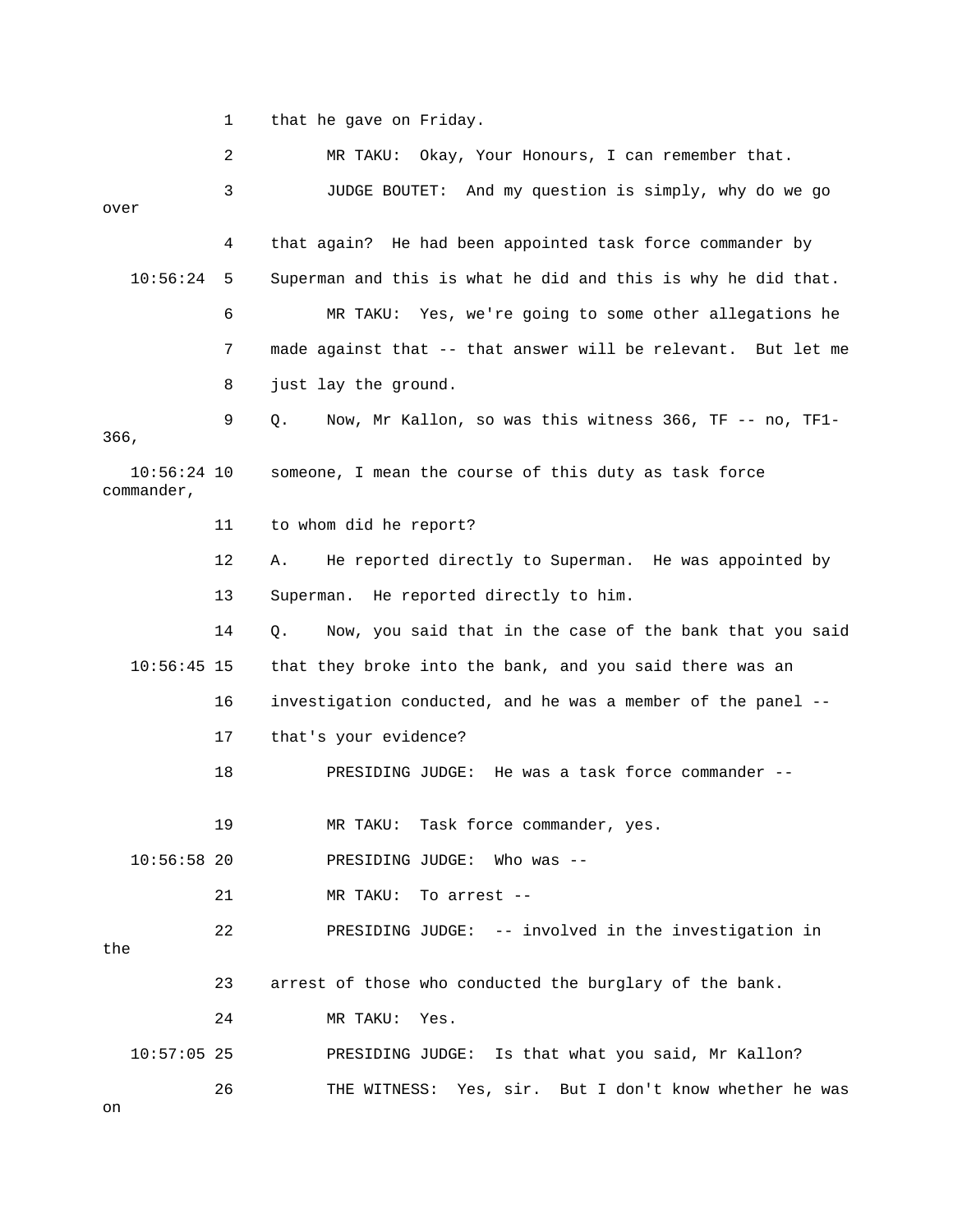1 that he gave on Friday.

2 MR TAKU: Okay, Your Honours, I can remember that.

3 JUDGE BOUTET: And my question is simply, why do we go over

4 that again? He had been appointed task force commander by

10:56:24 5 Superman and this is what he did and this is why he did that.

6 MR TAKU: Yes, we're going to some other allegations he

7 made against that -- that answer will be relevant. But let me

8 just lay the ground.

9 Q. Now, Mr Kallon, so was this witness 366, TF -- no, TF1-366,

10:56:24 10 someone, I mean the course of this duty as task force commander,

11 to whom did he report?

12 A. He reported directly to Superman. He was appointed by

13 Superman. He reported directly to him.

14 Q. Now, you said that in the case of the bank that you said

10:56:45 15 that they broke into the bank, and you said there was an

16 investigation conducted, and he was a member of the panel --

17 that's your evidence?

18 PRESIDING JUDGE: He was a task force commander --

19 MR TAKU: Task force commander, yes.

10:56:58 20 PRESIDING JUDGE: Who was --

21 MR TAKU: To arrest --

22 PRESIDING JUDGE: -- involved in the investigation in the

23 arrest of those who conducted the burglary of the bank.

24 MR TAKU: Yes.

10:57:05 25 PRESIDING JUDGE: Is that what you said, Mr Kallon?

26 THE WITNESS: Yes, sir. But I don't know whether he was on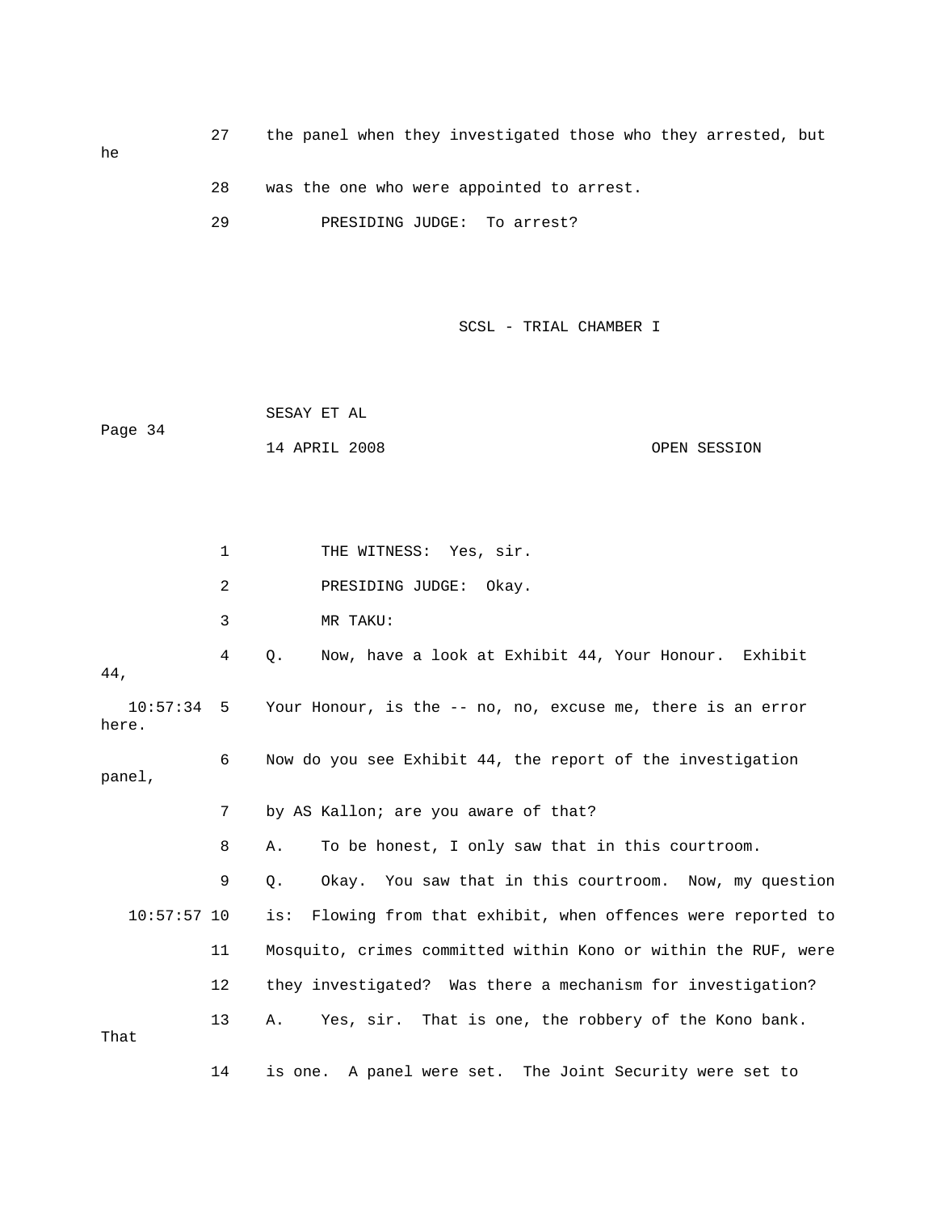27 the panel when they investigated those who they arrested, but he

28 was the one who were appointed to arrest.

29 PRESIDING JUDGE: To arrest?

1 THE WITNESS: Yes, sir.

2 PRESIDING JUDGE: Okay.

3 MR TAKU:

4 Q. Now, have a look at Exhibit 44, Your Honour. Exhibit 44,

10:57:34 5 Your Honour, is the -- no, no, excuse me, there is an error here.

6 Now do you see Exhibit 44, the report of the investigation panel,

7 by AS Kallon; are you aware of that?

8 A. To be honest, I only saw that in this courtroom.

9 Q. Okay. You saw that in this courtroom. Now, my question

10:57:57 10 is: Flowing from that exhibit, when offences were reported to

11 Mosquito, crimes committed within Kono or within the RUF, were

12 they investigated? Was there a mechanism for investigation?

13 A. Yes, sir. That is one, the robbery of the Kono bank. That

14 is one. A panel were set. The Joint Security were set to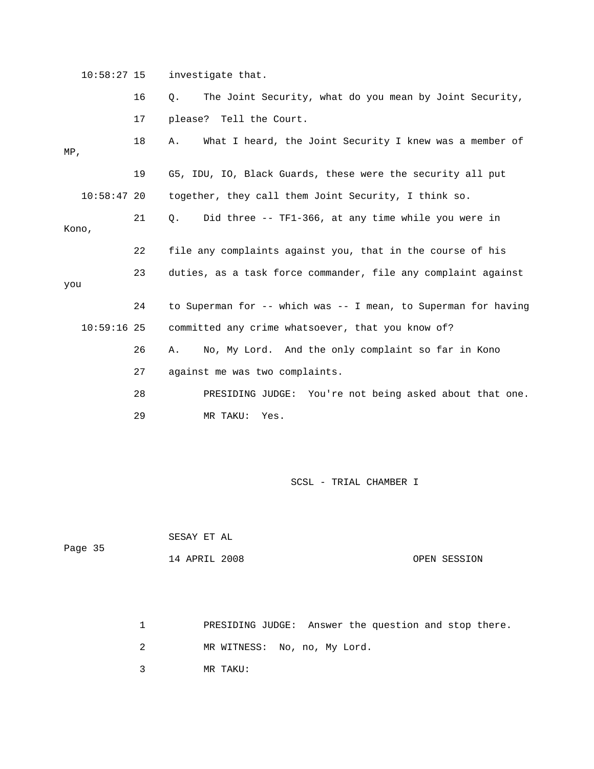10:58:27 15 investigate that.

16 Q. The Joint Security, what do you mean by Joint Security,

17 please? Tell the Court.

18 A. What I heard, the Joint Security I knew was a member of MP,

19 G5, IDU, IO, Black Guards, these were the security all put

10:58:47 20 together, they call them Joint Security, I think so.

21 Q. Did three -- TF1-366, at any time while you were in Kono,

22 file any complaints against you, that in the course of his

23 duties, as a task force commander, file any complaint against you

24 to Superman for -- which was -- I mean, to Superman for having

10:59:16 25 committed any crime whatsoever, that you know of?

26 A. No, My Lord. And the only complaint so far in Kono

27 against me was two complaints.

28 PRESIDING JUDGE: You're not being asked about that one.

29 MR TAKU: Yes.

1 PRESIDING JUDGE: Answer the question and stop there.

2 MR WITNESS: No, no, My Lord.

3 MR TAKU: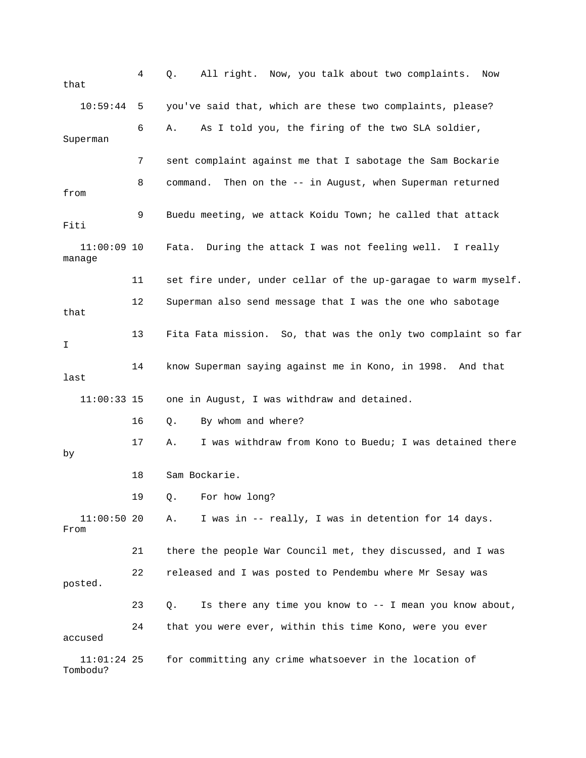4 Q. All right. Now, you talk about two complaints. Now that

10:59:44 5 you've said that, which are these two complaints, please?

6 A. As I told you, the firing of the two SLA soldier, Superman

7 sent complaint against me that I sabotage the Sam Bockarie

8 command. Then on the -- in August, when Superman returned from

9 Buedu meeting, we attack Koidu Town; he called that attack Fiti

11:00:09 10 Fata. During the attack I was not feeling well. I really manage

11 set fire under, under cellar of the up-garagae to warm myself.

12 Superman also send message that I was the one who sabotage that

13 Fita Fata mission. So, that was the only two complaint so far I

14 know Superman saying against me in Kono, in 1998. And that last

11:00:33 15 one in August, I was withdraw and detained.

16 Q. By whom and where?

17 A. I was withdraw from Kono to Buedu; I was detained there by

18 Sam Bockarie.

19 Q. For how long?

11:00:50 20 A. I was in -- really, I was in detention for 14 days. From

21 there the people War Council met, they discussed, and I was

22 released and I was posted to Pendembu where Mr Sesay was posted.

23 Q. Is there any time you know to -- I mean you know about,

24 that you were ever, within this time Kono, were you ever accused

11:01:24 25 for committing any crime whatsoever in the location of Tombodu?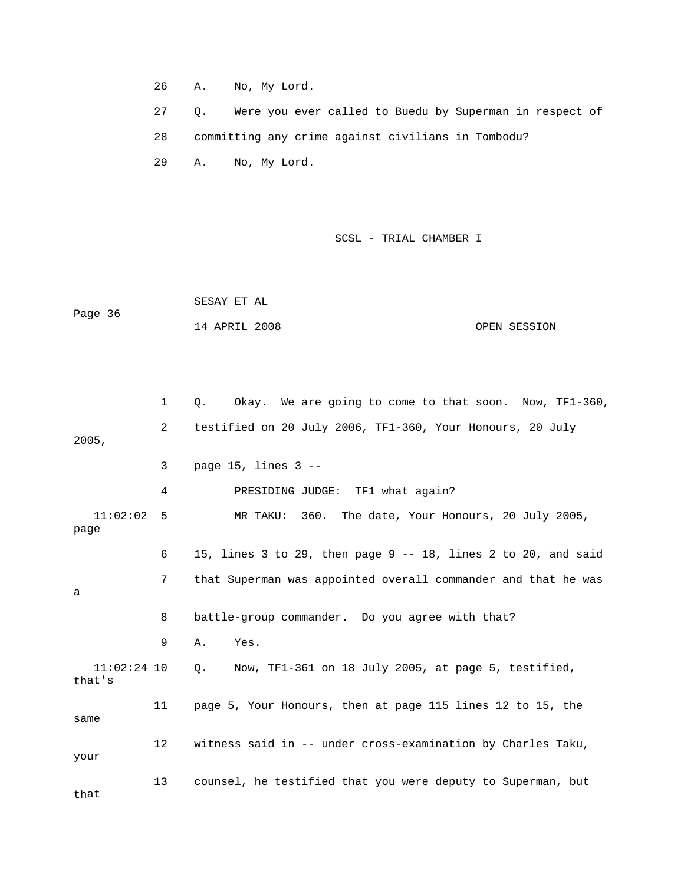26 A. No, My Lord.

27 Q. Were you ever called to Buedu by Superman in respect of

28 committing any crime against civilians in Tombodu?

29 A. No, My Lord.

1 Q. Okay. We are going to come to that soon. Now, TF1-360,

2 testified on 20 July 2006, TF1-360, Your Honours, 20 July 2005,

3 page 15, lines 3 --

4 PRESIDING JUDGE: TF1 what again?

11:02:02 5 MR TAKU: 360. The date, Your Honours, 20 July 2005, page

6 15, lines 3 to 29, then page 9 -- 18, lines 2 to 20, and said

7 that Superman was appointed overall commander and that he was a

8 battle-group commander. Do you agree with that?

9 A. Yes.

11:02:24 10 Q. Now, TF1-361 on 18 July 2005, at page 5, testified, that's

11 page 5, Your Honours, then at page 115 lines 12 to 15, the same

12 witness said in -- under cross-examination by Charles Taku, your

13 counsel, he testified that you were deputy to Superman, but that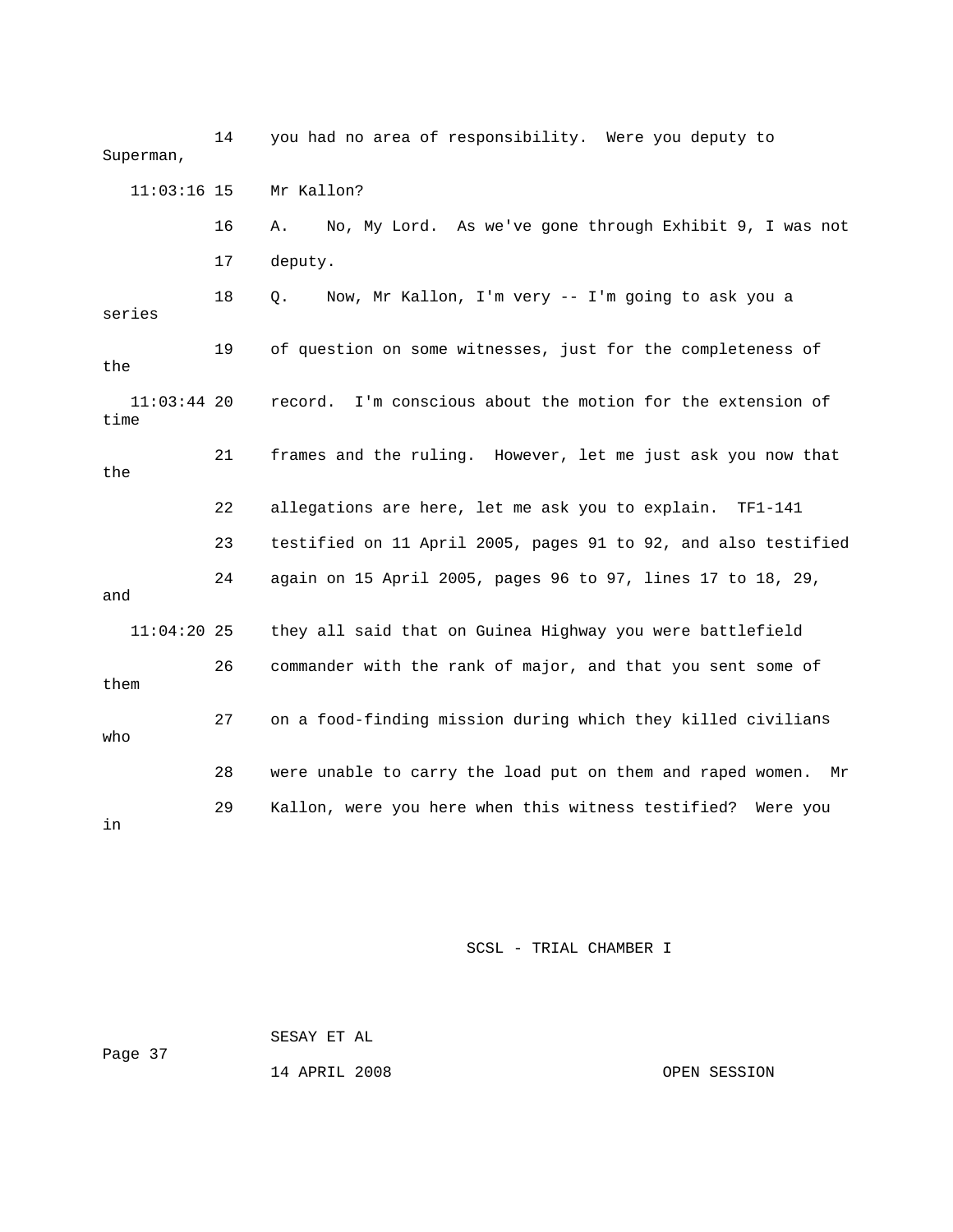14 you had no area of responsibility. Were you deputy to Superman,

11:03:16 15 Mr Kallon?

16 A. No, My Lord. As we've gone through Exhibit 9, I was not

17 deputy.

18 Q. Now, Mr Kallon, I'm very -- I'm going to ask you a series

19 of question on some witnesses, just for the completeness of the

11:03:44 20 record. I'm conscious about the motion for the extension of time

21 frames and the ruling. However, let me just ask you now that the

22 allegations are here, let me ask you to explain. TF1-141

23 testified on 11 April 2005, pages 91 to 92, and also testified

24 again on 15 April 2005, pages 96 to 97, lines 17 to 18, 29, and

11:04:20 25 they all said that on Guinea Highway you were battlefield

26 commander with the rank of major, and that you sent some of them

27 on a food-finding mission during which they killed civilians who

28 were unable to carry the load put on them and raped women. Mr

29 Kallon, were you here when this witness testified? Were you in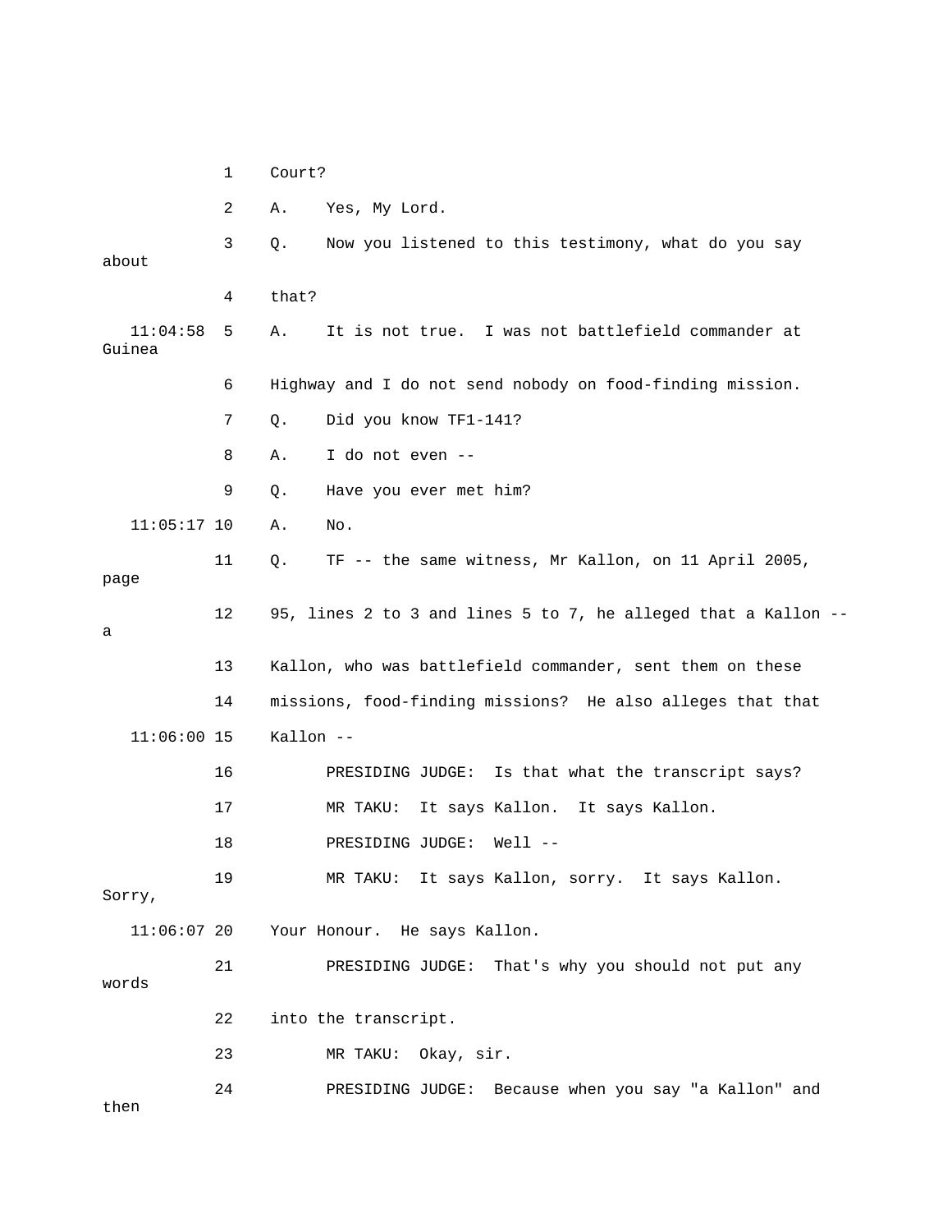1 Court?

2 A. Yes, My Lord.

3 Q. Now you listened to this testimony, what do you say about

4 that?

11:04:58 5 A. It is not true. I was not battlefield commander at Guinea

6 Highway and I do not send nobody on food-finding mission.

7 Q. Did you know TF1-141?

8 A. I do not even --

9 Q. Have you ever met him?

11:05:17 10 A. No.

11 Q. TF -- the same witness, Mr Kallon, on 11 April 2005, page

12 95, lines 2 to 3 and lines 5 to 7, he alleged that a Kallon -- a

13 Kallon, who was battlefield commander, sent them on these

14 missions, food-finding missions? He also alleges that that

11:06:00 15 Kallon --

16 PRESIDING JUDGE: Is that what the transcript says?

17 MR TAKU: It says Kallon. It says Kallon.

18 PRESIDING JUDGE: Well --

19 MR TAKU: It says Kallon, sorry. It says Kallon. Sorry,

11:06:07 20 Your Honour. He says Kallon.

21 PRESIDING JUDGE: That's why you should not put any words

22 into the transcript.

23 MR TAKU: Okay, sir.

24 PRESIDING JUDGE: Because when you say "a Kallon" and then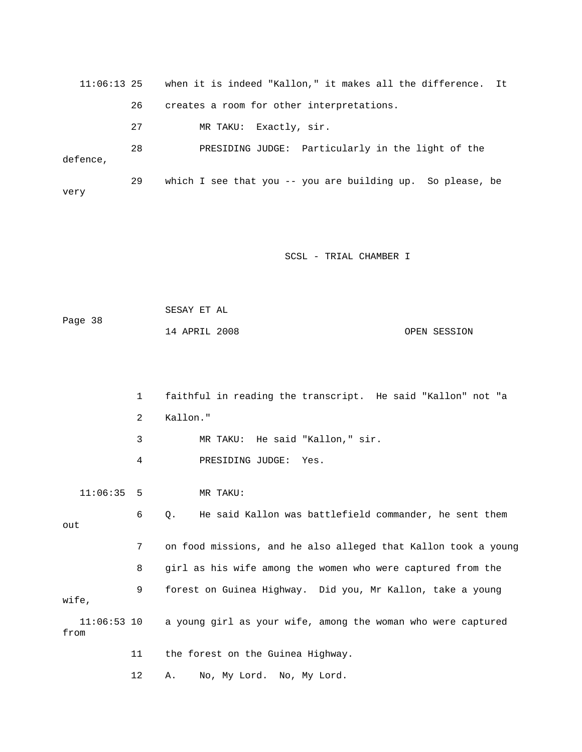11:06:13 25 when it is indeed "Kallon," it makes all the difference. It

26 creates a room for other interpretations.

27 MR TAKU: Exactly, sir.

28 PRESIDING JUDGE: Particularly in the light of the defence,

29 which I see that you -- you are building up. So please, be very

1 faithful in reading the transcript. He said "Kallon" not "a

2 Kallon."

3 MR TAKU: He said "Kallon," sir.

4 PRESIDING JUDGE: Yes.

11:06:35 5 MR TAKU:

6 Q. He said Kallon was battlefield commander, he sent them out

7 on food missions, and he also alleged that Kallon took a young

8 girl as his wife among the women who were captured from the

9 forest on Guinea Highway. Did you, Mr Kallon, take a young wife,

11:06:53 10 a young girl as your wife, among the woman who were captured from

11 the forest on the Guinea Highway.

12 A. No, My Lord. No, My Lord.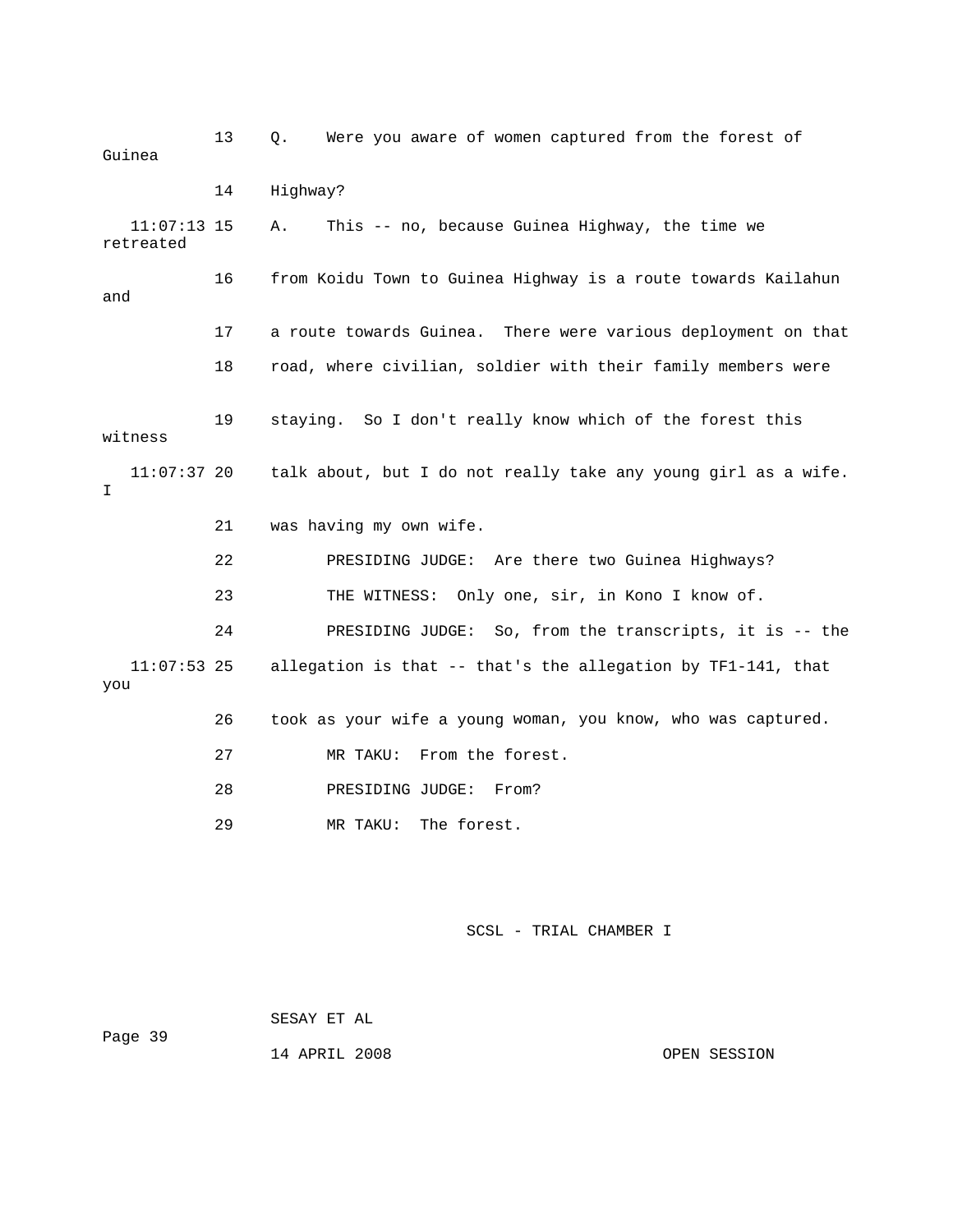13 Q. Were you aware of women captured from the forest of Guinea

14 Highway?

11:07:13 15 A. This -- no, because Guinea Highway, the time we retreated

16 from Koidu Town to Guinea Highway is a route towards Kailahun and

17 a route towards Guinea. There were various deployment on that

18 road, where civilian, soldier with their family members were

19 staying. So I don't really know which of the forest this witness

11:07:37 20 talk about, but I do not really take any young girl as a wife. I

21 was having my own wife.

22 PRESIDING JUDGE: Are there two Guinea Highways?

23 THE WITNESS: Only one, sir, in Kono I know of.

24 PRESIDING JUDGE: So, from the transcripts, it is -- the

11:07:53 25 allegation is that -- that's the allegation by TF1-141, that you

26 took as your wife a young woman, you know, who was captured.

27 MR TAKU: From the forest.

28 PRESIDING JUDGE: From?

29 MR TAKU: The forest.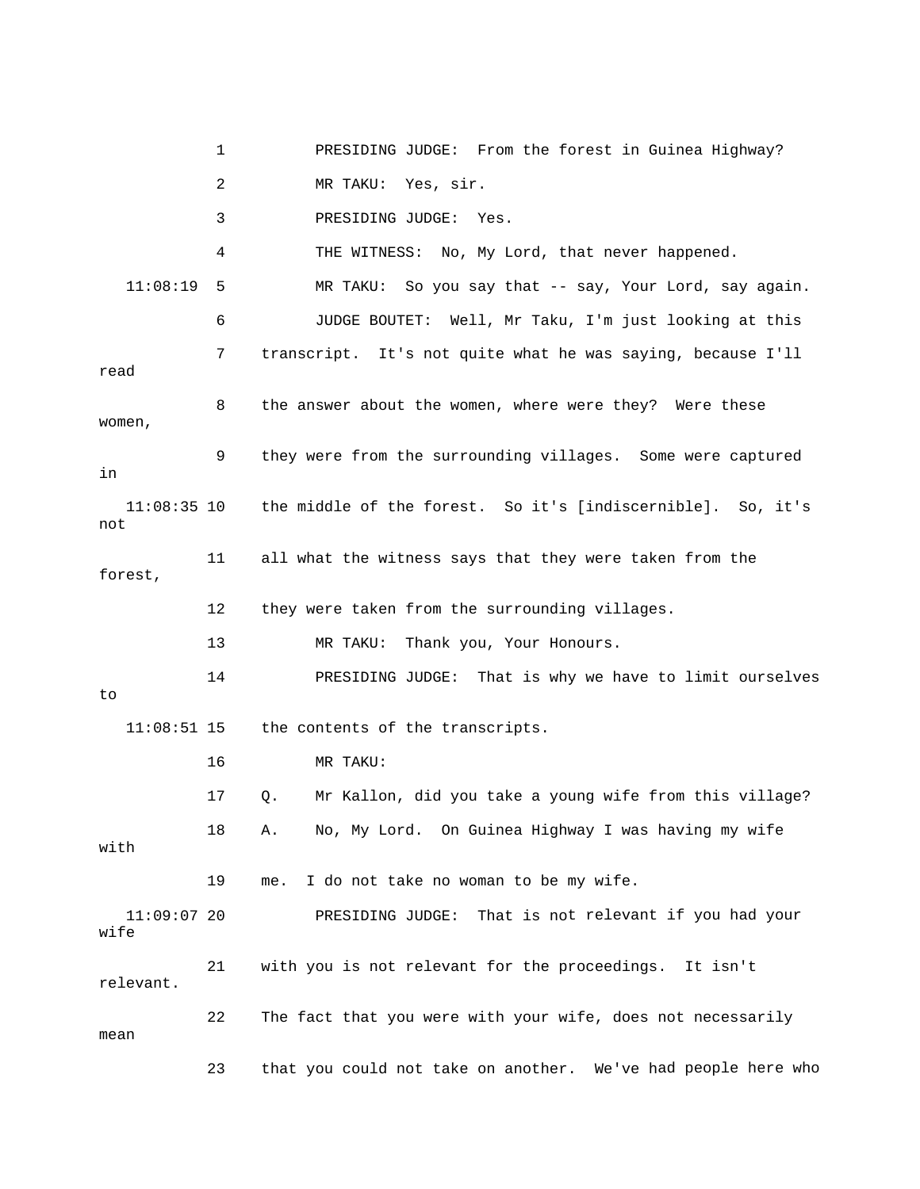1 PRESIDING JUDGE: From the forest in Guinea Highway?

2 MR TAKU: Yes, sir.

3 PRESIDING JUDGE: Yes.

4 THE WITNESS: No, My Lord, that never happened.

11:08:19 5 MR TAKU: So you say that -- say, Your Lord, say again.

6 JUDGE BOUTET: Well, Mr Taku, I'm just looking at this

7 transcript. It's not quite what he was saying, because I'll read

8 the answer about the women, where were they? Were these women,

9 they were from the surrounding villages. Some were captured in

11:08:35 10 the middle of the forest. So it's [indiscernible]. So, it's not

11 all what the witness says that they were taken from the forest,

12 they were taken from the surrounding villages.

13 MR TAKU: Thank you, Your Honours.

14 PRESIDING JUDGE: That is why we have to limit ourselves to

11:08:51 15 the contents of the transcripts.

16 MR TAKU:

17 Q. Mr Kallon, did you take a young wife from this village?

18 A. No, My Lord. On Guinea Highway I was having my wife with

19 me. I do not take no woman to be my wife.

11:09:07 20 PRESIDING JUDGE: That is not relevant if you had your wife

21 with you is not relevant for the proceedings. It isn't relevant.

22 The fact that you were with your wife, does not necessarily mean

23 that you could not take on another. We've had people here who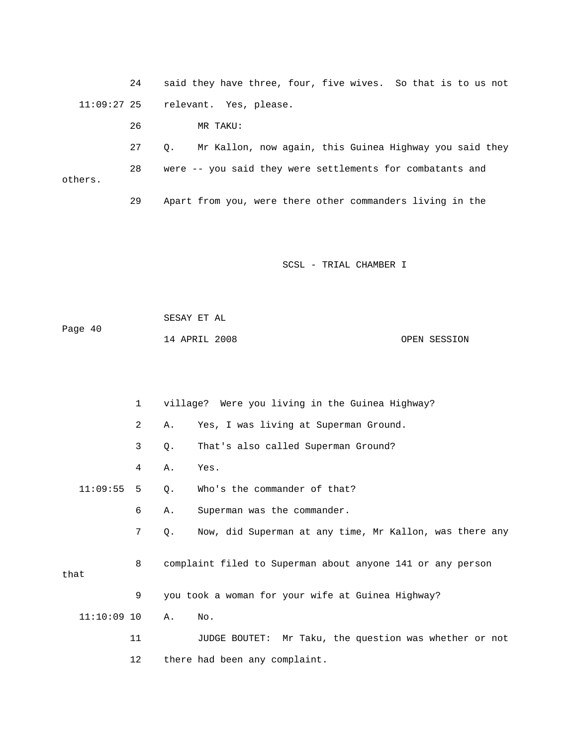24 said they have three, four, five wives. So that is to us not

11:09:27 25 relevant. Yes, please.

26 MR TAKU:

27 Q. Mr Kallon, now again, this Guinea Highway you said they

28 were -- you said they were settlements for combatants and others.

29 Apart from you, were there other commanders living in the

1 village? Were you living in the Guinea Highway?

2 A. Yes, I was living at Superman Ground.

3 Q. That's also called Superman Ground?

4 A. Yes.

11:09:55 5 Q. Who's the commander of that?

6 A. Superman was the commander.

7 Q. Now, did Superman at any time, Mr Kallon, was there any

8 complaint filed to Superman about anyone 141 or any person that

9 you took a woman for your wife at Guinea Highway?

11:10:09 10 A. No.

11 JUDGE BOUTET: Mr Taku, the question was whether or not

12 there had been any complaint.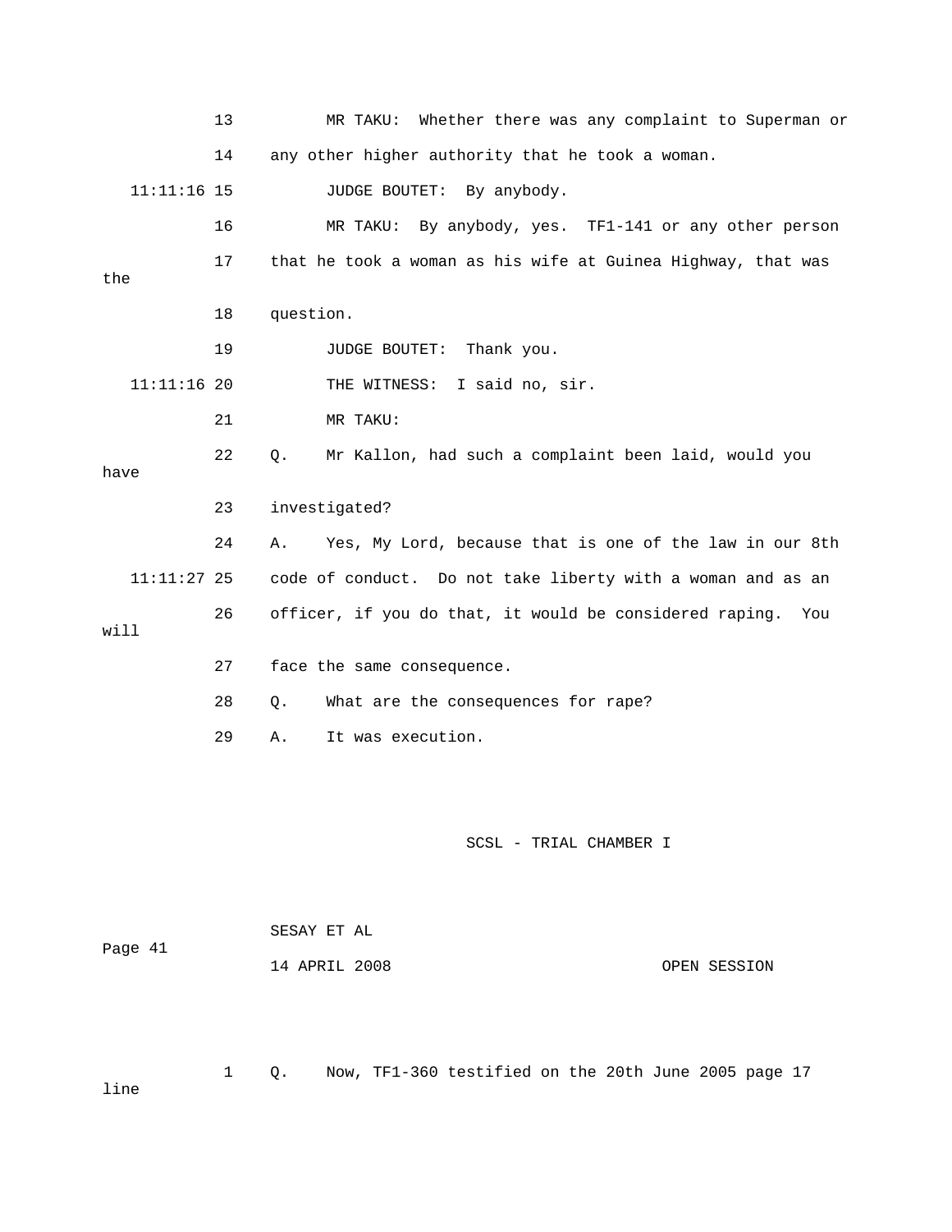13 MR TAKU: Whether there was any complaint to Superman or

14 any other higher authority that he took a woman.

11:11:16 15 JUDGE BOUTET: By anybody.

16 MR TAKU: By anybody, yes. TF1-141 or any other person

17 that he took a woman as his wife at Guinea Highway, that was the

18 question.

19 JUDGE BOUTET: Thank you.

11:11:16 20 THE WITNESS: I said no, sir.

21 MR TAKU:

22 Q. Mr Kallon, had such a complaint been laid, would you have

23 investigated?

24 A. Yes, My Lord, because that is one of the law in our 8th

11:11:27 25 code of conduct. Do not take liberty with a woman and as an

26 officer, if you do that, it would be considered raping. You will

27 face the same consequence.

28 Q. What are the consequences for rape?

29 A. It was execution.

1 Q. Now, TF1-360 testified on the 20th June 2005 page 17 line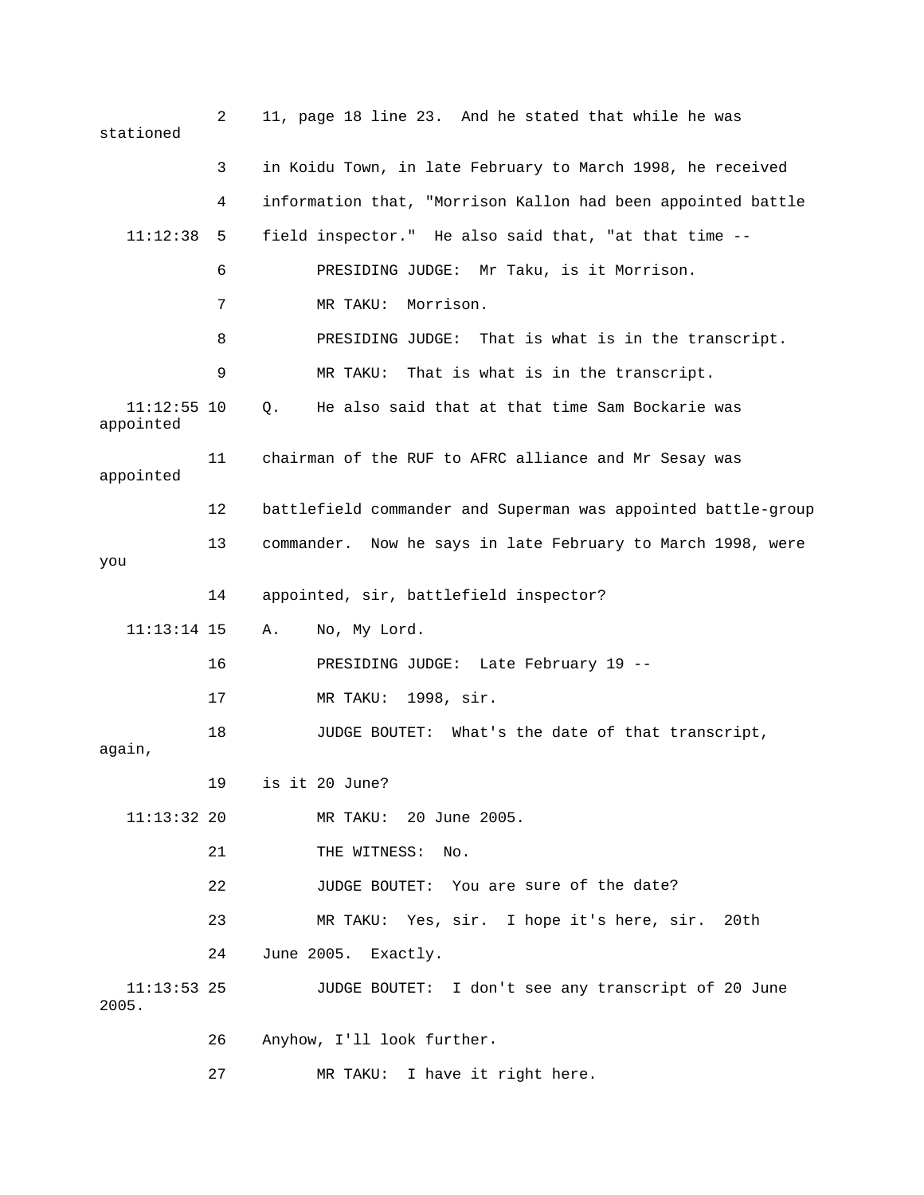2 11, page 18 line 23. And he stated that while he was stationed

3 in Koidu Town, in late February to March 1998, he received

4 information that, "Morrison Kallon had been appointed battle

11:12:38 5 field inspector." He also said that, "at that time --

6 PRESIDING JUDGE: Mr Taku, is it Morrison.

7 MR TAKU: Morrison.

8 PRESIDING JUDGE: That is what is in the transcript.

9 MR TAKU: That is what is in the transcript.

11:12:55 10 Q. He also said that at that time Sam Bockarie was appointed

11 chairman of the RUF to AFRC alliance and Mr Sesay was appointed

12 battlefield commander and Superman was appointed battle-group

13 commander. Now he says in late February to March 1998, were you

14 appointed, sir, battlefield inspector?

11:13:14 15 A. No, My Lord.

16 PRESIDING JUDGE: Late February 19 --

17 MR TAKU: 1998, sir.

18 JUDGE BOUTET: What's the date of that transcript, again,

19 is it 20 June?

11:13:32 20 MR TAKU: 20 June 2005.

21 THE WITNESS: No.

22 JUDGE BOUTET: You are sure of the date?

23 MR TAKU: Yes, sir. I hope it's here, sir. 20th

24 June 2005. Exactly.

11:13:53 25 JUDGE BOUTET: I don't see any transcript of 20 June 2005.

26 Anyhow, I'll look further.

27 MR TAKU: I have it right here.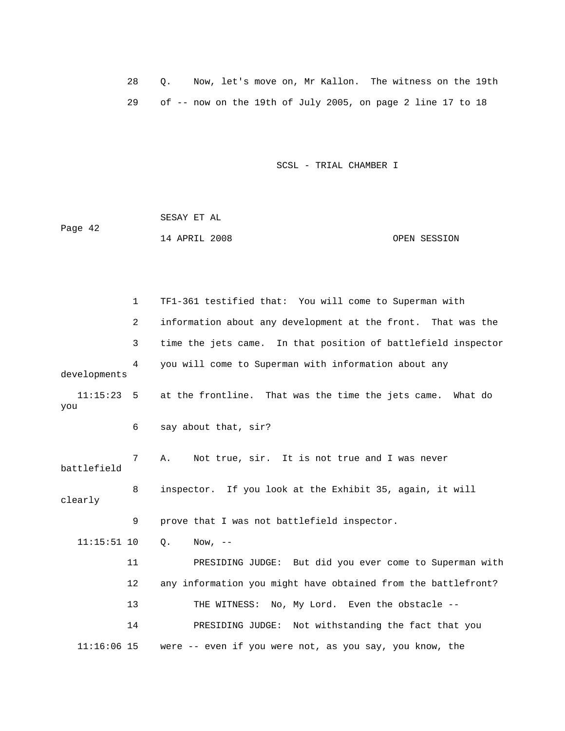28 Q. Now, let's move on, Mr Kallon. The witness on the 19th

29 of -- now on the 19th of July 2005, on page 2 line 17 to 18

1 TF1-361 testified that: You will come to Superman with

2 information about any development at the front. That was the

3 time the jets came. In that position of battlefield inspector

4 you will come to Superman with information about any developments

11:15:23 5 at the frontline. That was the time the jets came. What do you

6 say about that, sir?

7 A. Not true, sir. It is not true and I was never battlefield

8 inspector. If you look at the Exhibit 35, again, it will clearly

9 prove that I was not battlefield inspector.

11:15:51 10 Q. Now, --

11 PRESIDING JUDGE: But did you ever come to Superman with

12 any information you might have obtained from the battlefront?

13 THE WITNESS: No, My Lord. Even the obstacle --

14 PRESIDING JUDGE: Not withstanding the fact that you

11:16:06 15 were -- even if you were not, as you say, you know, the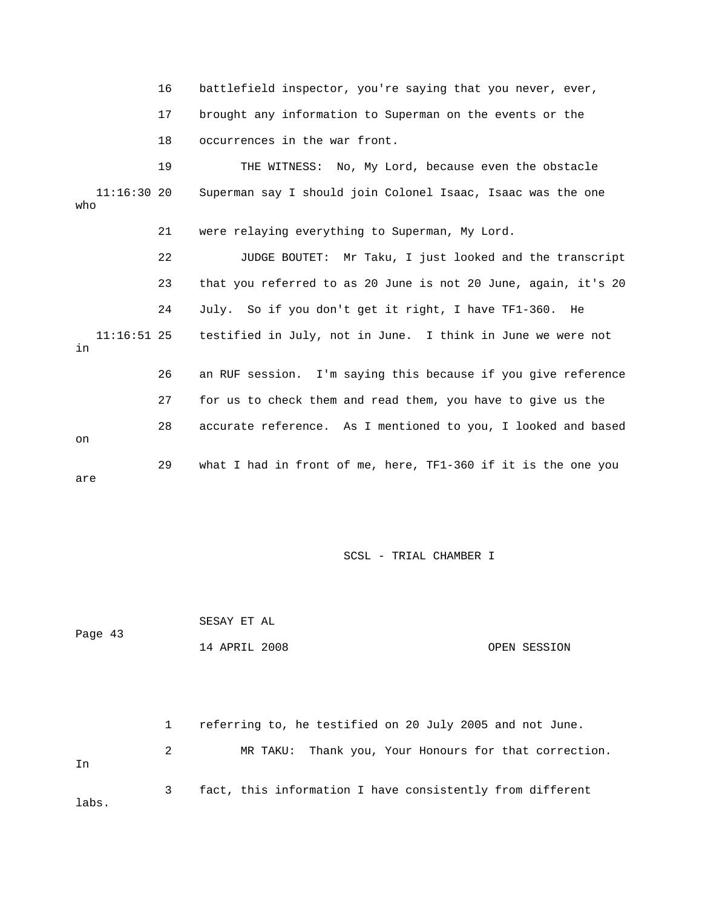16 battlefield inspector, you're saying that you never, ever,

17 brought any information to Superman on the events or the

18 occurrences in the war front.

19 THE WITNESS: No, My Lord, because even the obstacle

11:16:30 20 Superman say I should join Colonel Isaac, Isaac was the one who

21 were relaying everything to Superman, My Lord.

22 JUDGE BOUTET: Mr Taku, I just looked and the transcript

23 that you referred to as 20 June is not 20 June, again, it's 20

24 July. So if you don't get it right, I have TF1-360. He

11:16:51 25 testified in July, not in June. I think in June we were not in

26 an RUF session. I'm saying this because if you give reference

27 for us to check them and read them, you have to give us the

28 accurate reference. As I mentioned to you, I looked and based on

29 what I had in front of me, here, TF1-360 if it is the one you are

1 referring to, he testified on 20 July 2005 and not June.

2 MR TAKU: Thank you, Your Honours for that correction. In

3 fact, this information I have consistently from different labs.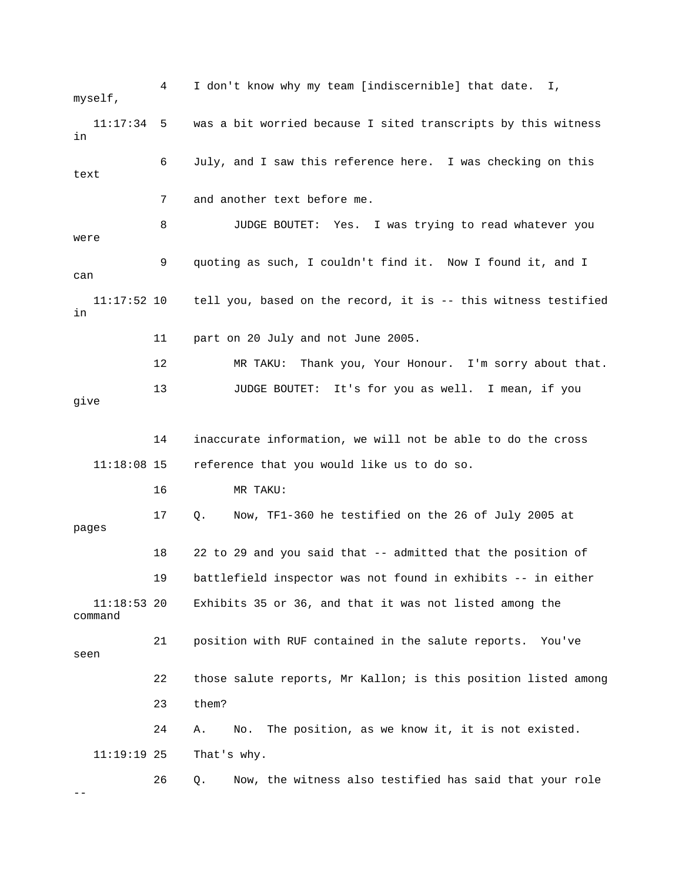4 I don't know why my team [indiscernible] that date. I, myself,

11:17:34 5 was a bit worried because I sited transcripts by this witness in

6 July, and I saw this reference here. I was checking on this text

7 and another text before me.

8 JUDGE BOUTET: Yes. I was trying to read whatever you were

9 quoting as such, I couldn't find it. Now I found it, and I can

11:17:52 10 tell you, based on the record, it is -- this witness testified in

11 part on 20 July and not June 2005.

12 MR TAKU: Thank you, Your Honour. I'm sorry about that.

13 JUDGE BOUTET: It's for you as well. I mean, if you give

14 inaccurate information, we will not be able to do the cross

11:18:08 15 reference that you would like us to do so.

16 MR TAKU:

17 Q. Now, TF1-360 he testified on the 26 of July 2005 at pages

18 22 to 29 and you said that -- admitted that the position of

19 battlefield inspector was not found in exhibits -- in either

11:18:53 20 Exhibits 35 or 36, and that it was not listed among the command

21 position with RUF contained in the salute reports. You've seen

22 those salute reports, Mr Kallon; is this position listed among

23 them?

24 A. No. The position, as we know it, it is not existed.

11:19:19 25 That's why.

26 Q. Now, the witness also testified has said that your role --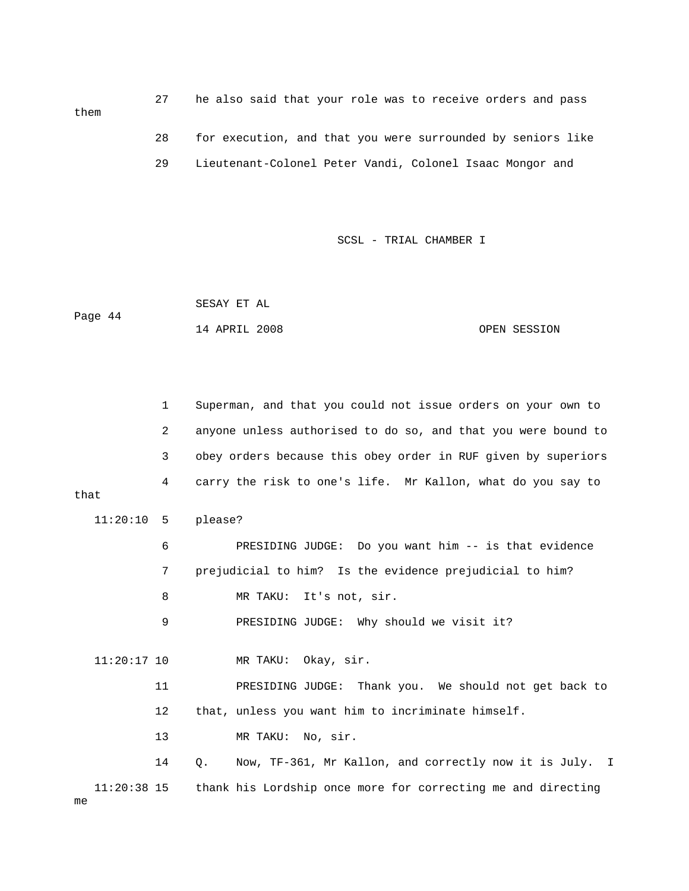27 he also said that your role was to receive orders and pass them

28 for execution, and that you were surrounded by seniors like

29 Lieutenant-Colonel Peter Vandi, Colonel Isaac Mongor and

1 Superman, and that you could not issue orders on your own to

2 anyone unless authorised to do so, and that you were bound to

3 obey orders because this obey order in RUF given by superiors

4 carry the risk to one's life. Mr Kallon, what do you say to that

11:20:10 5 please?

6 PRESIDING JUDGE: Do you want him -- is that evidence

7 prejudicial to him? Is the evidence prejudicial to him?

8 MR TAKU: It's not, sir.

9 PRESIDING JUDGE: Why should we visit it?

11:20:17 10 MR TAKU: Okay, sir.

11 PRESIDING JUDGE: Thank you. We should not get back to

12 that, unless you want him to incriminate himself.

13 MR TAKU: No, sir.

14 Q. Now, TF-361, Mr Kallon, and correctly now it is July. I

11:20:38 15 thank his Lordship once more for correcting me and directing me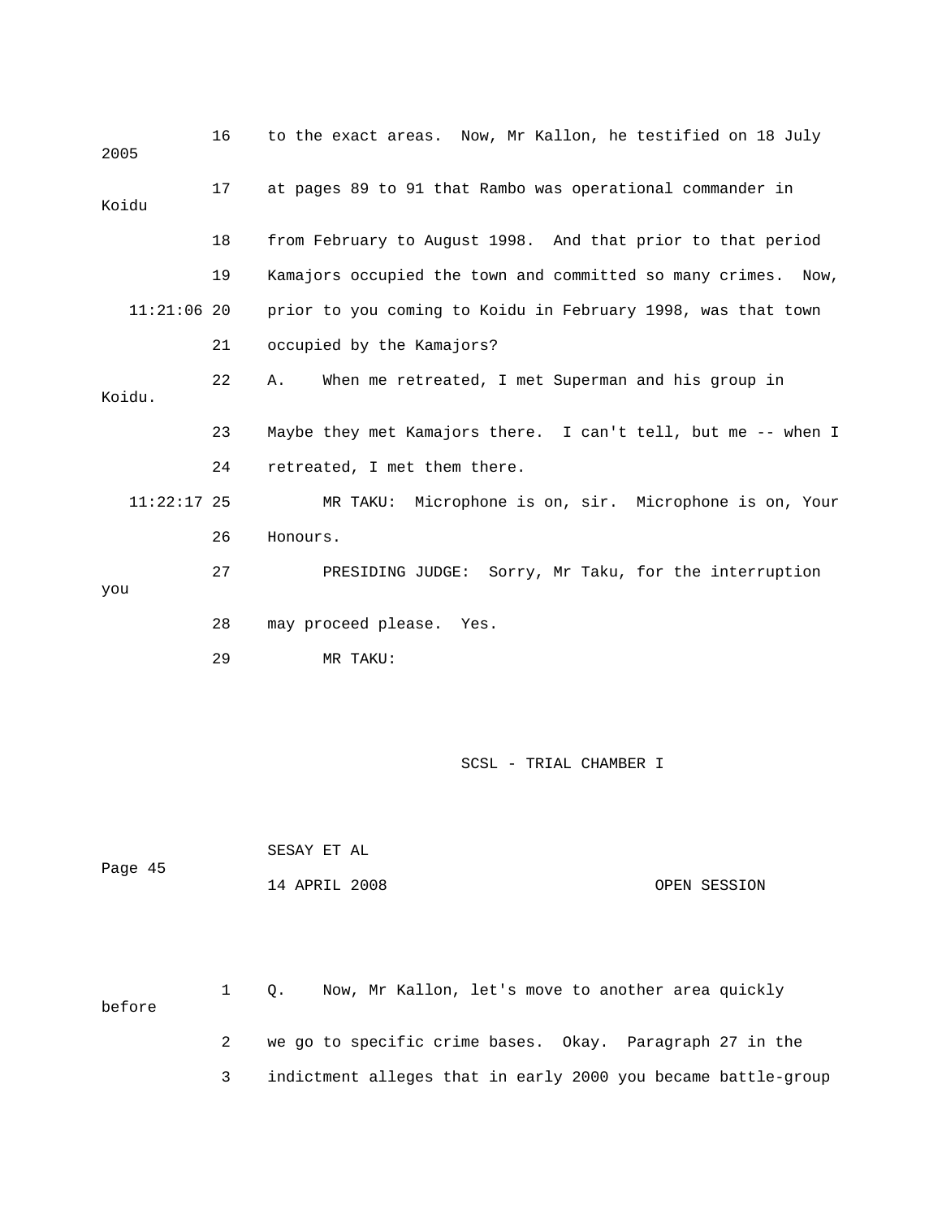16 to the exact areas. Now, Mr Kallon, he testified on 18 July 2005

17 at pages 89 to 91 that Rambo was operational commander in Koidu

18 from February to August 1998. And that prior to that period

19 Kamajors occupied the town and committed so many crimes. Now,

11:21:06 20 prior to you coming to Koidu in February 1998, was that town

21 occupied by the Kamajors?

22 A. When me retreated, I met Superman and his group in Koidu.

23 Maybe they met Kamajors there. I can't tell, but me -- when I

24 retreated, I met them there.

11:22:17 25 MR TAKU: Microphone is on, sir. Microphone is on, Your

26 Honours.

27 PRESIDING JUDGE: Sorry, Mr Taku, for the interruption you

28 may proceed please. Yes.

29 MR TAKU:

1 Q. Now, Mr Kallon, let's move to another area quickly before

2 we go to specific crime bases. Okay. Paragraph 27 in the

3 indictment alleges that in early 2000 you became battle-group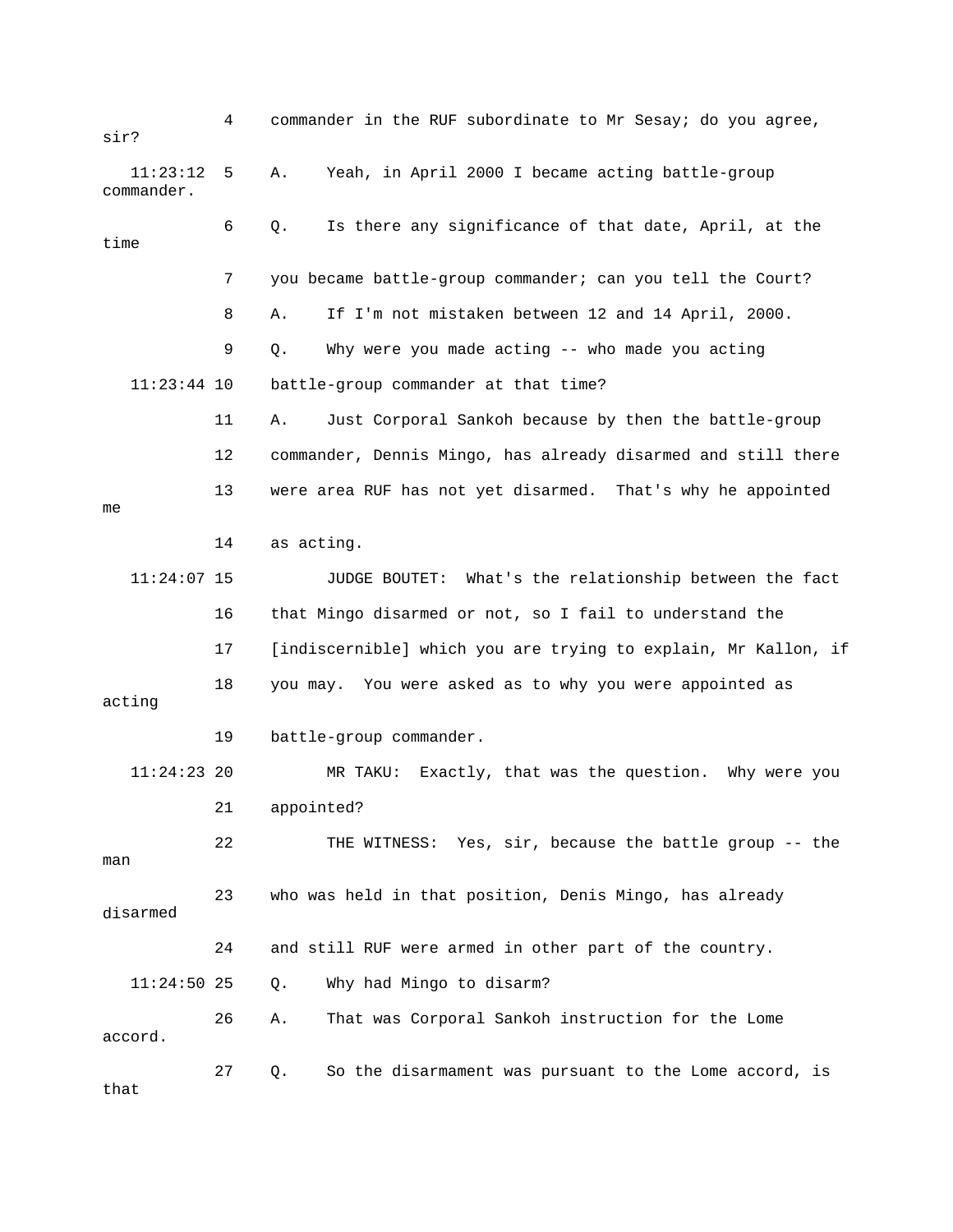4 commander in the RUF subordinate to Mr Sesay; do you agree, sir?

11:23:12 5 A. Yeah, in April 2000 I became acting battle-group commander.

6 Q. Is there any significance of that date, April, at the time

7 you became battle-group commander; can you tell the Court?

8 A. If I'm not mistaken between 12 and 14 April, 2000.

9 Q. Why were you made acting -- who made you acting

11:23:44 10 battle-group commander at that time?

11 A. Just Corporal Sankoh because by then the battle-group

12 commander, Dennis Mingo, has already disarmed and still there

13 were area RUF has not yet disarmed. That's why he appointed me

14 as acting.

11:24:07 15 JUDGE BOUTET: What's the relationship between the fact

16 that Mingo disarmed or not, so I fail to understand the

17 [indiscernible] which you are trying to explain, Mr Kallon, if

18 you may. You were asked as to why you were appointed as acting

19 battle-group commander.

11:24:23 20 MR TAKU: Exactly, that was the question. Why were you

21 appointed?

22 THE WITNESS: Yes, sir, because the battle group -- the man

23 who was held in that position, Denis Mingo, has already disarmed

24 and still RUF were armed in other part of the country.

11:24:50 25 Q. Why had Mingo to disarm?

26 A. That was Corporal Sankoh instruction for the Lome accord.

27 Q. So the disarmament was pursuant to the Lome accord, is that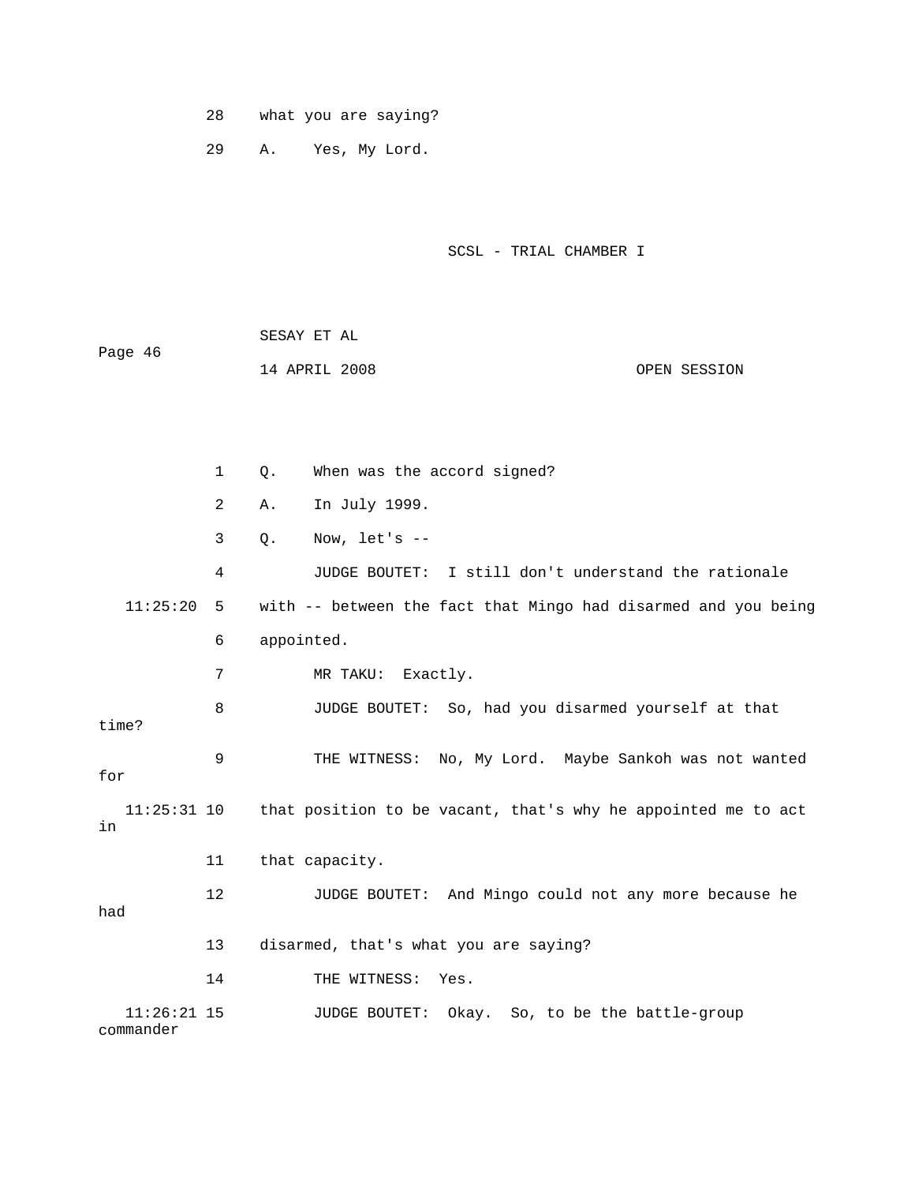28 what you are saying?

29 A. Yes, My Lord.

1 Q. When was the accord signed?

2 A. In July 1999.

3 Q. Now, let's --

4 JUDGE BOUTET: I still don't understand the rationale

11:25:20 5 with -- between the fact that Mingo had disarmed and you being

6 appointed.

7 MR TAKU: Exactly.

8 JUDGE BOUTET: So, had you disarmed yourself at that time?

9 THE WITNESS: No, My Lord. Maybe Sankoh was not wanted for

11:25:31 10 that position to be vacant, that's why he appointed me to act in

11 that capacity.

12 JUDGE BOUTET: And Mingo could not any more because he had

13 disarmed, that's what you are saying?

14 THE WITNESS: Yes.

11:26:21 15 JUDGE BOUTET: Okay. So, to be the battle-group commander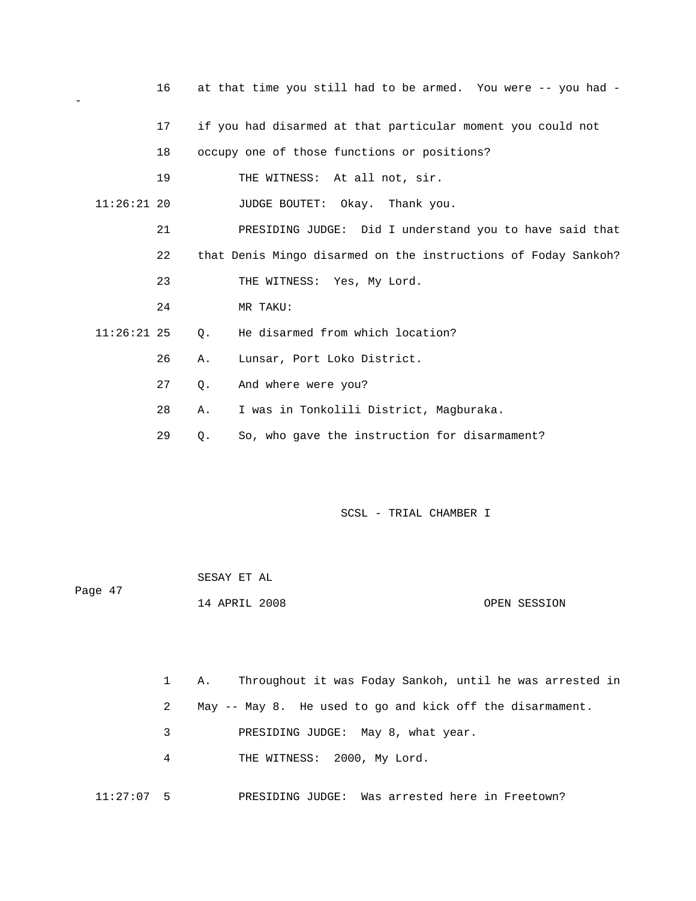16 at that time you still had to be armed. You were -- you had --

17 if you had disarmed at that particular moment you could not

18 occupy one of those functions or positions?

19 THE WITNESS: At all not, sir.

11:26:21 20 JUDGE BOUTET: Okay. Thank you.

21 PRESIDING JUDGE: Did I understand you to have said that

22 that Denis Mingo disarmed on the instructions of Foday Sankoh?

23 THE WITNESS: Yes, My Lord.

24 MR TAKU:

11:26:21 25 Q. He disarmed from which location?

26 A. Lunsar, Port Loko District.

27 Q. And where were you?

28 A. I was in Tonkolili District, Magburaka.

29 Q. So, who gave the instruction for disarmament?

1 A. Throughout it was Foday Sankoh, until he was arrested in

2 May -- May 8. He used to go and kick off the disarmament.

3 PRESIDING JUDGE: May 8, what year.

4 THE WITNESS: 2000, My Lord.

11:27:07 5 PRESIDING JUDGE: Was arrested here in Freetown?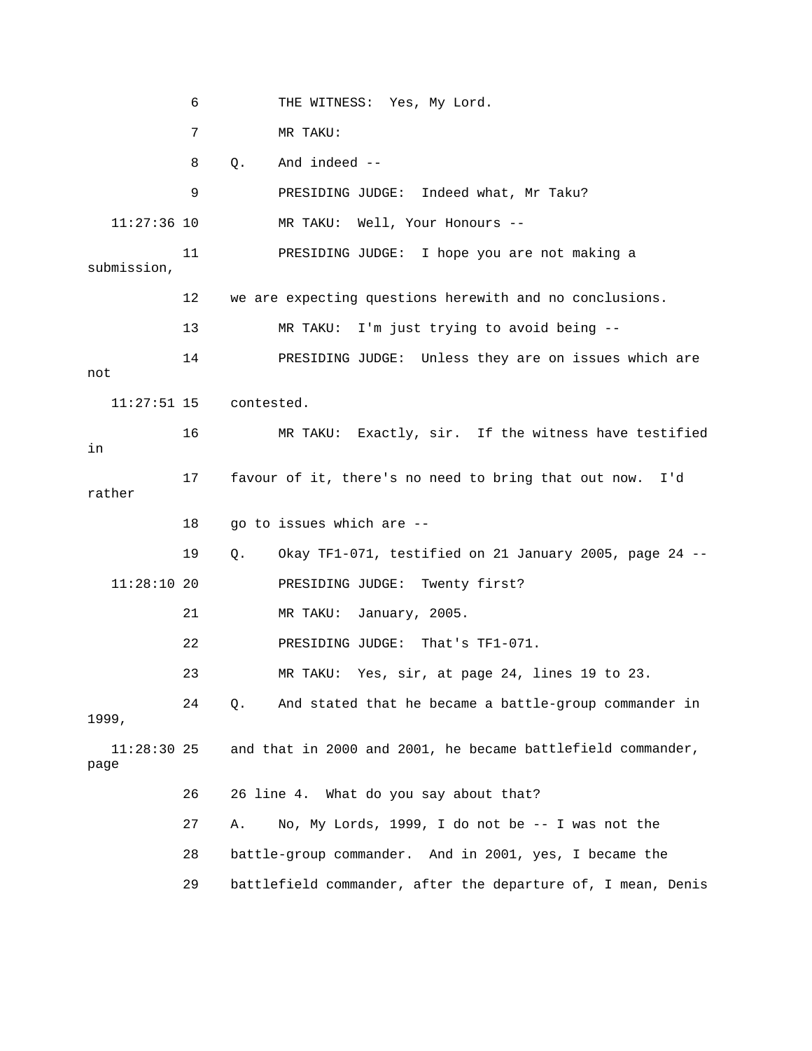6 THE WITNESS: Yes, My Lord.

7 MR TAKU:

8 Q. And indeed --

9 PRESIDING JUDGE: Indeed what, Mr Taku?

11:27:36 10 MR TAKU: Well, Your Honours --

11 PRESIDING JUDGE: I hope you are not making a submission,

12 we are expecting questions herewith and no conclusions.

13 MR TAKU: I'm just trying to avoid being --

14 PRESIDING JUDGE: Unless they are on issues which are not

11:27:51 15 contested.

16 MR TAKU: Exactly, sir. If the witness have testified in

17 favour of it, there's no need to bring that out now. I'd rather

18 go to issues which are --

19 Q. Okay TF1-071, testified on 21 January 2005, page 24 --

11:28:10 20 PRESIDING JUDGE: Twenty first?

21 MR TAKU: January, 2005.

22 PRESIDING JUDGE: That's TF1-071.

23 MR TAKU: Yes, sir, at page 24, lines 19 to 23.

24 Q. And stated that he became a battle-group commander in 1999,

11:28:30 25 and that in 2000 and 2001, he became battlefield commander, page

26 26 line 4. What do you say about that?

27 A. No, My Lords, 1999, I do not be -- I was not the

28 battle-group commander. And in 2001, yes, I became the

29 battlefield commander, after the departure of, I mean, Denis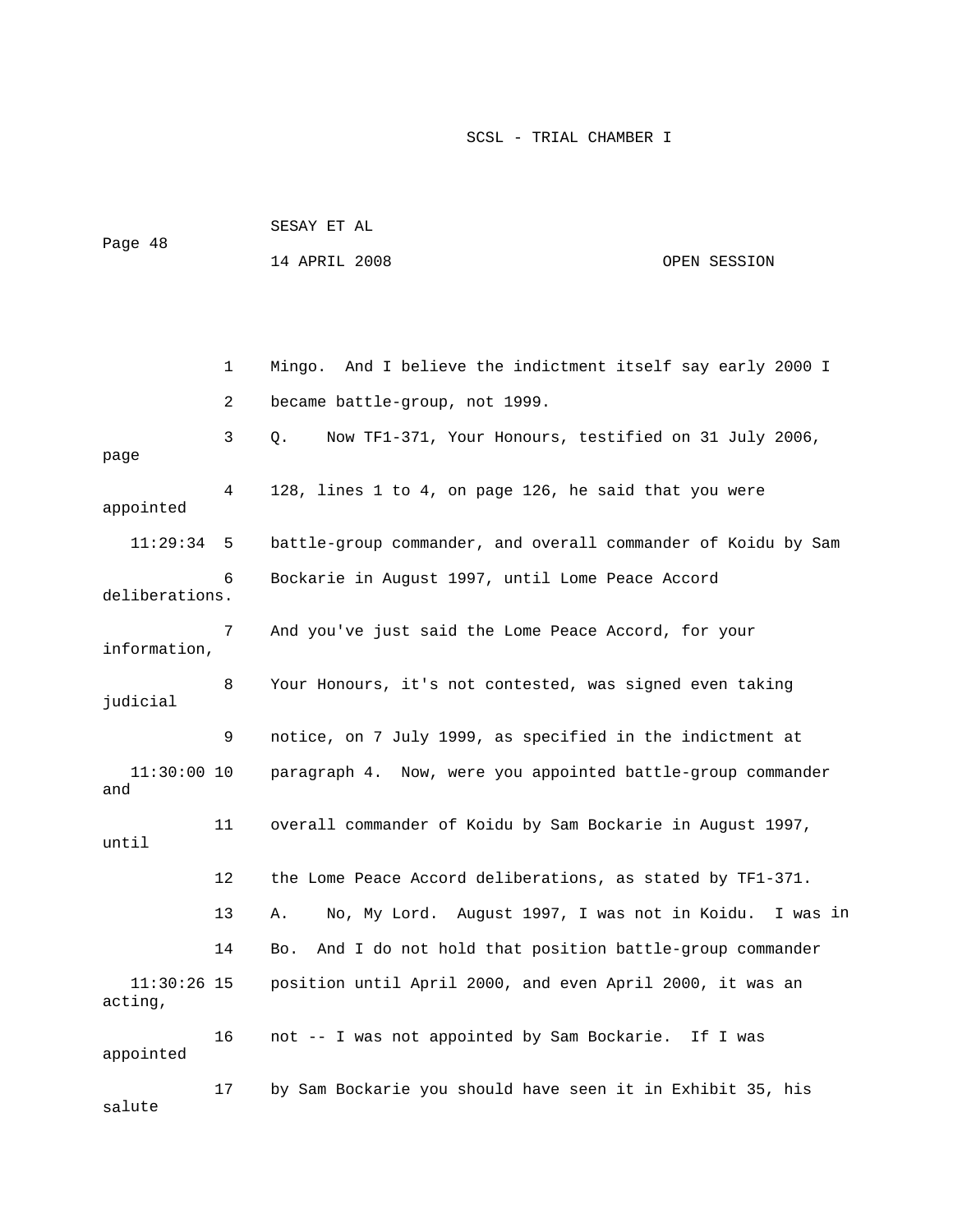1 Mingo. And I believe the indictment itself say early 2000 I

2 became battle-group, not 1999.

3 Q. Now TF1-371, Your Honours, testified on 31 July 2006, page

4 128, lines 1 to 4, on page 126, he said that you were appointed

11:29:34 5 battle-group commander, and overall commander of Koidu by Sam

6 Bockarie in August 1997, until Lome Peace Accord deliberations.

7 And you've just said the Lome Peace Accord, for your information,

8 Your Honours, it's not contested, was signed even taking judicial

9 notice, on 7 July 1999, as specified in the indictment at

11:30:00 10 paragraph 4. Now, were you appointed battle-group commander and

11 overall commander of Koidu by Sam Bockarie in August 1997, until

12 the Lome Peace Accord deliberations, as stated by TF1-371.

13 A. No, My Lord. August 1997, I was not in Koidu. I was in

14 Bo. And I do not hold that position battle-group commander

11:30:26 15 position until April 2000, and even April 2000, it was an acting,

16 not -- I was not appointed by Sam Bockarie. If I was appointed

17 by Sam Bockarie you should have seen it in Exhibit 35, his salute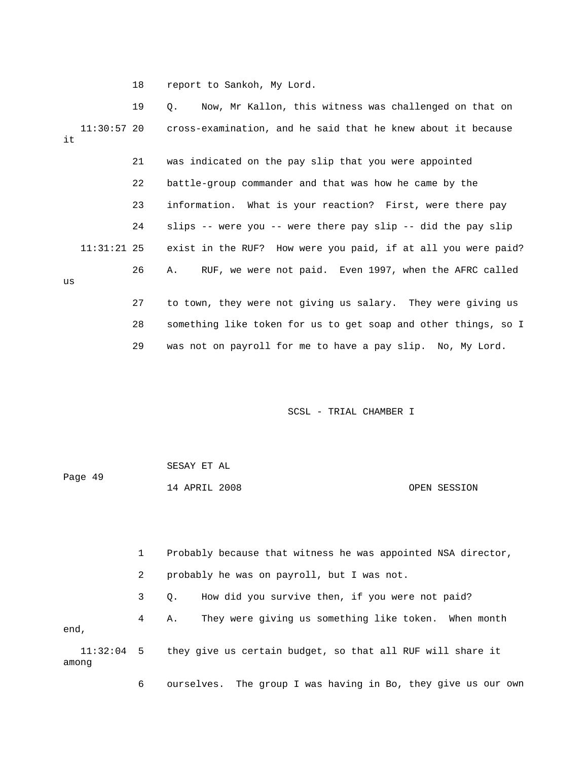18 report to Sankoh, My Lord.

19 Q. Now, Mr Kallon, this witness was challenged on that on

11:30:57 20 cross-examination, and he said that he knew about it because it

21 was indicated on the pay slip that you were appointed

22 battle-group commander and that was how he came by the

23 information. What is your reaction? First, were there pay

24 slips -- were you -- were there pay slip -- did the pay slip

11:31:21 25 exist in the RUF? How were you paid, if at all you were paid?

26 A. RUF, we were not paid. Even 1997, when the AFRC called us

27 to town, they were not giving us salary. They were giving us

28 something like token for us to get soap and other things, so I

29 was not on payroll for me to have a pay slip. No, My Lord.

1 Probably because that witness he was appointed NSA director,

2 probably he was on payroll, but I was not.

3 Q. How did you survive then, if you were not paid?

4 A. They were giving us something like token. When month end,

11:32:04 5 they give us certain budget, so that all RUF will share it among

6 ourselves. The group I was having in Bo, they give us our own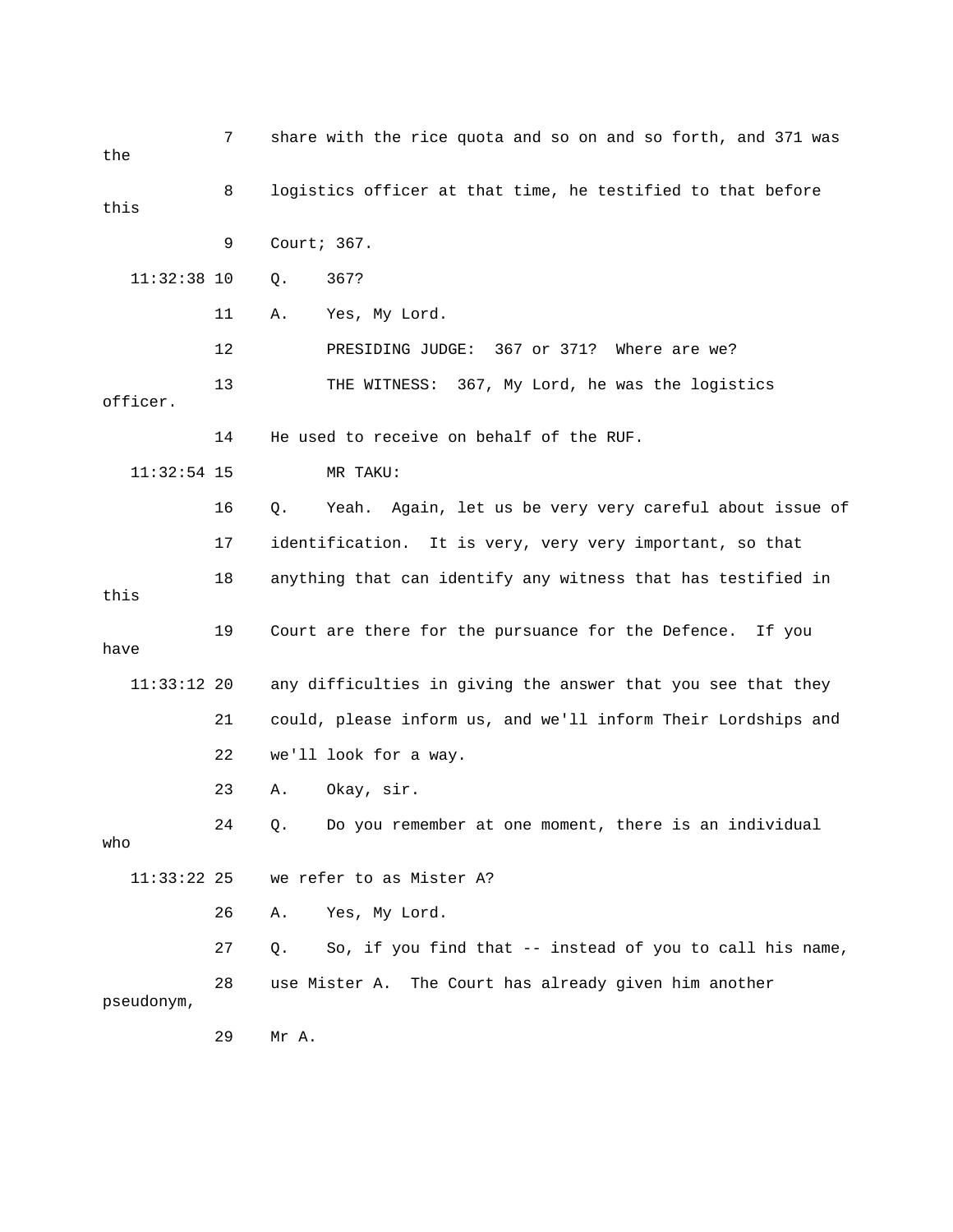7 share with the rice quota and so on and so forth, and 371 was the

8 logistics officer at that time, he testified to that before this

9 Court; 367.

11:32:38 10 Q. 367?

11 A. Yes, My Lord.

12 PRESIDING JUDGE: 367 or 371? Where are we?

13 THE WITNESS: 367, My Lord, he was the logistics officer.

14 He used to receive on behalf of the RUF.

11:32:54 15 MR TAKU:

16 Q. Yeah. Again, let us be very very careful about issue of

17 identification. It is very, very very important, so that

18 anything that can identify any witness that has testified in this

19 Court are there for the pursuance for the Defence. If you have

11:33:12 20 any difficulties in giving the answer that you see that they

21 could, please inform us, and we'll inform Their Lordships and

22 we'll look for a way.

23 A. Okay, sir.

24 Q. Do you remember at one moment, there is an individual who

11:33:22 25 we refer to as Mister A?

26 A. Yes, My Lord.

27 Q. So, if you find that -- instead of you to call his name,

28 use Mister A. The Court has already given him another pseudonym,

29 Mr A.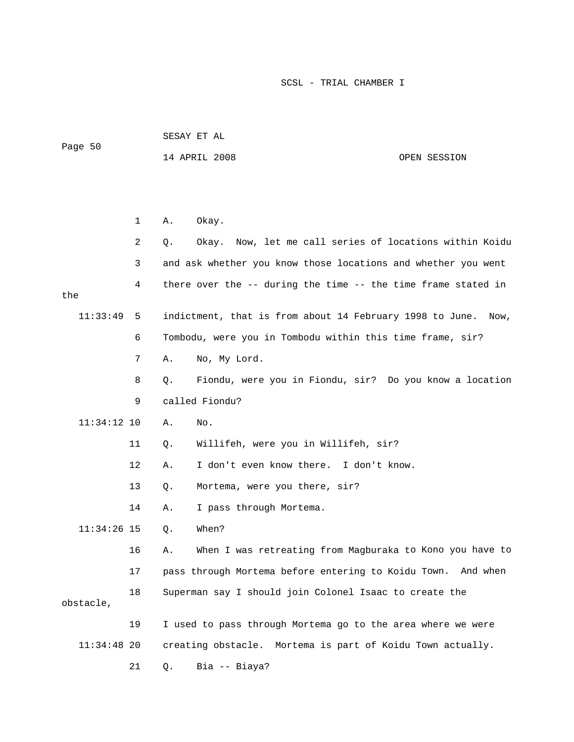1 A. Okay.

2 Q. Okay. Now, let me call series of locations within Koidu

3 and ask whether you know those locations and whether you went

4 there over the -- during the time -- the time frame stated in the

11:33:49 5 indictment, that is from about 14 February 1998 to June. Now,

6 Tombodu, were you in Tombodu within this time frame, sir?

7 A. No, My Lord.

8 Q. Fiondu, were you in Fiondu, sir? Do you know a location

9 called Fiondu?

11:34:12 10 A. No.

11 Q. Willifeh, were you in Willifeh, sir?

12 A. I don't even know there. I don't know.

13 Q. Mortema, were you there, sir?

14 A. I pass through Mortema.

11:34:26 15 Q. When?

16 A. When I was retreating from Magburaka to Kono you have to

17 pass through Mortema before entering to Koidu Town. And when

18 Superman say I should join Colonel Isaac to create the obstacle,

19 I used to pass through Mortema go to the area where we were

11:34:48 20 creating obstacle. Mortema is part of Koidu Town actually.

21 Q. Bia -- Biaya?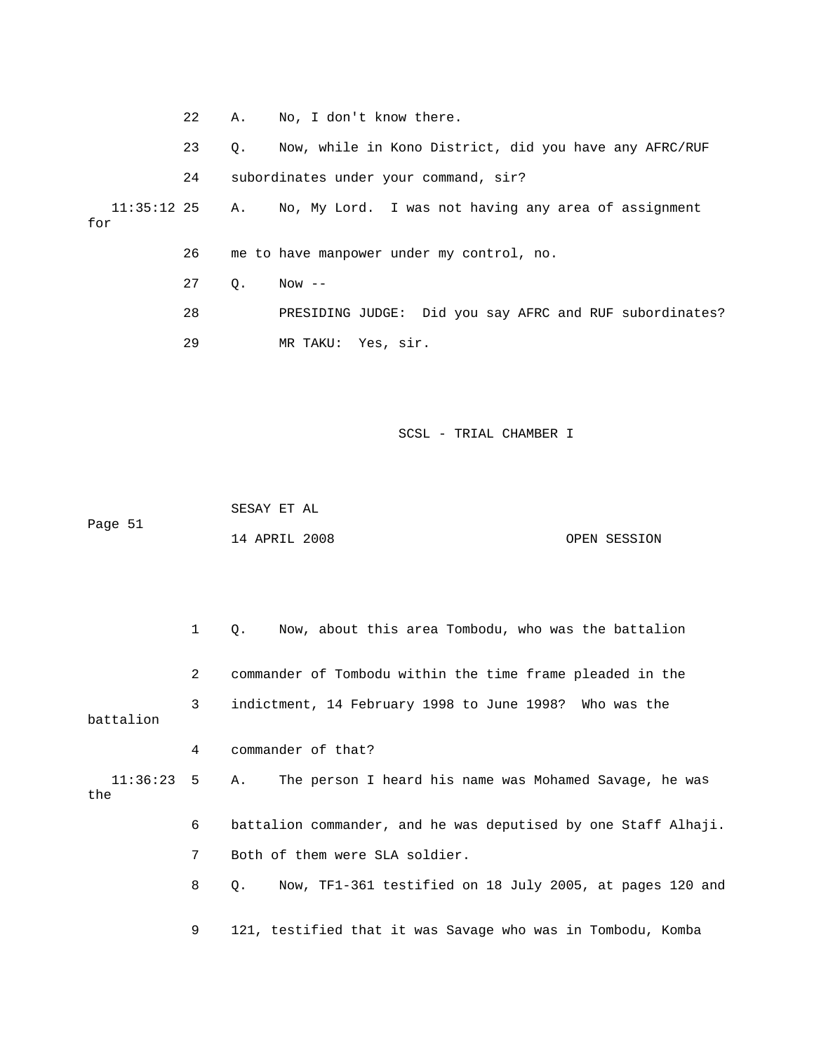22 A. No, I don't know there.

23 Q. Now, while in Kono District, did you have any AFRC/RUF

24 subordinates under your command, sir?

11:35:12 25 A. No, My Lord. I was not having any area of assignment for

26 me to have manpower under my control, no.

27 Q. Now --

28 PRESIDING JUDGE: Did you say AFRC and RUF subordinates?

29 MR TAKU: Yes, sir.

SCSL - TRIAL CHAMBER I

SESAY ET AL

Page 51

14 APRIL 2008 OPEN SESSION

1 Q. Now, about this area Tombodu, who was the battalion

2 commander of Tombodu within the time frame pleaded in the

3 indictment, 14 February 1998 to June 1998? Who was the battalion

4 commander of that?

11:36:23 5 A. The person I heard his name was Mohamed Savage, he was the

6 battalion commander, and he was deputised by one Staff Alhaji.

7 Both of them were SLA soldier.

8 Q. Now, TF1-361 testified on 18 July 2005, at pages 120 and

9 121, testified that it was Savage who was in Tombodu, Komba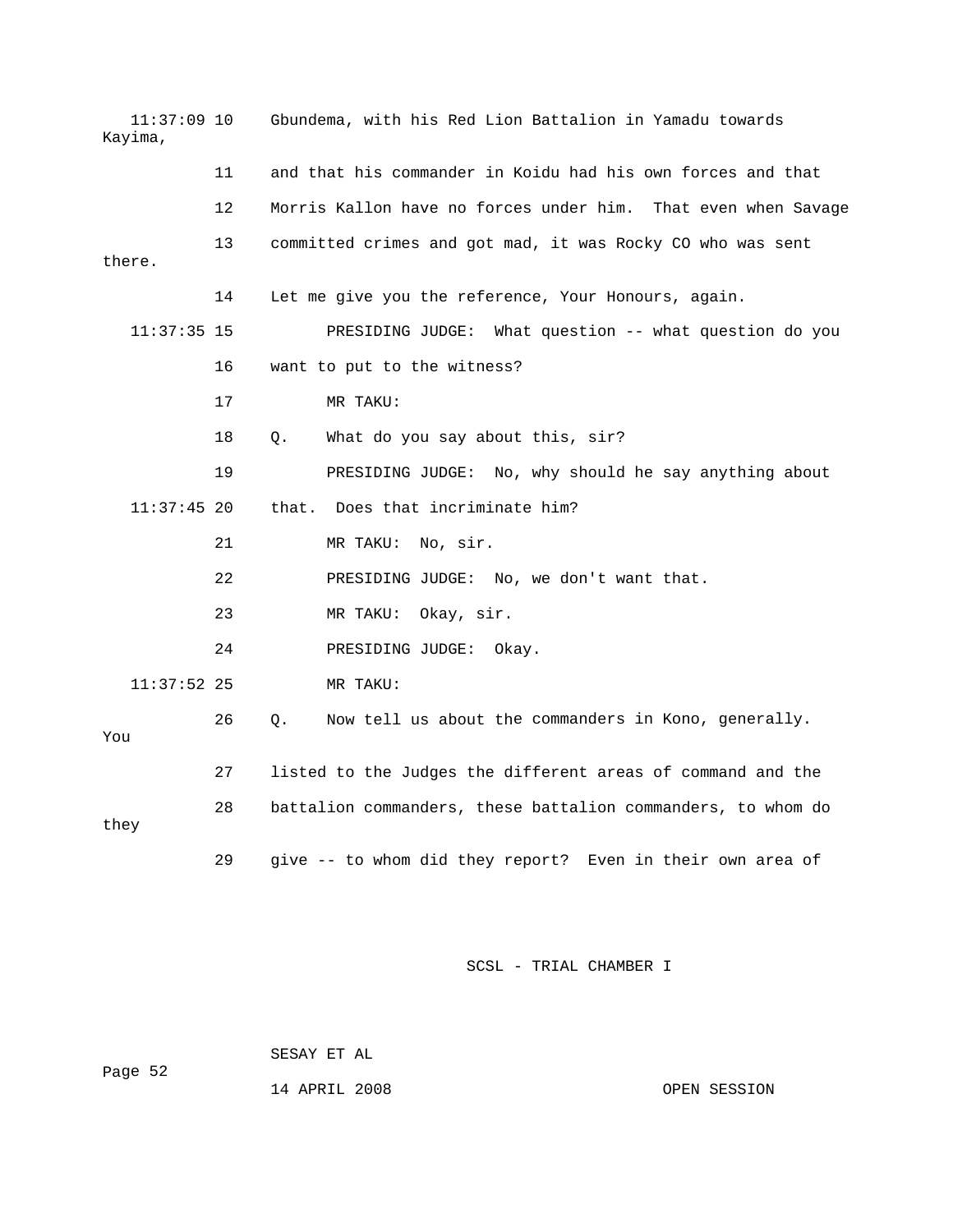11:37:09 10 Gbundema, with his Red Lion Battalion in Yamadu towards Kayima,

11 and that his commander in Koidu had his own forces and that

12 Morris Kallon have no forces under him. That even when Savage

13 committed crimes and got mad, it was Rocky CO who was sent there.

14 Let me give you the reference, Your Honours, again.

11:37:35 15 PRESIDING JUDGE: What question -- what question do you

16 want to put to the witness?

17 MR TAKU:

18 Q. What do you say about this, sir?

19 PRESIDING JUDGE: No, why should he say anything about

11:37:45 20 that. Does that incriminate him?

21 MR TAKU: No, sir.

22 PRESIDING JUDGE: No, we don't want that.

23 MR TAKU: Okay, sir.

24 PRESIDING JUDGE: Okay.

11:37:52 25 MR TAKU:

26 Q. Now tell us about the commanders in Kono, generally. You

27 listed to the Judges the different areas of command and the

28 battalion commanders, these battalion commanders, to whom do they

29 give -- to whom did they report? Even in their own area of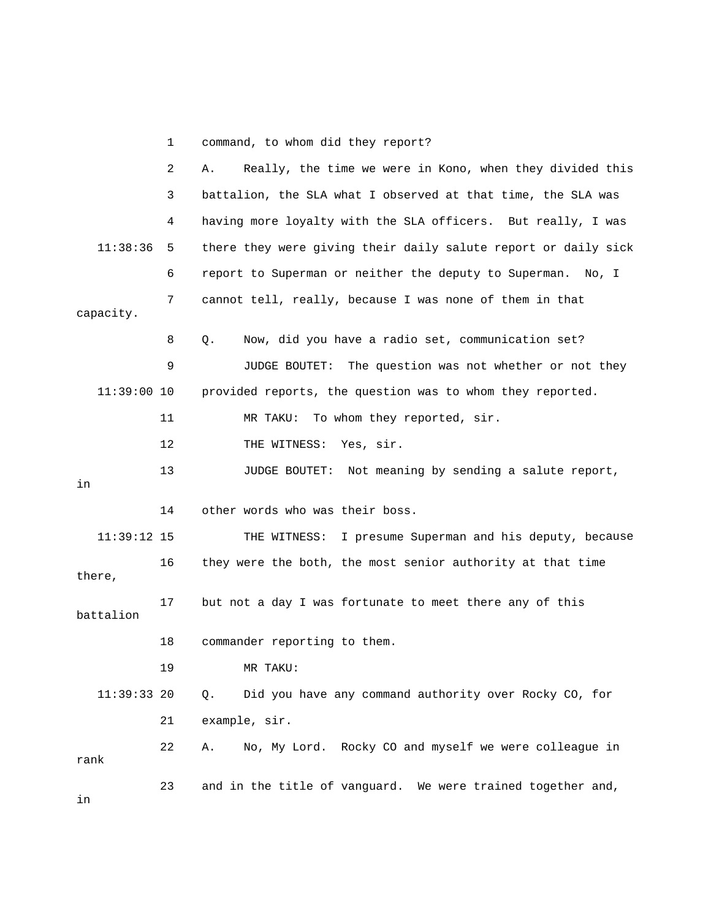1 command, to whom did they report?

2 A. Really, the time we were in Kono, when they divided this

3 battalion, the SLA what I observed at that time, the SLA was

4 having more loyalty with the SLA officers. But really, I was

11:38:36 5 there they were giving their daily salute report or daily sick

6 report to Superman or neither the deputy to Superman. No, I

7 cannot tell, really, because I was none of them in that capacity.

8 Q. Now, did you have a radio set, communication set?

9 JUDGE BOUTET: The question was not whether or not they

11:39:00 10 provided reports, the question was to whom they reported.

11 MR TAKU: To whom they reported, sir.

12 THE WITNESS: Yes, sir.

13 JUDGE BOUTET: Not meaning by sending a salute report, in

14 other words who was their boss.

11:39:12 15 THE WITNESS: I presume Superman and his deputy, because

16 they were the both, the most senior authority at that time there,

17 but not a day I was fortunate to meet there any of this battalion

18 commander reporting to them.

19 MR TAKU:

11:39:33 20 Q. Did you have any command authority over Rocky CO, for

21 example, sir.

22 A. No, My Lord. Rocky CO and myself we were colleague in rank

23 and in the title of vanguard. We were trained together and, in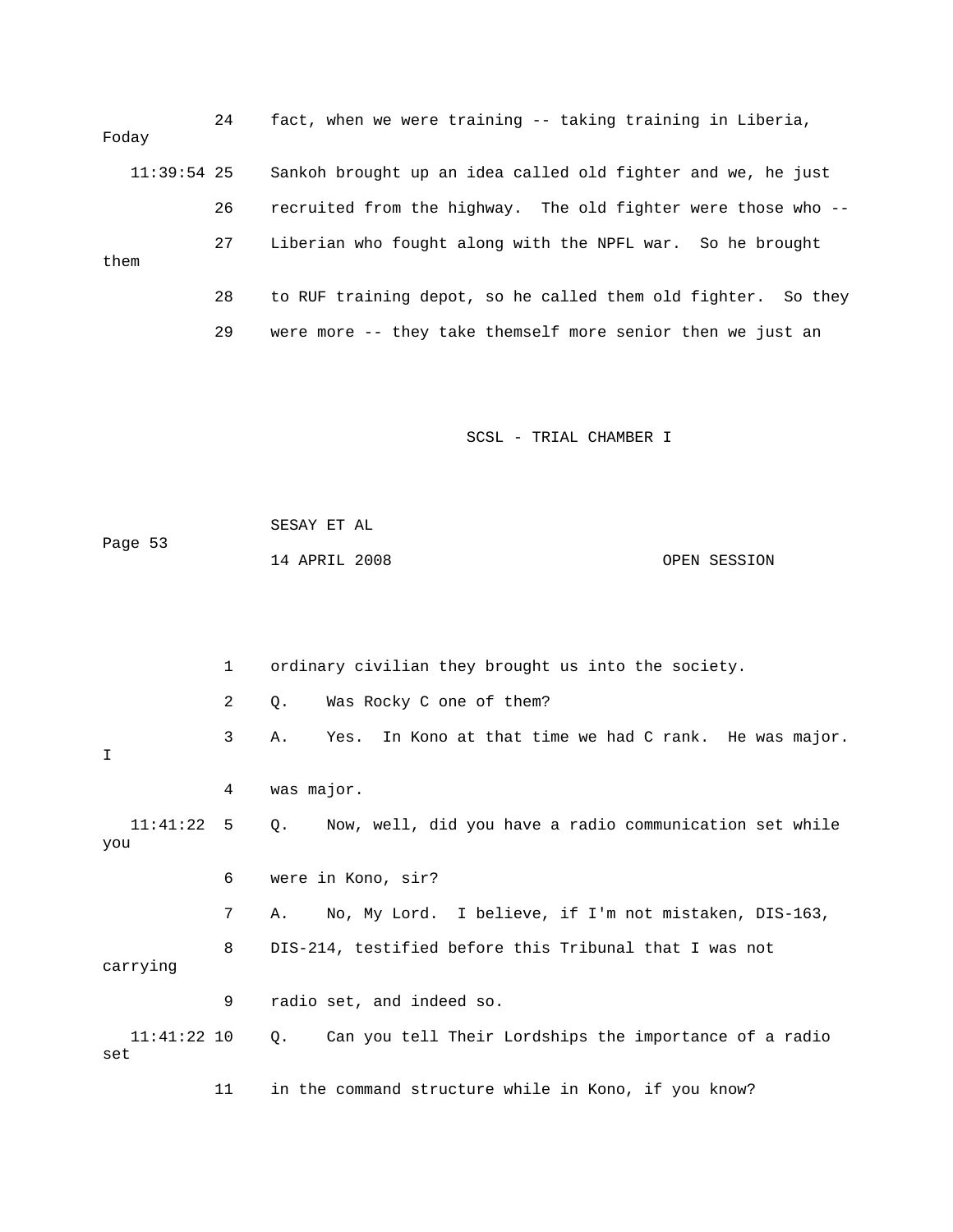24 fact, when we were training -- taking training in Liberia, Foday

11:39:54 25 Sankoh brought up an idea called old fighter and we, he just

26 recruited from the highway. The old fighter were those who --

27 Liberian who fought along with the NPFL war. So he brought them

28 to RUF training depot, so he called them old fighter. So they

29 were more -- they take themself more senior then we just an

1 ordinary civilian they brought us into the society.

2 Q. Was Rocky C one of them?

3 A. Yes. In Kono at that time we had C rank. He was major. I

4 was major.

11:41:22 5 Q. Now, well, did you have a radio communication set while you

6 were in Kono, sir?

7 A. No, My Lord. I believe, if I'm not mistaken, DIS-163,

8 DIS-214, testified before this Tribunal that I was not carrying

9 radio set, and indeed so.

11:41:22 10 Q. Can you tell Their Lordships the importance of a radio set

11 in the command structure while in Kono, if you know?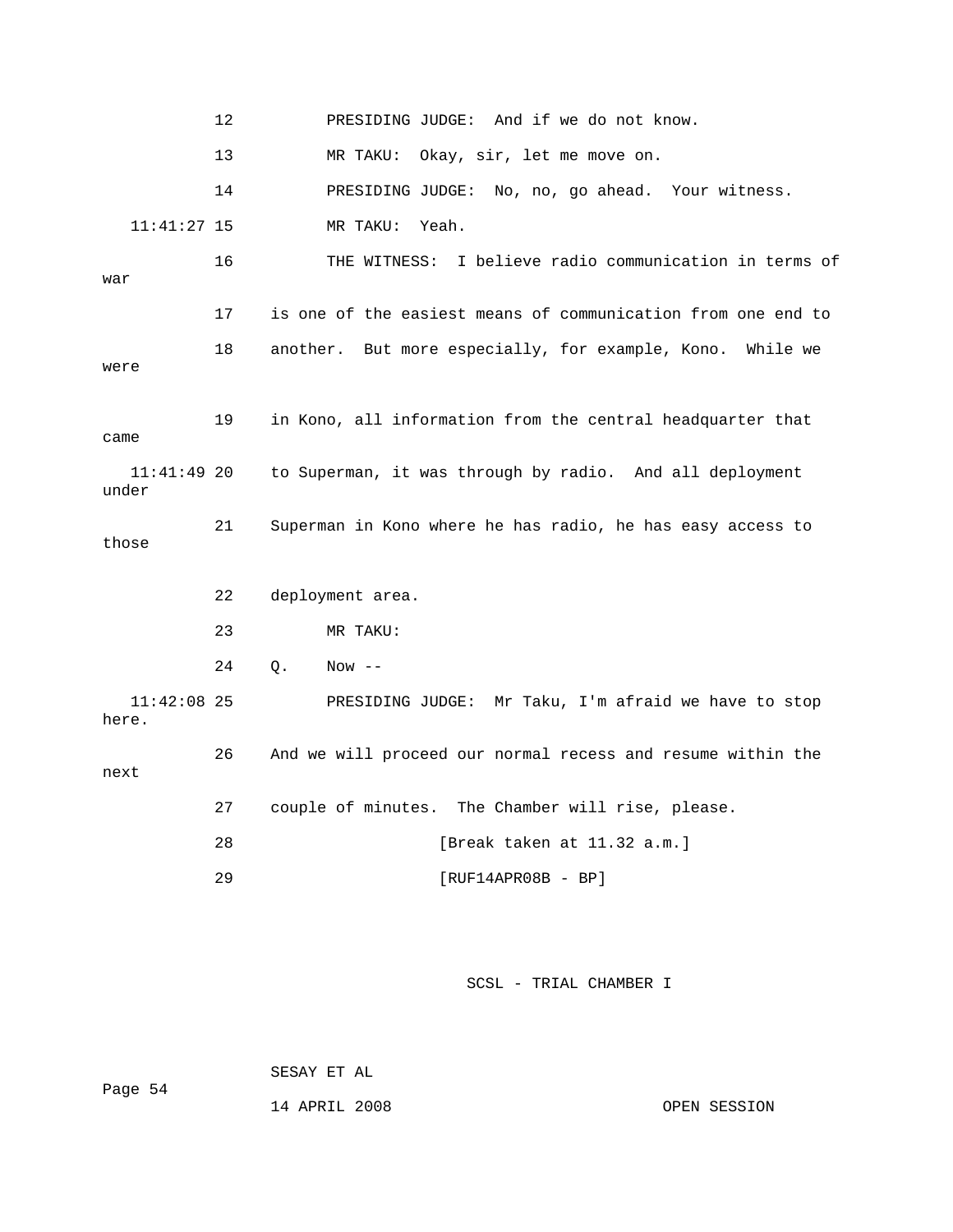12 PRESIDING JUDGE: And if we do not know.

13 MR TAKU: Okay, sir, let me move on.

14 PRESIDING JUDGE: No, no, go ahead. Your witness.

11:41:27 15 MR TAKU: Yeah.

16 THE WITNESS: I believe radio communication in terms of war

17 is one of the easiest means of communication from one end to

18 another. But more especially, for example, Kono. While we were

19 in Kono, all information from the central headquarter that came

11:41:49 20 to Superman, it was through by radio. And all deployment under

21 Superman in Kono where he has radio, he has easy access to those

22 deployment area.

23 MR TAKU:

24 Q. Now --

11:42:08 25 PRESIDING JUDGE: Mr Taku, I'm afraid we have to stop here.

26 And we will proceed our normal recess and resume within the next

27 couple of minutes. The Chamber will rise, please.

28 [Break taken at 11.32 a.m.]

29 [RUF14APR08B - BP]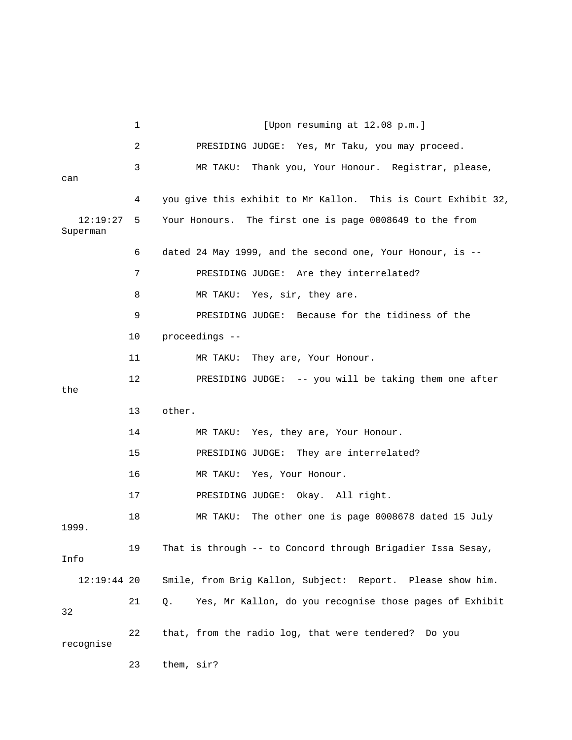[Upon resuming at 12.08 p.m.]

PRESIDING JUDGE: Yes, Mr Taku, you may proceed.

MR TAKU: Thank you, Your Honour. Registrar, please, can you give this exhibit to Mr Kallon. This is Court Exhibit 32, Your Honours. The first one is page 0008649 to the from Superman dated 24 May 1999, and the second one, Your Honour, is --

PRESIDING JUDGE: Are they interrelated?

MR TAKU: Yes, sir, they are.

PRESIDING JUDGE: Because for the tidiness of the proceedings --

MR TAKU: They are, Your Honour.

PRESIDING JUDGE: -- you will be taking them one after the other.

MR TAKU: Yes, they are, Your Honour.

PRESIDING JUDGE: They are interrelated?

MR TAKU: Yes, Your Honour.

PRESIDING JUDGE: Okay. All right.

MR TAKU: The other one is page 0008678 dated 15 July 1999. That is through -- to Concord through Brigadier Issa Sesay, Info Smile, from Brig Kallon, Subject: Report. Please show him.

Q. Yes, Mr Kallon, do you recognise those pages of Exhibit 32 that, from the radio log, that were tendered? Do you recognise them, sir?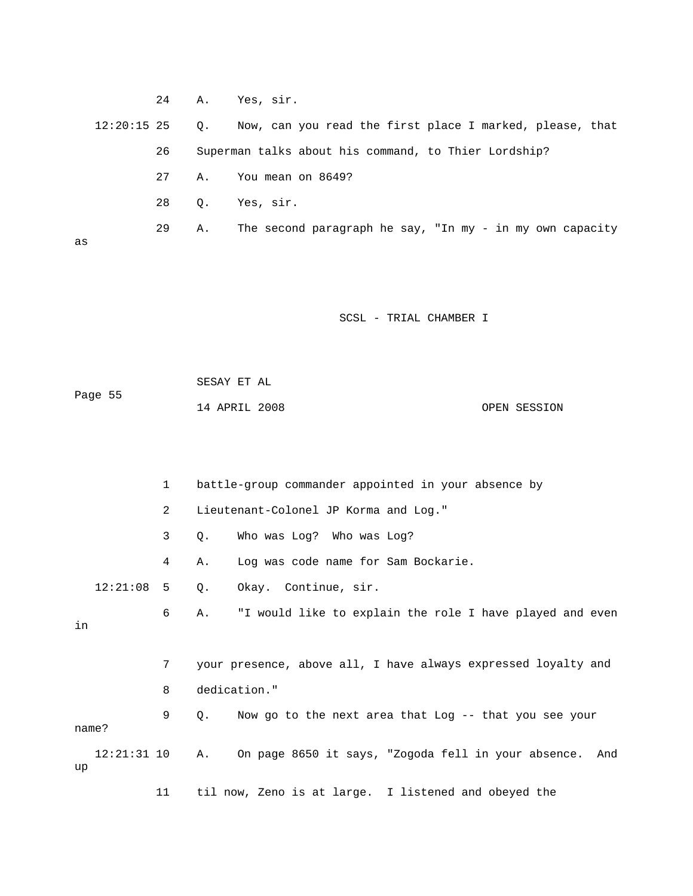24 A. Yes, sir.

12:20:15 25 Q. Now, can you read the first place I marked, please, that

26 Superman talks about his command, to Thier Lordship?

27 A. You mean on 8649?

28 Q. Yes, sir.

29 A. The second paragraph he say, "In my - in my own capacity as

1 battle-group commander appointed in your absence by

2 Lieutenant-Colonel JP Korma and Log."

3 Q. Who was Log? Who was Log?

4 A. Log was code name for Sam Bockarie.

12:21:08 5 Q. Okay. Continue, sir.

6 A. "I would like to explain the role I have played and even in

7 your presence, above all, I have always expressed loyalty and

8 dedication."

9 Q. Now go to the next area that Log -- that you see your name?

12:21:31 10 A. On page 8650 it says, "Zogoda fell in your absence. And up

11 til now, Zeno is at large. I listened and obeyed the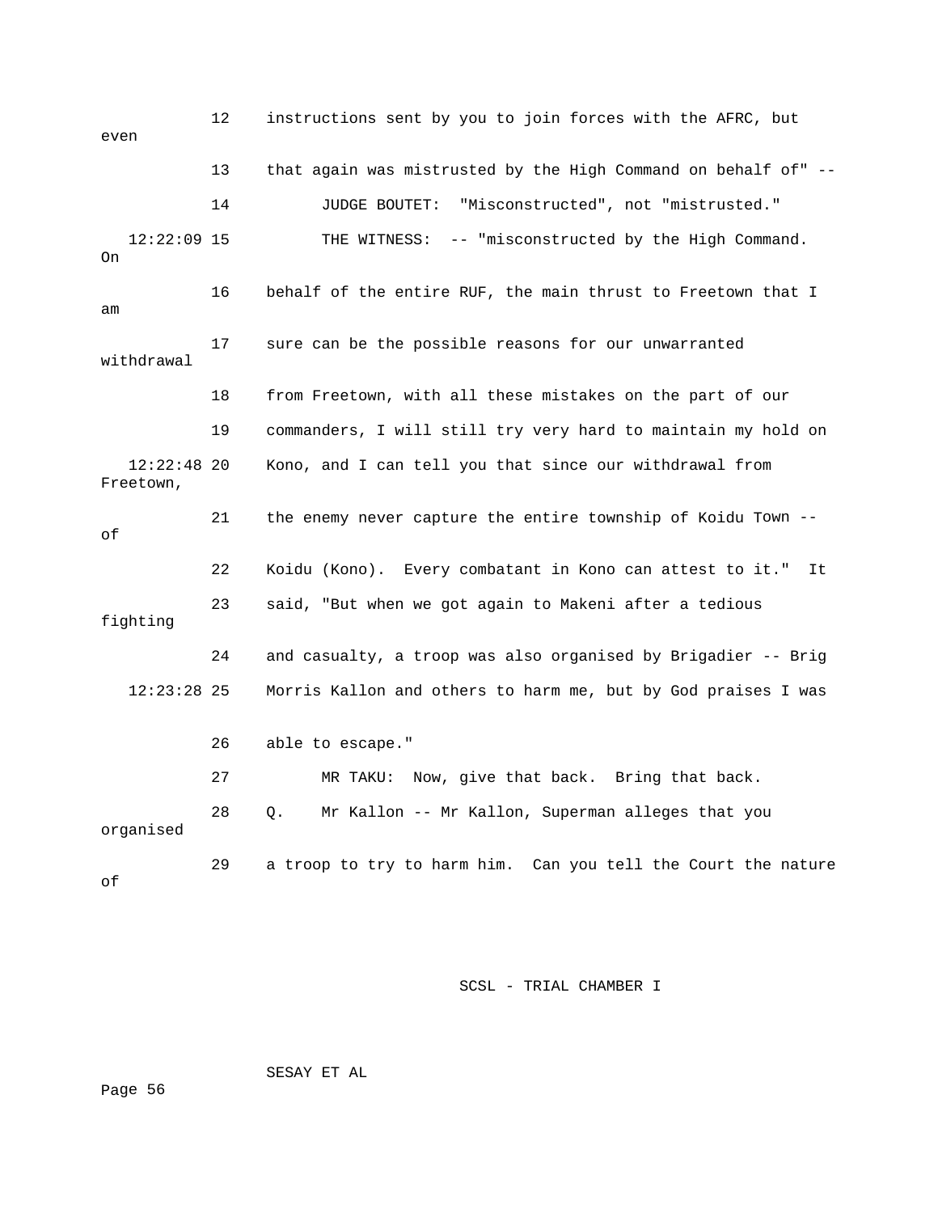12 instructions sent by you to join forces with the AFRC, but even

13 that again was mistrusted by the High Command on behalf of" --

14 JUDGE BOUTET: "Misconstructed", not "mistrusted."

12:22:09 15 THE WITNESS: -- "misconstructed by the High Command. On

16 behalf of the entire RUF, the main thrust to Freetown that I am

17 sure can be the possible reasons for our unwarranted withdrawal

18 from Freetown, with all these mistakes on the part of our

19 commanders, I will still try very hard to maintain my hold on

12:22:48 20 Kono, and I can tell you that since our withdrawal from Freetown,

21 the enemy never capture the entire township of Koidu Town -- of

22 Koidu (Kono). Every combatant in Kono can attest to it." It

23 said, "But when we got again to Makeni after a tedious fighting

24 and casualty, a troop was also organised by Brigadier -- Brig

12:23:28 25 Morris Kallon and others to harm me, but by God praises I was

26 able to escape."

27 MR TAKU: Now, give that back. Bring that back.

28 Q. Mr Kallon -- Mr Kallon, Superman alleges that you organised

29 a troop to try to harm him. Can you tell the Court the nature of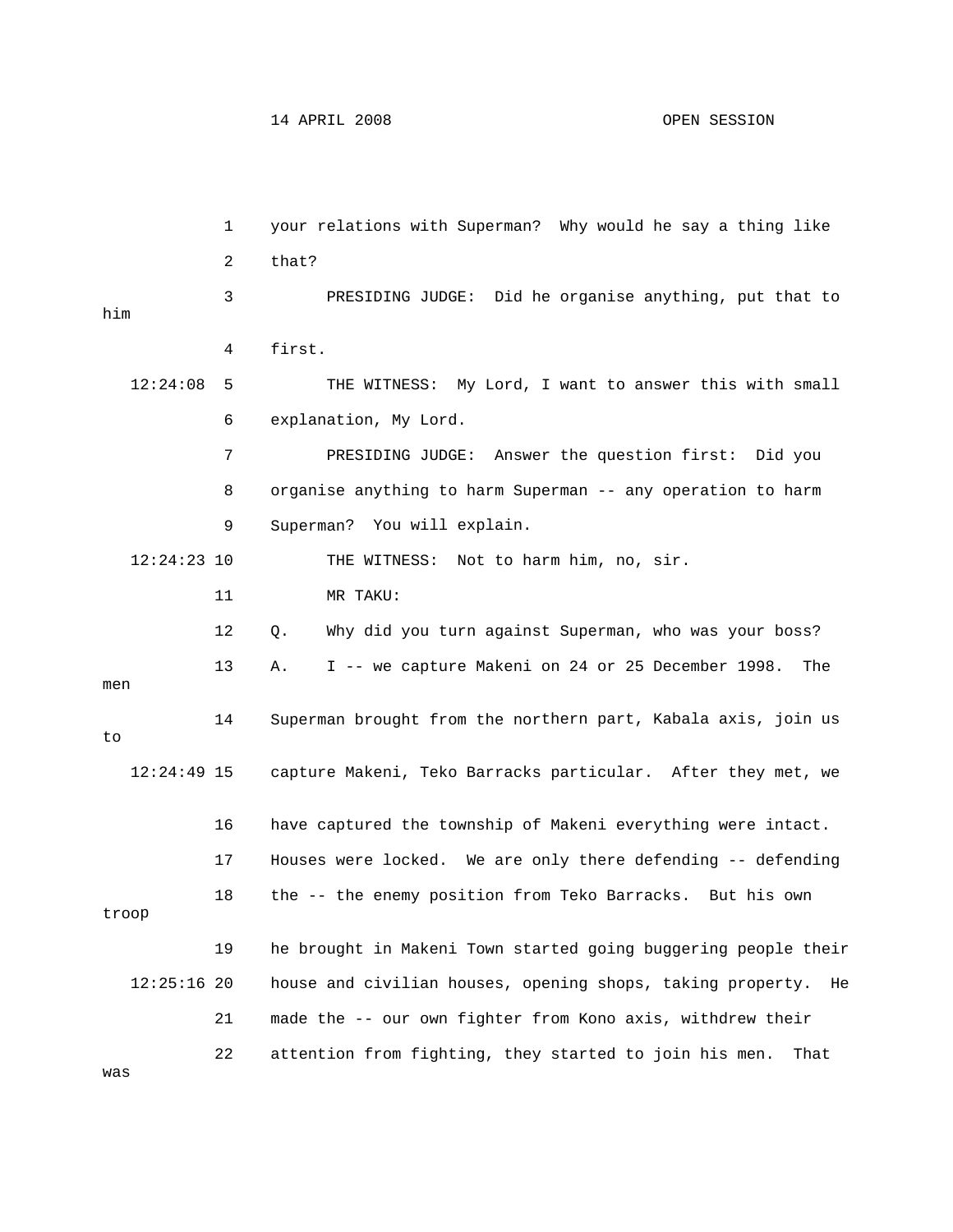your relations with Superman? Why would he say a thing like that?

PRESIDING JUDGE: Did he organise anything, put that to him first.

THE WITNESS: My Lord, I want to answer this with small explanation, My Lord.

PRESIDING JUDGE: Answer the question first: Did you organise anything to harm Superman -- any operation to harm Superman? You will explain.

THE WITNESS: Not to harm him, no, sir.

MR TAKU:

Q. Why did you turn against Superman, who was your boss?

A. I -- we capture Makeni on 24 or 25 December 1998. The men Superman brought from the northern part, Kabala axis, join us to capture Makeni, Teko Barracks particular. After they met, we have captured the township of Makeni everything were intact. Houses were locked. We are only there defending -- defending the -- the enemy position from Teko Barracks. But his own troop he brought in Makeni Town started going buggering people their house and civilian houses, opening shops, taking property. He made the -- our own fighter from Kono axis, withdrew their attention from fighting, they started to join his men. That was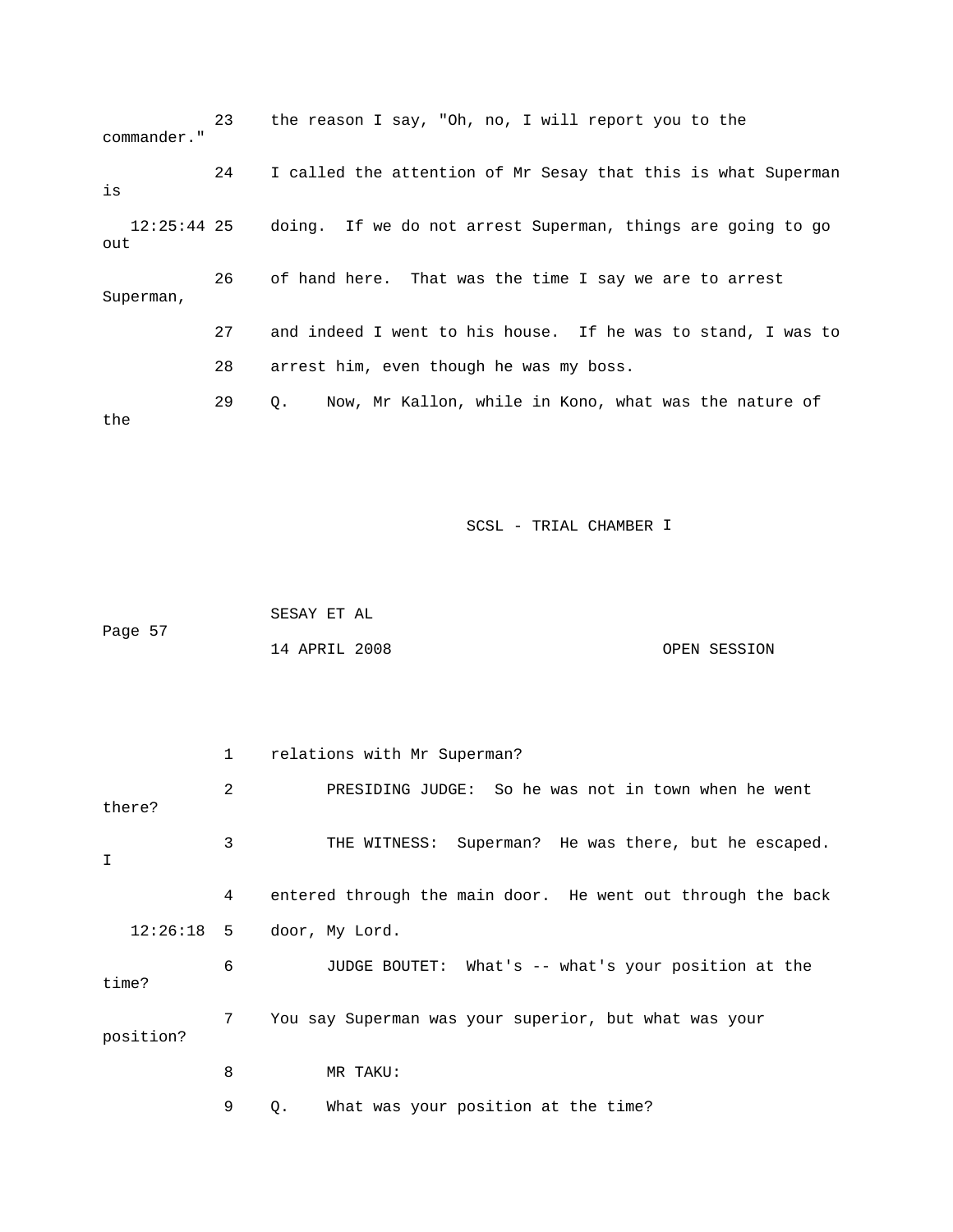23 the reason I say, "Oh, no, I will report you to the commander."

24 I called the attention of Mr Sesay that this is what Superman is

12:25:44 25 doing. If we do not arrest Superman, things are going to go out

26 of hand here. That was the time I say we are to arrest Superman,

27 and indeed I went to his house. If he was to stand, I was to

28 arrest him, even though he was my boss.

29 Q. Now, Mr Kallon, while in Kono, what was the nature of the

1 relations with Mr Superman?

2 PRESIDING JUDGE: So he was not in town when he went there?

3 THE WITNESS: Superman? He was there, but he escaped. I

4 entered through the main door. He went out through the back

12:26:18 5 door, My Lord.

6 JUDGE BOUTET: What's -- what's your position at the time?

7 You say Superman was your superior, but what was your position?

8 MR TAKU:

9 Q. What was your position at the time?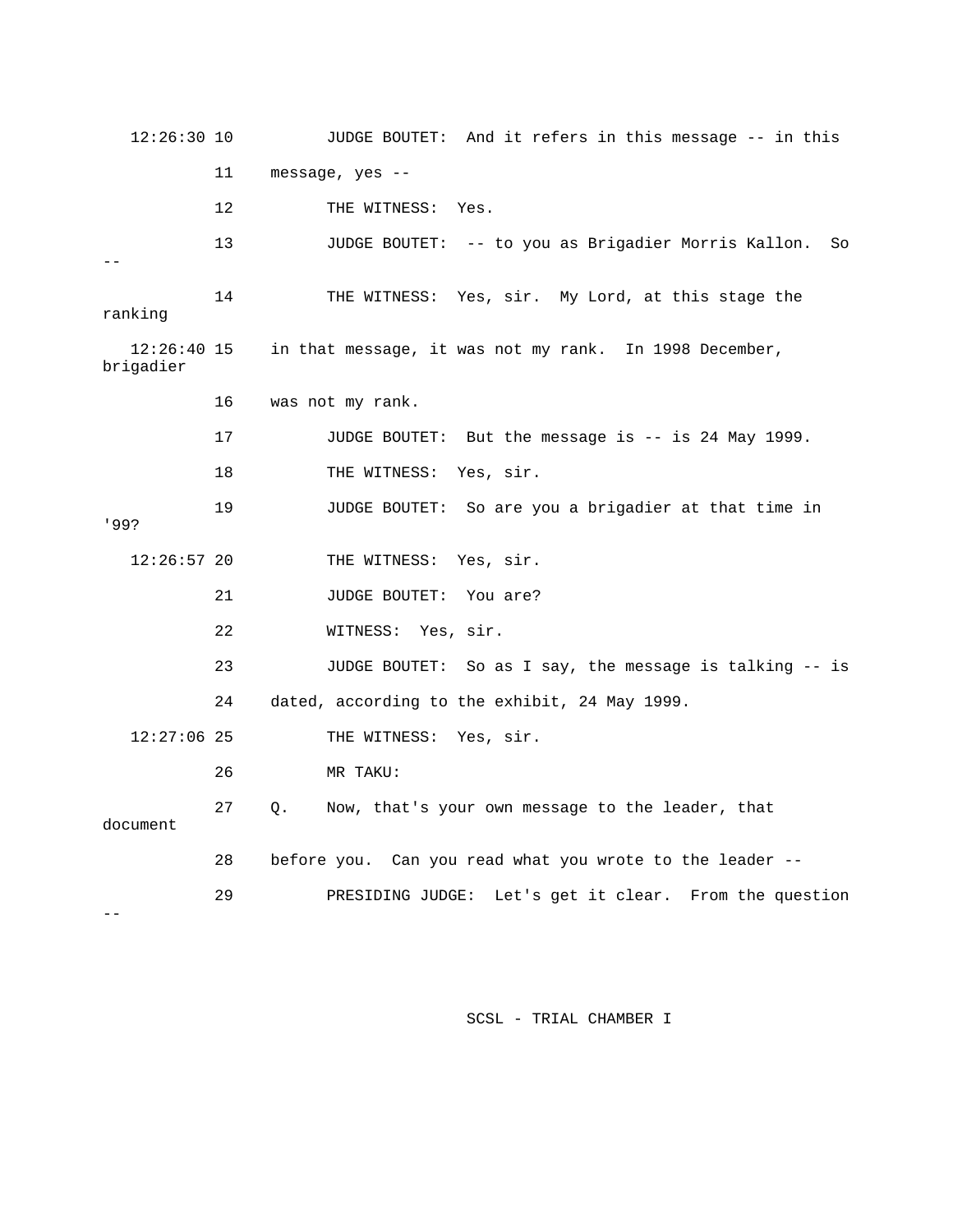12:26:30 10 JUDGE BOUTET: And it refers in this message -- in this

11 message, yes --

12 THE WITNESS: Yes.

13 JUDGE BOUTET: -- to you as Brigadier Morris Kallon. So --

14 THE WITNESS: Yes, sir. My Lord, at this stage the ranking

12:26:40 15 in that message, it was not my rank. In 1998 December, brigadier

16 was not my rank.

17 JUDGE BOUTET: But the message is -- is 24 May 1999.

18 THE WITNESS: Yes, sir.

19 JUDGE BOUTET: So are you a brigadier at that time in '99?

12:26:57 20 THE WITNESS: Yes, sir.

21 JUDGE BOUTET: You are?

22 WITNESS: Yes, sir.

23 JUDGE BOUTET: So as I say, the message is talking -- is

24 dated, according to the exhibit, 24 May 1999.

12:27:06 25 THE WITNESS: Yes, sir.

26 MR TAKU:

27 Q. Now, that's your own message to the leader, that document

28 before you. Can you read what you wrote to the leader --

29 PRESIDING JUDGE: Let's get it clear. From the question --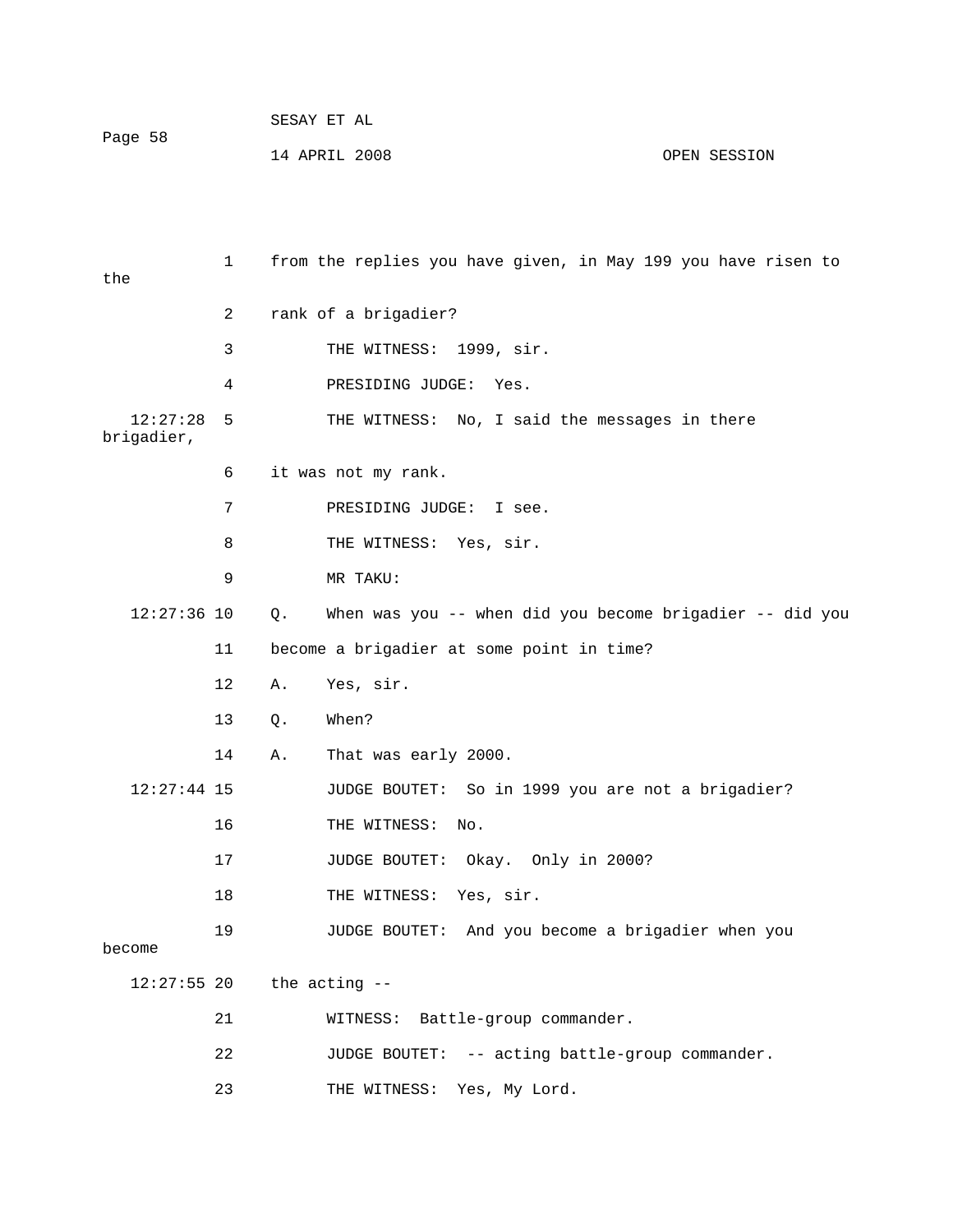from the replies you have given, in May 199 you have risen to the rank of a brigadier?

THE WITNESS: 1999, sir.

PRESIDING JUDGE: Yes.

THE WITNESS: No, I said the messages in there brigadier, it was not my rank.

PRESIDING JUDGE: I see.

THE WITNESS: Yes, sir.

MR TAKU:

Q. When was you -- when did you become brigadier -- did you become a brigadier at some point in time?

A. Yes, sir.

Q. When?

A. That was early 2000.

JUDGE BOUTET: So in 1999 you are not a brigadier?

THE WITNESS: No.

JUDGE BOUTET: Okay. Only in 2000?

THE WITNESS: Yes, sir.

JUDGE BOUTET: And you become a brigadier when you become the acting --

WITNESS: Battle-group commander.

JUDGE BOUTET: -- acting battle-group commander.

THE WITNESS: Yes, My Lord.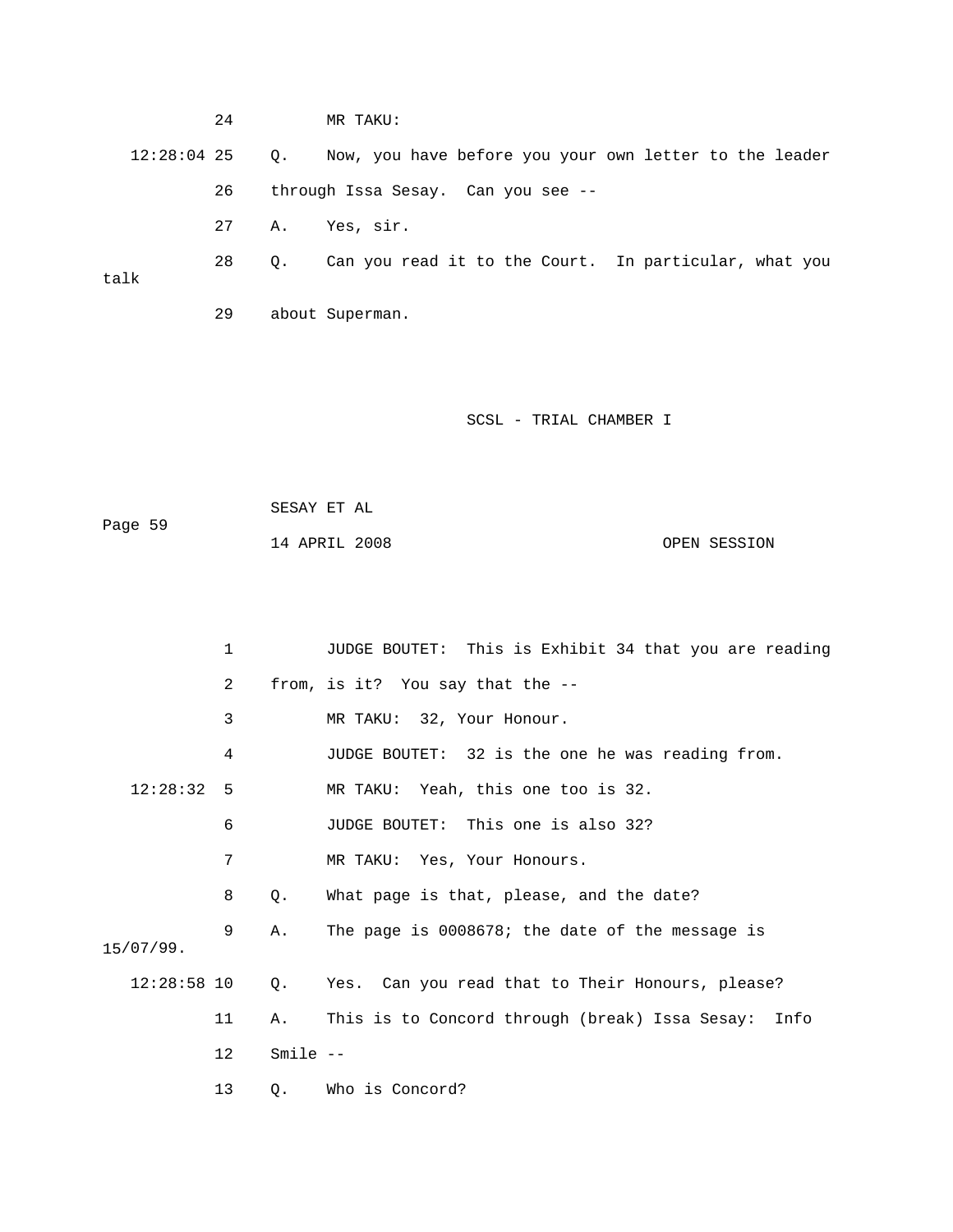24 MR TAKU:

12:28:04 25 Q. Now, you have before you your own letter to the leader

26 through Issa Sesay. Can you see --

27 A. Yes, sir.

28 Q. Can you read it to the Court. In particular, what you talk

29 about Superman.

SCSL - TRIAL CHAMBER I

SESAY ET AL

14 APRIL 2008 OPEN SESSION

1 JUDGE BOUTET: This is Exhibit 34 that you are reading

2 from, is it? You say that the --

3 MR TAKU: 32, Your Honour.

4 JUDGE BOUTET: 32 is the one he was reading from.

12:28:32 5 MR TAKU: Yeah, this one too is 32.

6 JUDGE BOUTET: This one is also 32?

7 MR TAKU: Yes, Your Honours.

8 Q. What page is that, please, and the date?

9 A. The page is 0008678; the date of the message is 15/07/99.

12:28:58 10 Q. Yes. Can you read that to Their Honours, please?

11 A. This is to Concord through (break) Issa Sesay: Info

12 Smile --

13 Q. Who is Concord?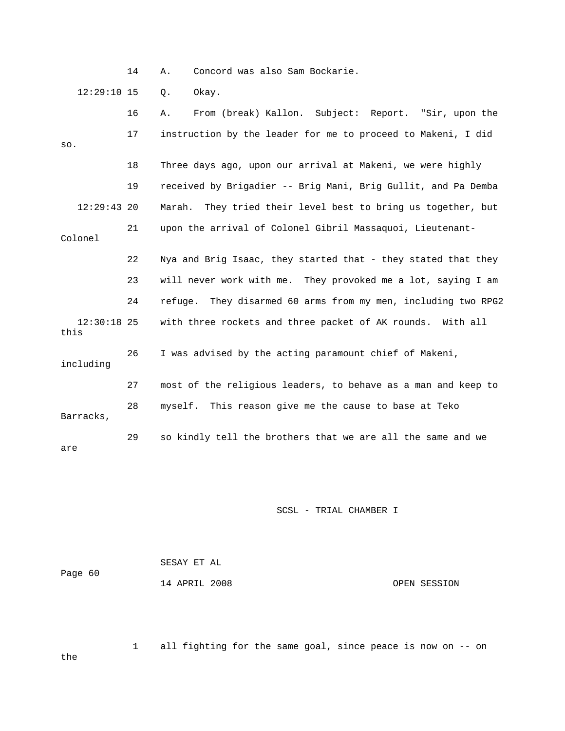14 A. Concord was also Sam Bockarie.

12:29:10 15 Q. Okay.

16 A. From (break) Kallon. Subject: Report. "Sir, upon the

17 instruction by the leader for me to proceed to Makeni, I did so.

18 Three days ago, upon our arrival at Makeni, we were highly

19 received by Brigadier -- Brig Mani, Brig Gullit, and Pa Demba

12:29:43 20 Marah. They tried their level best to bring us together, but

21 upon the arrival of Colonel Gibril Massaquoi, Lieutenant-Colonel

22 Nya and Brig Isaac, they started that - they stated that they

23 will never work with me. They provoked me a lot, saying I am

24 refuge. They disarmed 60 arms from my men, including two RPG2

12:30:18 25 with three rockets and three packet of AK rounds. With all this

26 I was advised by the acting paramount chief of Makeni, including

27 most of the religious leaders, to behave as a man and keep to

28 myself. This reason give me the cause to base at Teko Barracks,

29 so kindly tell the brothers that we are all the same and we are

1 all fighting for the same goal, since peace is now on -- on the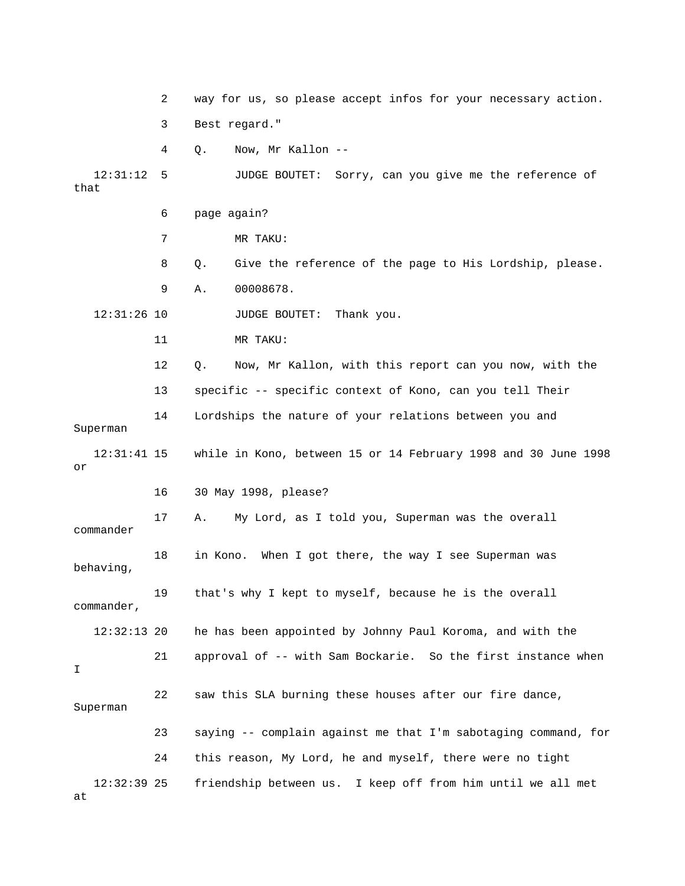2 way for us, so please accept infos for your necessary action.

3 Best regard."

4 Q. Now, Mr Kallon --

12:31:12 5 JUDGE BOUTET: Sorry, can you give me the reference of that

6 page again?

7 MR TAKU:

8 Q. Give the reference of the page to His Lordship, please.

9 A. 00008678.

12:31:26 10 JUDGE BOUTET: Thank you.

11 MR TAKU:

12 Q. Now, Mr Kallon, with this report can you now, with the

13 specific -- specific context of Kono, can you tell Their

14 Lordships the nature of your relations between you and Superman

12:31:41 15 while in Kono, between 15 or 14 February 1998 and 30 June 1998 or

16 30 May 1998, please?

17 A. My Lord, as I told you, Superman was the overall commander

18 in Kono. When I got there, the way I see Superman was behaving,

19 that's why I kept to myself, because he is the overall commander,

12:32:13 20 he has been appointed by Johnny Paul Koroma, and with the

21 approval of -- with Sam Bockarie. So the first instance when I

22 saw this SLA burning these houses after our fire dance, Superman

23 saying -- complain against me that I'm sabotaging command, for

24 this reason, My Lord, he and myself, there were no tight

12:32:39 25 friendship between us. I keep off from him until we all met at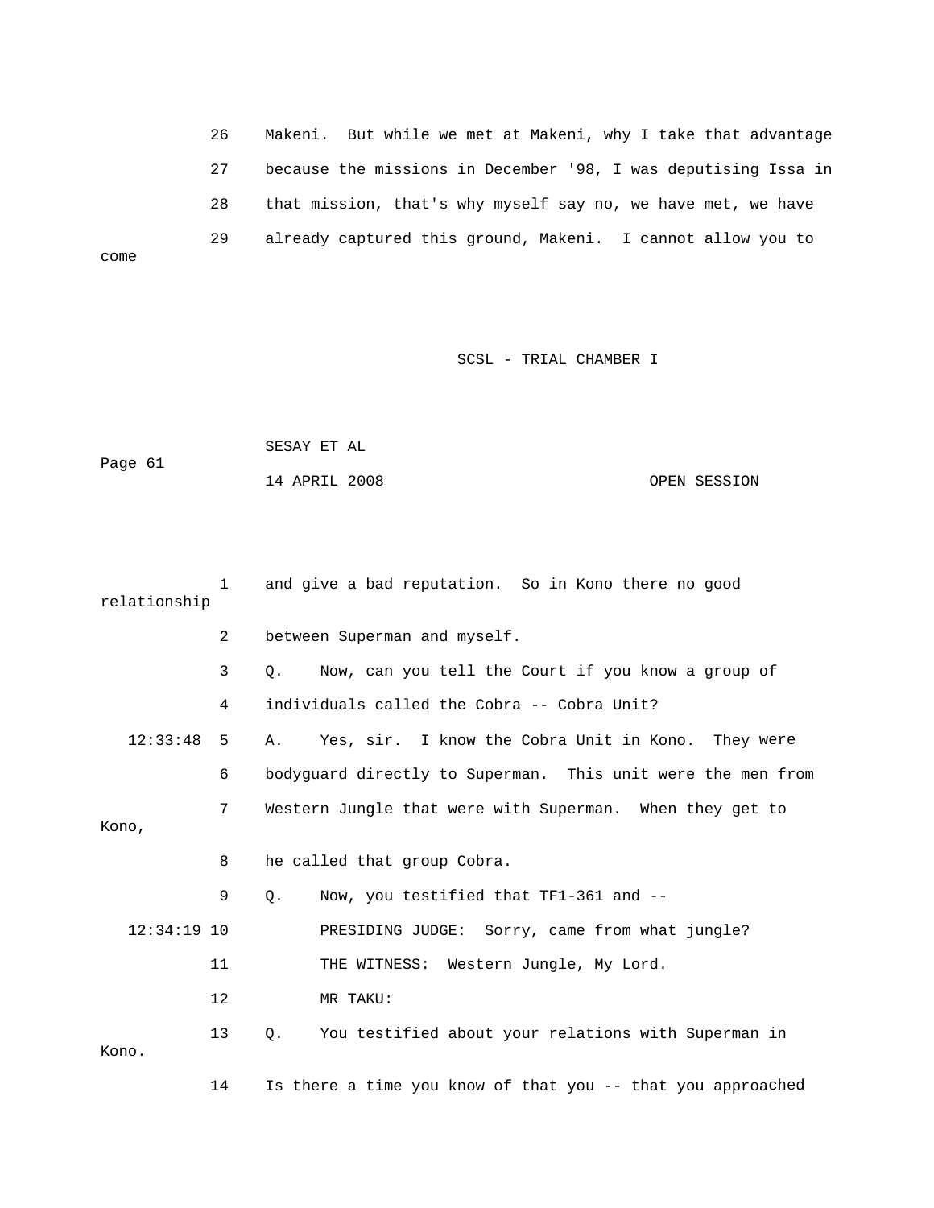26 Makeni. But while we met at Makeni, why I take that advantage

27 because the missions in December '98, I was deputising Issa in

28 that mission, that's why myself say no, we have met, we have

29 already captured this ground, Makeni. I cannot allow you to come

1 and give a bad reputation. So in Kono there no good relationship

2 between Superman and myself.

3 Q. Now, can you tell the Court if you know a group of

4 individuals called the Cobra -- Cobra Unit?

12:33:48 5 A. Yes, sir. I know the Cobra Unit in Kono. They were

6 bodyguard directly to Superman. This unit were the men from

7 Western Jungle that were with Superman. When they get to Kono,

8 he called that group Cobra.

9 Q. Now, you testified that TF1-361 and --

12:34:19 10 PRESIDING JUDGE: Sorry, came from what jungle?

11 THE WITNESS: Western Jungle, My Lord.

12 MR TAKU:

13 Q. You testified about your relations with Superman in Kono.

14 Is there a time you know of that you -- that you approached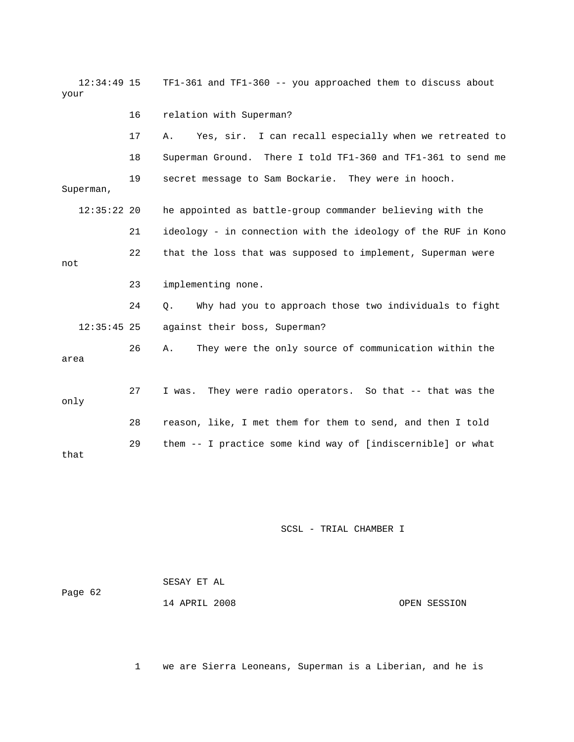12:34:49 15 TF1-361 and TF1-360 -- you approached them to discuss about your

16 relation with Superman?

17 A. Yes, sir. I can recall especially when we retreated to

18 Superman Ground. There I told TF1-360 and TF1-361 to send me

19 secret message to Sam Bockarie. They were in hooch. Superman,

12:35:22 20 he appointed as battle-group commander believing with the

21 ideology - in connection with the ideology of the RUF in Kono

22 that the loss that was supposed to implement, Superman were not

23 implementing none.

24 Q. Why had you to approach those two individuals to fight

12:35:45 25 against their boss, Superman?

26 A. They were the only source of communication within the area

27 I was. They were radio operators. So that -- that was the only

28 reason, like, I met them for them to send, and then I told

29 them -- I practice some kind way of [indiscernible] or what that

1 we are Sierra Leoneans, Superman is a Liberian, and he is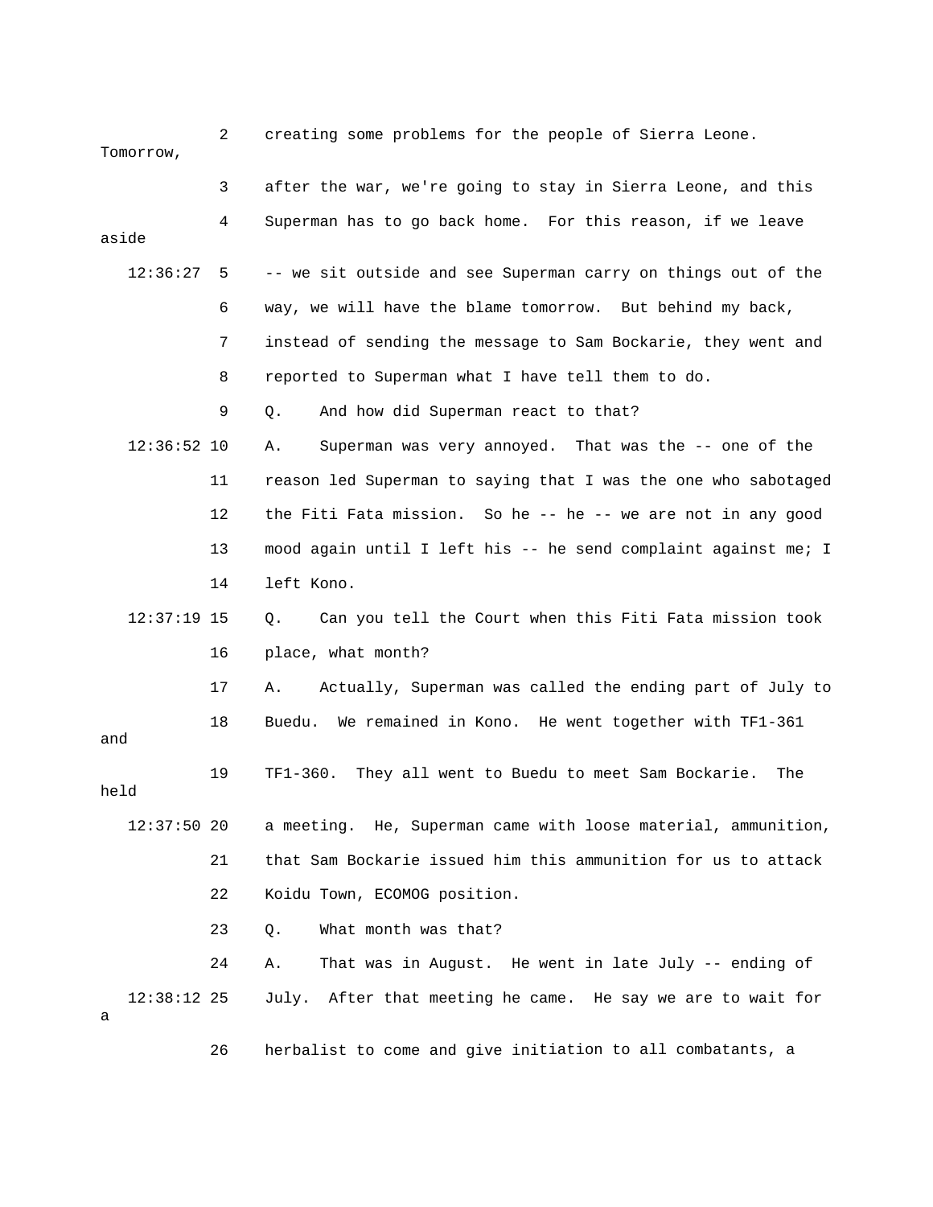2 creating some problems for the people of Sierra Leone. Tomorrow,

3 after the war, we're going to stay in Sierra Leone, and this

4 Superman has to go back home. For this reason, if we leave aside

12:36:27 5 -- we sit outside and see Superman carry on things out of the

6 way, we will have the blame tomorrow. But behind my back,

7 instead of sending the message to Sam Bockarie, they went and

8 reported to Superman what I have tell them to do.

9 Q. And how did Superman react to that?

12:36:52 10 A. Superman was very annoyed. That was the -- one of the

11 reason led Superman to saying that I was the one who sabotaged

12 the Fiti Fata mission. So he -- he -- we are not in any good

13 mood again until I left his -- he send complaint against me; I

14 left Kono.

12:37:19 15 Q. Can you tell the Court when this Fiti Fata mission took

16 place, what month?

17 A. Actually, Superman was called the ending part of July to

18 Buedu. We remained in Kono. He went together with TF1-361 and

19 TF1-360. They all went to Buedu to meet Sam Bockarie. The held

12:37:50 20 a meeting. He, Superman came with loose material, ammunition,

21 that Sam Bockarie issued him this ammunition for us to attack

22 Koidu Town, ECOMOG position.

23 Q. What month was that?

24 A. That was in August. He went in late July -- ending of

12:38:12 25 July. After that meeting he came. He say we are to wait for a

26 herbalist to come and give initiation to all combatants, a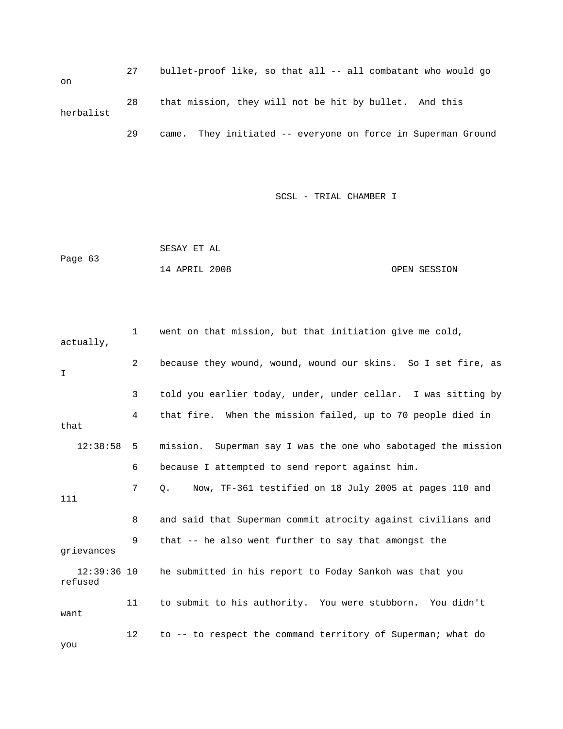27 bullet-proof like, so that all -- all combatant who would go on

28 that mission, they will not be hit by bullet. And this herbalist

29 came. They initiated -- everyone on force in Superman Ground

1 went on that mission, but that initiation give me cold, actually,

2 because they wound, wound, wound our skins. So I set fire, as I

3 told you earlier today, under, under cellar. I was sitting by

4 that fire. When the mission failed, up to 70 people died in that

12:38:58 5 mission. Superman say I was the one who sabotaged the mission

6 because I attempted to send report against him.

7 Q. Now, TF-361 testified on 18 July 2005 at pages 110 and 111

8 and said that Superman commit atrocity against civilians and

9 that -- he also went further to say that amongst the grievances

12:39:36 10 he submitted in his report to Foday Sankoh was that you refused

11 to submit to his authority. You were stubborn. You didn't want

12 to -- to respect the command territory of Superman; what do you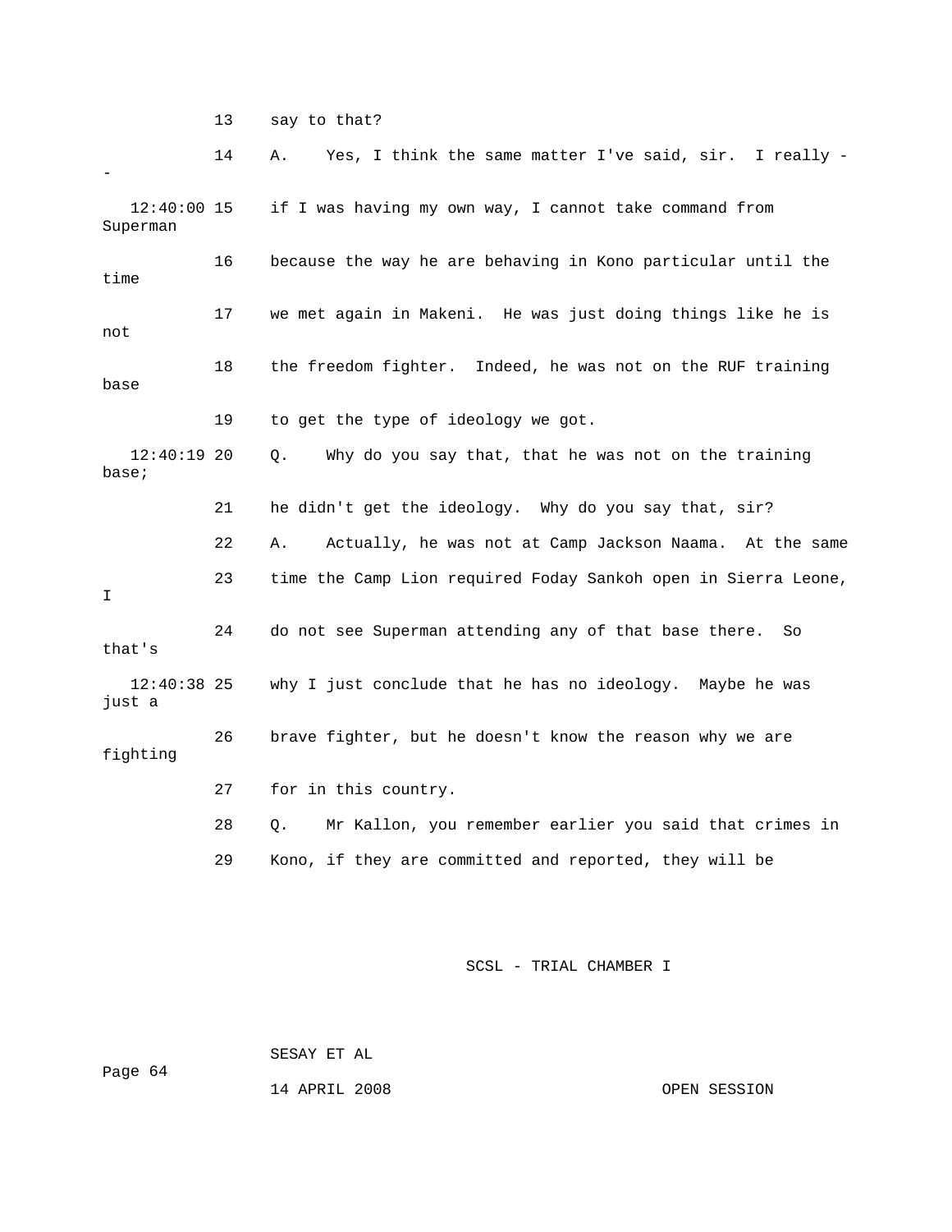13 say to that?

14 A. Yes, I think the same matter I've said, sir. I really --

12:40:00 15 if I was having my own way, I cannot take command from Superman

16 because the way he are behaving in Kono particular until the time

17 we met again in Makeni. He was just doing things like he is not

18 the freedom fighter. Indeed, he was not on the RUF training base

19 to get the type of ideology we got.

12:40:19 20 Q. Why do you say that, that he was not on the training base;

21 he didn't get the ideology. Why do you say that, sir?

22 A. Actually, he was not at Camp Jackson Naama. At the same

23 time the Camp Lion required Foday Sankoh open in Sierra Leone, I

24 do not see Superman attending any of that base there. So that's

12:40:38 25 why I just conclude that he has no ideology. Maybe he was just a

26 brave fighter, but he doesn't know the reason why we are fighting

27 for in this country.

28 Q. Mr Kallon, you remember earlier you said that crimes in

29 Kono, if they are committed and reported, they will be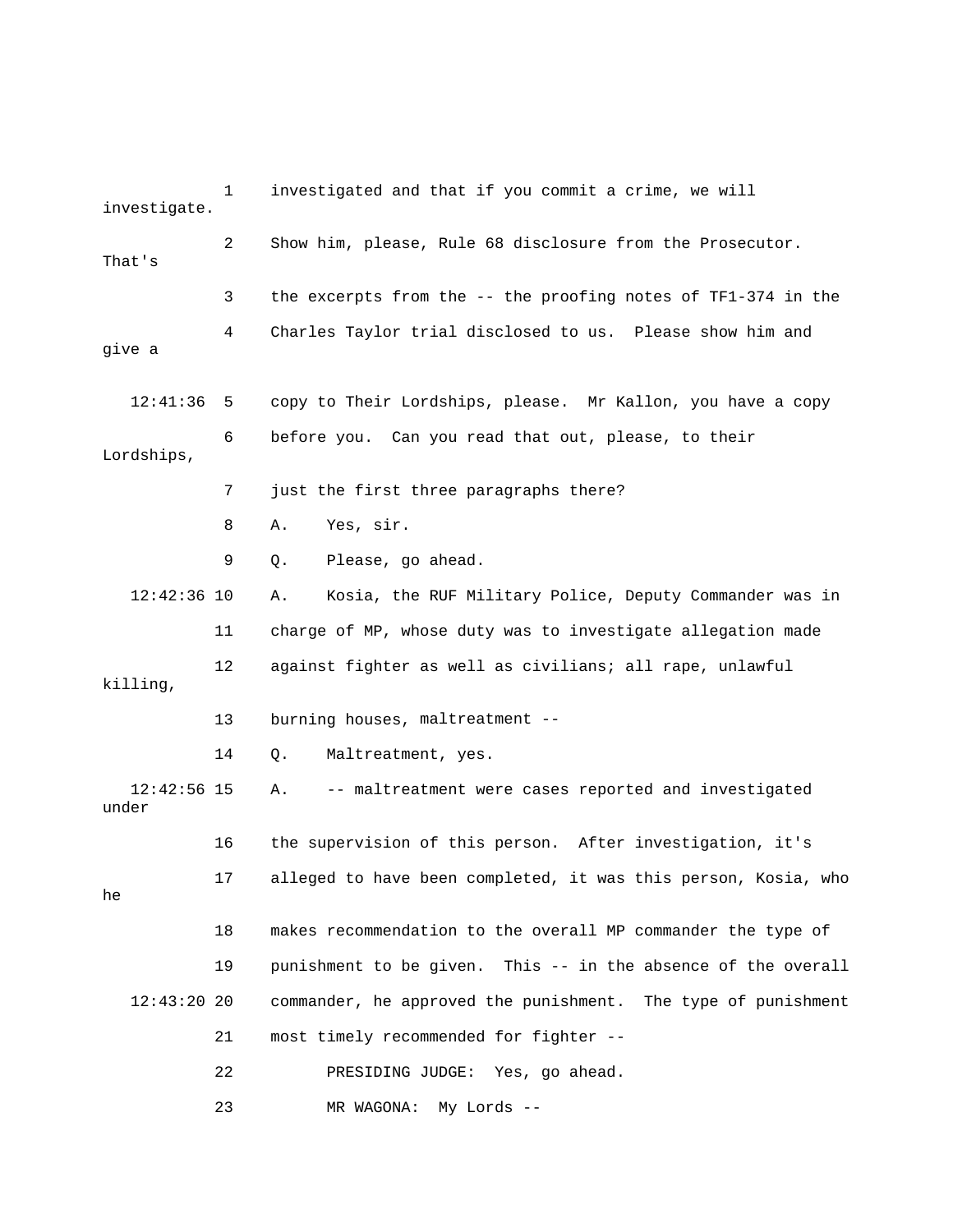1 investigated and that if you commit a crime, we will investigate.

2 Show him, please, Rule 68 disclosure from the Prosecutor. That's

3 the excerpts from the -- the proofing notes of TF1-374 in the

4 Charles Taylor trial disclosed to us. Please show him and give a

12:41:36 5 copy to Their Lordships, please. Mr Kallon, you have a copy

6 before you. Can you read that out, please, to their Lordships,

7 just the first three paragraphs there?

8 A. Yes, sir.

9 Q. Please, go ahead.

12:42:36 10 A. Kosia, the RUF Military Police, Deputy Commander was in

11 charge of MP, whose duty was to investigate allegation made

12 against fighter as well as civilians; all rape, unlawful killing,

13 burning houses, maltreatment --

14 Q. Maltreatment, yes.

12:42:56 15 A. -- maltreatment were cases reported and investigated under

16 the supervision of this person. After investigation, it's

17 alleged to have been completed, it was this person, Kosia, who he

18 makes recommendation to the overall MP commander the type of

19 punishment to be given. This -- in the absence of the overall

12:43:20 20 commander, he approved the punishment. The type of punishment

21 most timely recommended for fighter --

22 PRESIDING JUDGE: Yes, go ahead.

23 MR WAGONA: My Lords --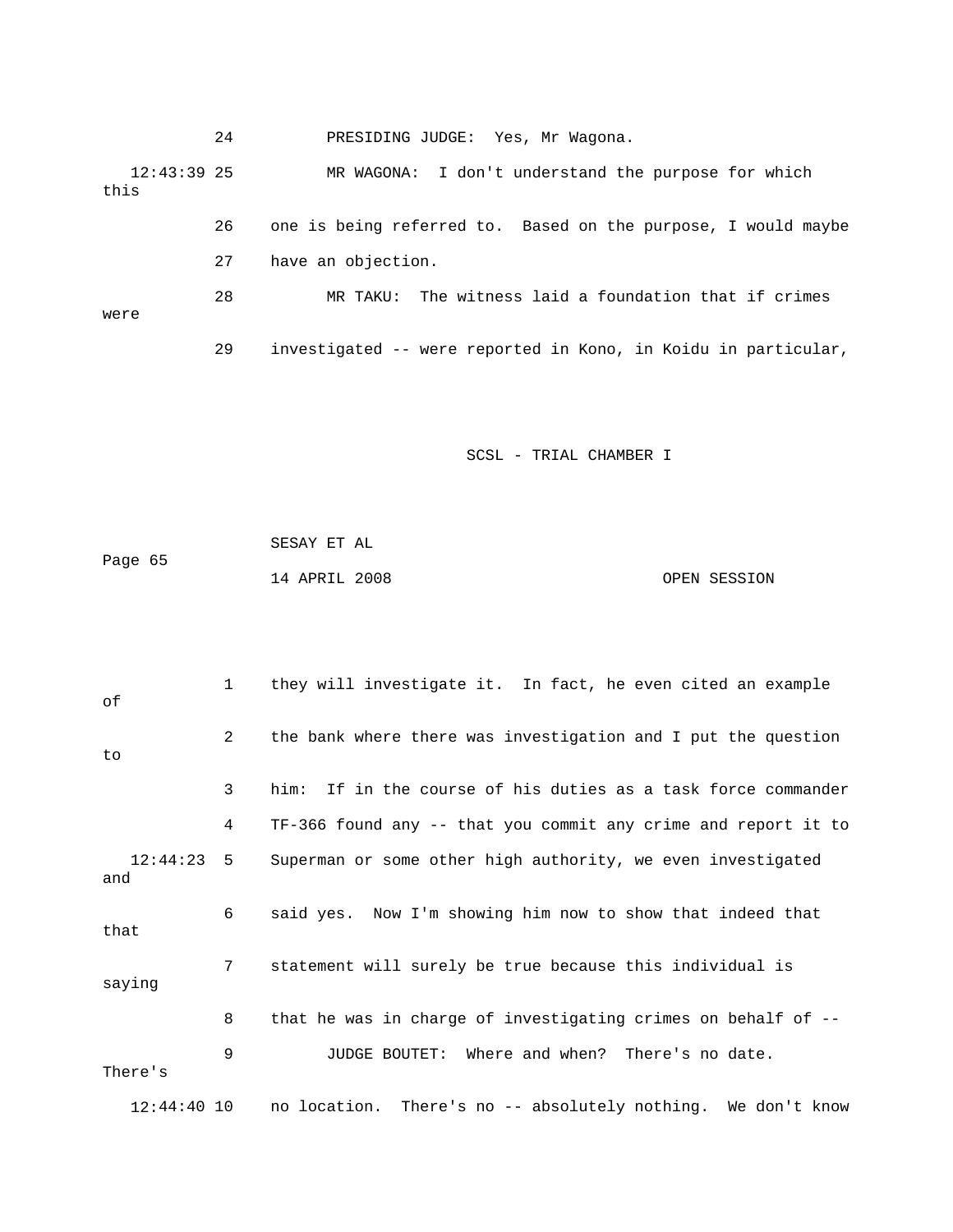24 PRESIDING JUDGE: Yes, Mr Wagona.

12:43:39 25 MR WAGONA: I don't understand the purpose for which this

26 one is being referred to. Based on the purpose, I would maybe

27 have an objection.

28 MR TAKU: The witness laid a foundation that if crimes were

29 investigated -- were reported in Kono, in Koidu in particular,

1 they will investigate it. In fact, he even cited an example of

2 the bank where there was investigation and I put the question to

3 him: If in the course of his duties as a task force commander

4 TF-366 found any -- that you commit any crime and report it to

12:44:23 5 Superman or some other high authority, we even investigated and

6 said yes. Now I'm showing him now to show that indeed that that

7 statement will surely be true because this individual is saying

8 that he was in charge of investigating crimes on behalf of --

9 JUDGE BOUTET: Where and when? There's no date. There's

12:44:40 10 no location. There's no -- absolutely nothing. We don't know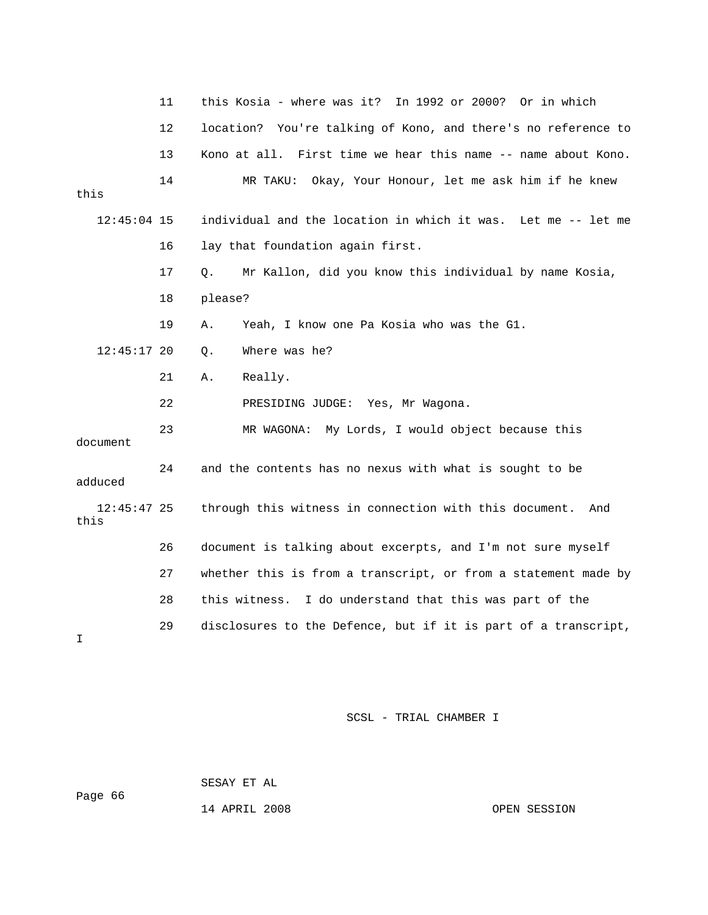11 this Kosia - where was it? In 1992 or 2000? Or in which
12 location? You're talking of Kono, and there's no reference to
13 Kono at all. First time we hear this name -- name about Kono.
14 MR TAKU: Okay, Your Honour, let me ask him if he knew this
12:45:04 15 individual and the location in which it was. Let me -- let me
16 lay that foundation again first.
17 Q. Mr Kallon, did you know this individual by name Kosia,
18 please?
19 A. Yeah, I know one Pa Kosia who was the G1.
12:45:17 20 Q. Where was he?
21 A. Really.
22 PRESIDING JUDGE: Yes, Mr Wagona.
23 MR WAGONA: My Lords, I would object because this document
24 and the contents has no nexus with what is sought to be adduced
12:45:47 25 through this witness in connection with this document. And this
26 document is talking about excerpts, and I'm not sure myself
27 whether this is from a transcript, or from a statement made by
28 this witness. I do understand that this was part of the
29 disclosures to the Defence, but if it is part of a transcript, I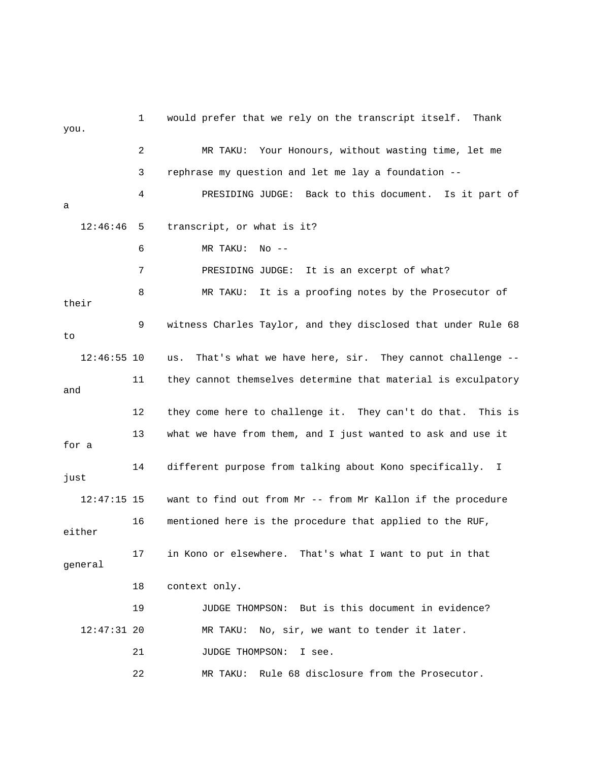```
            1    would prefer that we rely on the transcript itself.  Thank
you.
            2          MR TAKU:  Your Honours, without wasting time, let me
            3    rephrase my question and let me lay a foundation --
            4          PRESIDING JUDGE:  Back to this document.  Is it part of
a
   12:46:46  5    transcript, or what is it?
            6          MR TAKU:  No --
            7          PRESIDING JUDGE:  It is an excerpt of what?
            8          MR TAKU:  It is a proofing notes by the Prosecutor of
their
            9    witness Charles Taylor, and they disclosed that under Rule 68
to
   12:46:55 10    us.  That's what we have here, sir.  They cannot challenge --
           11    they cannot themselves determine that material is exculpatory
and
           12    they come here to challenge it.  They can't do that.  This is
           13    what we have from them, and I just wanted to ask and use it
for a
           14    different purpose from talking about Kono specifically.  I
just
   12:47:15 15    want to find out from Mr -- from Mr Kallon if the procedure
           16    mentioned here is the procedure that applied to the RUF,
either
           17    in Kono or elsewhere.  That's what I want to put in that
general
           18    context only.
           19          JUDGE THOMPSON:  But is this document in evidence?
   12:47:31 20          MR TAKU:  No, sir, we want to tender it later.
           21          JUDGE THOMPSON:  I see.
           22          MR TAKU:  Rule 68 disclosure from the Prosecutor.
```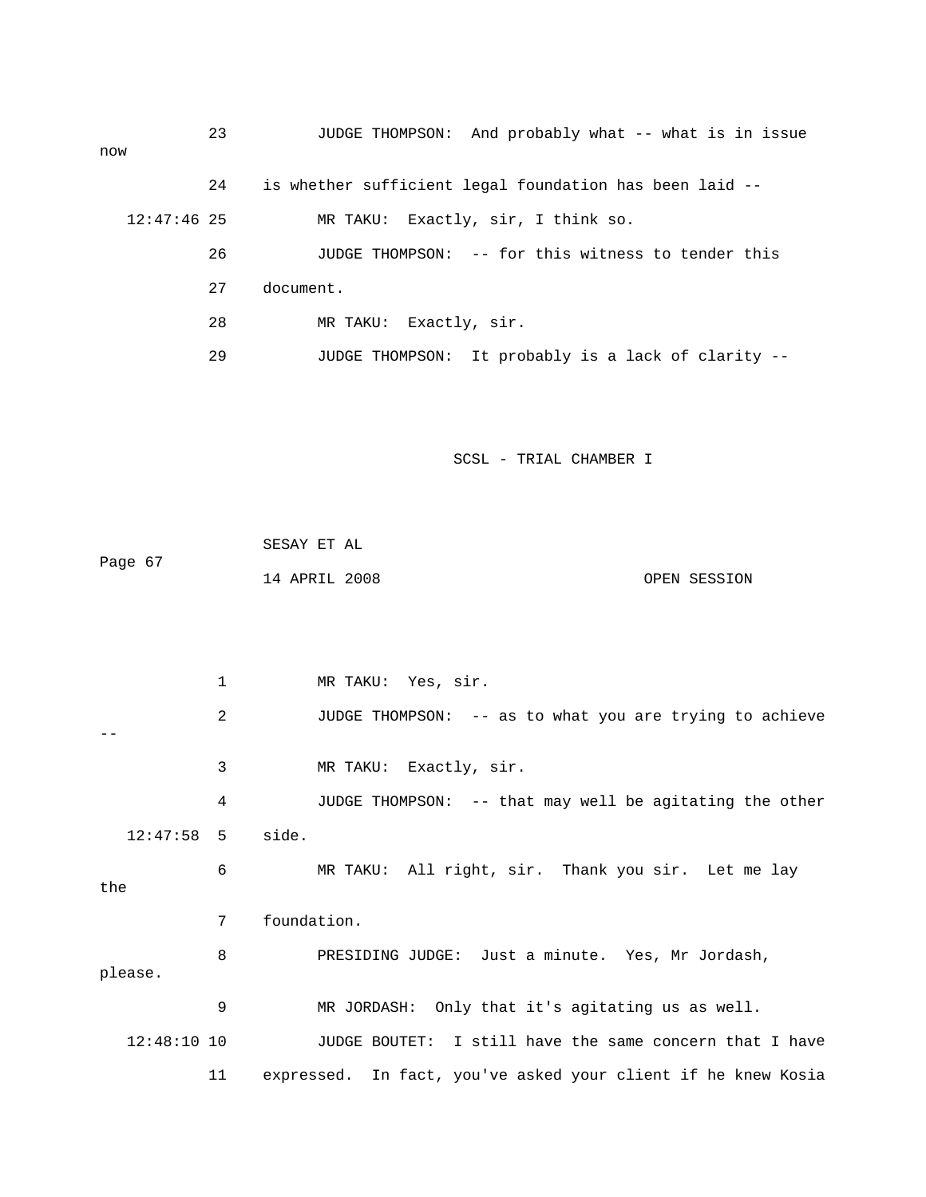23 JUDGE THOMPSON: And probably what -- what is in issue now

24 is whether sufficient legal foundation has been laid --

12:47:46 25 MR TAKU: Exactly, sir, I think so.

26 JUDGE THOMPSON: -- for this witness to tender this

27 document.

28 MR TAKU: Exactly, sir.

29 JUDGE THOMPSON: It probably is a lack of clarity --

SCSL - TRIAL CHAMBER I

SESAY ET AL

Page 67

14 APRIL 2008 OPEN SESSION

1 MR TAKU: Yes, sir.

2 JUDGE THOMPSON: -- as to what you are trying to achieve --

3 MR TAKU: Exactly, sir.

4 JUDGE THOMPSON: -- that may well be agitating the other

12:47:58 5 side.

6 MR TAKU: All right, sir. Thank you sir. Let me lay the

7 foundation.

8 PRESIDING JUDGE: Just a minute. Yes, Mr Jordash, please.

9 MR JORDASH: Only that it's agitating us as well.

12:48:10 10 JUDGE BOUTET: I still have the same concern that I have

11 expressed. In fact, you've asked your client if he knew Kosia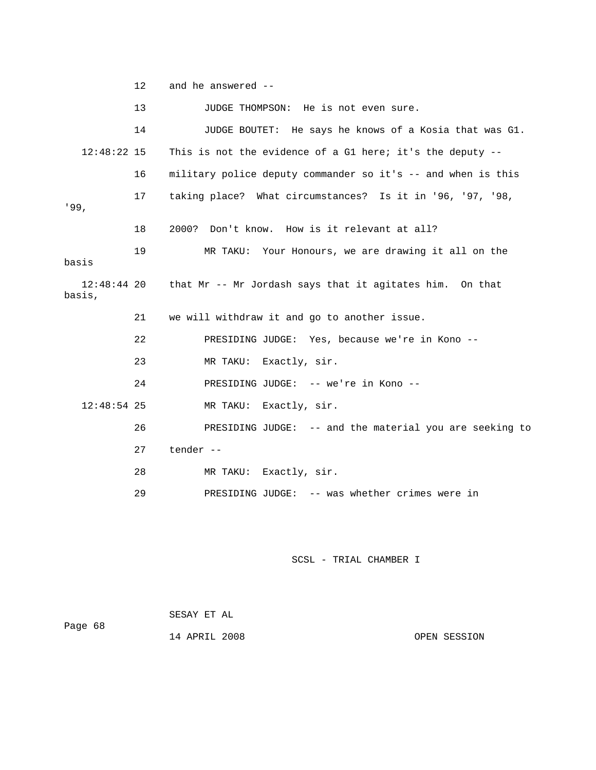12 and he answered --

13 JUDGE THOMPSON: He is not even sure.

14 JUDGE BOUTET: He says he knows of a Kosia that was G1.

12:48:22 15 This is not the evidence of a G1 here; it's the deputy --

16 military police deputy commander so it's -- and when is this

17 taking place? What circumstances? Is it in '96, '97, '98, '99,

18 2000? Don't know. How is it relevant at all?

19 MR TAKU: Your Honours, we are drawing it all on the basis

12:48:44 20 that Mr -- Mr Jordash says that it agitates him. On that basis,

21 we will withdraw it and go to another issue.

22 PRESIDING JUDGE: Yes, because we're in Kono --

23 MR TAKU: Exactly, sir.

24 PRESIDING JUDGE: -- we're in Kono --

12:48:54 25 MR TAKU: Exactly, sir.

26 PRESIDING JUDGE: -- and the material you are seeking to

27 tender --

28 MR TAKU: Exactly, sir.

29 PRESIDING JUDGE: -- was whether crimes were in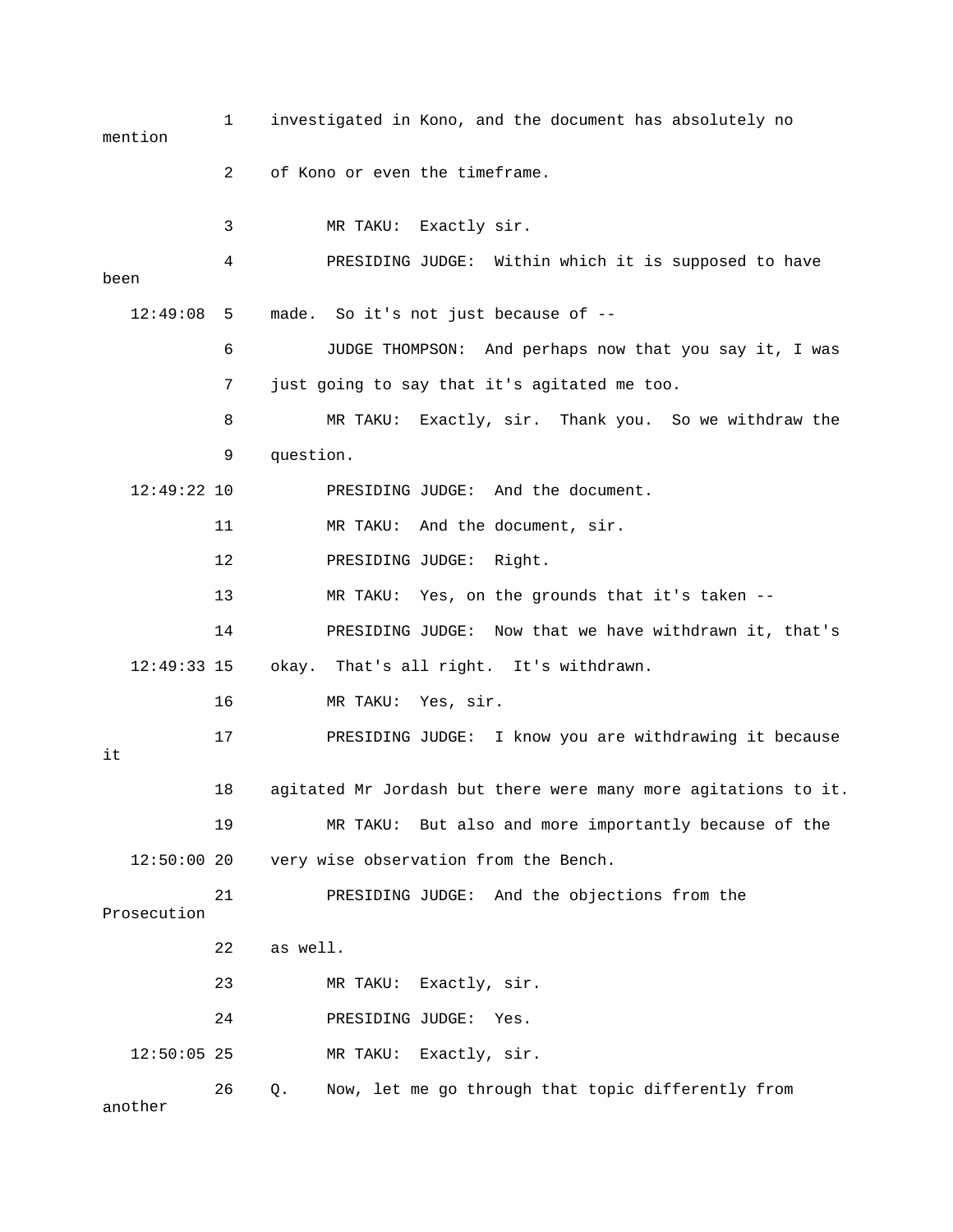1 investigated in Kono, and the document has absolutely no mention

2 of Kono or even the timeframe.

3 MR TAKU: Exactly sir.

4 PRESIDING JUDGE: Within which it is supposed to have been

12:49:08 5 made. So it's not just because of --

6 JUDGE THOMPSON: And perhaps now that you say it, I was

7 just going to say that it's agitated me too.

8 MR TAKU: Exactly, sir. Thank you. So we withdraw the

9 question.

12:49:22 10 PRESIDING JUDGE: And the document.

11 MR TAKU: And the document, sir.

12 PRESIDING JUDGE: Right.

13 MR TAKU: Yes, on the grounds that it's taken --

14 PRESIDING JUDGE: Now that we have withdrawn it, that's

12:49:33 15 okay. That's all right. It's withdrawn.

16 MR TAKU: Yes, sir.

17 PRESIDING JUDGE: I know you are withdrawing it because it

18 agitated Mr Jordash but there were many more agitations to it.

19 MR TAKU: But also and more importantly because of the

12:50:00 20 very wise observation from the Bench.

21 PRESIDING JUDGE: And the objections from the Prosecution

22 as well.

23 MR TAKU: Exactly, sir.

24 PRESIDING JUDGE: Yes.

12:50:05 25 MR TAKU: Exactly, sir.

26 Q. Now, let me go through that topic differently from another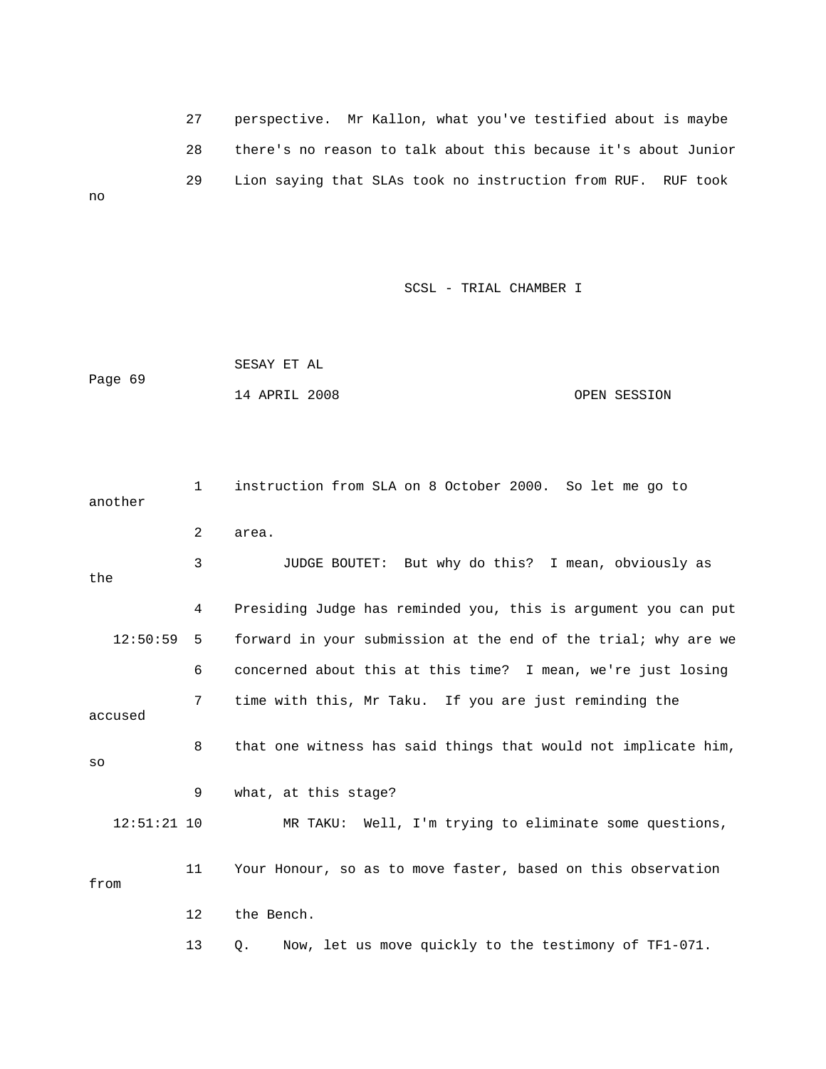27 perspective. Mr Kallon, what you've testified about is maybe

28 there's no reason to talk about this because it's about Junior

29 Lion saying that SLAs took no instruction from RUF. RUF took no

1 instruction from SLA on 8 October 2000. So let me go to another

2 area.

3 JUDGE BOUTET: But why do this? I mean, obviously as the

4 Presiding Judge has reminded you, this is argument you can put

12:50:59 5 forward in your submission at the end of the trial; why are we

6 concerned about this at this time? I mean, we're just losing

7 time with this, Mr Taku. If you are just reminding the accused

8 that one witness has said things that would not implicate him, so

9 what, at this stage?

12:51:21 10 MR TAKU: Well, I'm trying to eliminate some questions,

11 Your Honour, so as to move faster, based on this observation from

12 the Bench.

13 Q. Now, let us move quickly to the testimony of TF1-071.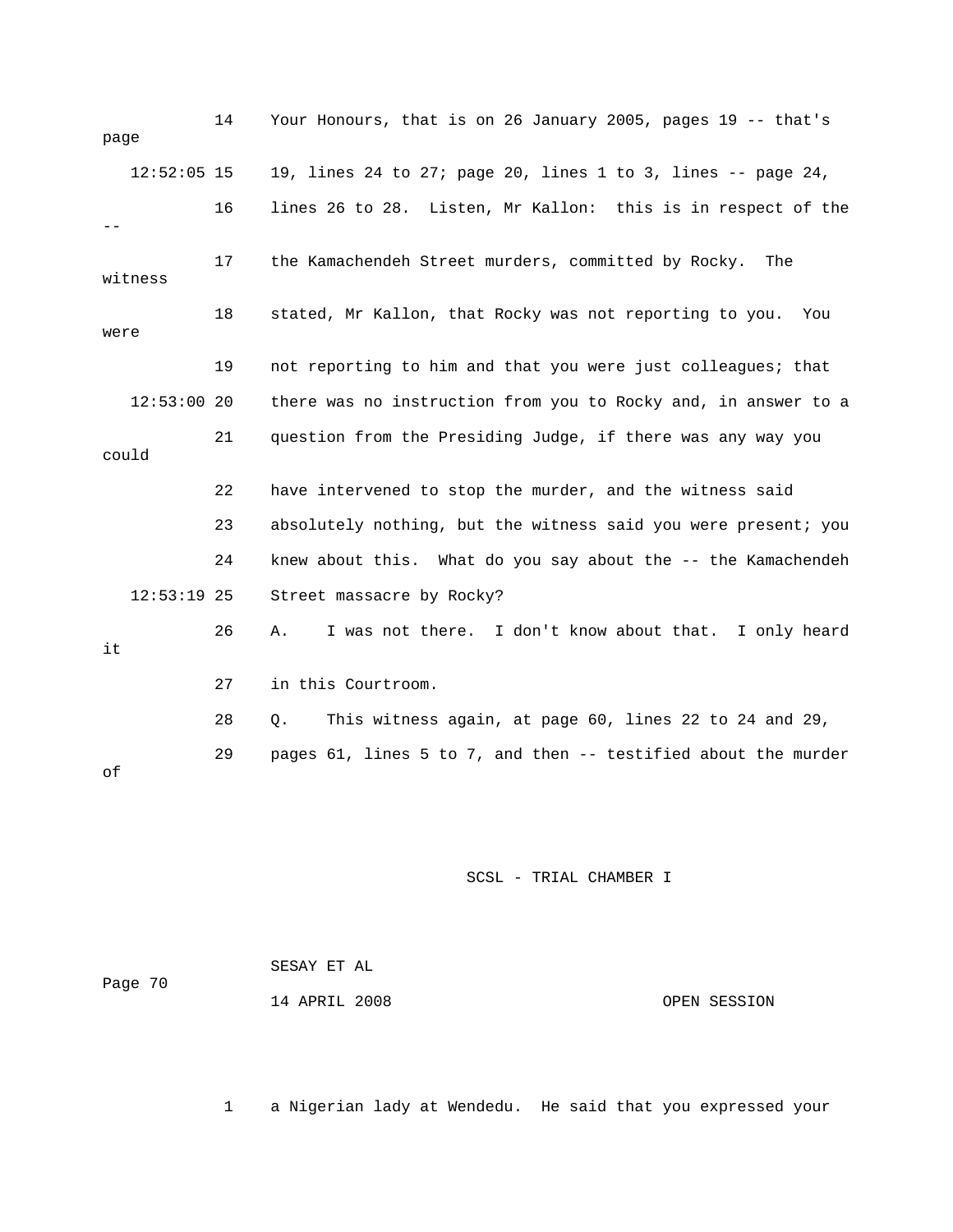14 Your Honours, that is on 26 January 2005, pages 19 -- that's page

12:52:05 15 19, lines 24 to 27; page 20, lines 1 to 3, lines -- page 24,

16 lines 26 to 28. Listen, Mr Kallon: this is in respect of the --

17 the Kamachendeh Street murders, committed by Rocky. The witness

18 stated, Mr Kallon, that Rocky was not reporting to you. You were

19 not reporting to him and that you were just colleagues; that

12:53:00 20 there was no instruction from you to Rocky and, in answer to a

21 question from the Presiding Judge, if there was any way you could

22 have intervened to stop the murder, and the witness said

23 absolutely nothing, but the witness said you were present; you

24 knew about this. What do you say about the -- the Kamachendeh

12:53:19 25 Street massacre by Rocky?

26 A. I was not there. I don't know about that. I only heard it

27 in this Courtroom.

28 Q. This witness again, at page 60, lines 22 to 24 and 29,

29 pages 61, lines 5 to 7, and then -- testified about the murder of

1 a Nigerian lady at Wendedu. He said that you expressed your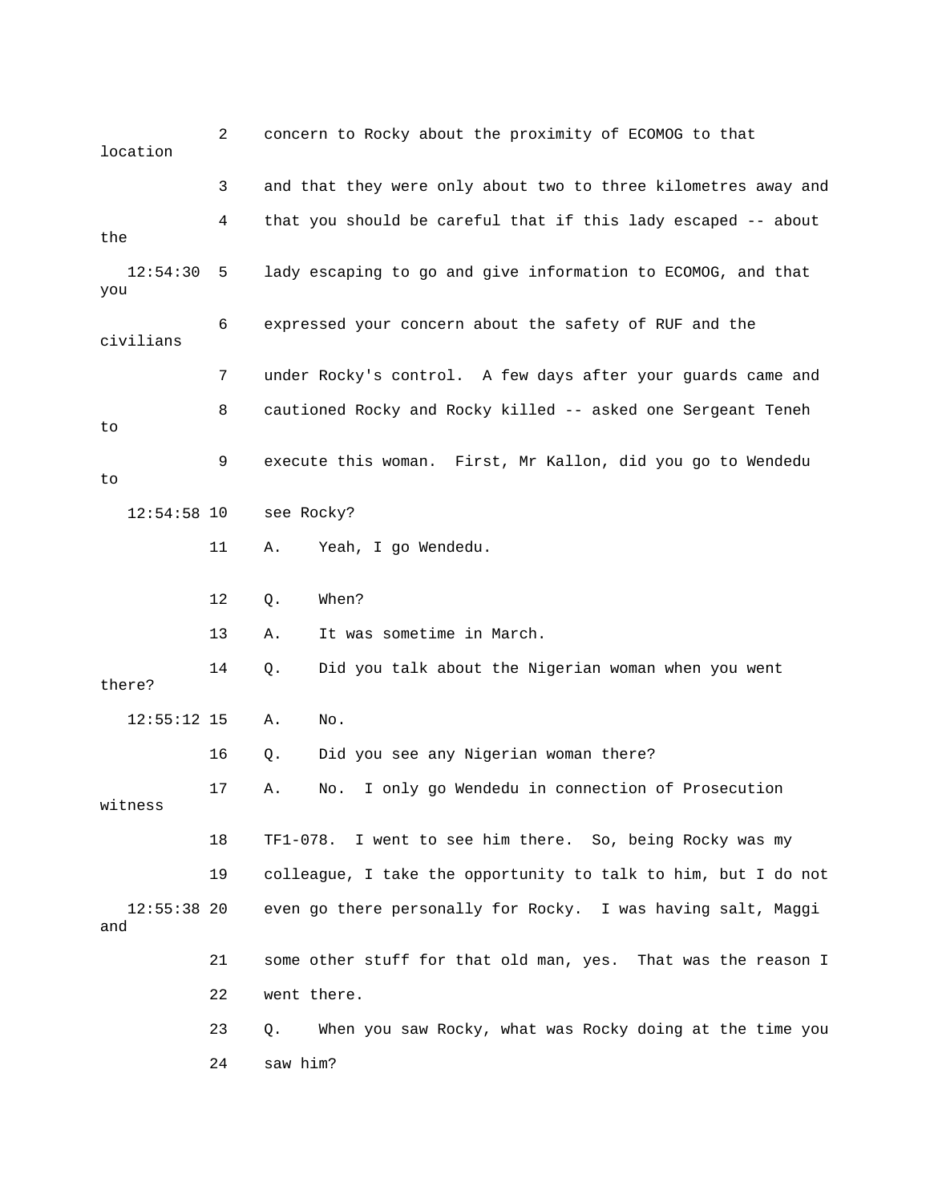concern to Rocky about the proximity of ECOMOG to that location and that they were only about two to three kilometres away and that you should be careful that if this lady escaped -- about the lady escaping to go and give information to ECOMOG, and that you expressed your concern about the safety of RUF and the civilians under Rocky's control. A few days after your guards came and cautioned Rocky and Rocky killed -- asked one Sergeant Teneh to execute this woman. First, Mr Kallon, did you go to Wendedu to see Rocky?

A. Yeah, I go Wendedu.

Q. When?

A. It was sometime in March.

Q. Did you talk about the Nigerian woman when you went there?

A. No.

Q. Did you see any Nigerian woman there?

A. No. I only go Wendedu in connection of Prosecution witness TF1-078. I went to see him there. So, being Rocky was my colleague, I take the opportunity to talk to him, but I do not even go there personally for Rocky. I was having salt, Maggi and some other stuff for that old man, yes. That was the reason I went there.

Q. When you saw Rocky, what was Rocky doing at the time you saw him?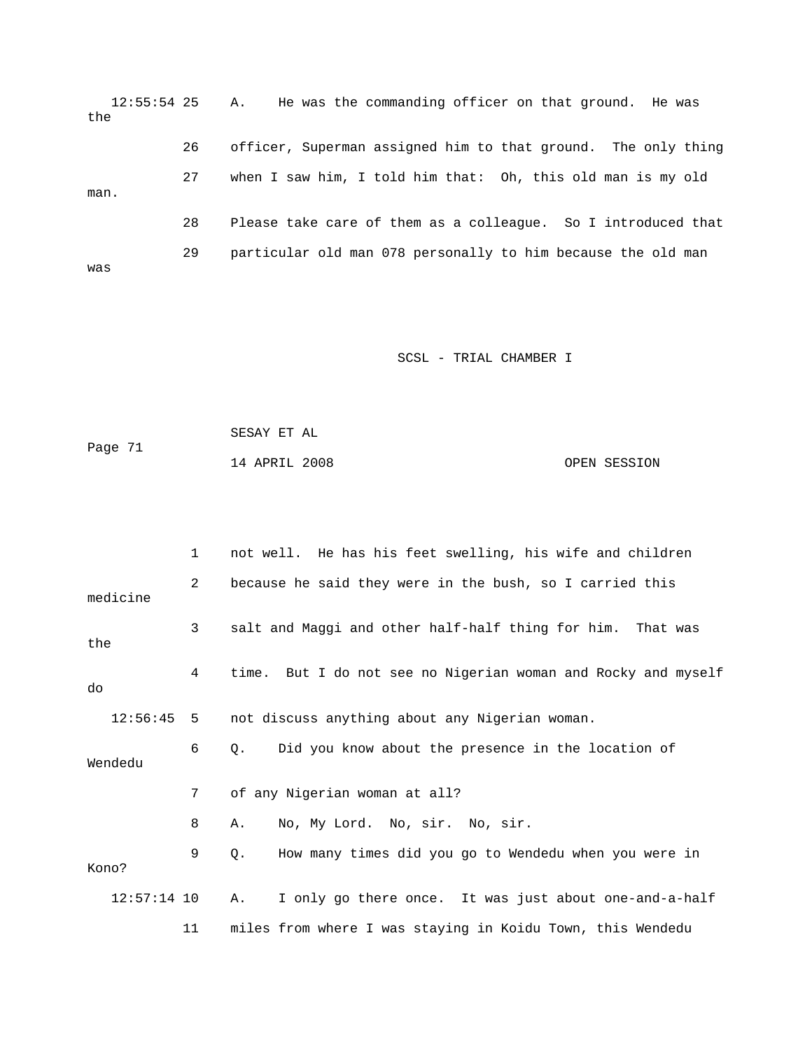12:55:54 25 A. He was the commanding officer on that ground. He was the

26 officer, Superman assigned him to that ground. The only thing

27 when I saw him, I told him that: Oh, this old man is my old man.

28 Please take care of them as a colleague. So I introduced that

29 particular old man 078 personally to him because the old man was

1 not well. He has his feet swelling, his wife and children

2 because he said they were in the bush, so I carried this medicine

3 salt and Maggi and other half-half thing for him. That was the

4 time. But I do not see no Nigerian woman and Rocky and myself do

12:56:45 5 not discuss anything about any Nigerian woman.

6 Q. Did you know about the presence in the location of Wendedu

7 of any Nigerian woman at all?

8 A. No, My Lord. No, sir. No, sir.

9 Q. How many times did you go to Wendedu when you were in Kono?

12:57:14 10 A. I only go there once. It was just about one-and-a-half

11 miles from where I was staying in Koidu Town, this Wendedu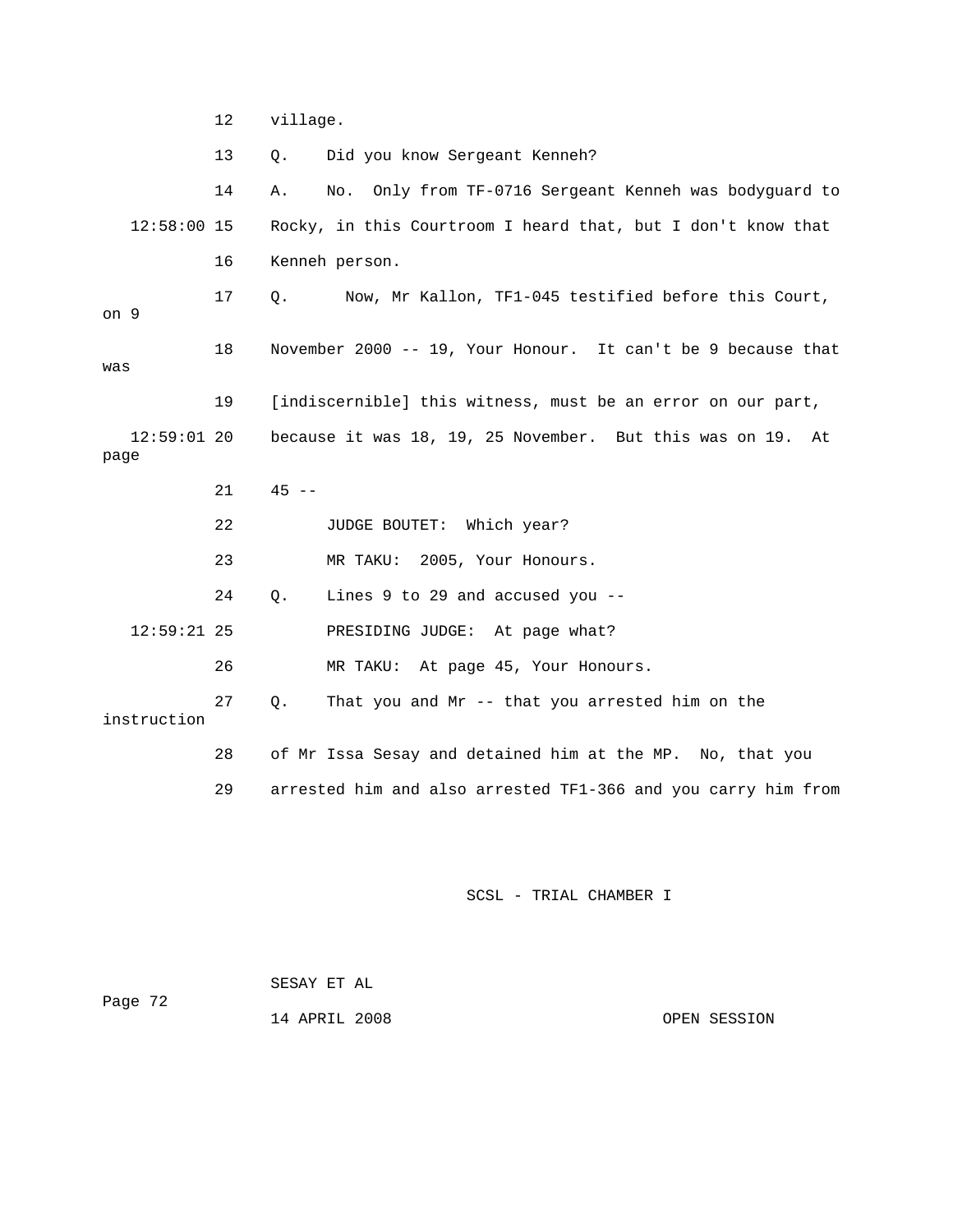12 village.

13 Q. Did you know Sergeant Kenneh?

14 A. No. Only from TF-0716 Sergeant Kenneh was bodyguard to

12:58:00 15 Rocky, in this Courtroom I heard that, but I don't know that

16 Kenneh person.

17 Q. Now, Mr Kallon, TF1-045 testified before this Court, on 9

18 November 2000 -- 19, Your Honour. It can't be 9 because that was

19 [indiscernible] this witness, must be an error on our part,

12:59:01 20 because it was 18, 19, 25 November. But this was on 19. At page

21 45 --

22 JUDGE BOUTET: Which year?

23 MR TAKU: 2005, Your Honours.

24 Q. Lines 9 to 29 and accused you --

12:59:21 25 PRESIDING JUDGE: At page what?

26 MR TAKU: At page 45, Your Honours.

27 Q. That you and Mr -- that you arrested him on the instruction

28 of Mr Issa Sesay and detained him at the MP. No, that you

29 arrested him and also arrested TF1-366 and you carry him from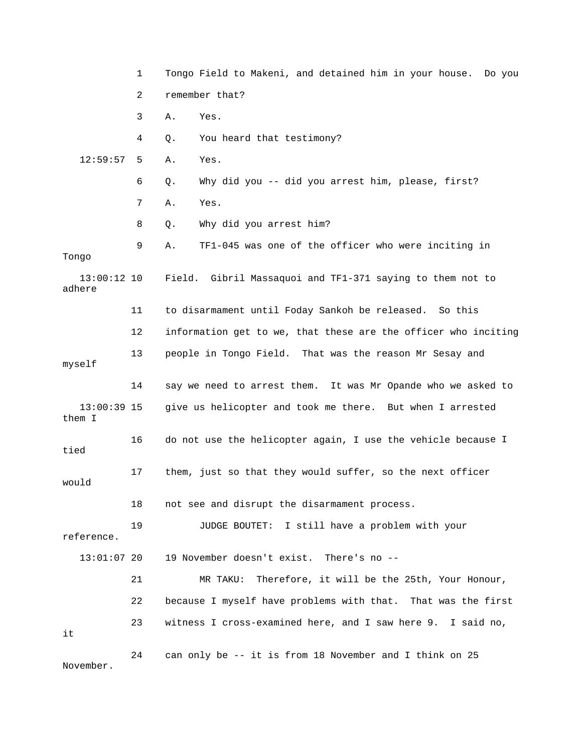1 Tongo Field to Makeni, and detained him in your house. Do you

2 remember that?

3 A. Yes.

4 Q. You heard that testimony?

12:59:57 5 A. Yes.

6 Q. Why did you -- did you arrest him, please, first?

7 A. Yes.

8 Q. Why did you arrest him?

9 A. TF1-045 was one of the officer who were inciting in Tongo

13:00:12 10 Field. Gibril Massaquoi and TF1-371 saying to them not to adhere

11 to disarmament until Foday Sankoh be released. So this

12 information get to we, that these are the officer who inciting

13 people in Tongo Field. That was the reason Mr Sesay and myself

14 say we need to arrest them. It was Mr Opande who we asked to

13:00:39 15 give us helicopter and took me there. But when I arrested them I

16 do not use the helicopter again, I use the vehicle because I tied

17 them, just so that they would suffer, so the next officer would

18 not see and disrupt the disarmament process.

19 JUDGE BOUTET: I still have a problem with your reference.

13:01:07 20 19 November doesn't exist. There's no --

21 MR TAKU: Therefore, it will be the 25th, Your Honour,

22 because I myself have problems with that. That was the first

23 witness I cross-examined here, and I saw here 9. I said no, it

24 can only be -- it is from 18 November and I think on 25 November.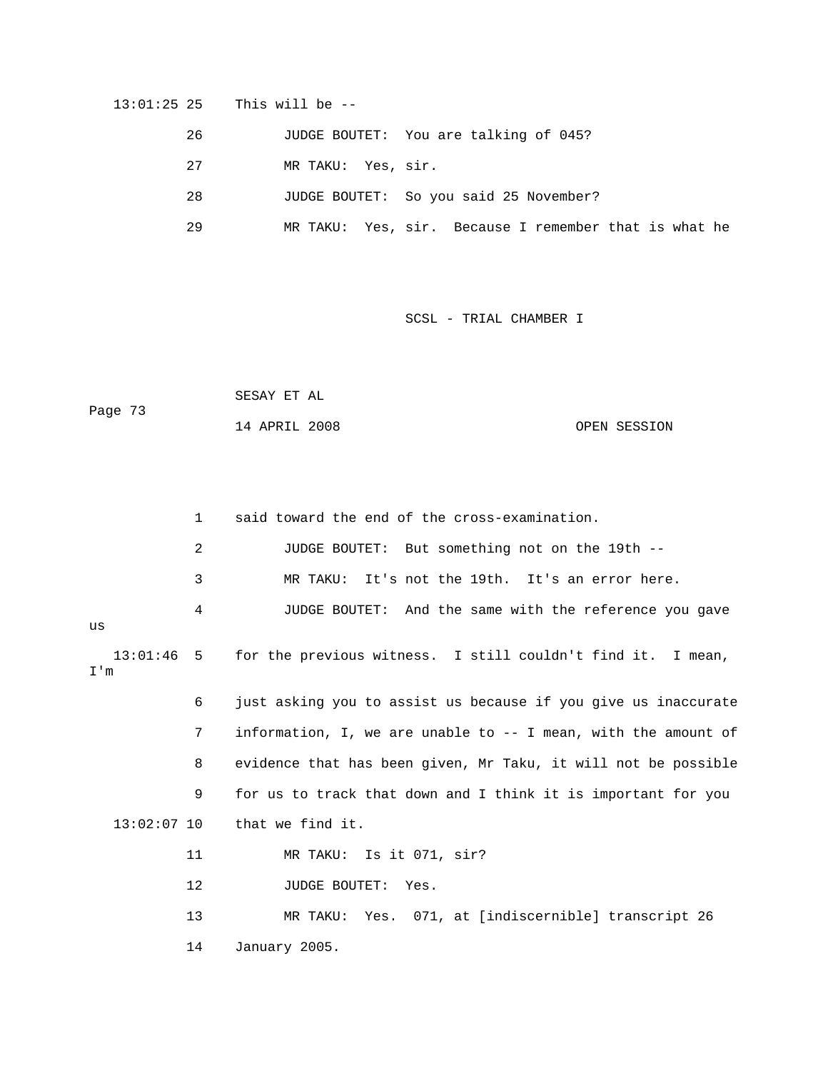13:01:25 25 This will be --

26 JUDGE BOUTET: You are talking of 045?

27 MR TAKU: Yes, sir.

28 JUDGE BOUTET: So you said 25 November?

29 MR TAKU: Yes, sir. Because I remember that is what he

1 said toward the end of the cross-examination.

2 JUDGE BOUTET: But something not on the 19th --

3 MR TAKU: It's not the 19th. It's an error here.

4 JUDGE BOUTET: And the same with the reference you gave us

13:01:46 5 for the previous witness. I still couldn't find it. I mean, I'm

6 just asking you to assist us because if you give us inaccurate

7 information, I, we are unable to -- I mean, with the amount of

8 evidence that has been given, Mr Taku, it will not be possible

9 for us to track that down and I think it is important for you

13:02:07 10 that we find it.

11 MR TAKU: Is it 071, sir?

12 JUDGE BOUTET: Yes.

13 MR TAKU: Yes. 071, at [indiscernible] transcript 26

14 January 2005.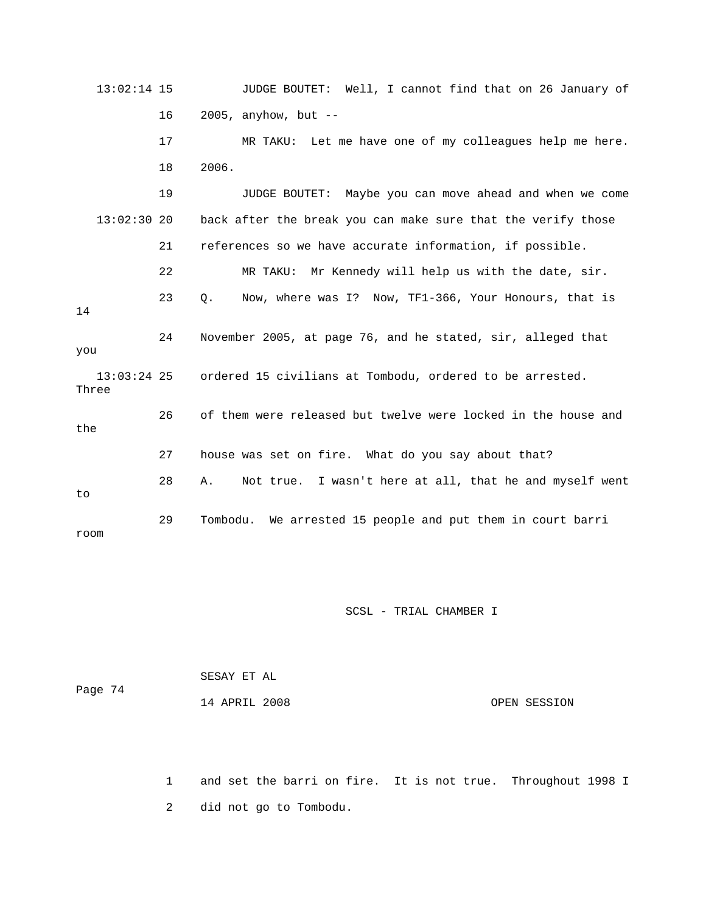13:02:14 15 JUDGE BOUTET: Well, I cannot find that on 26 January of

16 2005, anyhow, but --

17 MR TAKU: Let me have one of my colleagues help me here.

18 2006.

19 JUDGE BOUTET: Maybe you can move ahead and when we come

13:02:30 20 back after the break you can make sure that the verify those

21 references so we have accurate information, if possible.

22 MR TAKU: Mr Kennedy will help us with the date, sir.

23 Q. Now, where was I? Now, TF1-366, Your Honours, that is 14

24 November 2005, at page 76, and he stated, sir, alleged that you

13:03:24 25 ordered 15 civilians at Tombodu, ordered to be arrested. Three

26 of them were released but twelve were locked in the house and the

27 house was set on fire. What do you say about that?

28 A. Not true. I wasn't here at all, that he and myself went to

29 Tombodu. We arrested 15 people and put them in court barri room

1 and set the barri on fire. It is not true. Throughout 1998 I

2 did not go to Tombodu.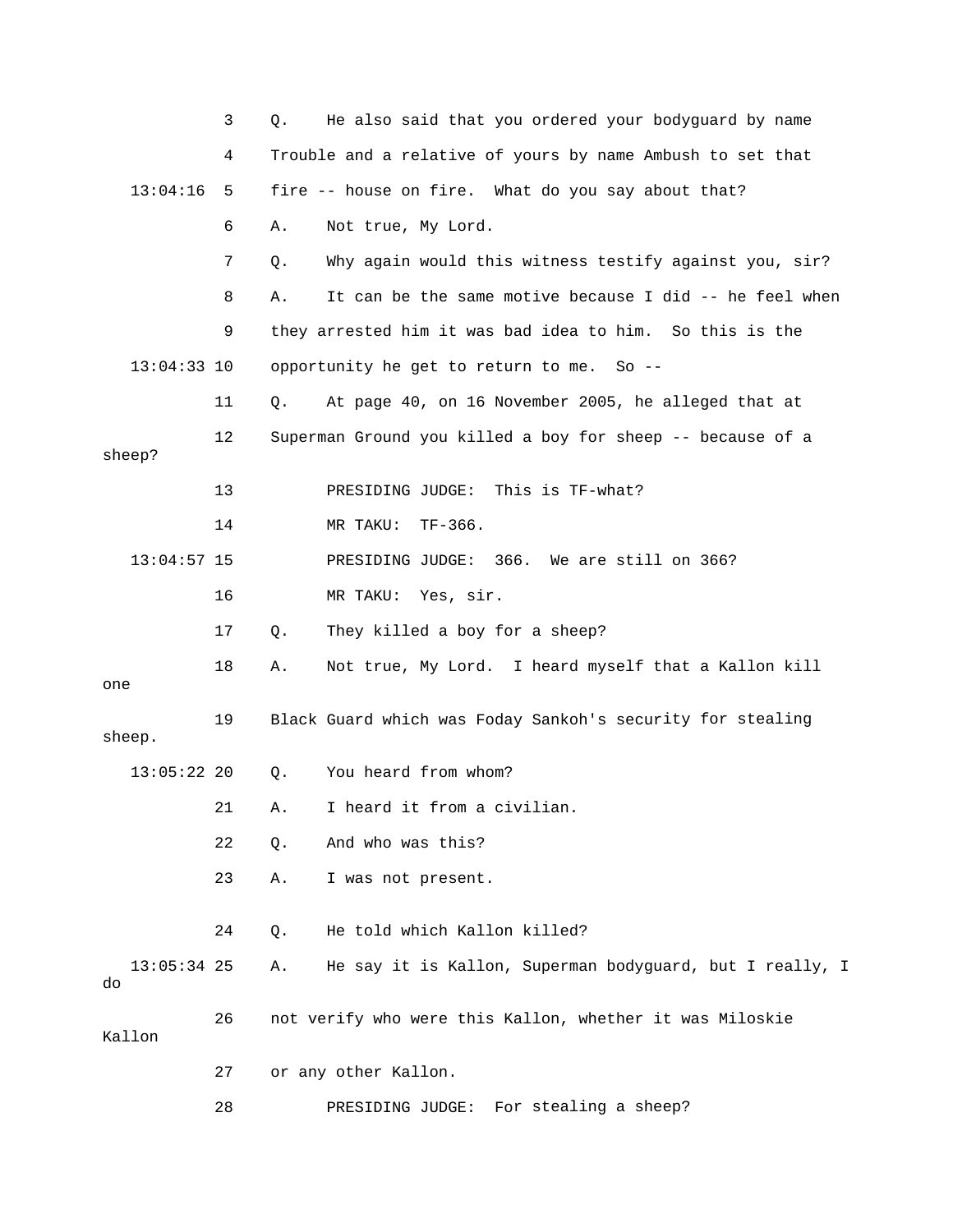3 Q. He also said that you ordered your bodyguard by name

4 Trouble and a relative of yours by name Ambush to set that

13:04:16 5 fire -- house on fire. What do you say about that?

6 A. Not true, My Lord.

7 Q. Why again would this witness testify against you, sir?

8 A. It can be the same motive because I did -- he feel when

9 they arrested him it was bad idea to him. So this is the

13:04:33 10 opportunity he get to return to me. So --

11 Q. At page 40, on 16 November 2005, he alleged that at

12 Superman Ground you killed a boy for sheep -- because of a sheep?

13 PRESIDING JUDGE: This is TF-what?

14 MR TAKU: TF-366.

13:04:57 15 PRESIDING JUDGE: 366. We are still on 366?

16 MR TAKU: Yes, sir.

17 Q. They killed a boy for a sheep?

18 A. Not true, My Lord. I heard myself that a Kallon kill one

19 Black Guard which was Foday Sankoh's security for stealing sheep.

13:05:22 20 Q. You heard from whom?

21 A. I heard it from a civilian.

22 Q. And who was this?

23 A. I was not present.

24 Q. He told which Kallon killed?

13:05:34 25 A. He say it is Kallon, Superman bodyguard, but I really, I do

26 not verify who were this Kallon, whether it was Miloskie Kallon

27 or any other Kallon.

28 PRESIDING JUDGE: For stealing a sheep?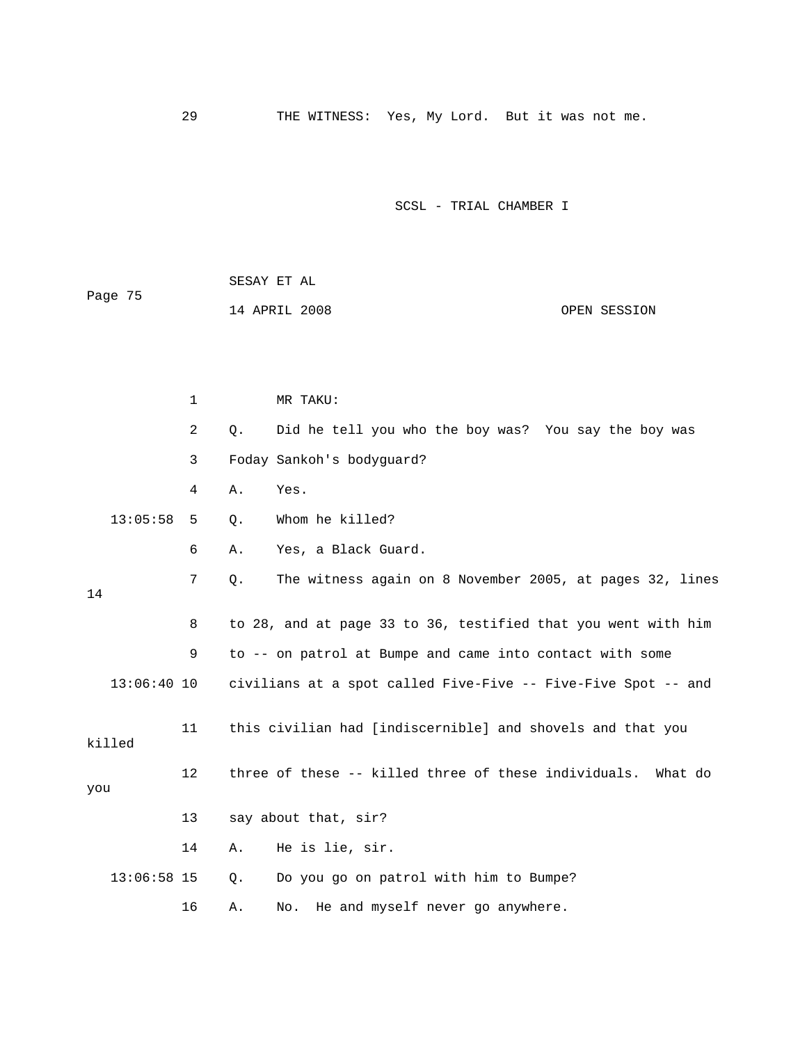29 THE WITNESS: Yes, My Lord. But it was not me.

1 MR TAKU:

2 Q. Did he tell you who the boy was? You say the boy was

3 Foday Sankoh's bodyguard?

4 A. Yes.

13:05:58 5 Q. Whom he killed?

6 A. Yes, a Black Guard.

7 Q. The witness again on 8 November 2005, at pages 32, lines 14

8 to 28, and at page 33 to 36, testified that you went with him

9 to -- on patrol at Bumpe and came into contact with some

13:06:40 10 civilians at a spot called Five-Five -- Five-Five Spot -- and

11 this civilian had [indiscernible] and shovels and that you killed

12 three of these -- killed three of these individuals. What do you

13 say about that, sir?

14 A. He is lie, sir.

13:06:58 15 Q. Do you go on patrol with him to Bumpe?

16 A. No. He and myself never go anywhere.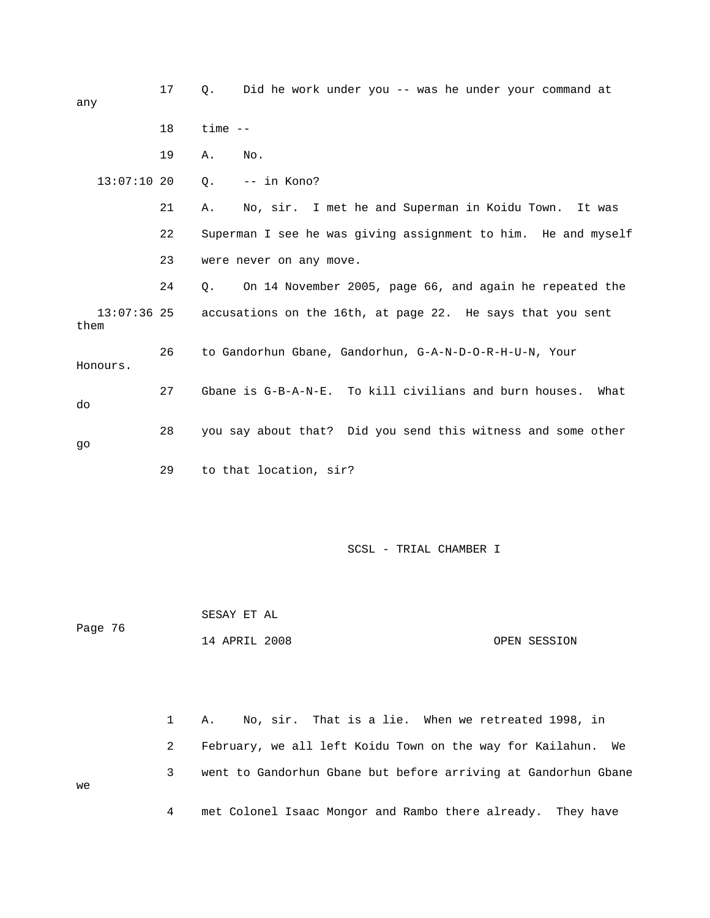17 Q. Did he work under you -- was he under your command at any

18 time --

19 A. No.

13:07:10 20 Q. -- in Kono?

21 A. No, sir. I met he and Superman in Koidu Town. It was

22 Superman I see he was giving assignment to him. He and myself

23 were never on any move.

24 Q. On 14 November 2005, page 66, and again he repeated the

13:07:36 25 accusations on the 16th, at page 22. He says that you sent them

26 to Gandorhun Gbane, Gandorhun, G-A-N-D-O-R-H-U-N, Your Honours.

27 Gbane is G-B-A-N-E. To kill civilians and burn houses. What do

28 you say about that? Did you send this witness and some other go

29 to that location, sir?

1 A. No, sir. That is a lie. When we retreated 1998, in

2 February, we all left Koidu Town on the way for Kailahun. We

3 went to Gandorhun Gbane but before arriving at Gandorhun Gbane we

4 met Colonel Isaac Mongor and Rambo there already. They have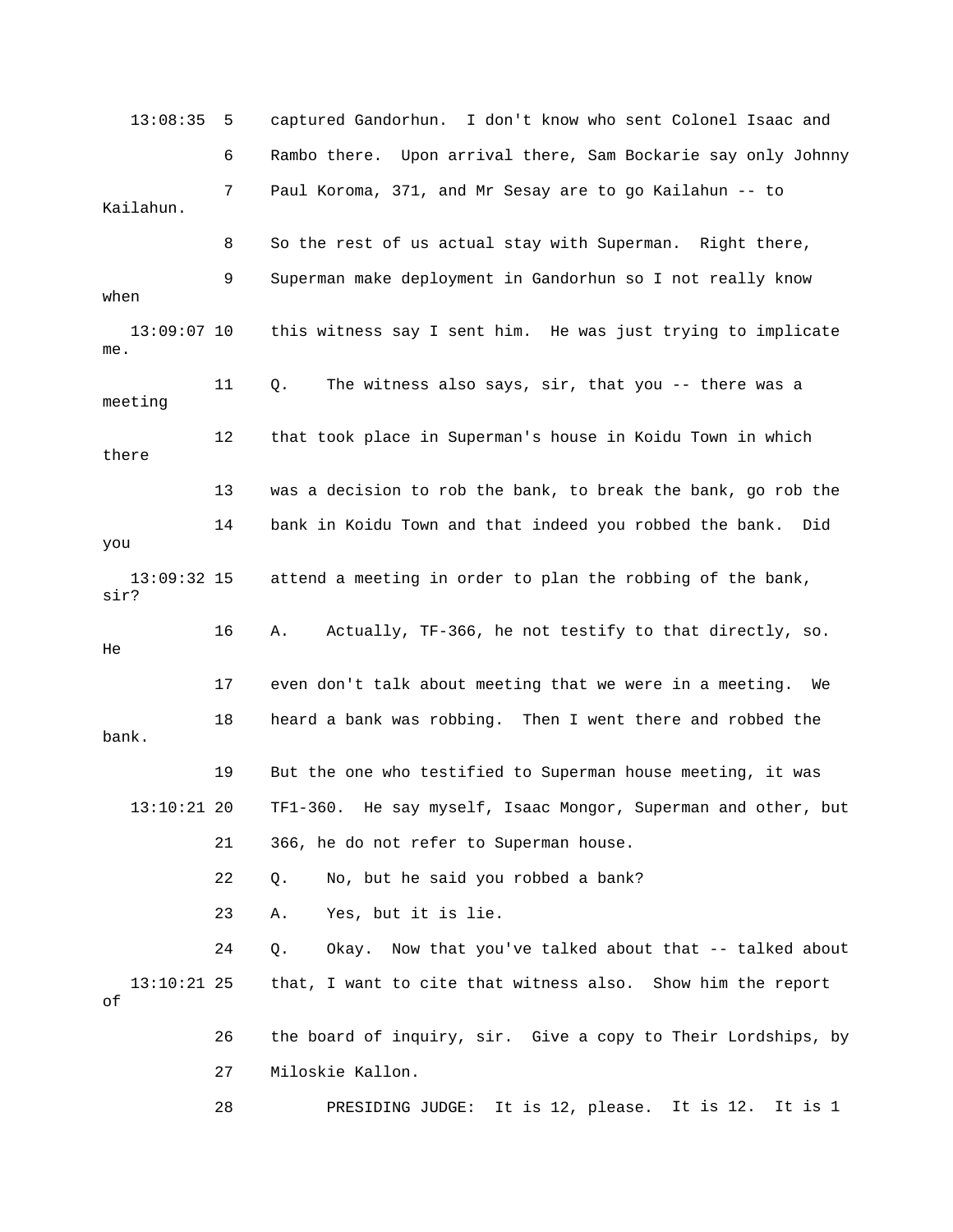captured Gandorhun. I don't know who sent Colonel Isaac and Rambo there. Upon arrival there, Sam Bockarie say only Johnny Paul Koroma, 371, and Mr Sesay are to go Kailahun -- to Kailahun.

So the rest of us actual stay with Superman. Right there, Superman make deployment in Gandorhun so I not really know when this witness say I sent him. He was just trying to implicate me.

Q. The witness also says, sir, that you -- there was a meeting that took place in Superman's house in Koidu Town in which there was a decision to rob the bank, to break the bank, go rob the bank in Koidu Town and that indeed you robbed the bank. Did you attend a meeting in order to plan the robbing of the bank, sir?

A. Actually, TF-366, he not testify to that directly, so. He even don't talk about meeting that we were in a meeting. We heard a bank was robbing. Then I went there and robbed the bank. But the one who testified to Superman house meeting, it was TF1-360. He say myself, Isaac Mongor, Superman and other, but 366, he do not refer to Superman house.

Q. No, but he said you robbed a bank?

A. Yes, but it is lie.

Q. Okay. Now that you've talked about that -- talked about that, I want to cite that witness also. Show him the report of the board of inquiry, sir. Give a copy to Their Lordships, by Miloskie Kallon.

PRESIDING JUDGE: It is 12, please. It is 12. It is 1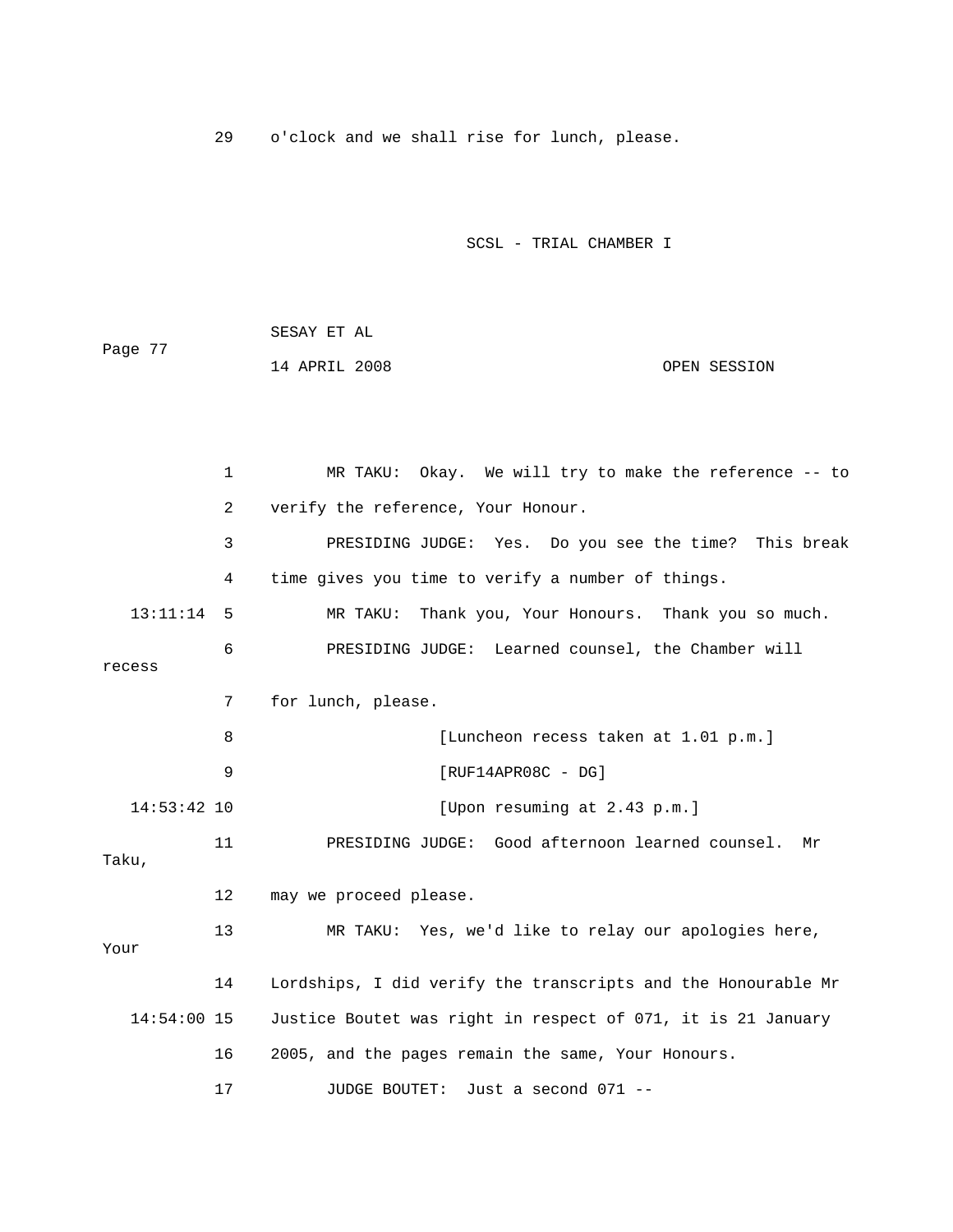29 o'clock and we shall rise for lunch, please.

1 MR TAKU: Okay. We will try to make the reference -- to

2 verify the reference, Your Honour.

3 PRESIDING JUDGE: Yes. Do you see the time? This break

4 time gives you time to verify a number of things.

13:11:14 5 MR TAKU: Thank you, Your Honours. Thank you so much.

6 PRESIDING JUDGE: Learned counsel, the Chamber will recess

7 for lunch, please.

8 [Luncheon recess taken at 1.01 p.m.]

9 [RUF14APR08C - DG]

14:53:42 10 [Upon resuming at 2.43 p.m.]

11 PRESIDING JUDGE: Good afternoon learned counsel. Mr Taku,

12 may we proceed please.

13 MR TAKU: Yes, we'd like to relay our apologies here, Your

14 Lordships, I did verify the transcripts and the Honourable Mr

14:54:00 15 Justice Boutet was right in respect of 071, it is 21 January

16 2005, and the pages remain the same, Your Honours.

17 JUDGE BOUTET: Just a second 071 --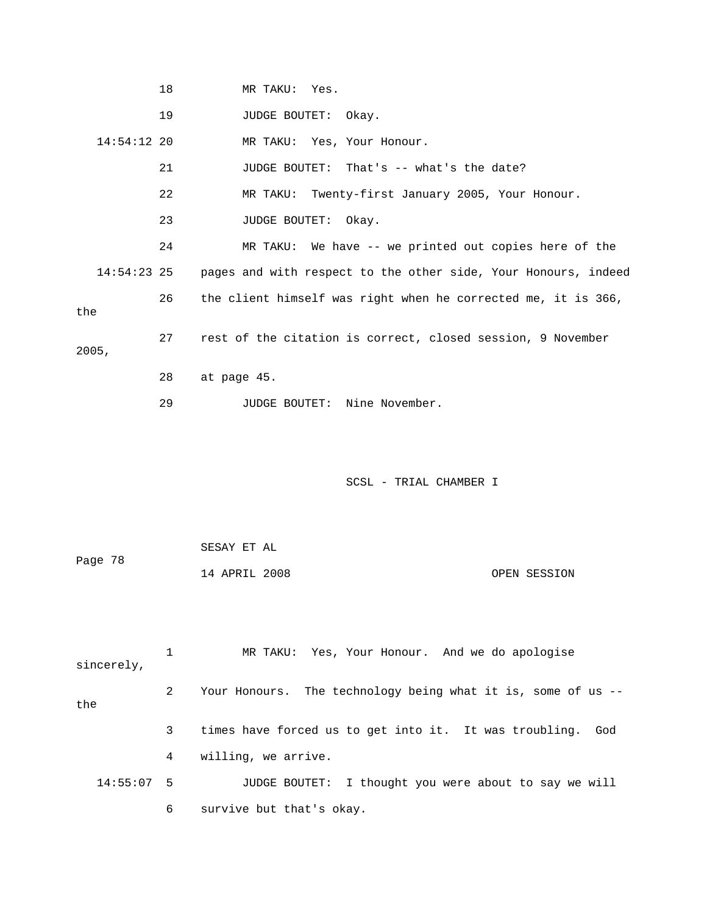18 MR TAKU: Yes.

19 JUDGE BOUTET: Okay.

14:54:12 20 MR TAKU: Yes, Your Honour.

21 JUDGE BOUTET: That's -- what's the date?

22 MR TAKU: Twenty-first January 2005, Your Honour.

23 JUDGE BOUTET: Okay.

24 MR TAKU: We have -- we printed out copies here of the

14:54:23 25 pages and with respect to the other side, Your Honours, indeed

26 the client himself was right when he corrected me, it is 366, the

27 rest of the citation is correct, closed session, 9 November 2005,

28 at page 45.

29 JUDGE BOUTET: Nine November.

SCSL - TRIAL CHAMBER I

SESAY ET AL

14 APRIL 2008 OPEN SESSION

1 MR TAKU: Yes, Your Honour. And we do apologise sincerely,

2 Your Honours. The technology being what it is, some of us -- the

3 times have forced us to get into it. It was troubling. God

4 willing, we arrive.

14:55:07 5 JUDGE BOUTET: I thought you were about to say we will

6 survive but that's okay.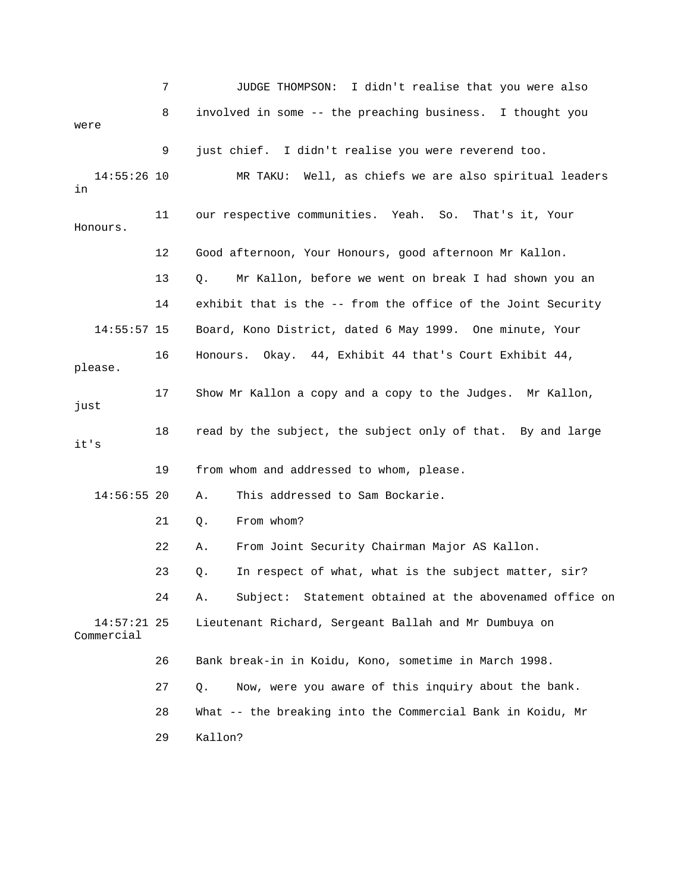7 JUDGE THOMPSON: I didn't realise that you were also

8 involved in some -- the preaching business. I thought you were

9 just chief. I didn't realise you were reverend too.

14:55:26 10 MR TAKU: Well, as chiefs we are also spiritual leaders in

11 our respective communities. Yeah. So. That's it, Your Honours.

12 Good afternoon, Your Honours, good afternoon Mr Kallon.

13 Q. Mr Kallon, before we went on break I had shown you an

14 exhibit that is the -- from the office of the Joint Security

14:55:57 15 Board, Kono District, dated 6 May 1999. One minute, Your

16 Honours. Okay. 44, Exhibit 44 that's Court Exhibit 44, please.

17 Show Mr Kallon a copy and a copy to the Judges. Mr Kallon, just

18 read by the subject, the subject only of that. By and large it's

19 from whom and addressed to whom, please.

14:56:55 20 A. This addressed to Sam Bockarie.

21 Q. From whom?

22 A. From Joint Security Chairman Major AS Kallon.

23 Q. In respect of what, what is the subject matter, sir?

24 A. Subject: Statement obtained at the abovenamed office on

14:57:21 25 Lieutenant Richard, Sergeant Ballah and Mr Dumbuya on Commercial

26 Bank break-in in Koidu, Kono, sometime in March 1998.

27 Q. Now, were you aware of this inquiry about the bank.

28 What -- the breaking into the Commercial Bank in Koidu, Mr

29 Kallon?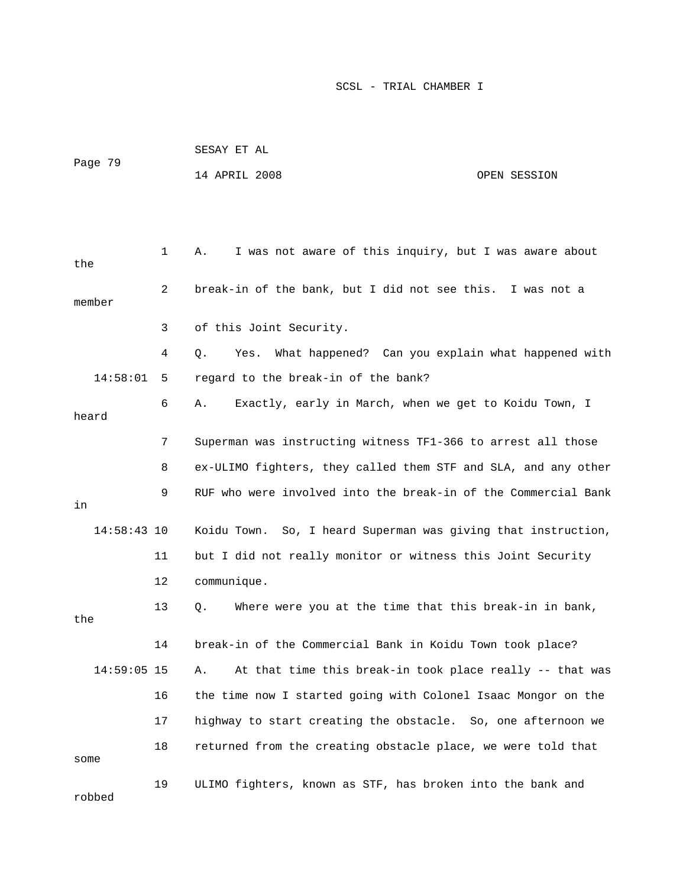1 A. I was not aware of this inquiry, but I was aware about the

2 break-in of the bank, but I did not see this. I was not a member

3 of this Joint Security.

4 Q. Yes. What happened? Can you explain what happened with

14:58:01 5 regard to the break-in of the bank?

6 A. Exactly, early in March, when we get to Koidu Town, I heard

7 Superman was instructing witness TF1-366 to arrest all those

8 ex-ULIMO fighters, they called them STF and SLA, and any other

9 RUF who were involved into the break-in of the Commercial Bank in

14:58:43 10 Koidu Town. So, I heard Superman was giving that instruction,

11 but I did not really monitor or witness this Joint Security

12 communique.

13 Q. Where were you at the time that this break-in in bank, the

14 break-in of the Commercial Bank in Koidu Town took place?

14:59:05 15 A. At that time this break-in took place really -- that was

16 the time now I started going with Colonel Isaac Mongor on the

17 highway to start creating the obstacle. So, one afternoon we

18 returned from the creating obstacle place, we were told that some

19 ULIMO fighters, known as STF, has broken into the bank and robbed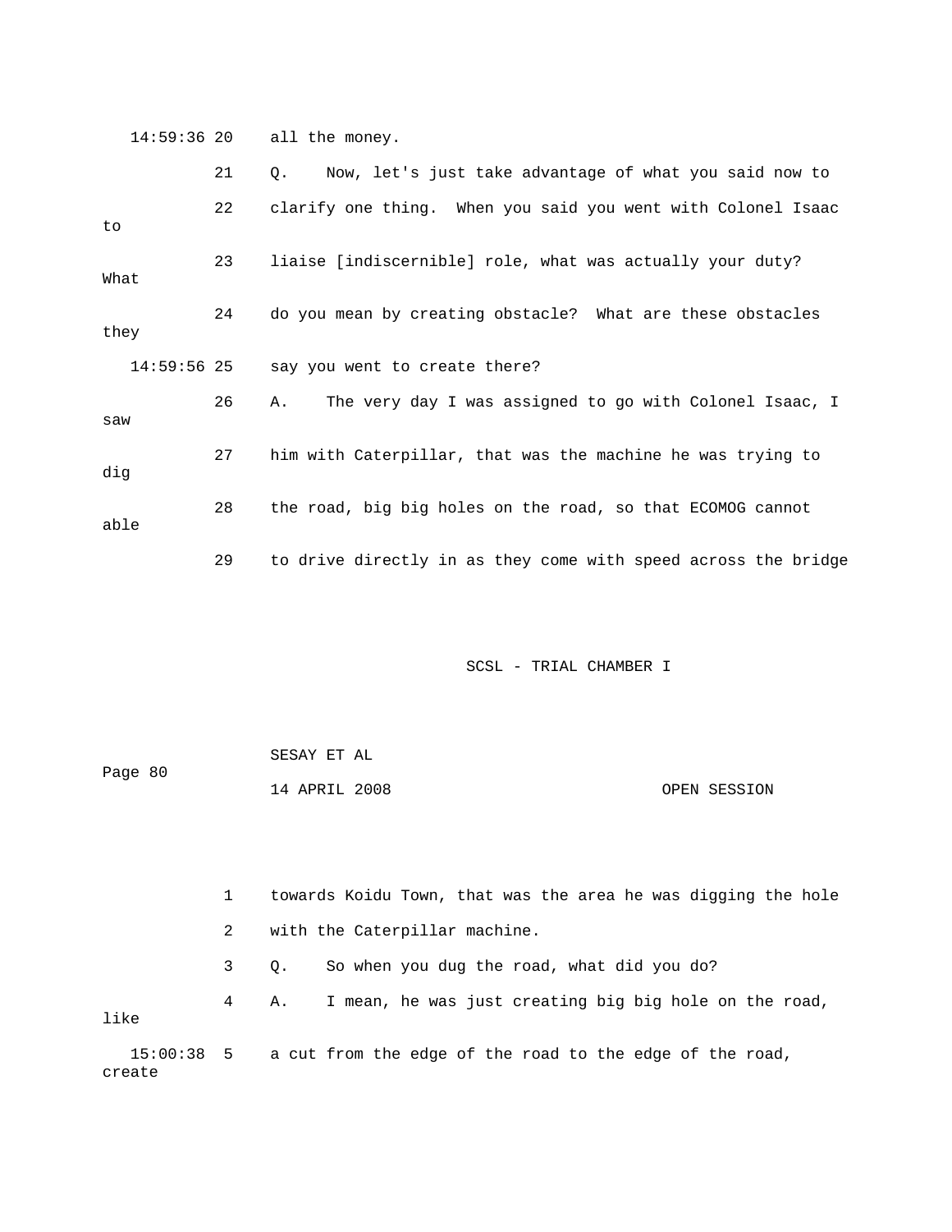14:59:36 20 all the money.

21 Q. Now, let's just take advantage of what you said now to

22 clarify one thing. When you said you went with Colonel Isaac to

23 liaise [indiscernible] role, what was actually your duty? What

24 do you mean by creating obstacle? What are these obstacles they

14:59:56 25 say you went to create there?

26 A. The very day I was assigned to go with Colonel Isaac, I saw

27 him with Caterpillar, that was the machine he was trying to dig

28 the road, big big holes on the road, so that ECOMOG cannot able

29 to drive directly in as they come with speed across the bridge

1 towards Koidu Town, that was the area he was digging the hole

2 with the Caterpillar machine.

3 Q. So when you dug the road, what did you do?

4 A. I mean, he was just creating big big hole on the road, like

15:00:38 5 a cut from the edge of the road to the edge of the road, create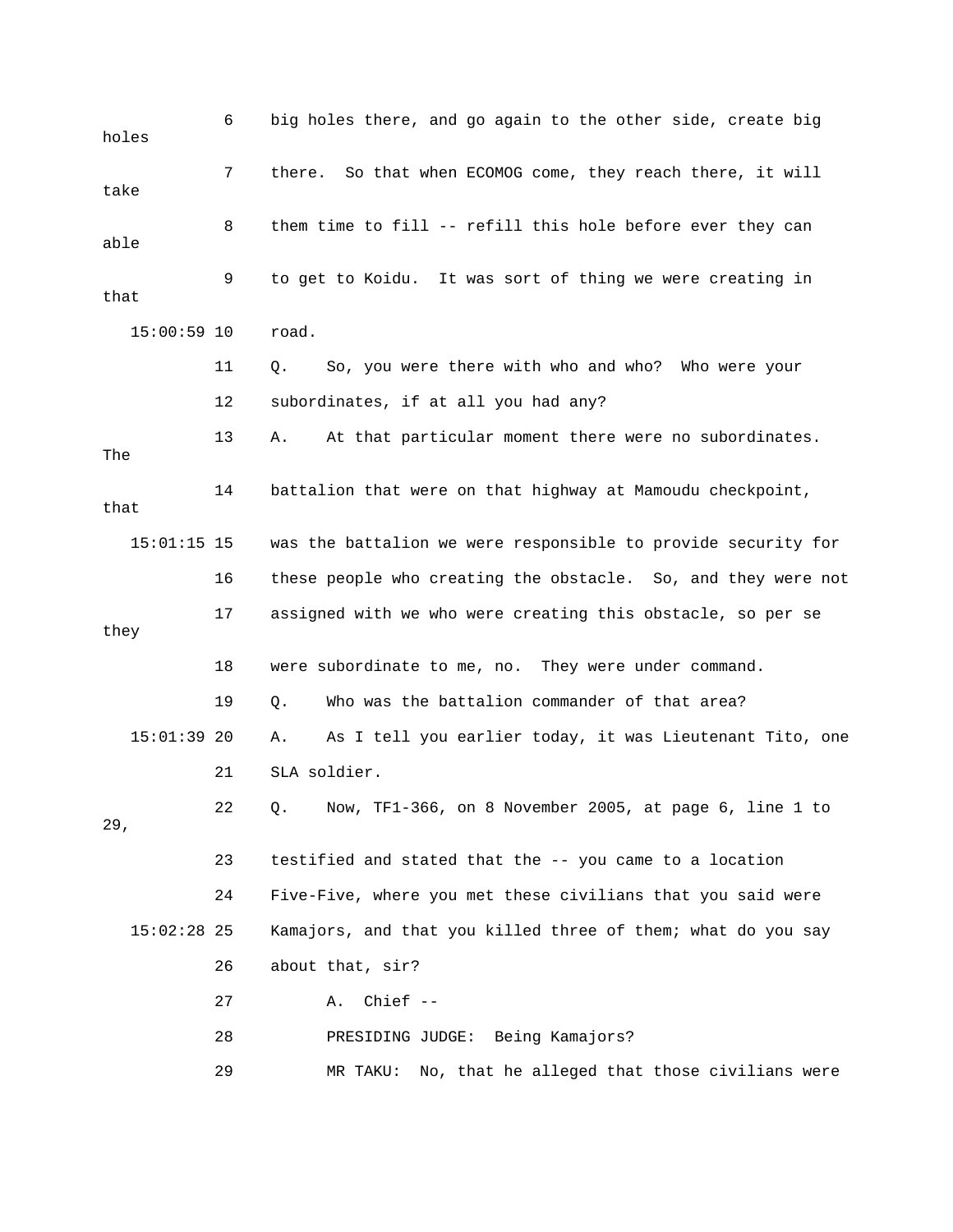6 big holes there, and go again to the other side, create big holes

7 there. So that when ECOMOG come, they reach there, it will take

8 them time to fill -- refill this hole before ever they can able

9 to get to Koidu. It was sort of thing we were creating in that

15:00:59 10 road.

11 Q. So, you were there with who and who? Who were your

12 subordinates, if at all you had any?

13 A. At that particular moment there were no subordinates. The

14 battalion that were on that highway at Mamoudu checkpoint, that

15:01:15 15 was the battalion we were responsible to provide security for

16 these people who creating the obstacle. So, and they were not

17 assigned with we who were creating this obstacle, so per se they

18 were subordinate to me, no. They were under command.

19 Q. Who was the battalion commander of that area?

15:01:39 20 A. As I tell you earlier today, it was Lieutenant Tito, one

21 SLA soldier.

22 Q. Now, TF1-366, on 8 November 2005, at page 6, line 1 to 29,

23 testified and stated that the -- you came to a location

24 Five-Five, where you met these civilians that you said were

15:02:28 25 Kamajors, and that you killed three of them; what do you say

26 about that, sir?

27 A. Chief --

28 PRESIDING JUDGE: Being Kamajors?

29 MR TAKU: No, that he alleged that those civilians were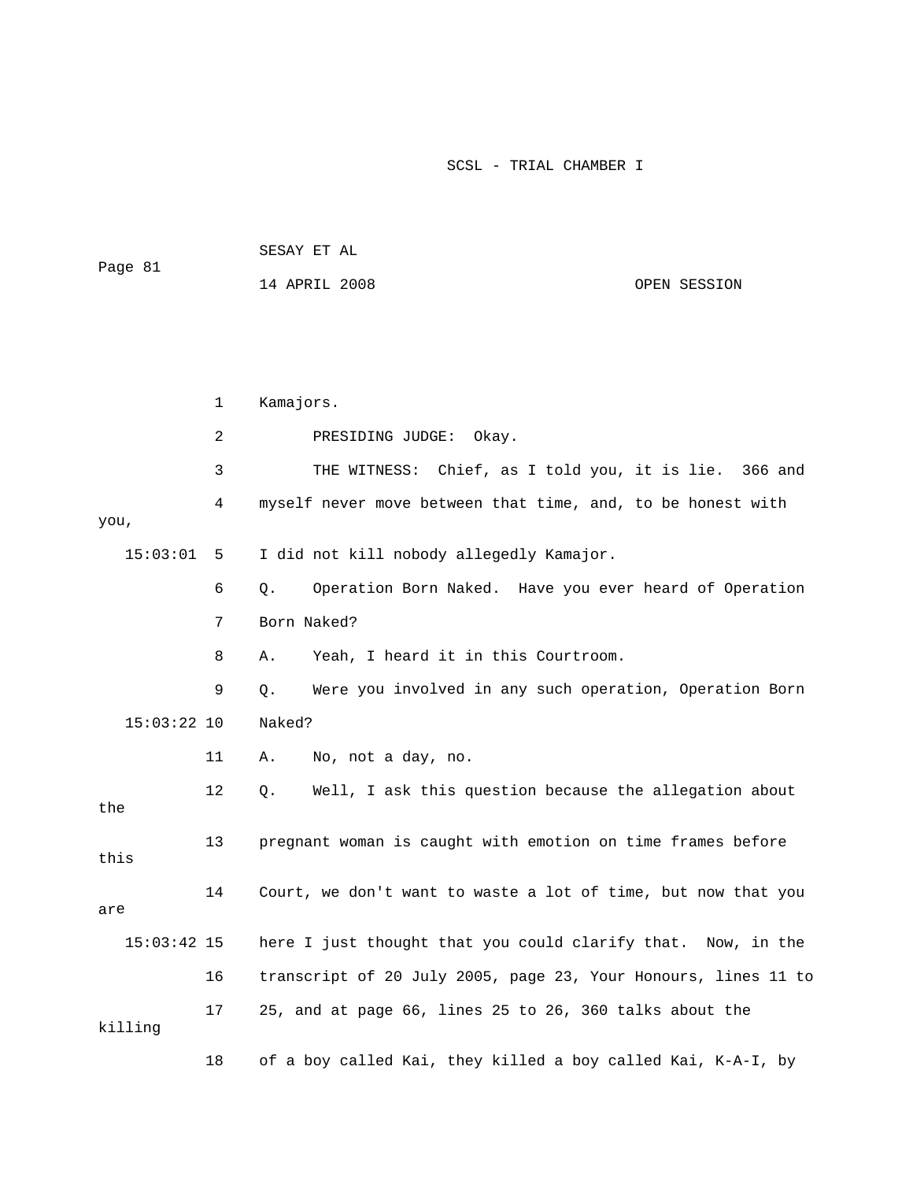1 Kamajors.

2 PRESIDING JUDGE: Okay.

3 THE WITNESS: Chief, as I told you, it is lie. 366 and

4 myself never move between that time, and, to be honest with you,

15:03:01 5 I did not kill nobody allegedly Kamajor.

6 Q. Operation Born Naked. Have you ever heard of Operation

7 Born Naked?

8 A. Yeah, I heard it in this Courtroom.

9 Q. Were you involved in any such operation, Operation Born

15:03:22 10 Naked?

11 A. No, not a day, no.

12 Q. Well, I ask this question because the allegation about the

13 pregnant woman is caught with emotion on time frames before this

14 Court, we don't want to waste a lot of time, but now that you are

15:03:42 15 here I just thought that you could clarify that. Now, in the

16 transcript of 20 July 2005, page 23, Your Honours, lines 11 to

17 25, and at page 66, lines 25 to 26, 360 talks about the killing

18 of a boy called Kai, they killed a boy called Kai, K-A-I, by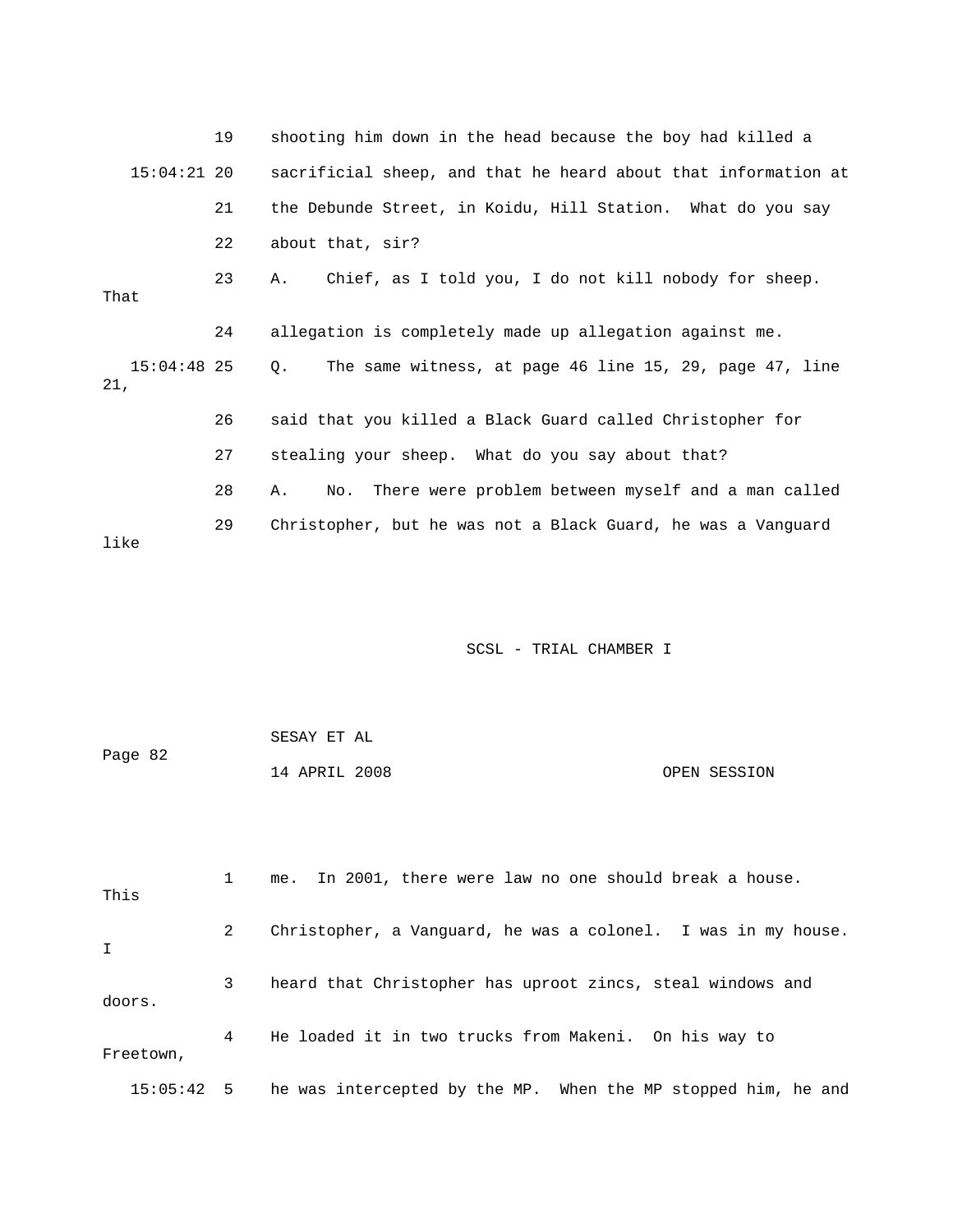19 shooting him down in the head because the boy had killed a

15:04:21 20 sacrificial sheep, and that he heard about that information at

21 the Debunde Street, in Koidu, Hill Station. What do you say

22 about that, sir?

23 A. Chief, as I told you, I do not kill nobody for sheep. That

24 allegation is completely made up allegation against me.

15:04:48 25 Q. The same witness, at page 46 line 15, 29, page 47, line 21,

26 said that you killed a Black Guard called Christopher for

27 stealing your sheep. What do you say about that?

28 A. No. There were problem between myself and a man called

29 Christopher, but he was not a Black Guard, he was a Vanguard like

SCSL - TRIAL CHAMBER I

SESAY ET AL

14 APRIL 2008 OPEN SESSION

1 me. In 2001, there were law no one should break a house. This

2 Christopher, a Vanguard, he was a colonel. I was in my house. I

3 heard that Christopher has uproot zincs, steal windows and doors.

4 He loaded it in two trucks from Makeni. On his way to Freetown,

15:05:42 5 he was intercepted by the MP. When the MP stopped him, he and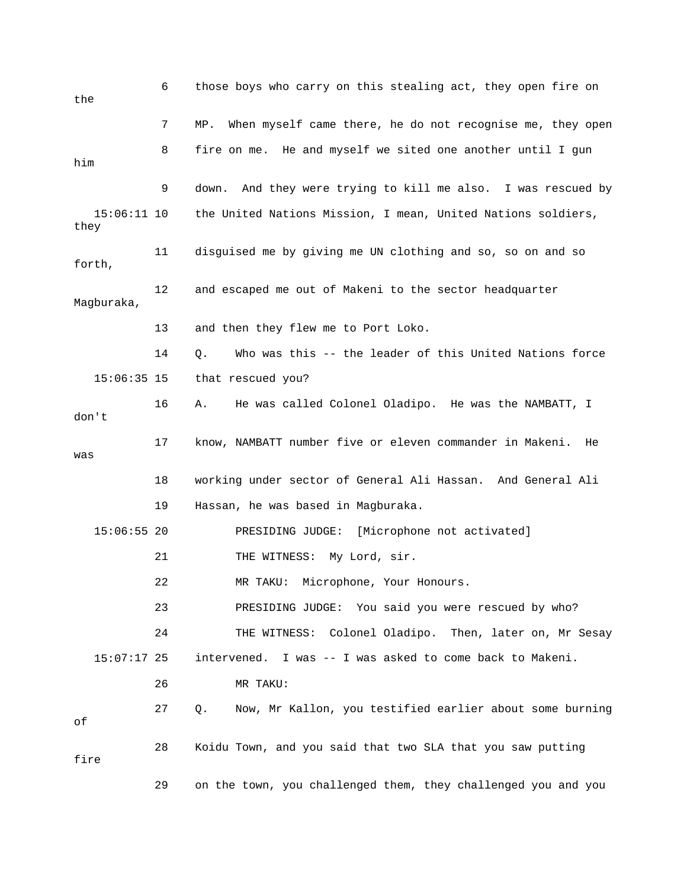6 those boys who carry on this stealing act, they open fire on the

7 MP. When myself came there, he do not recognise me, they open

8 fire on me. He and myself we sited one another until I gun him

9 down. And they were trying to kill me also. I was rescued by

15:06:11 10 the United Nations Mission, I mean, United Nations soldiers, they

11 disguised me by giving me UN clothing and so, so on and so forth,

12 and escaped me out of Makeni to the sector headquarter Magburaka,

13 and then they flew me to Port Loko.

14 Q. Who was this -- the leader of this United Nations force

15:06:35 15 that rescued you?

16 A. He was called Colonel Oladipo. He was the NAMBATT, I don't

17 know, NAMBATT number five or eleven commander in Makeni. He was

18 working under sector of General Ali Hassan. And General Ali

19 Hassan, he was based in Magburaka.

15:06:55 20 PRESIDING JUDGE: [Microphone not activated]

21 THE WITNESS: My Lord, sir.

22 MR TAKU: Microphone, Your Honours.

23 PRESIDING JUDGE: You said you were rescued by who?

24 THE WITNESS: Colonel Oladipo. Then, later on, Mr Sesay

15:07:17 25 intervened. I was -- I was asked to come back to Makeni.

26 MR TAKU:

27 Q. Now, Mr Kallon, you testified earlier about some burning of

28 Koidu Town, and you said that two SLA that you saw putting fire

29 on the town, you challenged them, they challenged you and you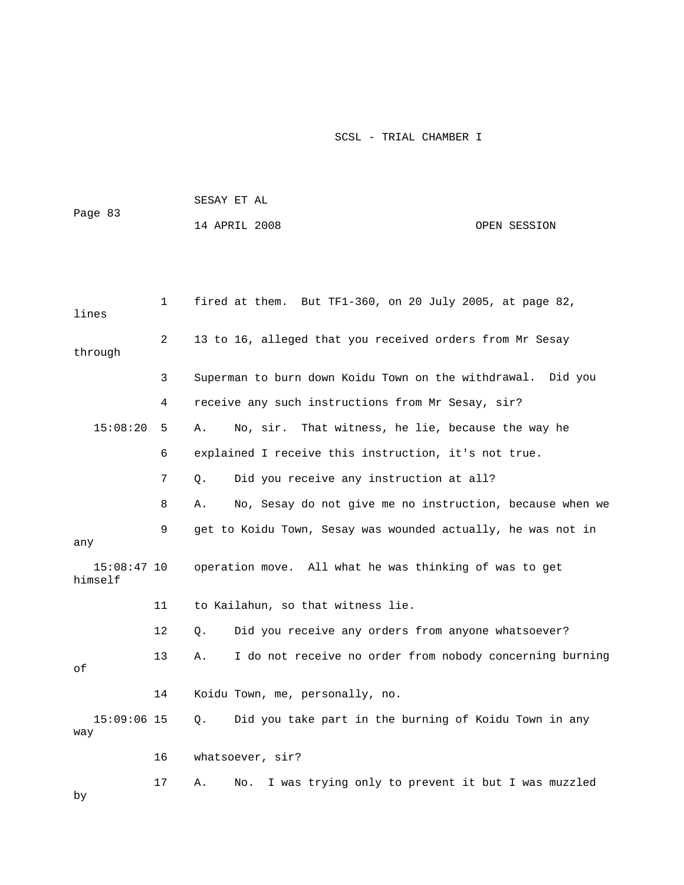fired at them. But TF1-360, on 20 July 2005, at page 82, lines 13 to 16, alleged that you received orders from Mr Sesay through Superman to burn down Koidu Town on the withdrawal. Did you receive any such instructions from Mr Sesay, sir?

A. No, sir. That witness, he lie, because the way he explained I receive this instruction, it's not true.

Q. Did you receive any instruction at all?

A. No, Sesay do not give me no instruction, because when we get to Koidu Town, Sesay was wounded actually, he was not in any operation move. All what he was thinking of was to get himself to Kailahun, so that witness lie.

Q. Did you receive any orders from anyone whatsoever?

A. I do not receive no order from nobody concerning burning of Koidu Town, me, personally, no.

Q. Did you take part in the burning of Koidu Town in any way whatsoever, sir?

A. No. I was trying only to prevent it but I was muzzled by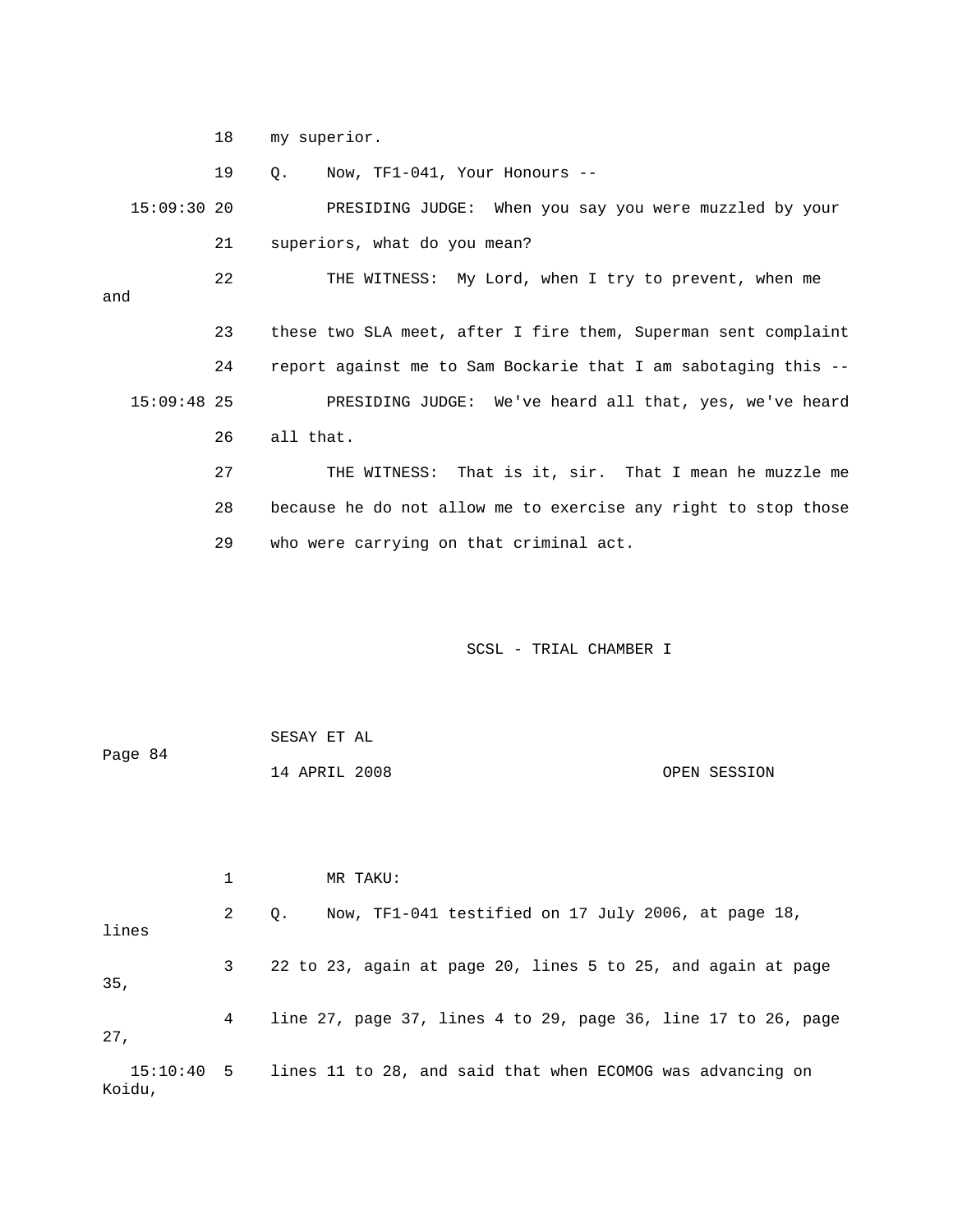18 my superior.

19 Q. Now, TF1-041, Your Honours --

15:09:30 20 PRESIDING JUDGE: When you say you were muzzled by your

21 superiors, what do you mean?

22 THE WITNESS: My Lord, when I try to prevent, when me and

23 these two SLA meet, after I fire them, Superman sent complaint

24 report against me to Sam Bockarie that I am sabotaging this --

15:09:48 25 PRESIDING JUDGE: We've heard all that, yes, we've heard

26 all that.

27 THE WITNESS: That is it, sir. That I mean he muzzle me

28 because he do not allow me to exercise any right to stop those

29 who were carrying on that criminal act.

SCSL - TRIAL CHAMBER I

SESAY ET AL

Page 84

14 APRIL 2008 OPEN SESSION

1 MR TAKU:

2 Q. Now, TF1-041 testified on 17 July 2006, at page 18, lines

3 22 to 23, again at page 20, lines 5 to 25, and again at page 35,

4 line 27, page 37, lines 4 to 29, page 36, line 17 to 26, page 27,

15:10:40 5 lines 11 to 28, and said that when ECOMOG was advancing on Koidu,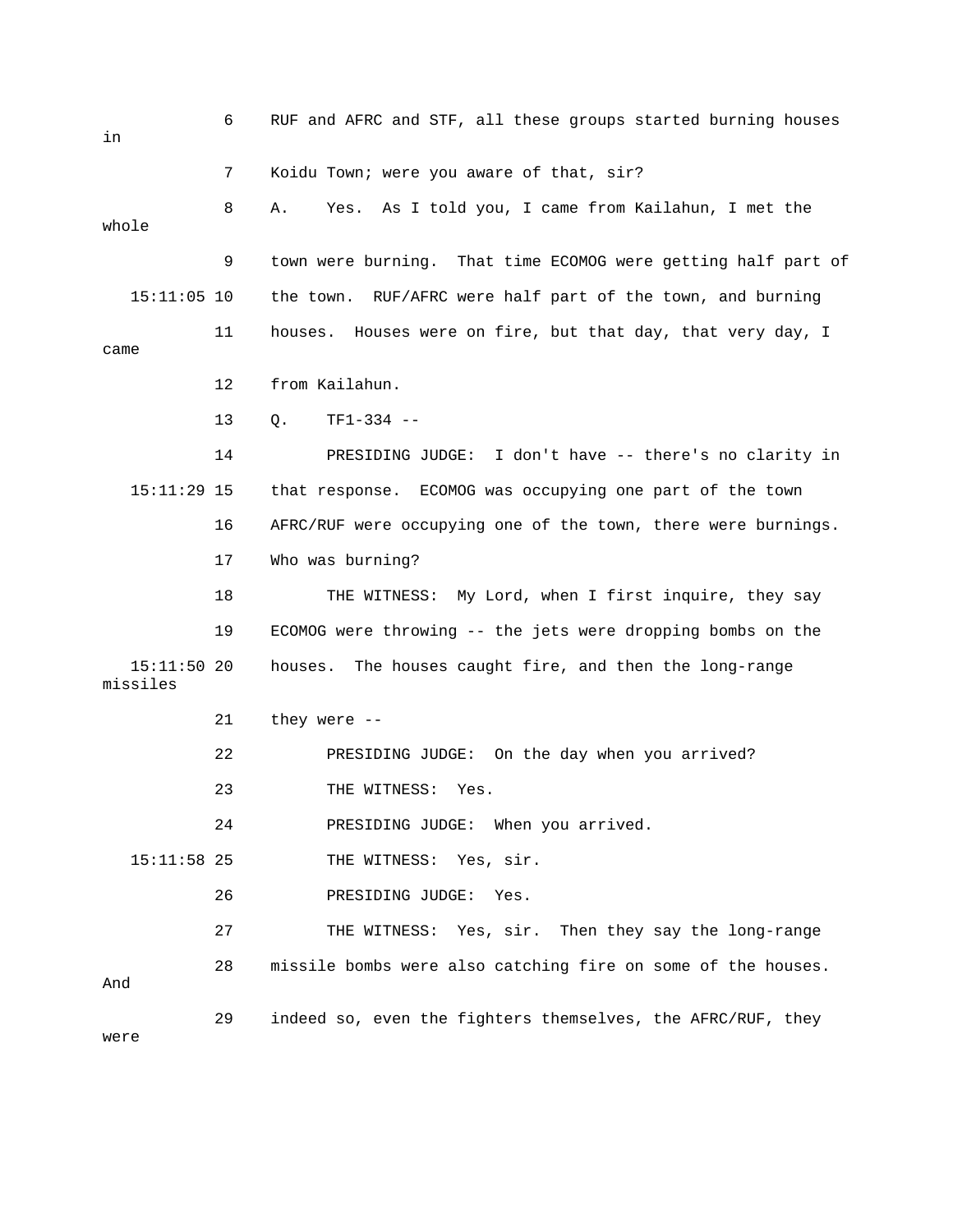6 RUF and AFRC and STF, all these groups started burning houses in

7 Koidu Town; were you aware of that, sir?

8 A. Yes. As I told you, I came from Kailahun, I met the whole

9 town were burning. That time ECOMOG were getting half part of

15:11:05 10 the town. RUF/AFRC were half part of the town, and burning

11 houses. Houses were on fire, but that day, that very day, I came

12 from Kailahun.

13 Q. TF1-334 --

14 PRESIDING JUDGE: I don't have -- there's no clarity in

15:11:29 15 that response. ECOMOG was occupying one part of the town

16 AFRC/RUF were occupying one of the town, there were burnings.

17 Who was burning?

18 THE WITNESS: My Lord, when I first inquire, they say

19 ECOMOG were throwing -- the jets were dropping bombs on the

15:11:50 20 houses. The houses caught fire, and then the long-range missiles

21 they were --

22 PRESIDING JUDGE: On the day when you arrived?

23 THE WITNESS: Yes.

24 PRESIDING JUDGE: When you arrived.

15:11:58 25 THE WITNESS: Yes, sir.

26 PRESIDING JUDGE: Yes.

27 THE WITNESS: Yes, sir. Then they say the long-range

28 missile bombs were also catching fire on some of the houses. And

29 indeed so, even the fighters themselves, the AFRC/RUF, they were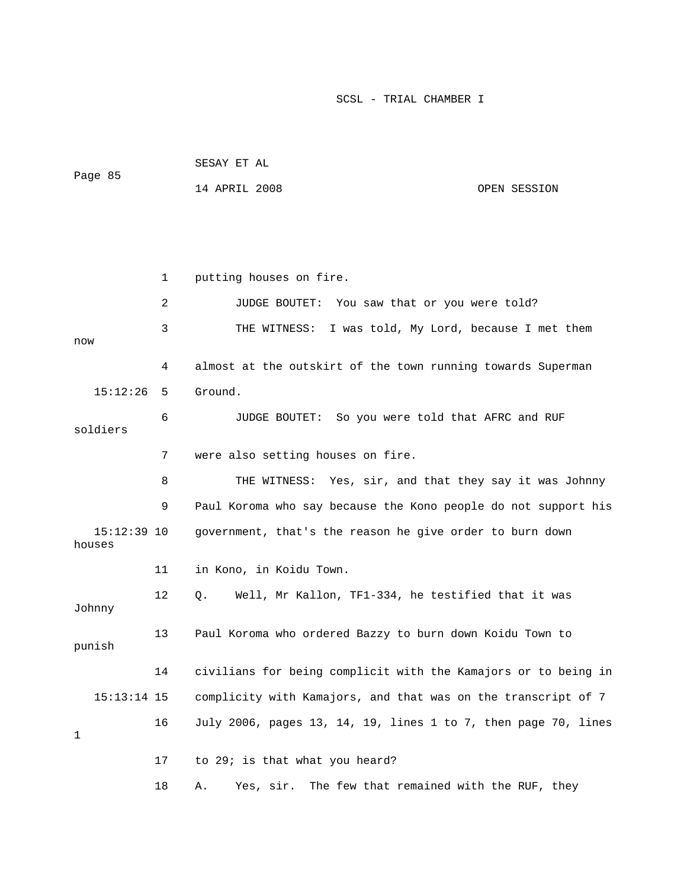1 putting houses on fire.

2 JUDGE BOUTET: You saw that or you were told?

3 THE WITNESS: I was told, My Lord, because I met them now

4 almost at the outskirt of the town running towards Superman

15:12:26 5 Ground.

6 JUDGE BOUTET: So you were told that AFRC and RUF soldiers

7 were also setting houses on fire.

8 THE WITNESS: Yes, sir, and that they say it was Johnny

9 Paul Koroma who say because the Kono people do not support his

15:12:39 10 government, that's the reason he give order to burn down houses

11 in Kono, in Koidu Town.

12 Q. Well, Mr Kallon, TF1-334, he testified that it was Johnny

13 Paul Koroma who ordered Bazzy to burn down Koidu Town to punish

14 civilians for being complicit with the Kamajors or to being in

15:13:14 15 complicity with Kamajors, and that was on the transcript of 7

16 July 2006, pages 13, 14, 19, lines 1 to 7, then page 70, lines 1

17 to 29; is that what you heard?

18 A. Yes, sir. The few that remained with the RUF, they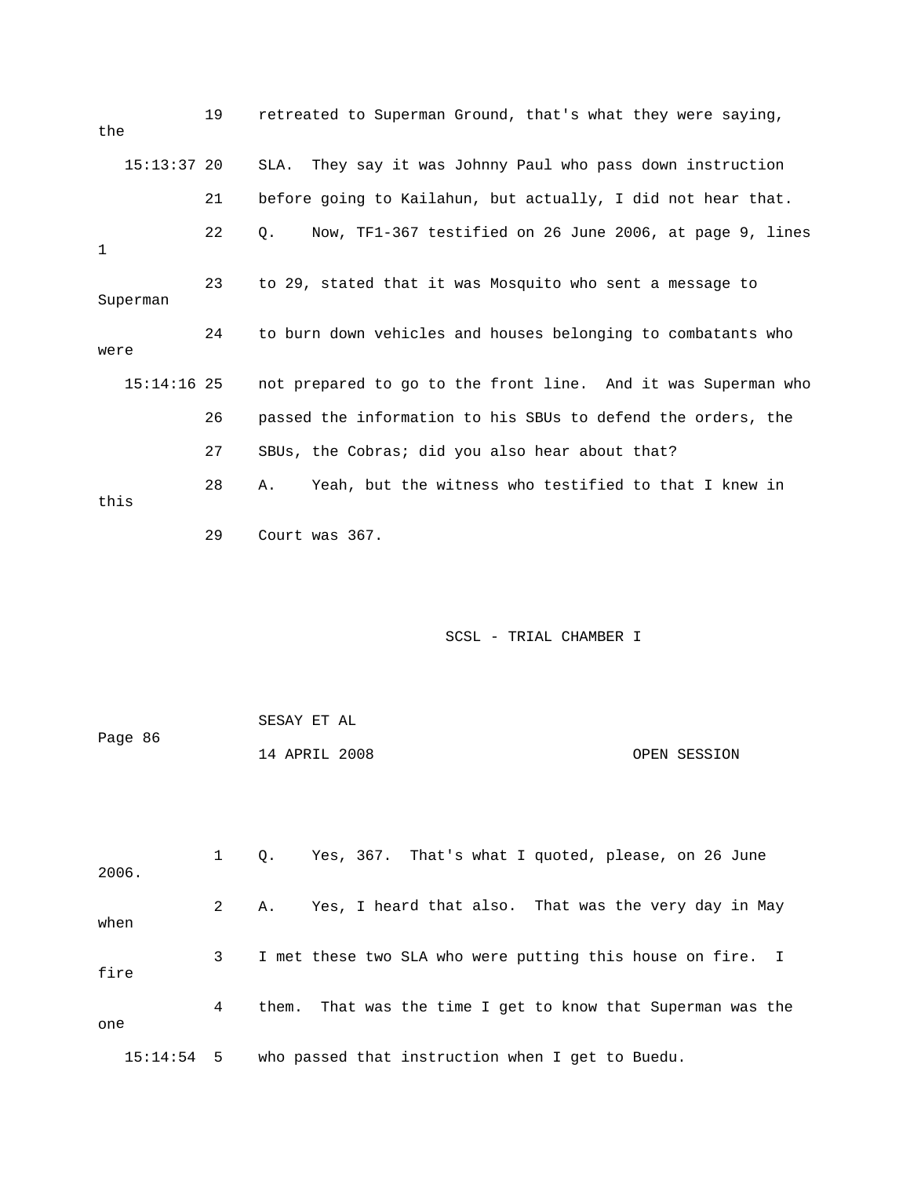19 retreated to Superman Ground, that's what they were saying, the

15:13:37 20 SLA. They say it was Johnny Paul who pass down instruction

21 before going to Kailahun, but actually, I did not hear that.

22 Q. Now, TF1-367 testified on 26 June 2006, at page 9, lines 1

23 to 29, stated that it was Mosquito who sent a message to Superman

24 to burn down vehicles and houses belonging to combatants who were

15:14:16 25 not prepared to go to the front line. And it was Superman who

26 passed the information to his SBUs to defend the orders, the

27 SBUs, the Cobras; did you also hear about that?

28 A. Yeah, but the witness who testified to that I knew in this

29 Court was 367.

1 Q. Yes, 367. That's what I quoted, please, on 26 June 2006.

2 A. Yes, I heard that also. That was the very day in May when

3 I met these two SLA who were putting this house on fire. I fire

4 them. That was the time I get to know that Superman was the one

15:14:54 5 who passed that instruction when I get to Buedu.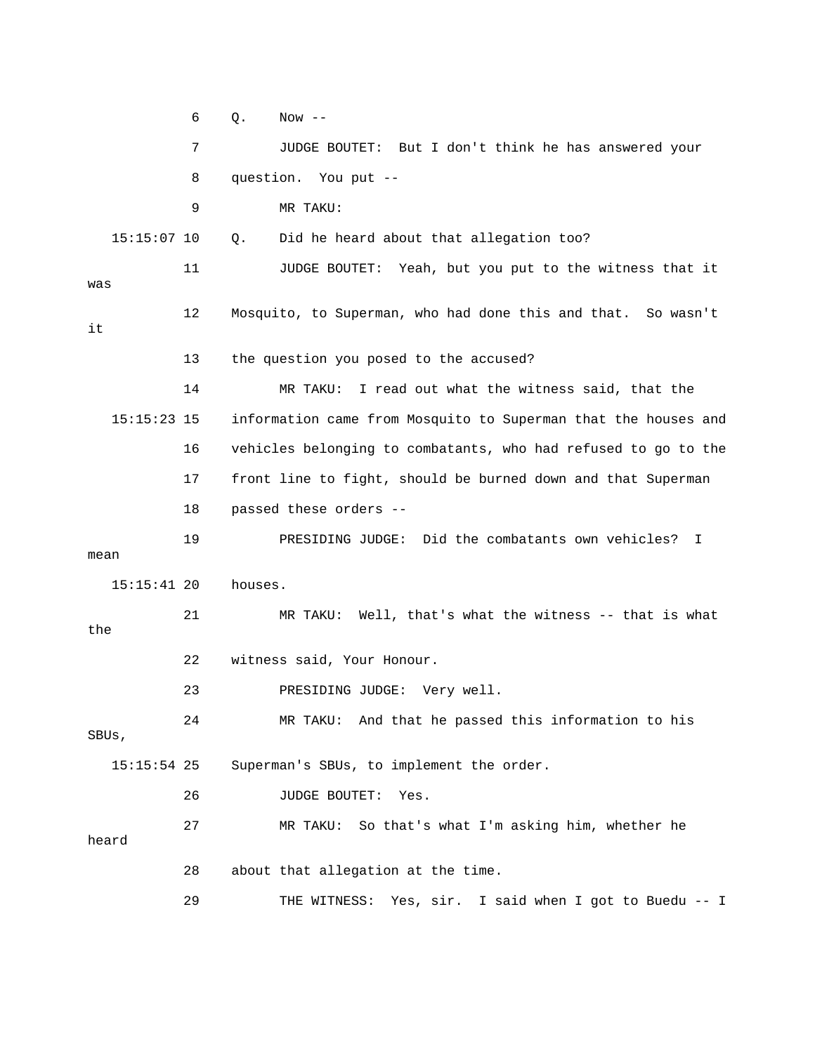6 Q. Now --

7 JUDGE BOUTET: But I don't think he has answered your

8 question. You put --

9 MR TAKU:

15:15:07 10 Q. Did he heard about that allegation too?

11 JUDGE BOUTET: Yeah, but you put to the witness that it was

12 Mosquito, to Superman, who had done this and that. So wasn't it

13 the question you posed to the accused?

14 MR TAKU: I read out what the witness said, that the

15:15:23 15 information came from Mosquito to Superman that the houses and

16 vehicles belonging to combatants, who had refused to go to the

17 front line to fight, should be burned down and that Superman

18 passed these orders --

19 PRESIDING JUDGE: Did the combatants own vehicles? I mean

15:15:41 20 houses.

21 MR TAKU: Well, that's what the witness -- that is what the

22 witness said, Your Honour.

23 PRESIDING JUDGE: Very well.

24 MR TAKU: And that he passed this information to his SBUs,

15:15:54 25 Superman's SBUs, to implement the order.

26 JUDGE BOUTET: Yes.

27 MR TAKU: So that's what I'm asking him, whether he heard

28 about that allegation at the time.

29 THE WITNESS: Yes, sir. I said when I got to Buedu -- I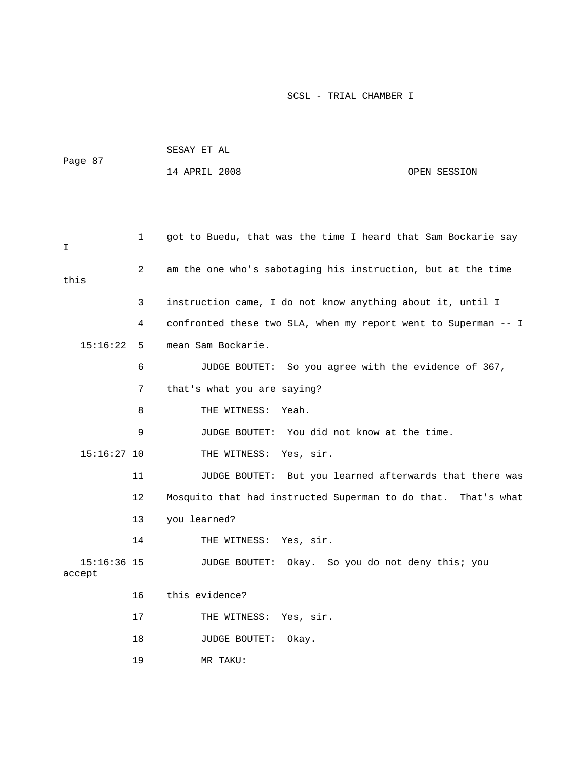1 got to Buedu, that was the time I heard that Sam Bockarie say I

2 am the one who's sabotaging his instruction, but at the time this

3 instruction came, I do not know anything about it, until I

4 confronted these two SLA, when my report went to Superman -- I

15:16:22 5 mean Sam Bockarie.

6 JUDGE BOUTET: So you agree with the evidence of 367,

7 that's what you are saying?

8 THE WITNESS: Yeah.

9 JUDGE BOUTET: You did not know at the time.

15:16:27 10 THE WITNESS: Yes, sir.

11 JUDGE BOUTET: But you learned afterwards that there was

12 Mosquito that had instructed Superman to do that. That's what

13 you learned?

14 THE WITNESS: Yes, sir.

15:16:36 15 JUDGE BOUTET: Okay. So you do not deny this; you accept

16 this evidence?

17 THE WITNESS: Yes, sir.

18 JUDGE BOUTET: Okay.

19 MR TAKU: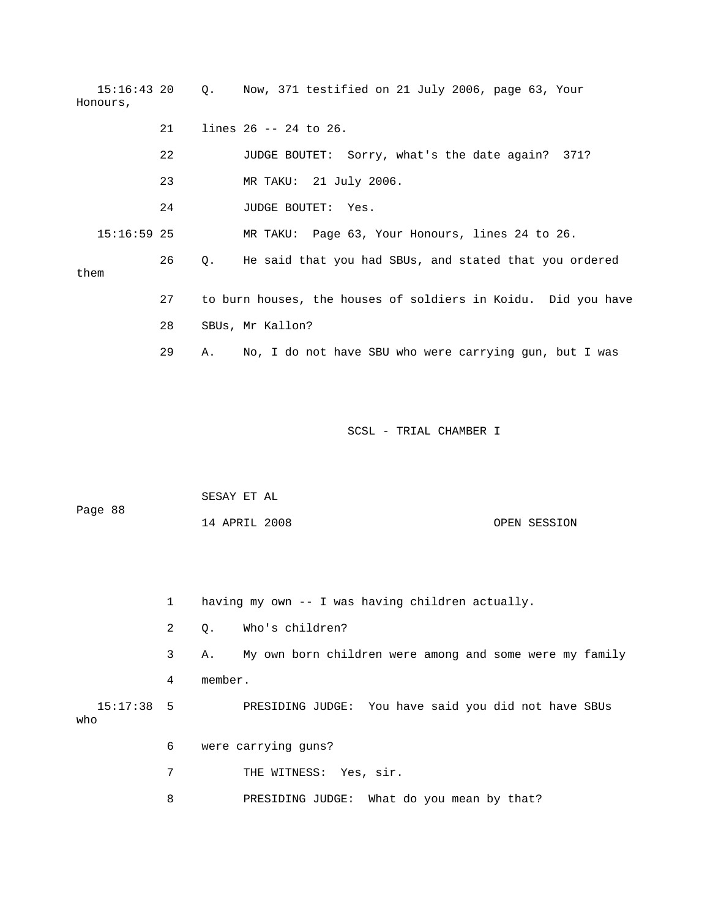15:16:43 20 Q. Now, 371 testified on 21 July 2006, page 63, Your Honours,

21 lines 26 -- 24 to 26.

22 JUDGE BOUTET: Sorry, what's the date again? 371?

23 MR TAKU: 21 July 2006.

24 JUDGE BOUTET: Yes.

15:16:59 25 MR TAKU: Page 63, Your Honours, lines 24 to 26.

26 Q. He said that you had SBUs, and stated that you ordered them

27 to burn houses, the houses of soldiers in Koidu. Did you have

28 SBUs, Mr Kallon?

29 A. No, I do not have SBU who were carrying gun, but I was

1 having my own -- I was having children actually.

2 Q. Who's children?

3 A. My own born children were among and some were my family

4 member.

15:17:38 5 PRESIDING JUDGE: You have said you did not have SBUs who

6 were carrying guns?

7 THE WITNESS: Yes, sir.

8 PRESIDING JUDGE: What do you mean by that?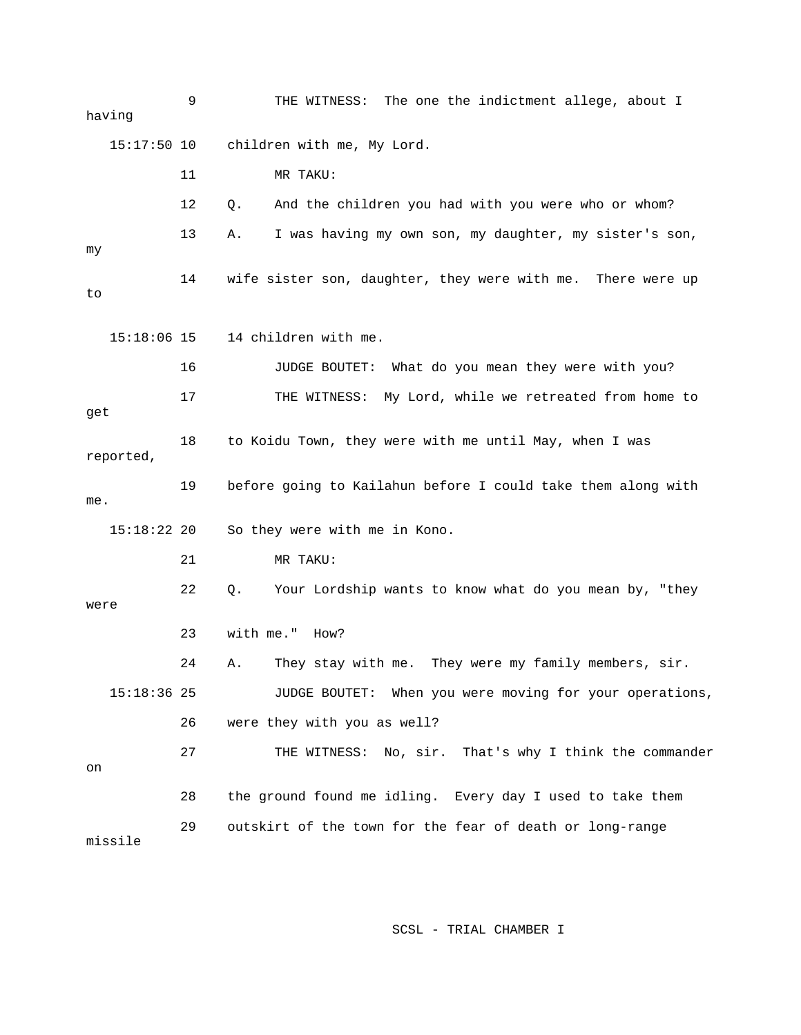9 THE WITNESS: The one the indictment allege, about I having

15:17:50 10 children with me, My Lord.

11 MR TAKU:

12 Q. And the children you had with you were who or whom?

13 A. I was having my own son, my daughter, my sister's son, my

14 wife sister son, daughter, they were with me. There were up to

15:18:06 15 14 children with me.

16 JUDGE BOUTET: What do you mean they were with you?

17 THE WITNESS: My Lord, while we retreated from home to get

18 to Koidu Town, they were with me until May, when I was reported,

19 before going to Kailahun before I could take them along with me.

15:18:22 20 So they were with me in Kono.

21 MR TAKU:

22 Q. Your Lordship wants to know what do you mean by, "they were

23 with me." How?

24 A. They stay with me. They were my family members, sir.

15:18:36 25 JUDGE BOUTET: When you were moving for your operations,

26 were they with you as well?

27 THE WITNESS: No, sir. That's why I think the commander on

28 the ground found me idling. Every day I used to take them

29 outskirt of the town for the fear of death or long-range missile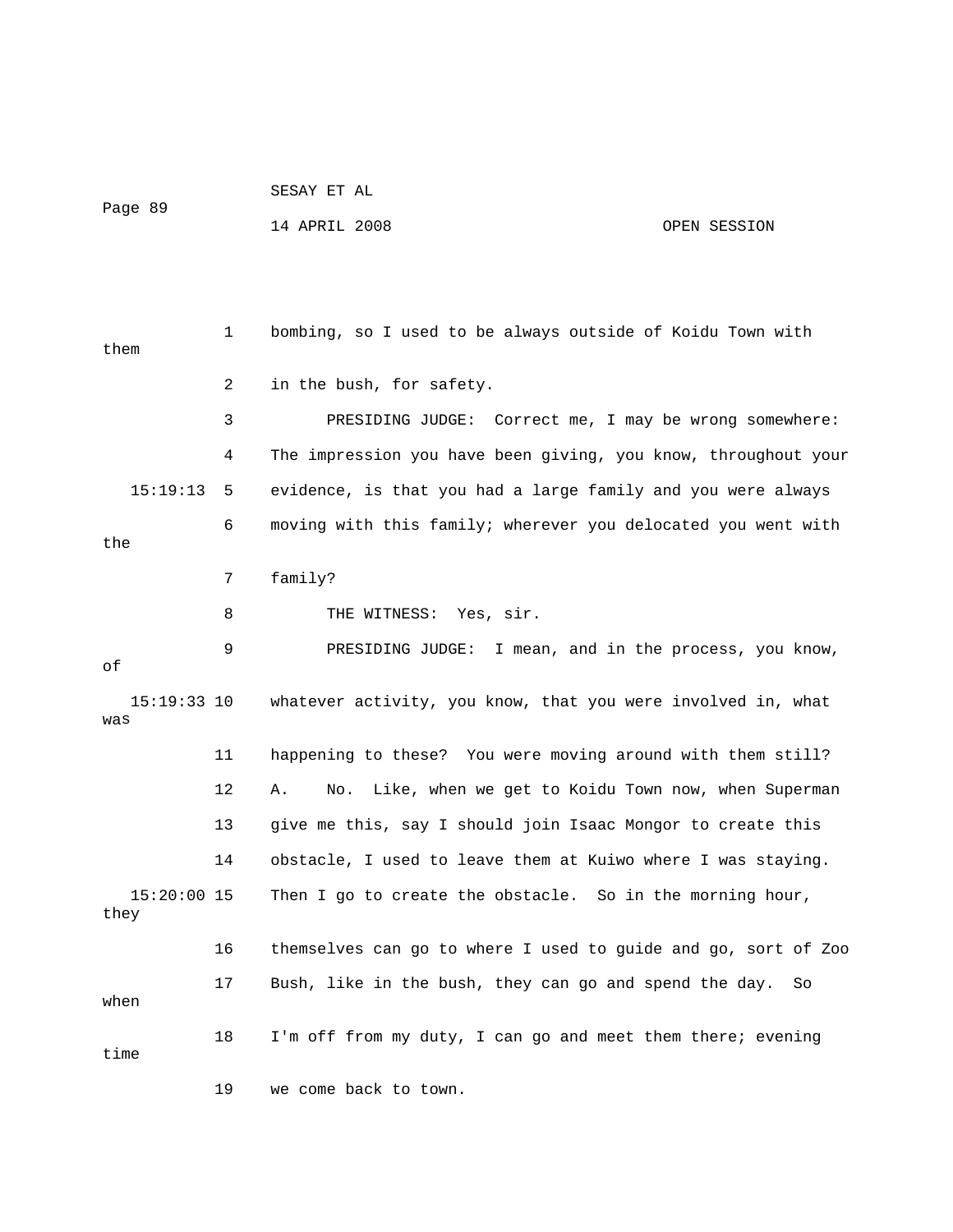bombing, so I used to be always outside of Koidu Town with them in the bush, for safety.

PRESIDING JUDGE: Correct me, I may be wrong somewhere: The impression you have been giving, you know, throughout your evidence, is that you had a large family and you were always moving with this family; wherever you delocated you went with the family?

THE WITNESS: Yes, sir.

PRESIDING JUDGE: I mean, and in the process, you know, of whatever activity, you know, that you were involved in, what was happening to these? You were moving around with them still?

A. No. Like, when we get to Koidu Town now, when Superman give me this, say I should join Isaac Mongor to create this obstacle, I used to leave them at Kuiwo where I was staying. Then I go to create the obstacle. So in the morning hour, they themselves can go to where I used to guide and go, sort of Zoo Bush, like in the bush, they can go and spend the day. So when I'm off from my duty, I can go and meet them there; evening time we come back to town.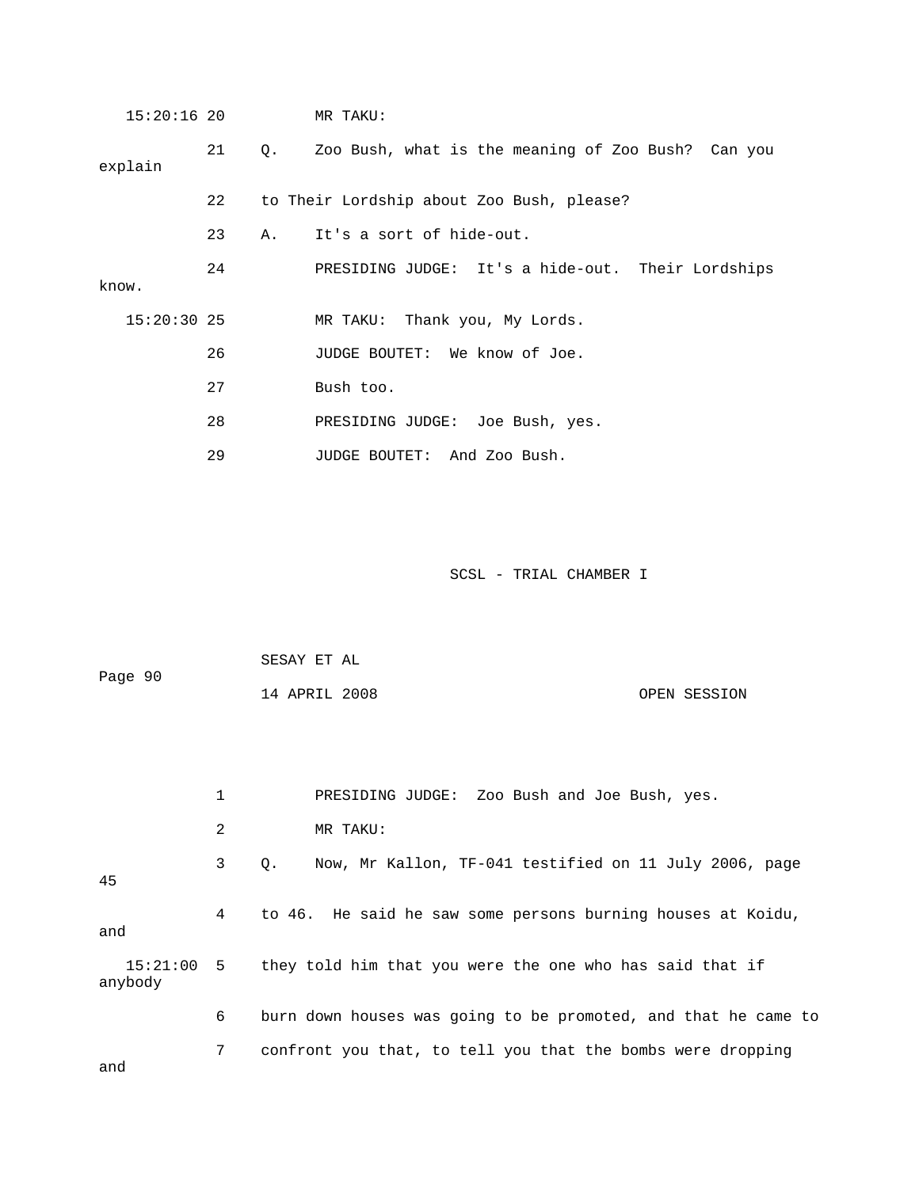15:20:16 20 MR TAKU:

21 Q. Zoo Bush, what is the meaning of Zoo Bush? Can you explain

22 to Their Lordship about Zoo Bush, please?

23 A. It's a sort of hide-out.

24 PRESIDING JUDGE: It's a hide-out. Their Lordships know.

15:20:30 25 MR TAKU: Thank you, My Lords.

26 JUDGE BOUTET: We know of Joe.

27 Bush too.

28 PRESIDING JUDGE: Joe Bush, yes.

29 JUDGE BOUTET: And Zoo Bush.

SCSL - TRIAL CHAMBER I

SESAY ET AL

Page 90

14 APRIL 2008 OPEN SESSION

1 PRESIDING JUDGE: Zoo Bush and Joe Bush, yes.

2 MR TAKU:

3 Q. Now, Mr Kallon, TF-041 testified on 11 July 2006, page 45

4 to 46. He said he saw some persons burning houses at Koidu, and

15:21:00 5 they told him that you were the one who has said that if anybody

6 burn down houses was going to be promoted, and that he came to

7 confront you that, to tell you that the bombs were dropping and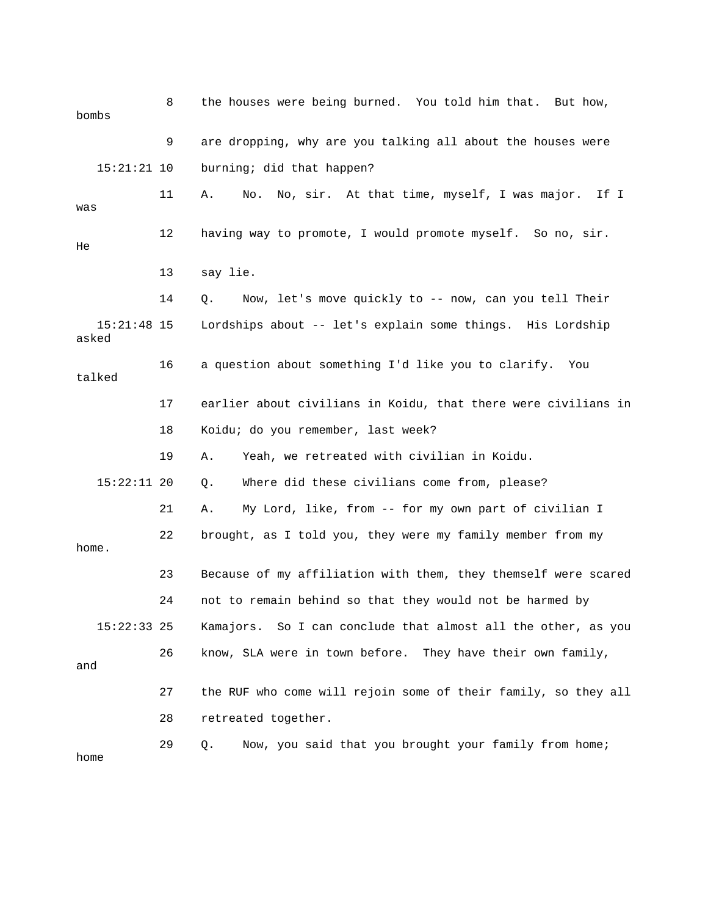8 the houses were being burned. You told him that. But how, bombs

9 are dropping, why are you talking all about the houses were

15:21:21 10 burning; did that happen?

11 A. No. No, sir. At that time, myself, I was major. If I was

12 having way to promote, I would promote myself. So no, sir. He

13 say lie.

14 Q. Now, let's move quickly to -- now, can you tell Their

15:21:48 15 Lordships about -- let's explain some things. His Lordship asked

16 a question about something I'd like you to clarify. You talked

17 earlier about civilians in Koidu, that there were civilians in

18 Koidu; do you remember, last week?

19 A. Yeah, we retreated with civilian in Koidu.

15:22:11 20 Q. Where did these civilians come from, please?

21 A. My Lord, like, from -- for my own part of civilian I

22 brought, as I told you, they were my family member from my home.

23 Because of my affiliation with them, they themself were scared

24 not to remain behind so that they would not be harmed by

15:22:33 25 Kamajors. So I can conclude that almost all the other, as you

26 know, SLA were in town before. They have their own family, and

27 the RUF who come will rejoin some of their family, so they all

28 retreated together.

29 Q. Now, you said that you brought your family from home; home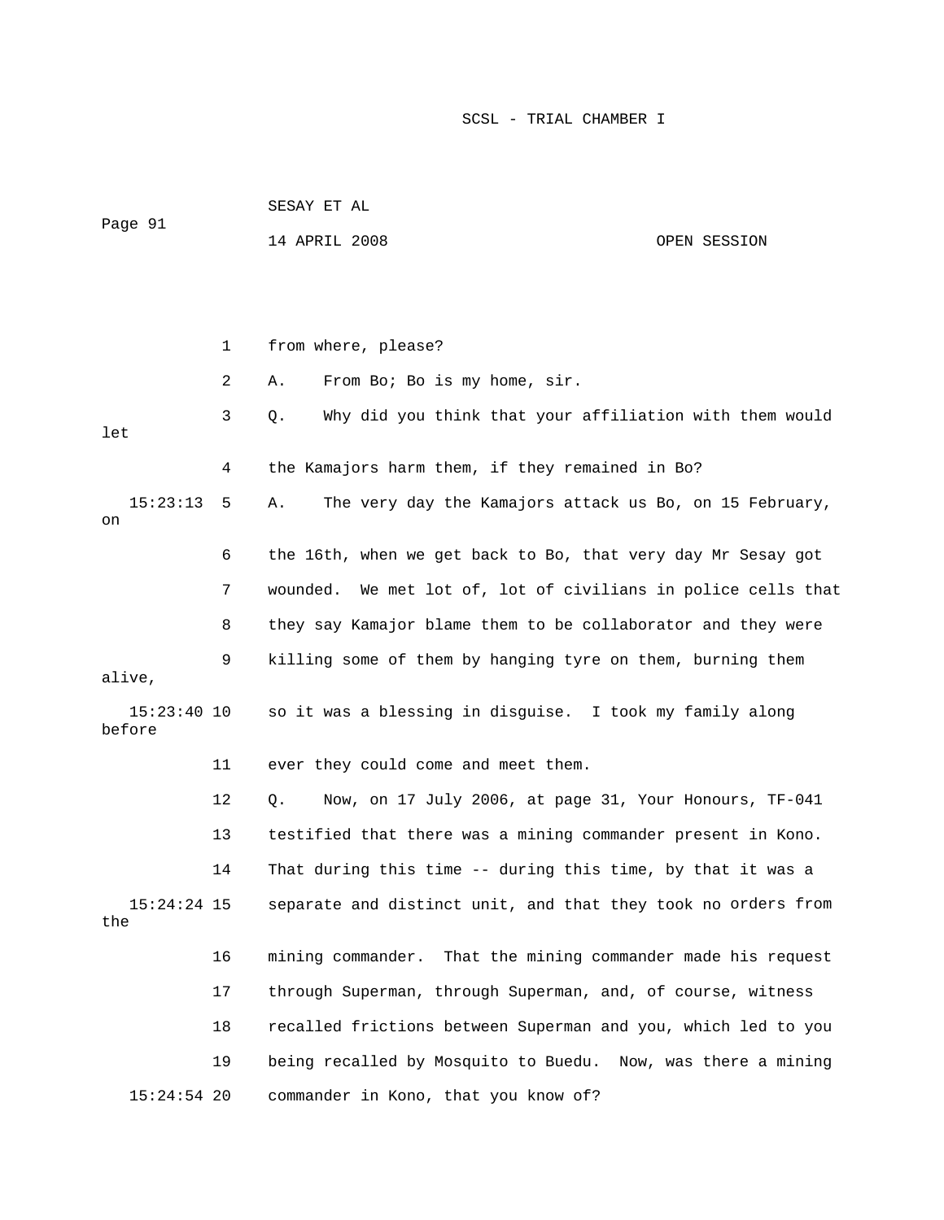1 from where, please?

2 A. From Bo; Bo is my home, sir.

3 Q. Why did you think that your affiliation with them would let

4 the Kamajors harm them, if they remained in Bo?

15:23:13 5 A. The very day the Kamajors attack us Bo, on 15 February, on

6 the 16th, when we get back to Bo, that very day Mr Sesay got

7 wounded. We met lot of, lot of civilians in police cells that

8 they say Kamajor blame them to be collaborator and they were

9 killing some of them by hanging tyre on them, burning them alive,

15:23:40 10 so it was a blessing in disguise. I took my family along before

11 ever they could come and meet them.

12 Q. Now, on 17 July 2006, at page 31, Your Honours, TF-041

13 testified that there was a mining commander present in Kono.

14 That during this time -- during this time, by that it was a

15:24:24 15 separate and distinct unit, and that they took no orders from the

16 mining commander. That the mining commander made his request

17 through Superman, through Superman, and, of course, witness

18 recalled frictions between Superman and you, which led to you

19 being recalled by Mosquito to Buedu. Now, was there a mining

15:24:54 20 commander in Kono, that you know of?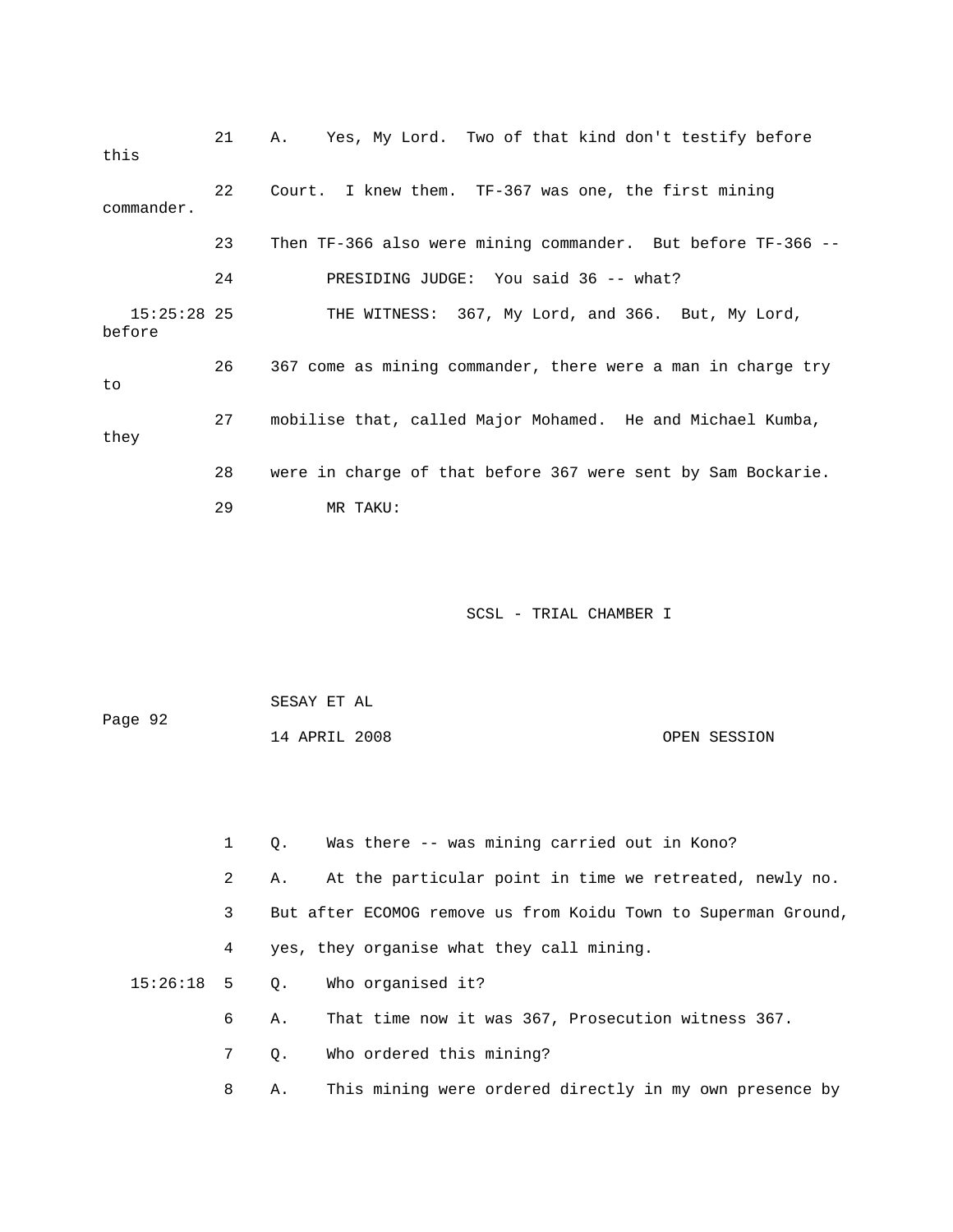21 A. Yes, My Lord. Two of that kind don't testify before this

22 Court. I knew them. TF-367 was one, the first mining commander.

23 Then TF-366 also were mining commander. But before TF-366 --

24 PRESIDING JUDGE: You said 36 -- what?

15:25:28 25 THE WITNESS: 367, My Lord, and 366. But, My Lord, before

26 367 come as mining commander, there were a man in charge try to

27 mobilise that, called Major Mohamed. He and Michael Kumba, they

28 were in charge of that before 367 were sent by Sam Bockarie.

29 MR TAKU:

1 Q. Was there -- was mining carried out in Kono?

2 A. At the particular point in time we retreated, newly no.

3 But after ECOMOG remove us from Koidu Town to Superman Ground,

4 yes, they organise what they call mining.

15:26:18 5 Q. Who organised it?

6 A. That time now it was 367, Prosecution witness 367.

7 Q. Who ordered this mining?

8 A. This mining were ordered directly in my own presence by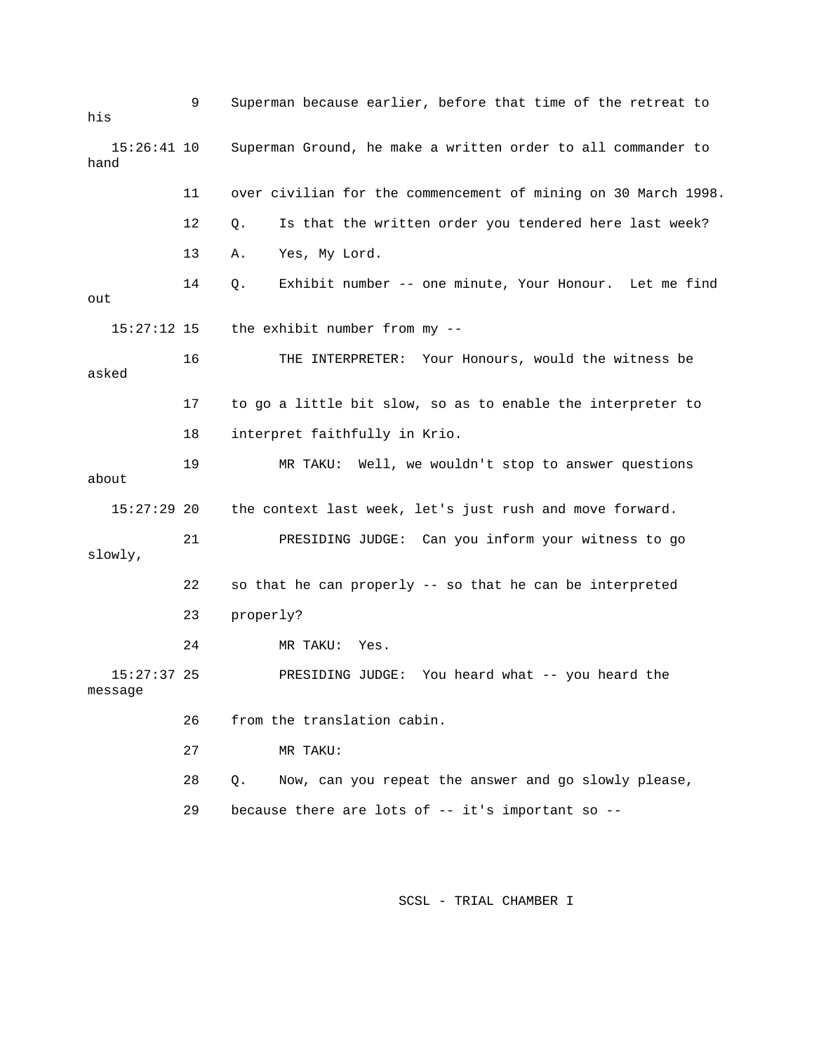9 Superman because earlier, before that time of the retreat to his

15:26:41 10 Superman Ground, he make a written order to all commander to hand

11 over civilian for the commencement of mining on 30 March 1998.

12 Q. Is that the written order you tendered here last week?

13 A. Yes, My Lord.

14 Q. Exhibit number -- one minute, Your Honour. Let me find out

15:27:12 15 the exhibit number from my --

16 THE INTERPRETER: Your Honours, would the witness be asked

17 to go a little bit slow, so as to enable the interpreter to

18 interpret faithfully in Krio.

19 MR TAKU: Well, we wouldn't stop to answer questions about

15:27:29 20 the context last week, let's just rush and move forward.

21 PRESIDING JUDGE: Can you inform your witness to go slowly,

22 so that he can properly -- so that he can be interpreted

23 properly?

24 MR TAKU: Yes.

15:27:37 25 PRESIDING JUDGE: You heard what -- you heard the message

26 from the translation cabin.

27 MR TAKU:

28 Q. Now, can you repeat the answer and go slowly please,

29 because there are lots of -- it's important so --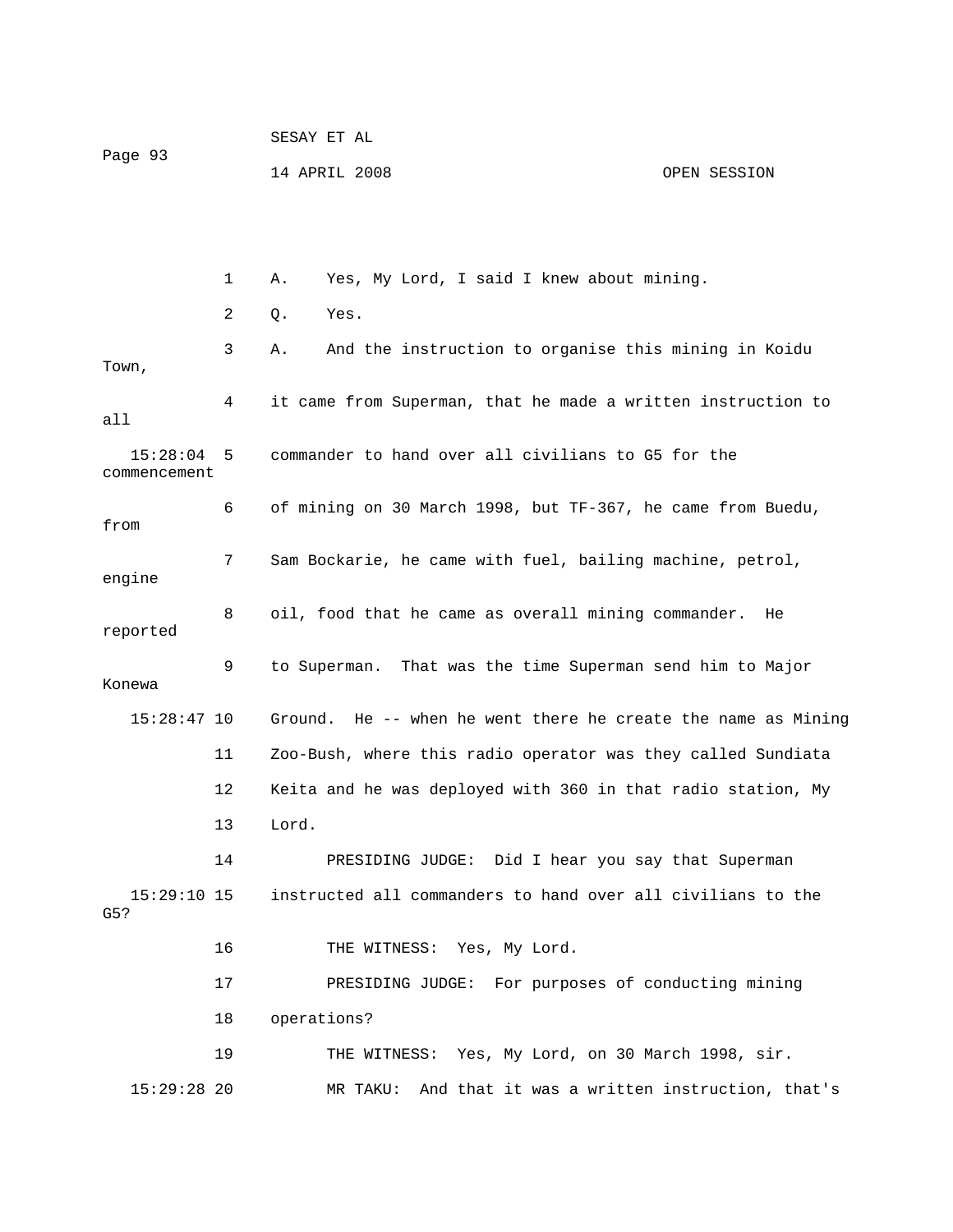1 A. Yes, My Lord, I said I knew about mining.

2 Q. Yes.

3 A. And the instruction to organise this mining in Koidu Town,

4 it came from Superman, that he made a written instruction to all

15:28:04 5 commander to hand over all civilians to G5 for the commencement

6 of mining on 30 March 1998, but TF-367, he came from Buedu, from

7 Sam Bockarie, he came with fuel, bailing machine, petrol, engine

8 oil, food that he came as overall mining commander. He reported

9 to Superman. That was the time Superman send him to Major Konewa

15:28:47 10 Ground. He -- when he went there he create the name as Mining

11 Zoo-Bush, where this radio operator was they called Sundiata

12 Keita and he was deployed with 360 in that radio station, My

13 Lord.

14 PRESIDING JUDGE: Did I hear you say that Superman

15:29:10 15 instructed all commanders to hand over all civilians to the G5?

16 THE WITNESS: Yes, My Lord.

17 PRESIDING JUDGE: For purposes of conducting mining

18 operations?

19 THE WITNESS: Yes, My Lord, on 30 March 1998, sir.

15:29:28 20 MR TAKU: And that it was a written instruction, that's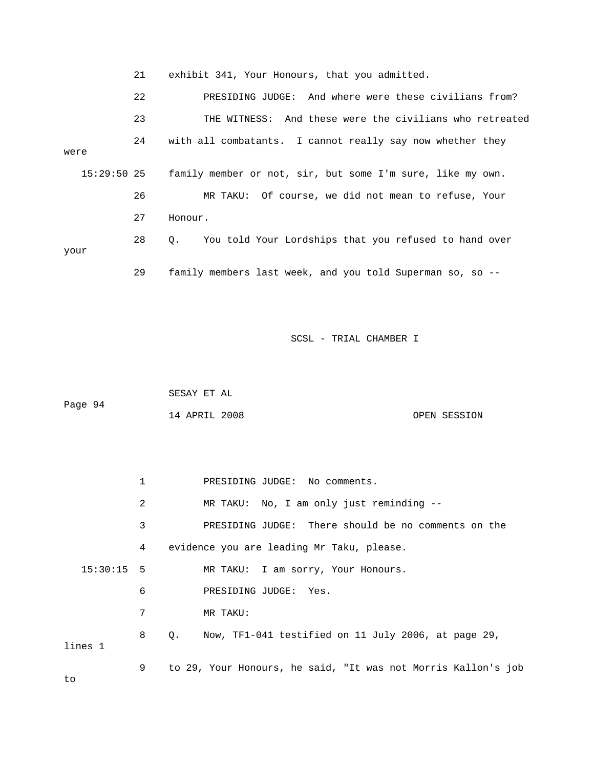21 exhibit 341, Your Honours, that you admitted.

22 PRESIDING JUDGE: And where were these civilians from?

23 THE WITNESS: And these were the civilians who retreated

24 with all combatants. I cannot really say now whether they were

15:29:50 25 family member or not, sir, but some I'm sure, like my own.

26 MR TAKU: Of course, we did not mean to refuse, Your

27 Honour.

28 Q. You told Your Lordships that you refused to hand over your

29 family members last week, and you told Superman so, so --

SCSL - TRIAL CHAMBER I

SESAY ET AL

14 APRIL 2008 OPEN SESSION

1 PRESIDING JUDGE: No comments.

2 MR TAKU: No, I am only just reminding --

3 PRESIDING JUDGE: There should be no comments on the

4 evidence you are leading Mr Taku, please.

15:30:15 5 MR TAKU: I am sorry, Your Honours.

6 PRESIDING JUDGE: Yes.

7 MR TAKU:

8 Q. Now, TF1-041 testified on 11 July 2006, at page 29, lines 1

9 to 29, Your Honours, he said, "It was not Morris Kallon's job to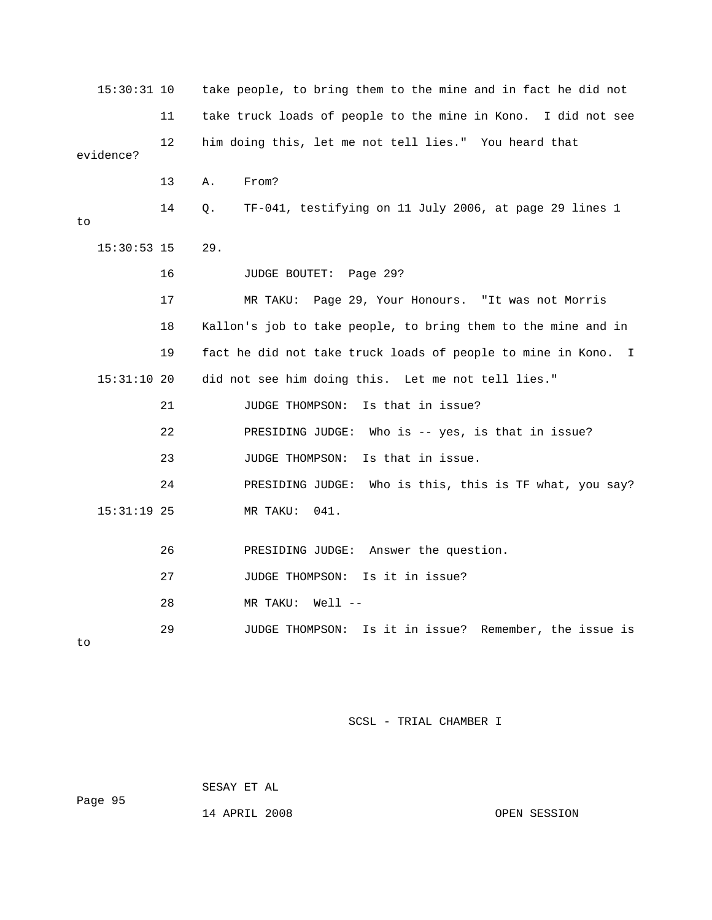15:30:31 10 take people, to bring them to the mine and in fact he did not

11 take truck loads of people to the mine in Kono. I did not see

12 him doing this, let me not tell lies." You heard that evidence?

13 A. From?

14 Q. TF-041, testifying on 11 July 2006, at page 29 lines 1 to

15:30:53 15 29.

16 JUDGE BOUTET: Page 29?

17 MR TAKU: Page 29, Your Honours. "It was not Morris

18 Kallon's job to take people, to bring them to the mine and in

19 fact he did not take truck loads of people to mine in Kono. I

15:31:10 20 did not see him doing this. Let me not tell lies."

21 JUDGE THOMPSON: Is that in issue?

22 PRESIDING JUDGE: Who is -- yes, is that in issue?

23 JUDGE THOMPSON: Is that in issue.

24 PRESIDING JUDGE: Who is this, this is TF what, you say?

15:31:19 25 MR TAKU: 041.

26 PRESIDING JUDGE: Answer the question.

27 JUDGE THOMPSON: Is it in issue?

28 MR TAKU: Well --

29 JUDGE THOMPSON: Is it in issue? Remember, the issue is to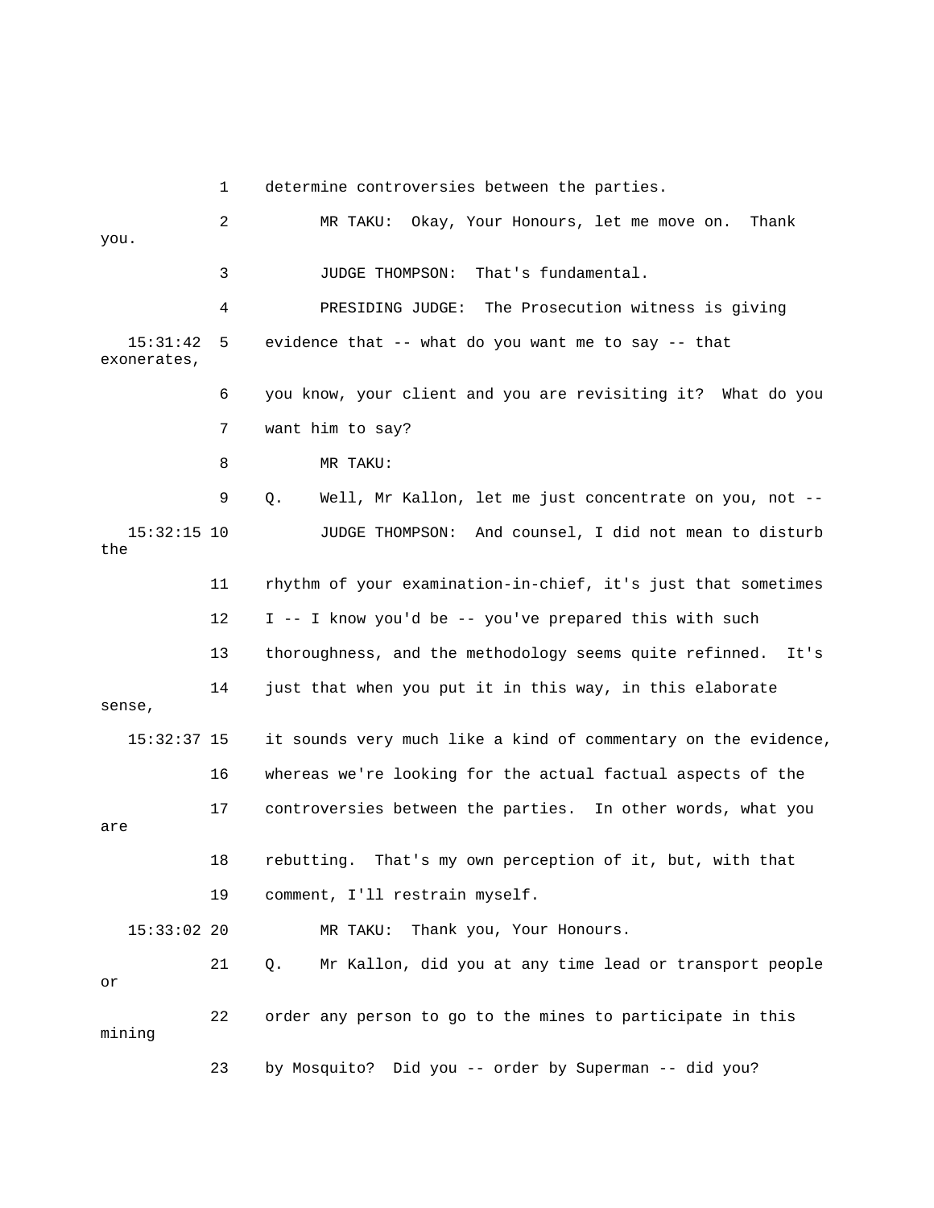1 determine controversies between the parties.

2 MR TAKU: Okay, Your Honours, let me move on. Thank you.

3 JUDGE THOMPSON: That's fundamental.

4 PRESIDING JUDGE: The Prosecution witness is giving

15:31:42 5 evidence that -- what do you want me to say -- that exonerates,

6 you know, your client and you are revisiting it? What do you

7 want him to say?

8 MR TAKU:

9 Q. Well, Mr Kallon, let me just concentrate on you, not --

15:32:15 10 JUDGE THOMPSON: And counsel, I did not mean to disturb the

11 rhythm of your examination-in-chief, it's just that sometimes

12 I -- I know you'd be -- you've prepared this with such

13 thoroughness, and the methodology seems quite refinned. It's

14 just that when you put it in this way, in this elaborate sense,

15:32:37 15 it sounds very much like a kind of commentary on the evidence,

16 whereas we're looking for the actual factual aspects of the

17 controversies between the parties. In other words, what you are

18 rebutting. That's my own perception of it, but, with that

19 comment, I'll restrain myself.

15:33:02 20 MR TAKU: Thank you, Your Honours.

21 Q. Mr Kallon, did you at any time lead or transport people or

22 order any person to go to the mines to participate in this mining

23 by Mosquito? Did you -- order by Superman -- did you?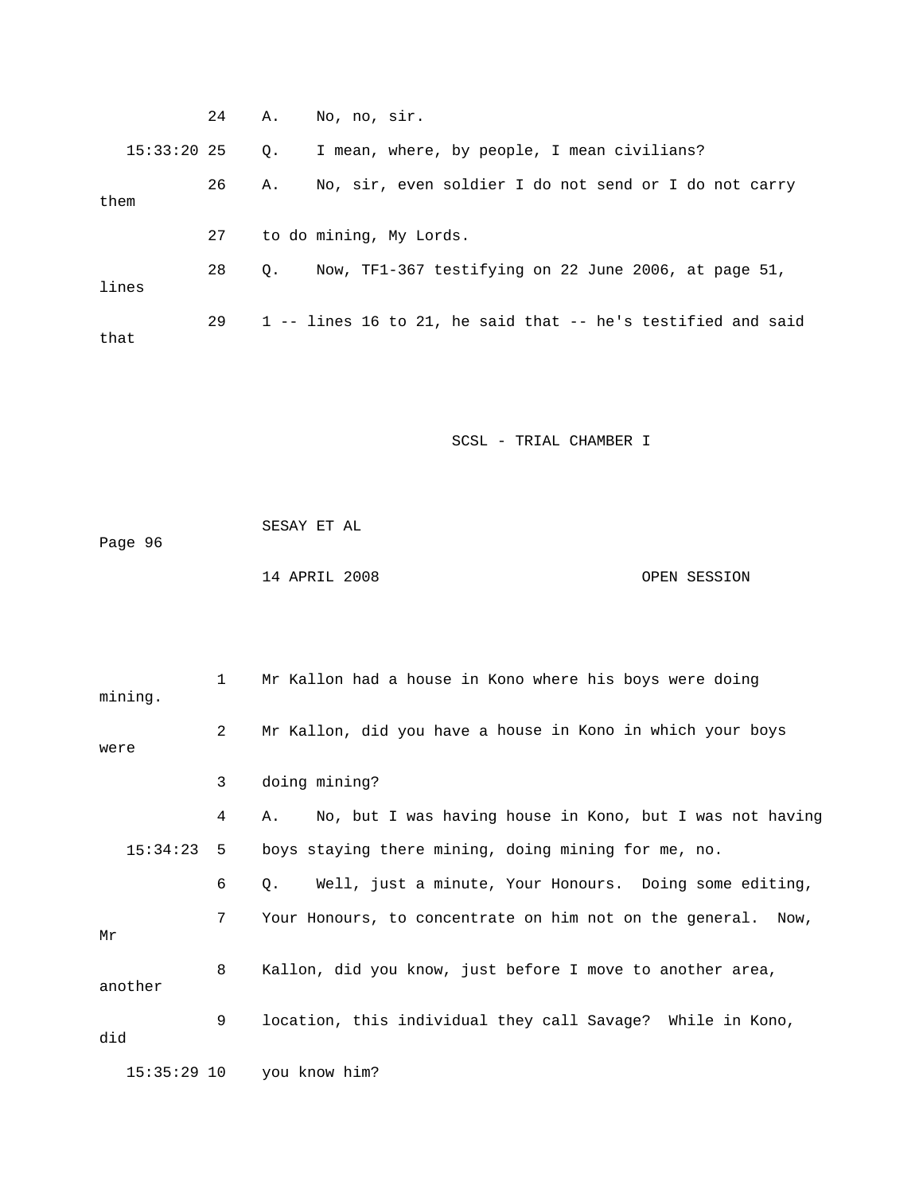24 A. No, no, sir.

15:33:20 25 Q. I mean, where, by people, I mean civilians?

26 A. No, sir, even soldier I do not send or I do not carry them

27 to do mining, My Lords.

28 Q. Now, TF1-367 testifying on 22 June 2006, at page 51, lines

29 1 -- lines 16 to 21, he said that -- he's testified and said that

1 Mr Kallon had a house in Kono where his boys were doing mining.

2 Mr Kallon, did you have a house in Kono in which your boys were

3 doing mining?

4 A. No, but I was having house in Kono, but I was not having

15:34:23 5 boys staying there mining, doing mining for me, no.

6 Q. Well, just a minute, Your Honours. Doing some editing,

7 Your Honours, to concentrate on him not on the general. Now, Mr

8 Kallon, did you know, just before I move to another area, another

9 location, this individual they call Savage? While in Kono, did

15:35:29 10 you know him?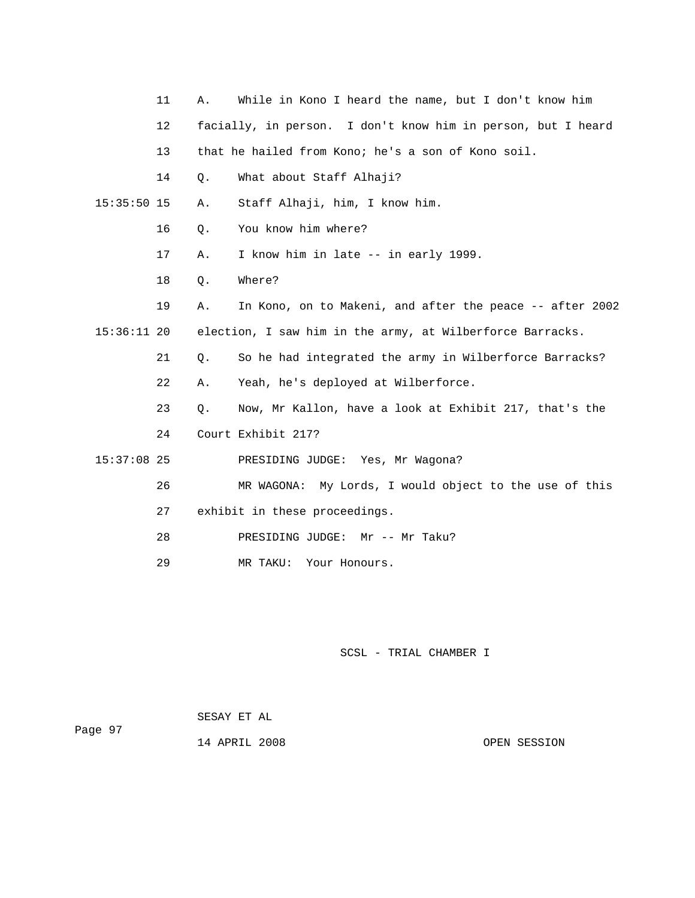11 A. While in Kono I heard the name, but I don't know him

12 facially, in person. I don't know him in person, but I heard

13 that he hailed from Kono; he's a son of Kono soil.

14 Q. What about Staff Alhaji?

15:35:50 15 A. Staff Alhaji, him, I know him.

16 Q. You know him where?

17 A. I know him in late -- in early 1999.

18 Q. Where?

19 A. In Kono, on to Makeni, and after the peace -- after 2002

15:36:11 20 election, I saw him in the army, at Wilberforce Barracks.

21 Q. So he had integrated the army in Wilberforce Barracks?

22 A. Yeah, he's deployed at Wilberforce.

23 Q. Now, Mr Kallon, have a look at Exhibit 217, that's the

24 Court Exhibit 217?

15:37:08 25 PRESIDING JUDGE: Yes, Mr Wagona?

26 MR WAGONA: My Lords, I would object to the use of this

27 exhibit in these proceedings.

28 PRESIDING JUDGE: Mr -- Mr Taku?

29 MR TAKU: Your Honours.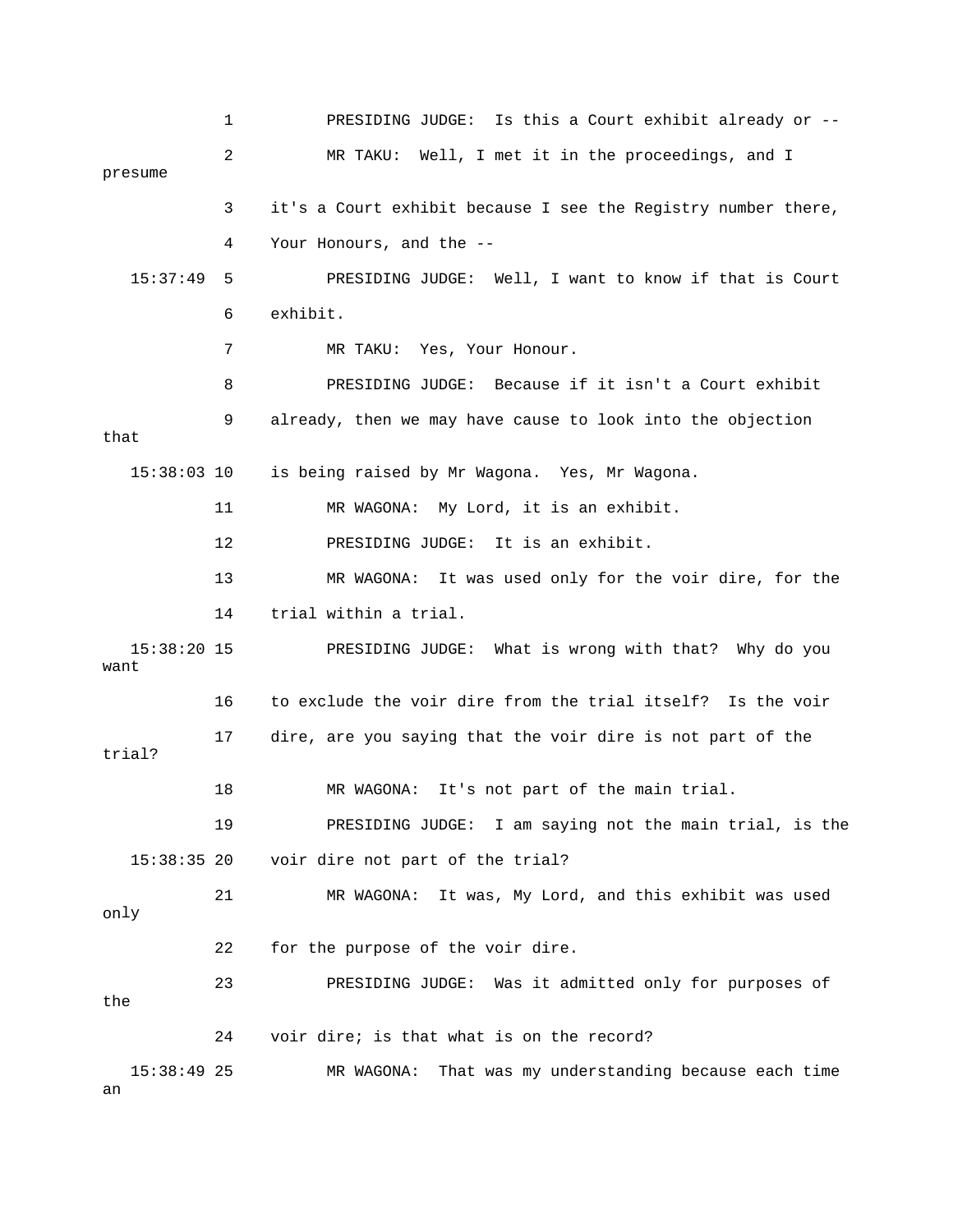1 PRESIDING JUDGE: Is this a Court exhibit already or --

2 MR TAKU: Well, I met it in the proceedings, and I presume

3 it's a Court exhibit because I see the Registry number there,

4 Your Honours, and the --

15:37:49 5 PRESIDING JUDGE: Well, I want to know if that is Court

6 exhibit.

7 MR TAKU: Yes, Your Honour.

8 PRESIDING JUDGE: Because if it isn't a Court exhibit

9 already, then we may have cause to look into the objection that

15:38:03 10 is being raised by Mr Wagona. Yes, Mr Wagona.

11 MR WAGONA: My Lord, it is an exhibit.

12 PRESIDING JUDGE: It is an exhibit.

13 MR WAGONA: It was used only for the voir dire, for the

14 trial within a trial.

15:38:20 15 PRESIDING JUDGE: What is wrong with that? Why do you want

16 to exclude the voir dire from the trial itself? Is the voir

17 dire, are you saying that the voir dire is not part of the trial?

18 MR WAGONA: It's not part of the main trial.

19 PRESIDING JUDGE: I am saying not the main trial, is the

15:38:35 20 voir dire not part of the trial?

21 MR WAGONA: It was, My Lord, and this exhibit was used only

22 for the purpose of the voir dire.

23 PRESIDING JUDGE: Was it admitted only for purposes of the

24 voir dire; is that what is on the record?

15:38:49 25 MR WAGONA: That was my understanding because each time an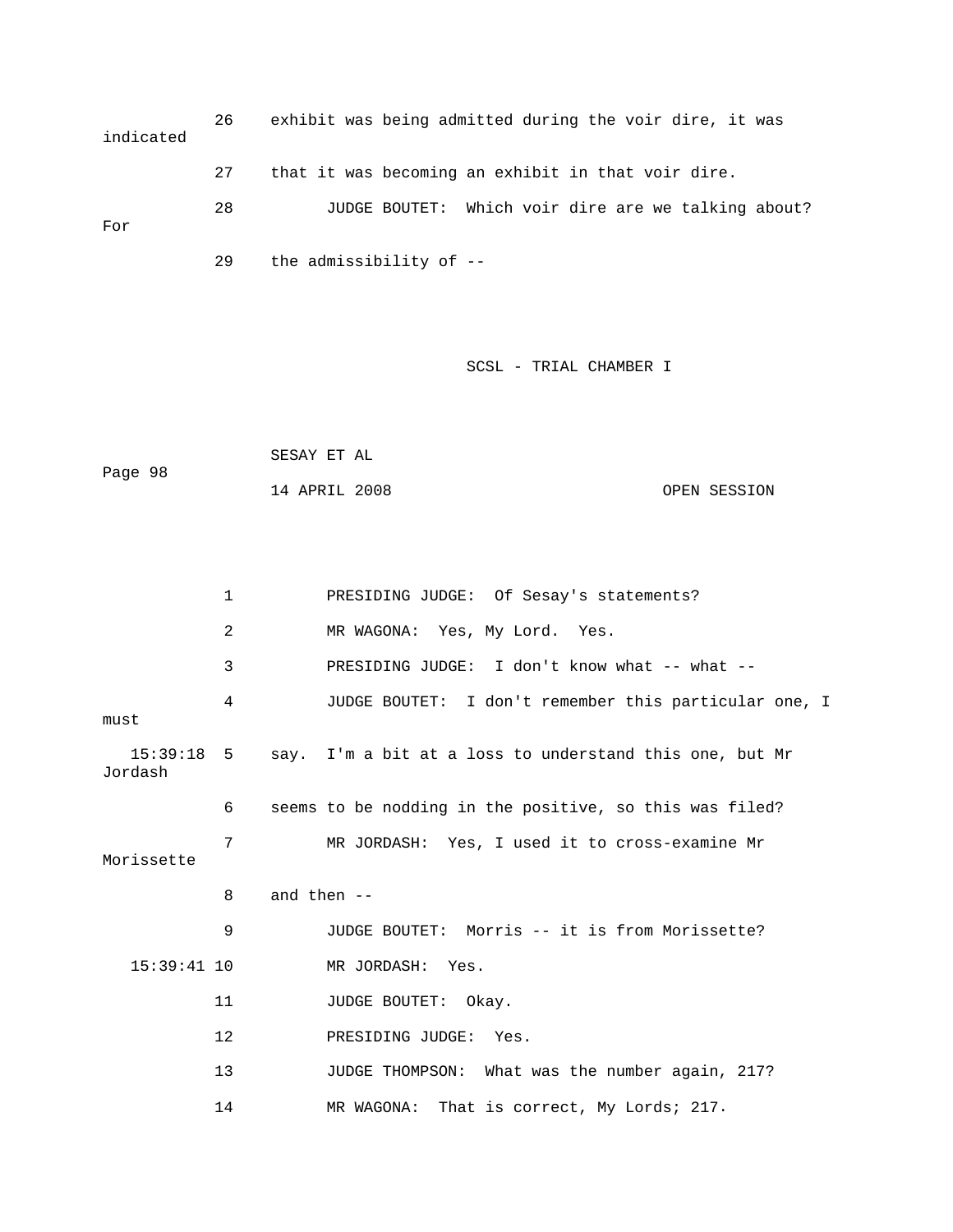26 exhibit was being admitted during the voir dire, it was indicated

27 that it was becoming an exhibit in that voir dire.

28 JUDGE BOUTET: Which voir dire are we talking about? For

29 the admissibility of --

1 PRESIDING JUDGE: Of Sesay's statements?

2 MR WAGONA: Yes, My Lord. Yes.

3 PRESIDING JUDGE: I don't know what -- what --

4 JUDGE BOUTET: I don't remember this particular one, I must

15:39:18 5 say. I'm a bit at a loss to understand this one, but Mr Jordash

6 seems to be nodding in the positive, so this was filed?

7 MR JORDASH: Yes, I used it to cross-examine Mr Morissette

8 and then --

9 JUDGE BOUTET: Morris -- it is from Morissette?

15:39:41 10 MR JORDASH: Yes.

11 JUDGE BOUTET: Okay.

12 PRESIDING JUDGE: Yes.

13 JUDGE THOMPSON: What was the number again, 217?

14 MR WAGONA: That is correct, My Lords; 217.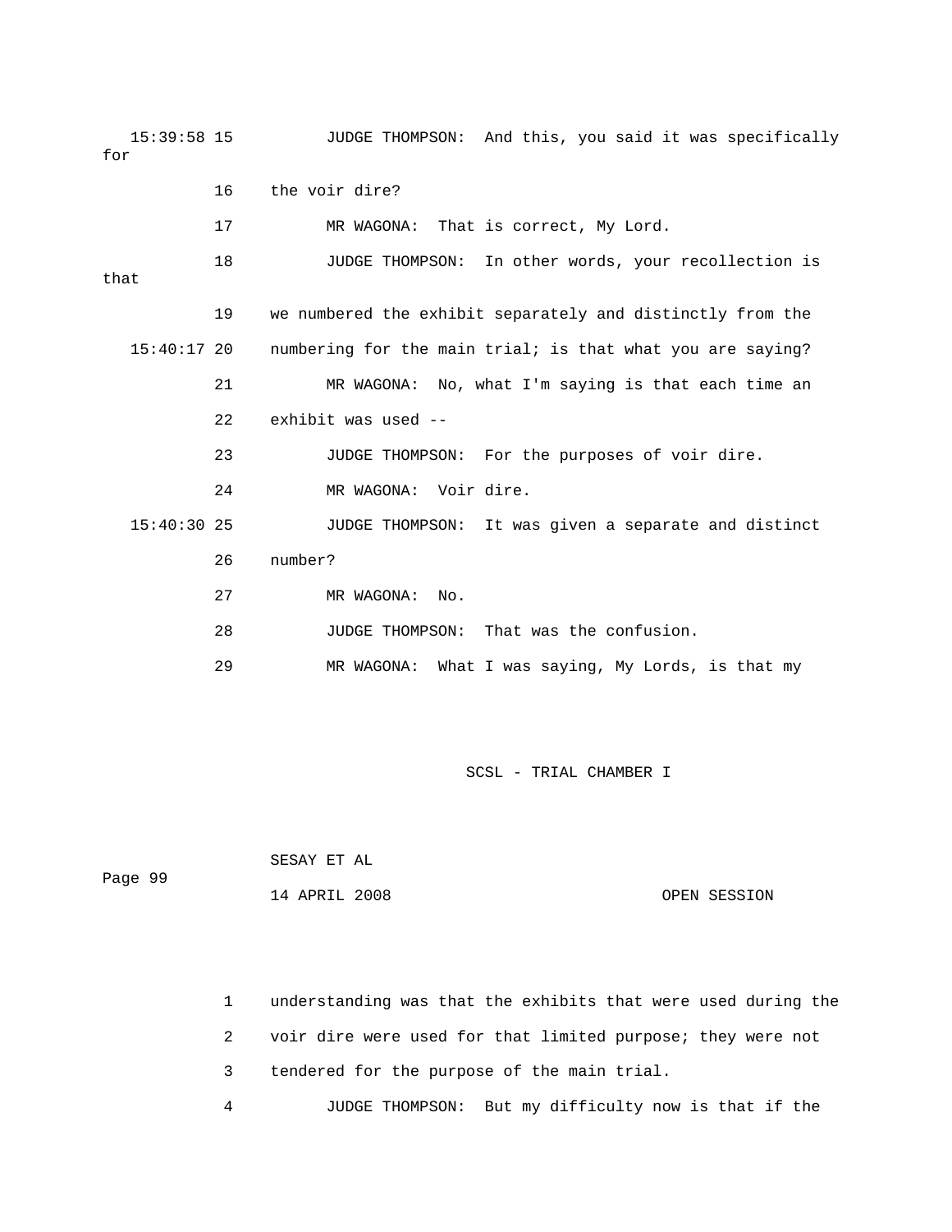15:39:58 15 JUDGE THOMPSON: And this, you said it was specifically for

16 the voir dire?

17 MR WAGONA: That is correct, My Lord.

18 JUDGE THOMPSON: In other words, your recollection is that

19 we numbered the exhibit separately and distinctly from the

15:40:17 20 numbering for the main trial; is that what you are saying?

21 MR WAGONA: No, what I'm saying is that each time an

22 exhibit was used --

23 JUDGE THOMPSON: For the purposes of voir dire.

24 MR WAGONA: Voir dire.

15:40:30 25 JUDGE THOMPSON: It was given a separate and distinct

26 number?

27 MR WAGONA: No.

28 JUDGE THOMPSON: That was the confusion.

29 MR WAGONA: What I was saying, My Lords, is that my

1 understanding was that the exhibits that were used during the

2 voir dire were used for that limited purpose; they were not

3 tendered for the purpose of the main trial.

4 JUDGE THOMPSON: But my difficulty now is that if the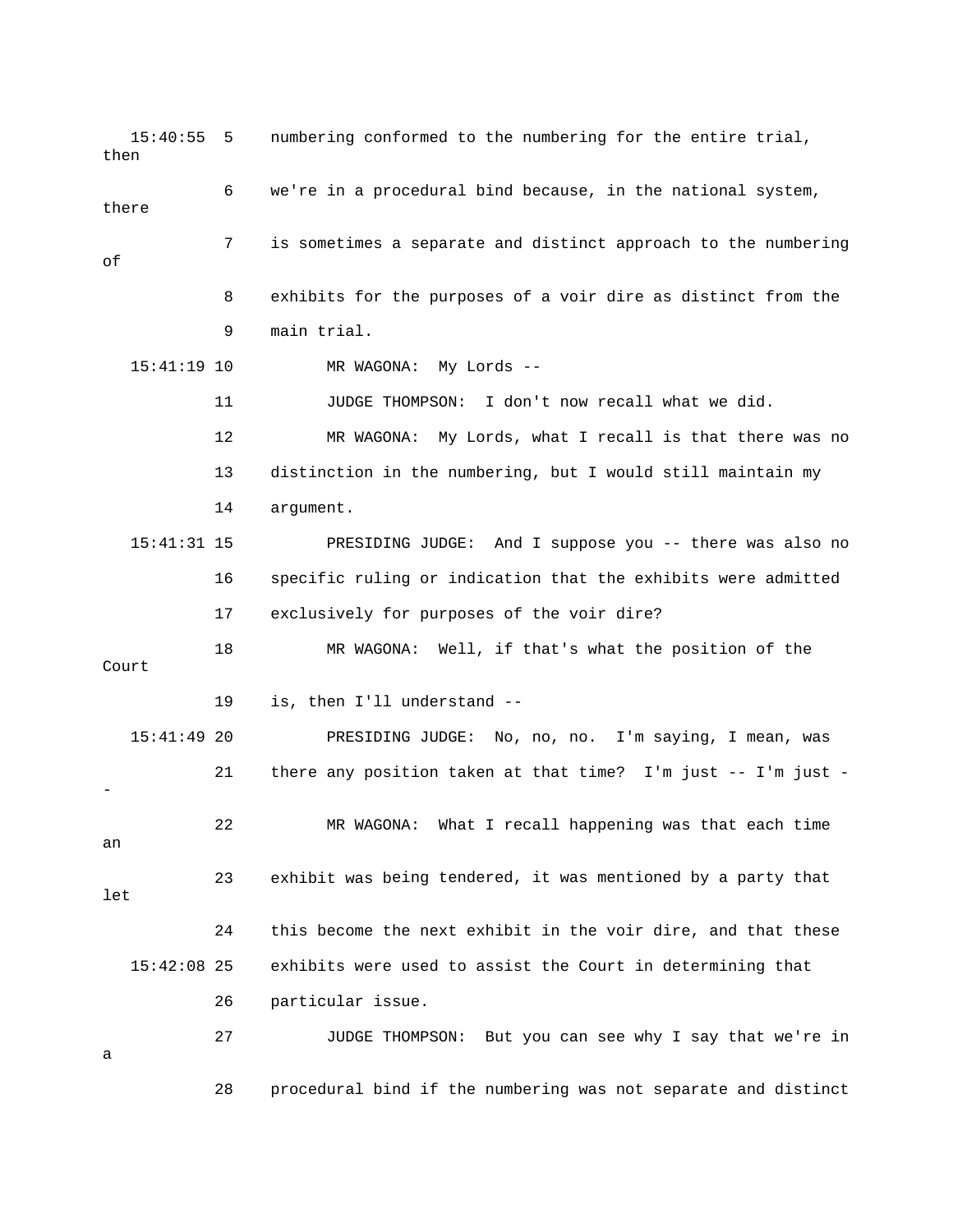15:40:55 5 numbering conformed to the numbering for the entire trial, then

6 we're in a procedural bind because, in the national system, there

7 is sometimes a separate and distinct approach to the numbering of

8 exhibits for the purposes of a voir dire as distinct from the

9 main trial.

15:41:19 10 MR WAGONA: My Lords --

11 JUDGE THOMPSON: I don't now recall what we did.

12 MR WAGONA: My Lords, what I recall is that there was no

13 distinction in the numbering, but I would still maintain my

14 argument.

15:41:31 15 PRESIDING JUDGE: And I suppose you -- there was also no

16 specific ruling or indication that the exhibits were admitted

17 exclusively for purposes of the voir dire?

18 MR WAGONA: Well, if that's what the position of the Court

19 is, then I'll understand --

15:41:49 20 PRESIDING JUDGE: No, no, no. I'm saying, I mean, was

21 there any position taken at that time? I'm just -- I'm just --

22 MR WAGONA: What I recall happening was that each time an

23 exhibit was being tendered, it was mentioned by a party that let

24 this become the next exhibit in the voir dire, and that these

15:42:08 25 exhibits were used to assist the Court in determining that

26 particular issue.

27 JUDGE THOMPSON: But you can see why I say that we're in a

28 procedural bind if the numbering was not separate and distinct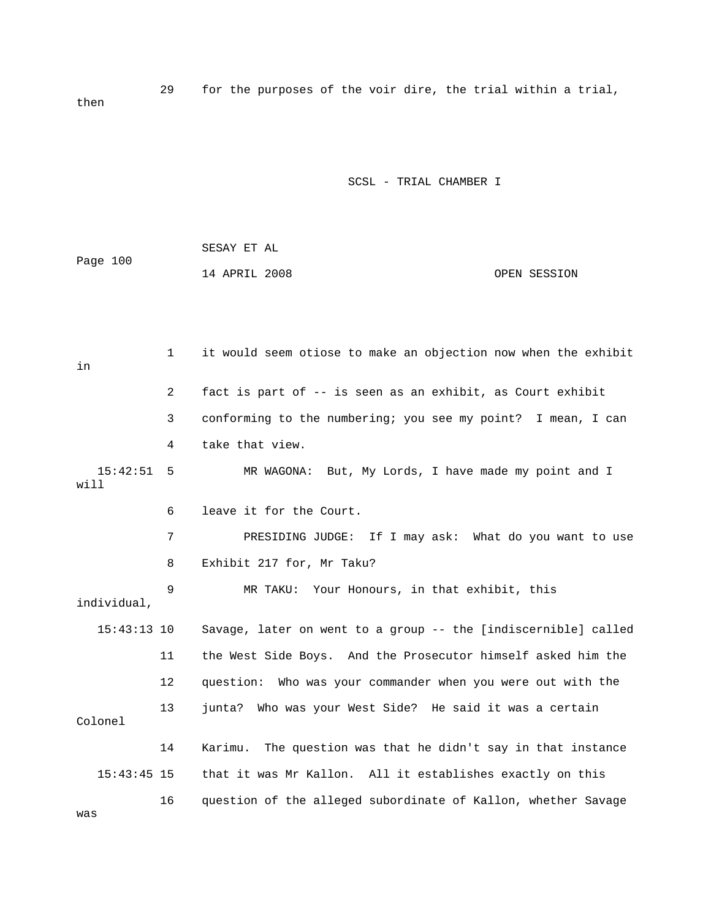29 for the purposes of the voir dire, the trial within a trial, then

1 it would seem otiose to make an objection now when the exhibit in
2 fact is part of -- is seen as an exhibit, as Court exhibit
3 conforming to the numbering; you see my point? I mean, I can
4 take that view.

15:42:51 5 MR WAGONA: But, My Lords, I have made my point and I will
6 leave it for the Court.
7 PRESIDING JUDGE: If I may ask: What do you want to use
8 Exhibit 217 for, Mr Taku?
9 MR TAKU: Your Honours, in that exhibit, this individual,

15:43:13 10 Savage, later on went to a group -- the [indiscernible] called
11 the West Side Boys. And the Prosecutor himself asked him the
12 question: Who was your commander when you were out with the
13 junta? Who was your West Side? He said it was a certain Colonel
14 Karimu. The question was that he didn't say in that instance

15:43:45 15 that it was Mr Kallon. All it establishes exactly on this
16 question of the alleged subordinate of Kallon, whether Savage was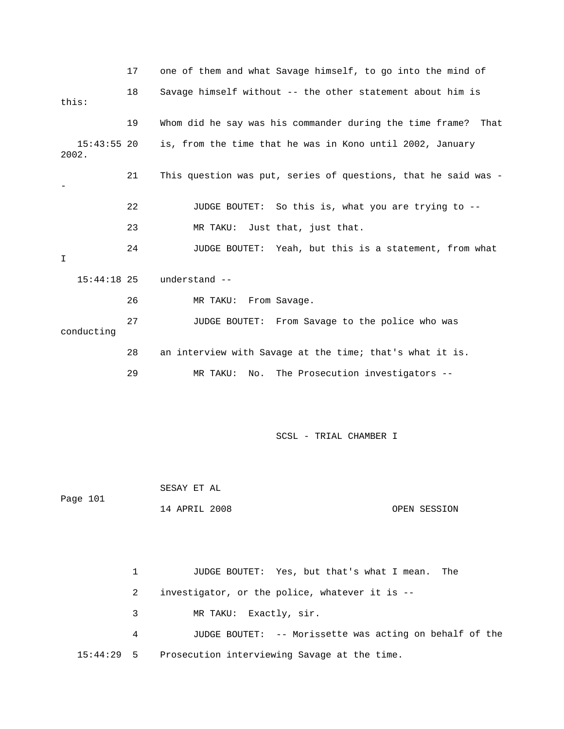17 one of them and what Savage himself, to go into the mind of

18 Savage himself without -- the other statement about him is this:

19 Whom did he say was his commander during the time frame? That

15:43:55 20 is, from the time that he was in Kono until 2002, January 2002.

21 This question was put, series of questions, that he said was --

22 JUDGE BOUTET: So this is, what you are trying to --

23 MR TAKU: Just that, just that.

24 JUDGE BOUTET: Yeah, but this is a statement, from what I

15:44:18 25 understand --

26 MR TAKU: From Savage.

27 JUDGE BOUTET: From Savage to the police who was conducting

28 an interview with Savage at the time; that's what it is.

29 MR TAKU: No. The Prosecution investigators --

1 JUDGE BOUTET: Yes, but that's what I mean. The

2 investigator, or the police, whatever it is --

3 MR TAKU: Exactly, sir.

4 JUDGE BOUTET: -- Morissette was acting on behalf of the

15:44:29 5 Prosecution interviewing Savage at the time.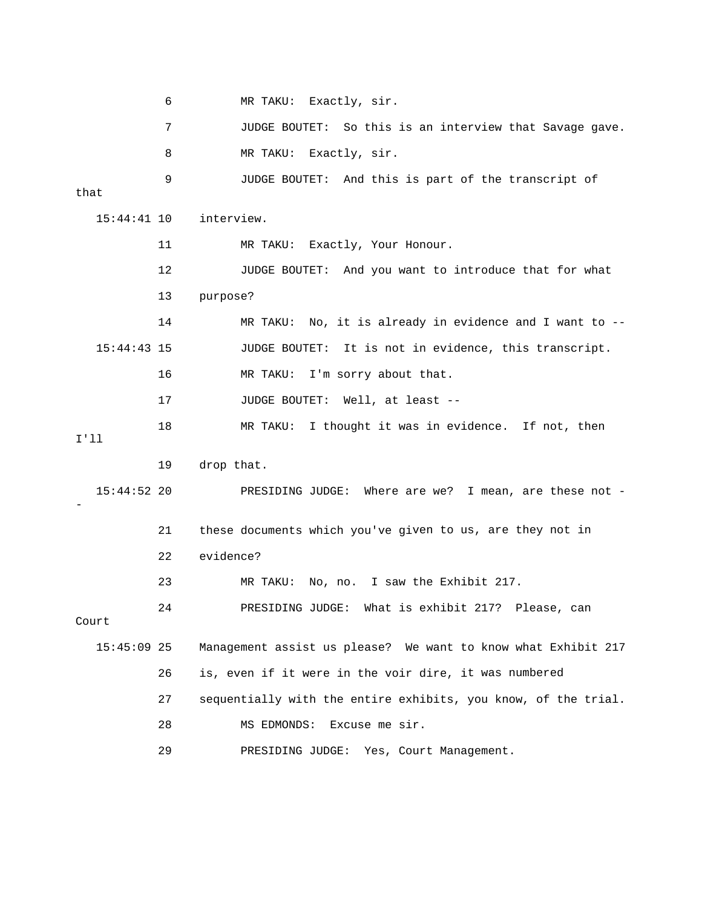6 MR TAKU: Exactly, sir.

7 JUDGE BOUTET: So this is an interview that Savage gave.

8 MR TAKU: Exactly, sir.

9 JUDGE BOUTET: And this is part of the transcript of that

15:44:41 10 interview.

11 MR TAKU: Exactly, Your Honour.

12 JUDGE BOUTET: And you want to introduce that for what

13 purpose?

14 MR TAKU: No, it is already in evidence and I want to --

15:44:43 15 JUDGE BOUTET: It is not in evidence, this transcript.

16 MR TAKU: I'm sorry about that.

17 JUDGE BOUTET: Well, at least --

18 MR TAKU: I thought it was in evidence. If not, then I'll

19 drop that.

15:44:52 20 PRESIDING JUDGE: Where are we? I mean, are these not --

21 these documents which you've given to us, are they not in

22 evidence?

23 MR TAKU: No, no. I saw the Exhibit 217.

24 PRESIDING JUDGE: What is exhibit 217? Please, can Court

15:45:09 25 Management assist us please? We want to know what Exhibit 217

26 is, even if it were in the voir dire, it was numbered

27 sequentially with the entire exhibits, you know, of the trial.

28 MS EDMONDS: Excuse me sir.

29 PRESIDING JUDGE: Yes, Court Management.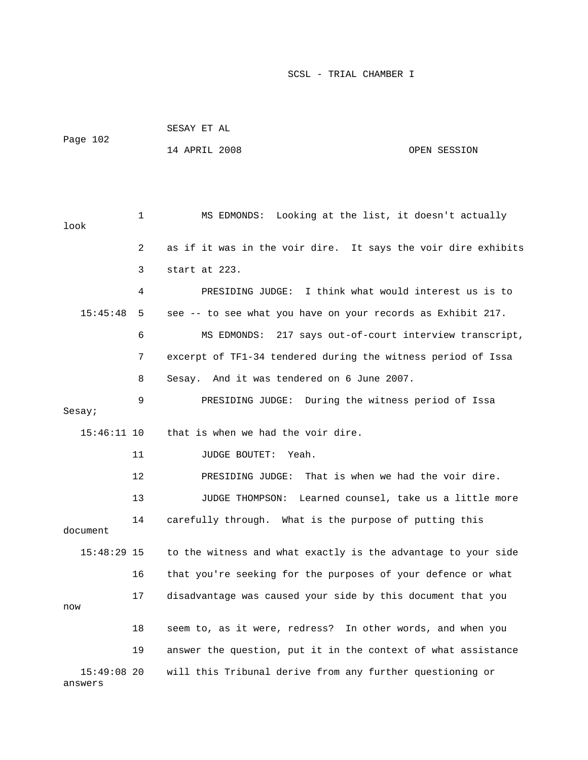1 MS EDMONDS: Looking at the list, it doesn't actually look

2 as if it was in the voir dire. It says the voir dire exhibits

3 start at 223.

4 PRESIDING JUDGE: I think what would interest us is to

15:45:48 5 see -- to see what you have on your records as Exhibit 217.

6 MS EDMONDS: 217 says out-of-court interview transcript,

7 excerpt of TF1-34 tendered during the witness period of Issa

8 Sesay. And it was tendered on 6 June 2007.

9 PRESIDING JUDGE: During the witness period of Issa Sesay;

15:46:11 10 that is when we had the voir dire.

11 JUDGE BOUTET: Yeah.

12 PRESIDING JUDGE: That is when we had the voir dire.

13 JUDGE THOMPSON: Learned counsel, take us a little more

14 carefully through. What is the purpose of putting this document

15:48:29 15 to the witness and what exactly is the advantage to your side

16 that you're seeking for the purposes of your defence or what

17 disadvantage was caused your side by this document that you now

18 seem to, as it were, redress? In other words, and when you

19 answer the question, put it in the context of what assistance

15:49:08 20 will this Tribunal derive from any further questioning or answers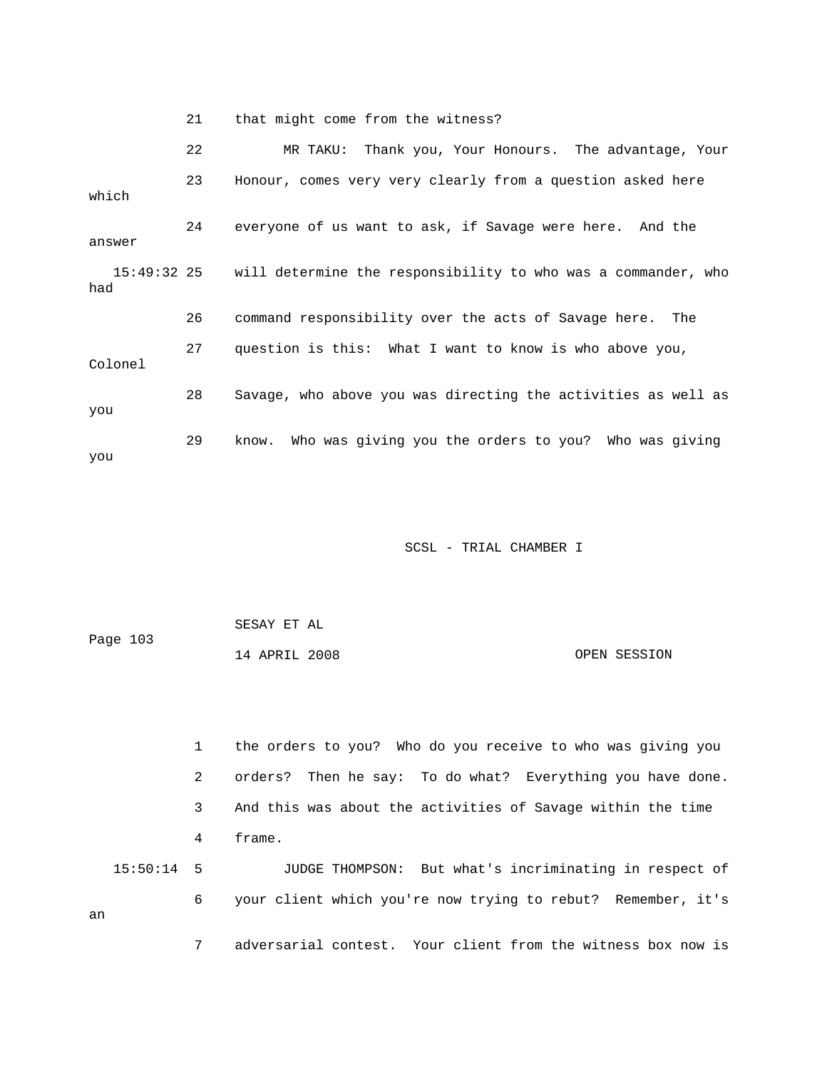21 that might come from the witness?

22 MR TAKU: Thank you, Your Honours. The advantage, Your

23 Honour, comes very very clearly from a question asked here which

24 everyone of us want to ask, if Savage were here. And the answer

15:49:32 25 will determine the responsibility to who was a commander, who had

26 command responsibility over the acts of Savage here. The

27 question is this: What I want to know is who above you, Colonel

28 Savage, who above you was directing the activities as well as you

29 know. Who was giving you the orders to you? Who was giving you

1 the orders to you? Who do you receive to who was giving you

2 orders? Then he say: To do what? Everything you have done.

3 And this was about the activities of Savage within the time

4 frame.

15:50:14 5 JUDGE THOMPSON: But what's incriminating in respect of

6 your client which you're now trying to rebut? Remember, it's an

7 adversarial contest. Your client from the witness box now is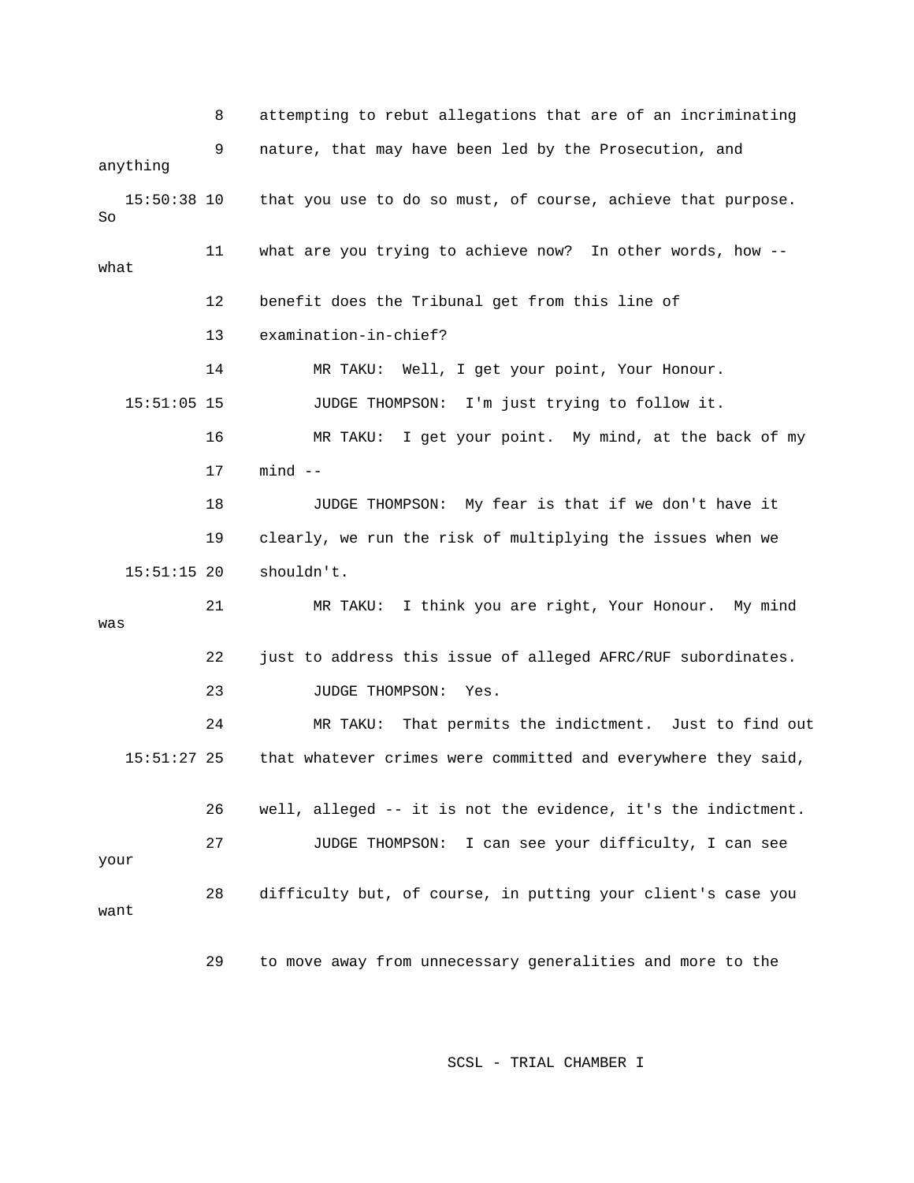8 attempting to rebut allegations that are of an incriminating

9 nature, that may have been led by the Prosecution, and anything

15:50:38 10 that you use to do so must, of course, achieve that purpose. So

11 what are you trying to achieve now? In other words, how -- what

12 benefit does the Tribunal get from this line of

13 examination-in-chief?

14 MR TAKU: Well, I get your point, Your Honour.

15:51:05 15 JUDGE THOMPSON: I'm just trying to follow it.

16 MR TAKU: I get your point. My mind, at the back of my

17 mind --

18 JUDGE THOMPSON: My fear is that if we don't have it

19 clearly, we run the risk of multiplying the issues when we

15:51:15 20 shouldn't.

21 MR TAKU: I think you are right, Your Honour. My mind was

22 just to address this issue of alleged AFRC/RUF subordinates.

23 JUDGE THOMPSON: Yes.

24 MR TAKU: That permits the indictment. Just to find out

15:51:27 25 that whatever crimes were committed and everywhere they said,

26 well, alleged -- it is not the evidence, it's the indictment.

27 JUDGE THOMPSON: I can see your difficulty, I can see your

28 difficulty but, of course, in putting your client's case you want

29 to move away from unnecessary generalities and more to the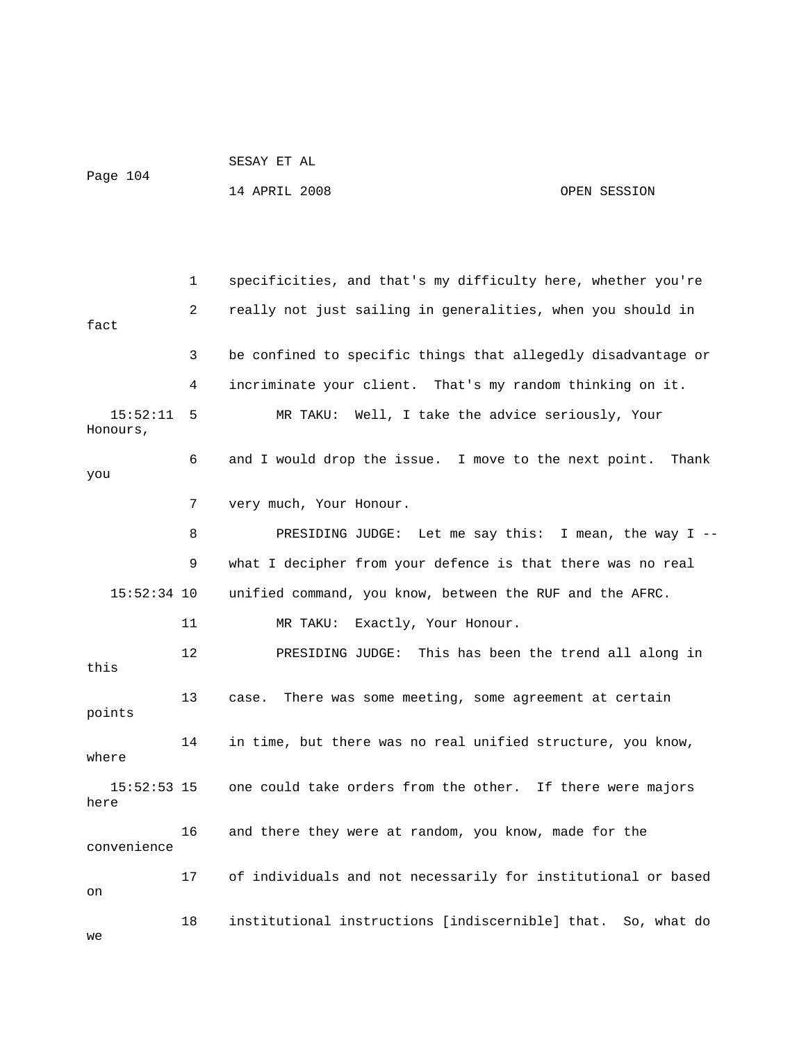1 specificities, and that's my difficulty here, whether you're
2 really not just sailing in generalities, when you should in fact
3 be confined to specific things that allegedly disadvantage or
4 incriminate your client. That's my random thinking on it.

15:52:11 5 MR TAKU: Well, I take the advice seriously, Your Honours,
6 and I would drop the issue. I move to the next point. Thank you
7 very much, Your Honour.

8 PRESIDING JUDGE: Let me say this: I mean, the way I --
9 what I decipher from your defence is that there was no real
15:52:34 10 unified command, you know, between the RUF and the AFRC.

11 MR TAKU: Exactly, Your Honour.

12 PRESIDING JUDGE: This has been the trend all along in this
13 case. There was some meeting, some agreement at certain points
14 in time, but there was no real unified structure, you know, where
15:52:53 15 one could take orders from the other. If there were majors here
16 and there they were at random, you know, made for the convenience
17 of individuals and not necessarily for institutional or based on
18 institutional instructions [indiscernible] that. So, what do we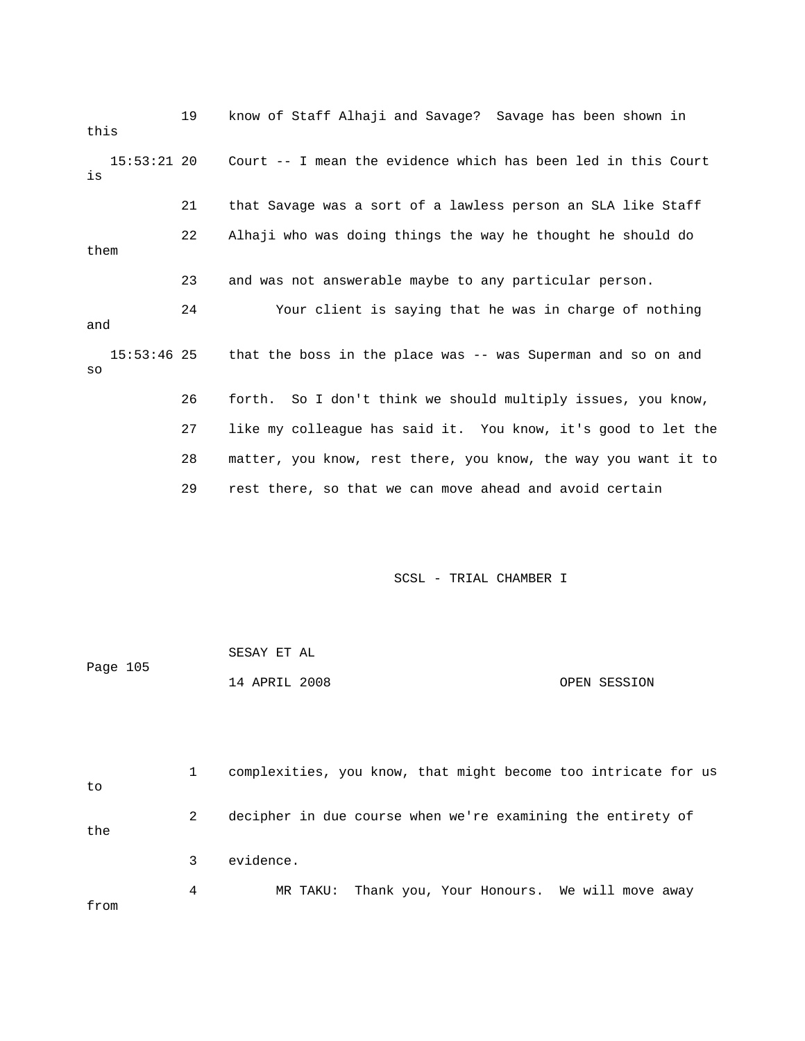19 know of Staff Alhaji and Savage? Savage has been shown in this

15:53:21 20 Court -- I mean the evidence which has been led in this Court is

21 that Savage was a sort of a lawless person an SLA like Staff

22 Alhaji who was doing things the way he thought he should do them

23 and was not answerable maybe to any particular person.

24 Your client is saying that he was in charge of nothing and

15:53:46 25 that the boss in the place was -- was Superman and so on and so

26 forth. So I don't think we should multiply issues, you know,

27 like my colleague has said it. You know, it's good to let the

28 matter, you know, rest there, you know, the way you want it to

29 rest there, so that we can move ahead and avoid certain

1 complexities, you know, that might become too intricate for us to

2 decipher in due course when we're examining the entirety of the

3 evidence.

4 MR TAKU: Thank you, Your Honours. We will move away from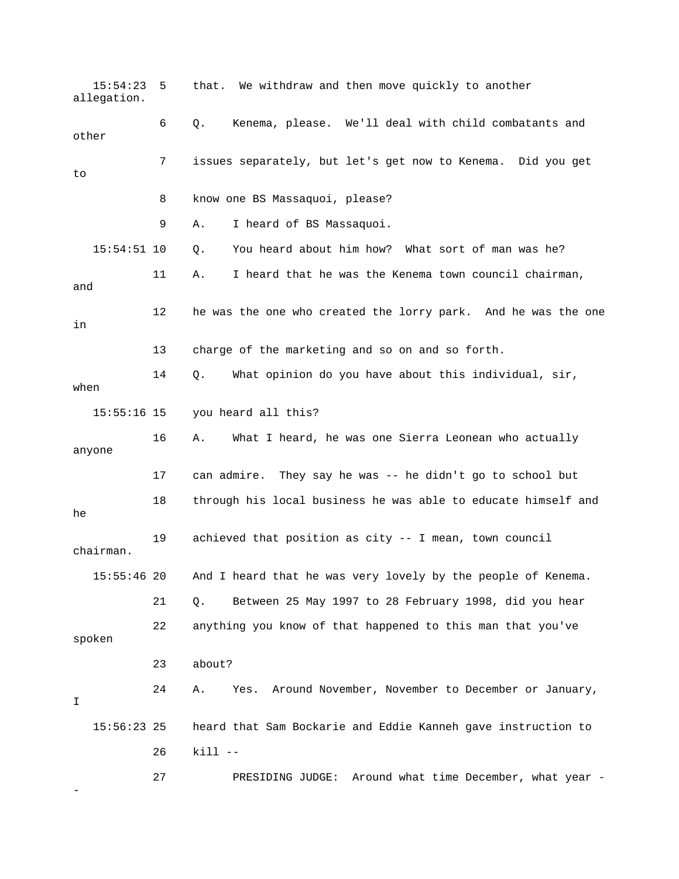15:54:23 5 that. We withdraw and then move quickly to another allegation.

6 Q. Kenema, please. We'll deal with child combatants and other

7 issues separately, but let's get now to Kenema. Did you get to

8 know one BS Massaquoi, please?

9 A. I heard of BS Massaquoi.

15:54:51 10 Q. You heard about him how? What sort of man was he?

11 A. I heard that he was the Kenema town council chairman, and

12 he was the one who created the lorry park. And he was the one in

13 charge of the marketing and so on and so forth.

14 Q. What opinion do you have about this individual, sir, when

15:55:16 15 you heard all this?

16 A. What I heard, he was one Sierra Leonean who actually anyone

17 can admire. They say he was -- he didn't go to school but

18 through his local business he was able to educate himself and he

19 achieved that position as city -- I mean, town council chairman.

15:55:46 20 And I heard that he was very lovely by the people of Kenema.

21 Q. Between 25 May 1997 to 28 February 1998, did you hear

22 anything you know of that happened to this man that you've spoken

23 about?

24 A. Yes. Around November, November to December or January, I

15:56:23 25 heard that Sam Bockarie and Eddie Kanneh gave instruction to

26 kill --

27 PRESIDING JUDGE: Around what time December, what year --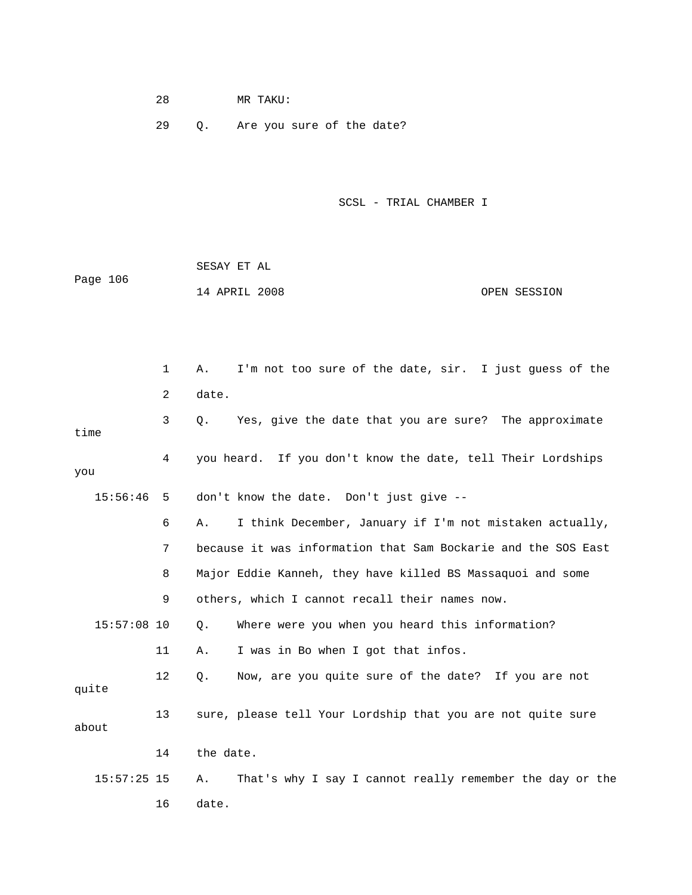28 MR TAKU:

29 Q. Are you sure of the date?

1 A. I'm not too sure of the date, sir. I just guess of the

2 date.

3 Q. Yes, give the date that you are sure? The approximate time

4 you heard. If you don't know the date, tell Their Lordships you

15:56:46 5 don't know the date. Don't just give --

6 A. I think December, January if I'm not mistaken actually,

7 because it was information that Sam Bockarie and the SOS East

8 Major Eddie Kanneh, they have killed BS Massaquoi and some

9 others, which I cannot recall their names now.

15:57:08 10 Q. Where were you when you heard this information?

11 A. I was in Bo when I got that infos.

12 Q. Now, are you quite sure of the date? If you are not quite

13 sure, please tell Your Lordship that you are not quite sure about

14 the date.

15:57:25 15 A. That's why I say I cannot really remember the day or the

16 date.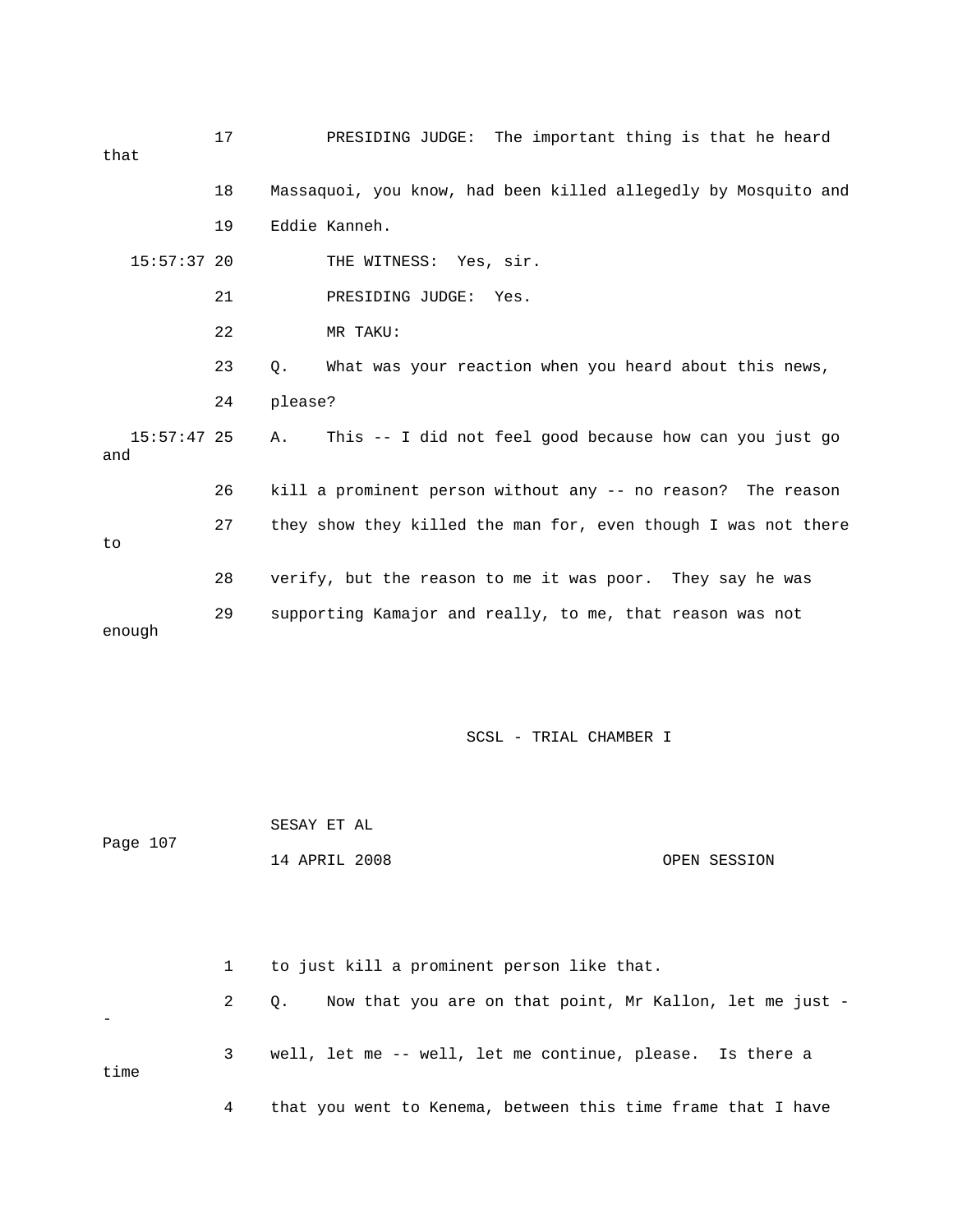17 PRESIDING JUDGE: The important thing is that he heard that

18 Massaquoi, you know, had been killed allegedly by Mosquito and

19 Eddie Kanneh.

15:57:37 20 THE WITNESS: Yes, sir.

21 PRESIDING JUDGE: Yes.

22 MR TAKU:

23 Q. What was your reaction when you heard about this news,

24 please?

15:57:47 25 A. This -- I did not feel good because how can you just go and

26 kill a prominent person without any -- no reason? The reason

27 they show they killed the man for, even though I was not there to

28 verify, but the reason to me it was poor. They say he was

29 supporting Kamajor and really, to me, that reason was not enough

1 to just kill a prominent person like that.

2 Q. Now that you are on that point, Mr Kallon, let me just --

3 well, let me -- well, let me continue, please. Is there a time

4 that you went to Kenema, between this time frame that I have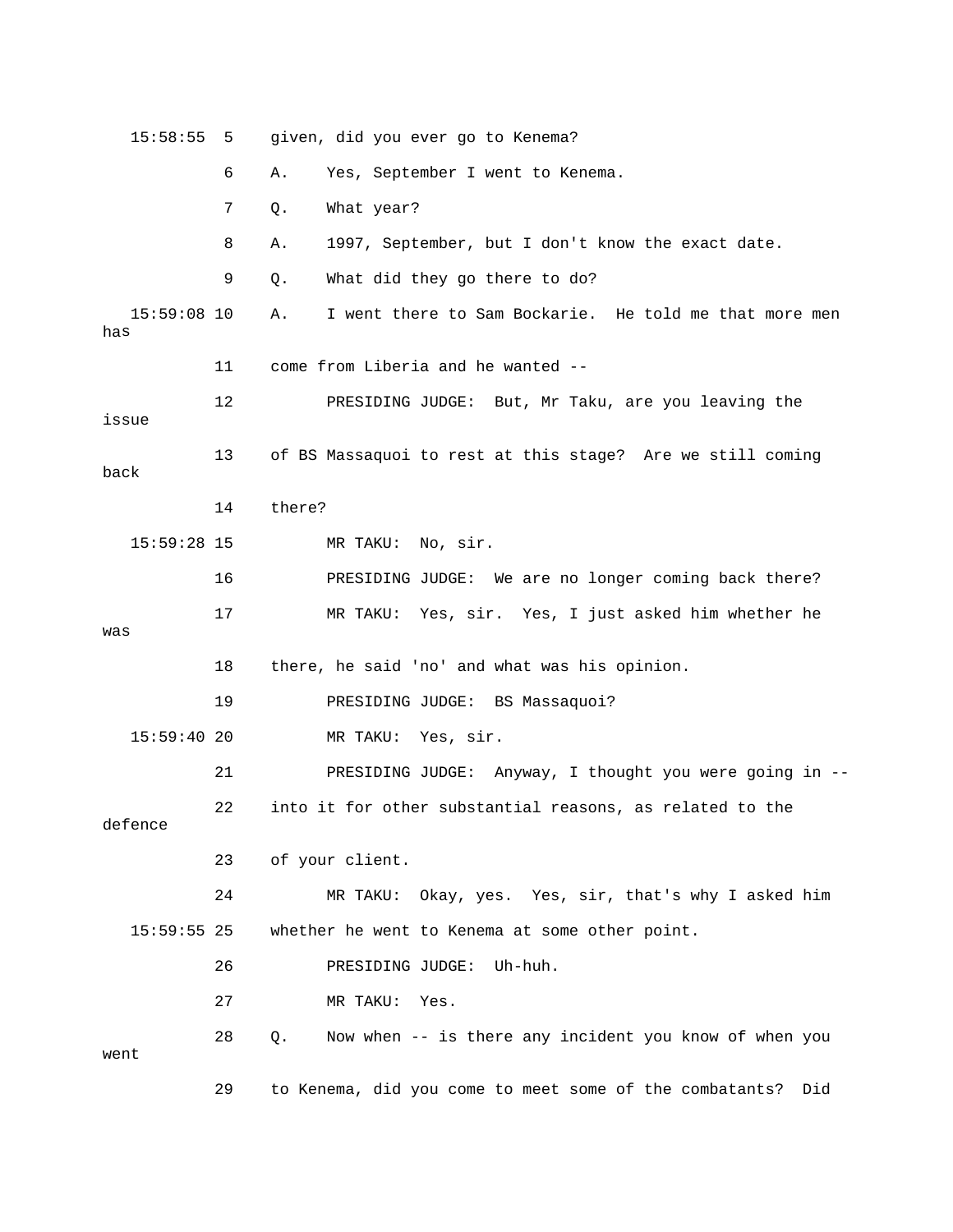15:58:55 5 given, did you ever go to Kenema?

6 A. Yes, September I went to Kenema.

7 Q. What year?

8 A. 1997, September, but I don't know the exact date.

9 Q. What did they go there to do?

15:59:08 10 A. I went there to Sam Bockarie. He told me that more men has

11 come from Liberia and he wanted --

12 PRESIDING JUDGE: But, Mr Taku, are you leaving the issue

13 of BS Massaquoi to rest at this stage? Are we still coming back

14 there?

15:59:28 15 MR TAKU: No, sir.

16 PRESIDING JUDGE: We are no longer coming back there?

17 MR TAKU: Yes, sir. Yes, I just asked him whether he was

18 there, he said 'no' and what was his opinion.

19 PRESIDING JUDGE: BS Massaquoi?

15:59:40 20 MR TAKU: Yes, sir.

21 PRESIDING JUDGE: Anyway, I thought you were going in --

22 into it for other substantial reasons, as related to the defence

23 of your client.

24 MR TAKU: Okay, yes. Yes, sir, that's why I asked him

15:59:55 25 whether he went to Kenema at some other point.

26 PRESIDING JUDGE: Uh-huh.

27 MR TAKU: Yes.

28 Q. Now when -- is there any incident you know of when you went

29 to Kenema, did you come to meet some of the combatants? Did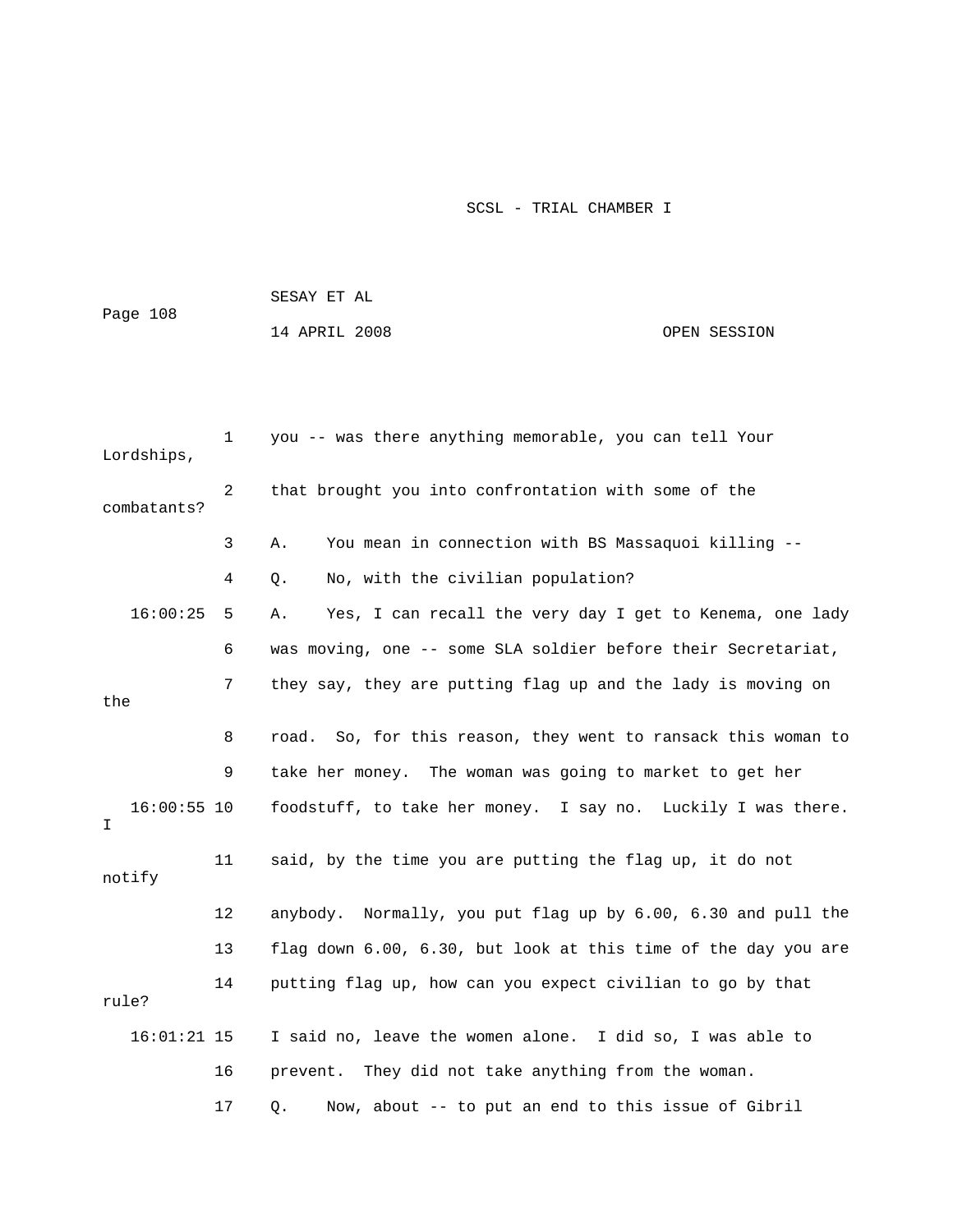1 you -- was there anything memorable, you can tell Your Lordships,

2 that brought you into confrontation with some of the combatants?

3 A. You mean in connection with BS Massaquoi killing --

4 Q. No, with the civilian population?

16:00:25 5 A. Yes, I can recall the very day I get to Kenema, one lady

6 was moving, one -- some SLA soldier before their Secretariat,

7 they say, they are putting flag up and the lady is moving on the

8 road. So, for this reason, they went to ransack this woman to

9 take her money. The woman was going to market to get her

16:00:55 10 foodstuff, to take her money. I say no. Luckily I was there. I

11 said, by the time you are putting the flag up, it do not notify

12 anybody. Normally, you put flag up by 6.00, 6.30 and pull the

13 flag down 6.00, 6.30, but look at this time of the day you are

14 putting flag up, how can you expect civilian to go by that rule?

16:01:21 15 I said no, leave the women alone. I did so, I was able to

16 prevent. They did not take anything from the woman.

17 Q. Now, about -- to put an end to this issue of Gibril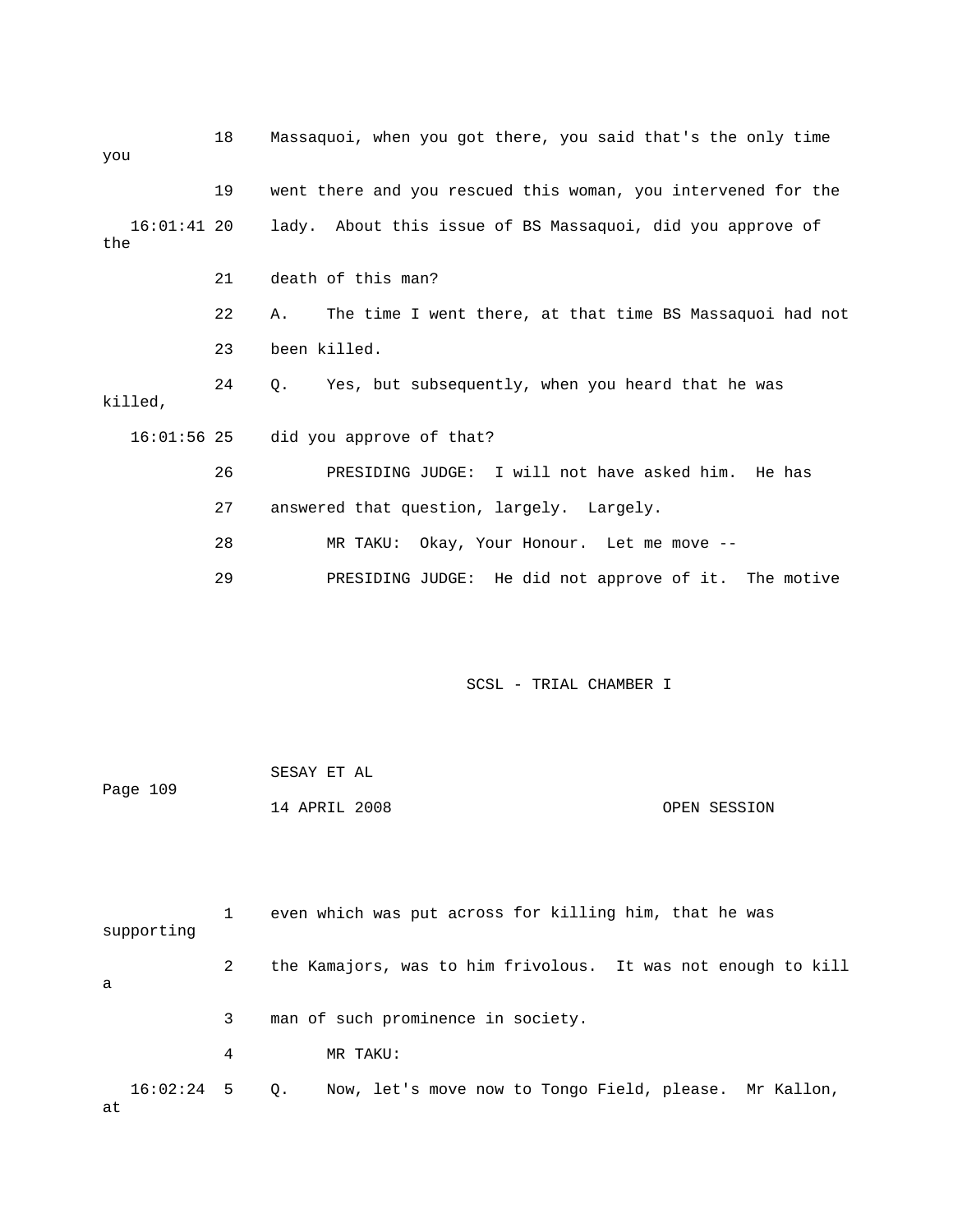18 Massaquoi, when you got there, you said that's the only time you

19 went there and you rescued this woman, you intervened for the

16:01:41 20 lady. About this issue of BS Massaquoi, did you approve of the

21 death of this man?

22 A. The time I went there, at that time BS Massaquoi had not

23 been killed.

24 Q. Yes, but subsequently, when you heard that he was killed,

16:01:56 25 did you approve of that?

26 PRESIDING JUDGE: I will not have asked him. He has

27 answered that question, largely. Largely.

28 MR TAKU: Okay, Your Honour. Let me move --

29 PRESIDING JUDGE: He did not approve of it. The motive

1 even which was put across for killing him, that he was supporting

2 the Kamajors, was to him frivolous. It was not enough to kill a

3 man of such prominence in society.

4 MR TAKU:

16:02:24 5 Q. Now, let's move now to Tongo Field, please. Mr Kallon, at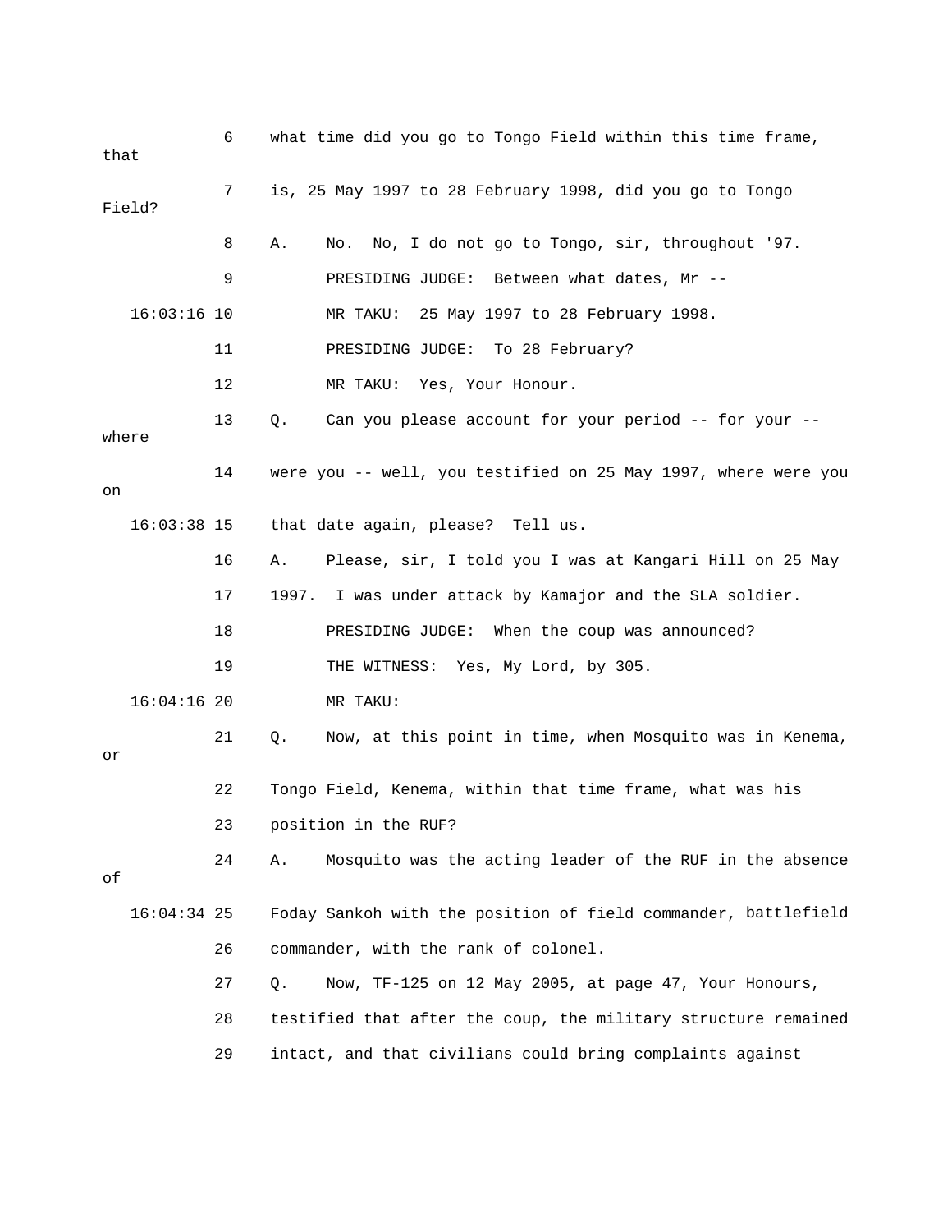6 what time did you go to Tongo Field within this time frame, that

7 is, 25 May 1997 to 28 February 1998, did you go to Tongo Field?

8 A. No. No, I do not go to Tongo, sir, throughout '97.

9 PRESIDING JUDGE: Between what dates, Mr --

16:03:16 10 MR TAKU: 25 May 1997 to 28 February 1998.

11 PRESIDING JUDGE: To 28 February?

12 MR TAKU: Yes, Your Honour.

13 Q. Can you please account for your period -- for your -- where

14 were you -- well, you testified on 25 May 1997, where were you on

16:03:38 15 that date again, please? Tell us.

16 A. Please, sir, I told you I was at Kangari Hill on 25 May

17 1997. I was under attack by Kamajor and the SLA soldier.

18 PRESIDING JUDGE: When the coup was announced?

19 THE WITNESS: Yes, My Lord, by 305.

16:04:16 20 MR TAKU:

21 Q. Now, at this point in time, when Mosquito was in Kenema, or

22 Tongo Field, Kenema, within that time frame, what was his

23 position in the RUF?

24 A. Mosquito was the acting leader of the RUF in the absence of

16:04:34 25 Foday Sankoh with the position of field commander, battlefield

26 commander, with the rank of colonel.

27 Q. Now, TF-125 on 12 May 2005, at page 47, Your Honours,

28 testified that after the coup, the military structure remained

29 intact, and that civilians could bring complaints against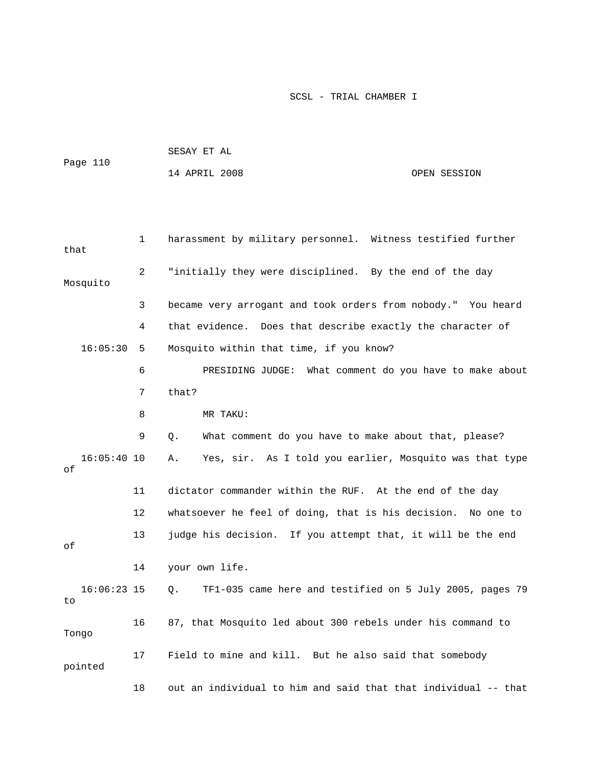harassment by military personnel. Witness testified further that "initially they were disciplined. By the end of the day Mosquito became very arrogant and took orders from nobody." You heard that evidence. Does that describe exactly the character of Mosquito within that time, if you know?

PRESIDING JUDGE: What comment do you have to make about that?

MR TAKU:

Q. What comment do you have to make about that, please?

A. Yes, sir. As I told you earlier, Mosquito was that type of dictator commander within the RUF. At the end of the day whatsoever he feel of doing, that is his decision. No one to judge his decision. If you attempt that, it will be the end of your own life.

Q. TF1-035 came here and testified on 5 July 2005, pages 79 to 87, that Mosquito led about 300 rebels under his command to Tongo Field to mine and kill. But he also said that somebody pointed out an individual to him and said that that individual -- that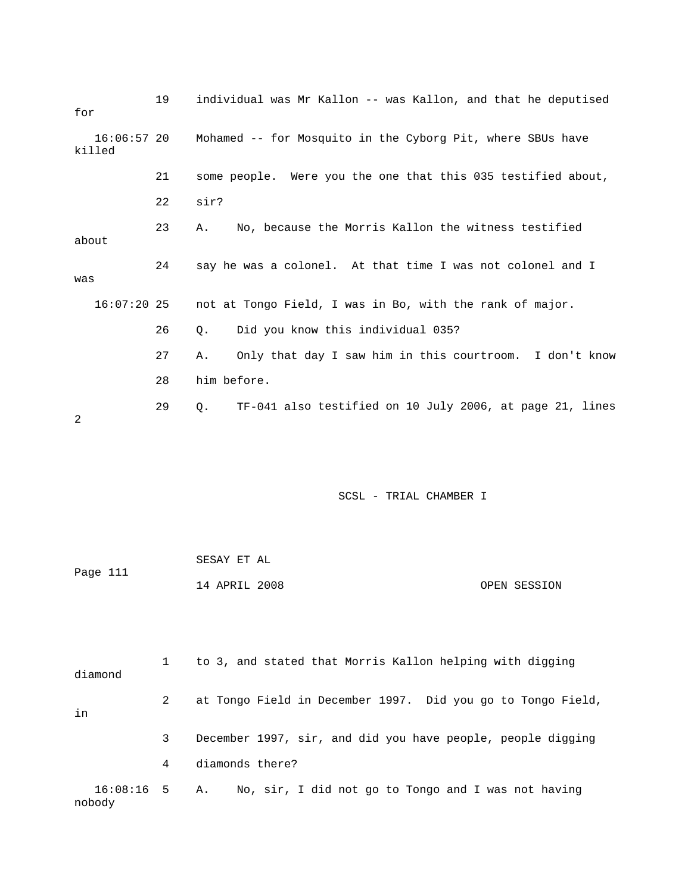19 individual was Mr Kallon -- was Kallon, and that he deputised for

16:06:57 20 Mohamed -- for Mosquito in the Cyborg Pit, where SBUs have killed

21 some people. Were you the one that this 035 testified about,

22 sir?

23 A. No, because the Morris Kallon the witness testified about

24 say he was a colonel. At that time I was not colonel and I was

16:07:20 25 not at Tongo Field, I was in Bo, with the rank of major.

26 Q. Did you know this individual 035?

27 A. Only that day I saw him in this courtroom. I don't know

28 him before.

29 Q. TF-041 also testified on 10 July 2006, at page 21, lines 2

1 to 3, and stated that Morris Kallon helping with digging diamond

2 at Tongo Field in December 1997. Did you go to Tongo Field, in

3 December 1997, sir, and did you have people, people digging

4 diamonds there?

16:08:16 5 A. No, sir, I did not go to Tongo and I was not having nobody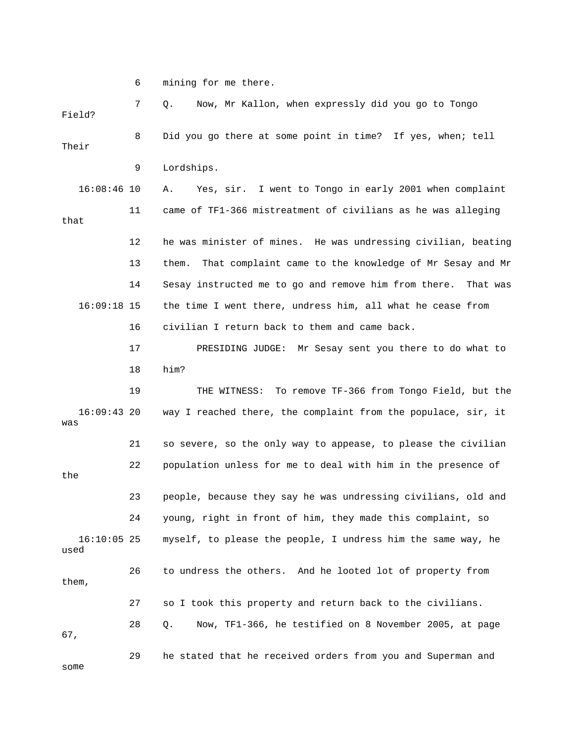6 mining for me there.

7 Q. Now, Mr Kallon, when expressly did you go to Tongo Field?

8 Did you go there at some point in time? If yes, when; tell Their

9 Lordships.

16:08:46 10 A. Yes, sir. I went to Tongo in early 2001 when complaint

11 came of TF1-366 mistreatment of civilians as he was alleging that

12 he was minister of mines. He was undressing civilian, beating

13 them. That complaint came to the knowledge of Mr Sesay and Mr

14 Sesay instructed me to go and remove him from there. That was

16:09:18 15 the time I went there, undress him, all what he cease from

16 civilian I return back to them and came back.

17 PRESIDING JUDGE: Mr Sesay sent you there to do what to

18 him?

19 THE WITNESS: To remove TF-366 from Tongo Field, but the

16:09:43 20 way I reached there, the complaint from the populace, sir, it was

21 so severe, so the only way to appease, to please the civilian

22 population unless for me to deal with him in the presence of the

23 people, because they say he was undressing civilians, old and

24 young, right in front of him, they made this complaint, so

16:10:05 25 myself, to please the people, I undress him the same way, he used

26 to undress the others. And he looted lot of property from them,

27 so I took this property and return back to the civilians.

28 Q. Now, TF1-366, he testified on 8 November 2005, at page 67,

29 he stated that he received orders from you and Superman and some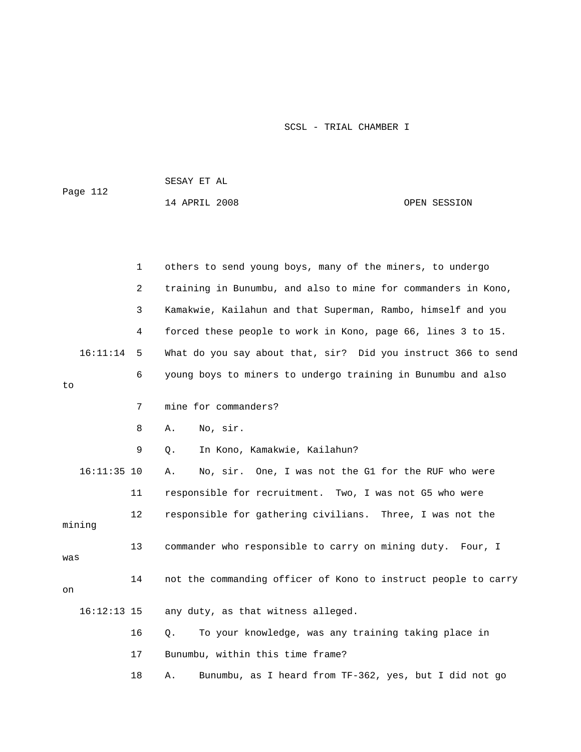1 others to send young boys, many of the miners, to undergo

2 training in Bunumbu, and also to mine for commanders in Kono,

3 Kamakwie, Kailahun and that Superman, Rambo, himself and you

4 forced these people to work in Kono, page 66, lines 3 to 15.

16:11:14 5 What do you say about that, sir? Did you instruct 366 to send

6 young boys to miners to undergo training in Bunumbu and also to

7 mine for commanders?

8 A. No, sir.

9 Q. In Kono, Kamakwie, Kailahun?

16:11:35 10 A. No, sir. One, I was not the G1 for the RUF who were

11 responsible for recruitment. Two, I was not G5 who were

12 responsible for gathering civilians. Three, I was not the mining

13 commander who responsible to carry on mining duty. Four, I was

14 not the commanding officer of Kono to instruct people to carry on

16:12:13 15 any duty, as that witness alleged.

16 Q. To your knowledge, was any training taking place in

17 Bunumbu, within this time frame?

18 A. Bunumbu, as I heard from TF-362, yes, but I did not go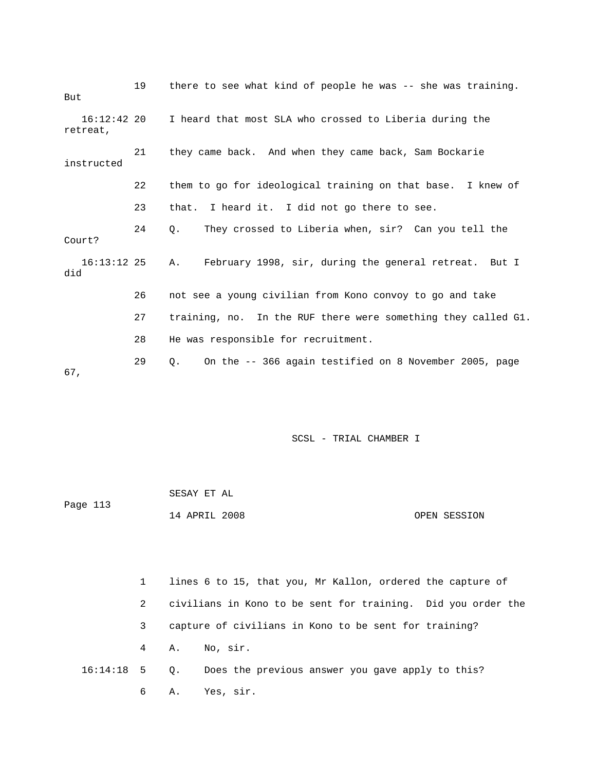19 there to see what kind of people he was -- she was training. But

16:12:42 20 I heard that most SLA who crossed to Liberia during the retreat,

21 they came back. And when they came back, Sam Bockarie instructed

22 them to go for ideological training on that base. I knew of

23 that. I heard it. I did not go there to see.

24 Q. They crossed to Liberia when, sir? Can you tell the Court?

16:13:12 25 A. February 1998, sir, during the general retreat. But I did

26 not see a young civilian from Kono convoy to go and take

27 training, no. In the RUF there were something they called G1.

28 He was responsible for recruitment.

29 Q. On the -- 366 again testified on 8 November 2005, page 67,

1 lines 6 to 15, that you, Mr Kallon, ordered the capture of

2 civilians in Kono to be sent for training. Did you order the

3 capture of civilians in Kono to be sent for training?

4 A. No, sir.

16:14:18 5 Q. Does the previous answer you gave apply to this?

6 A. Yes, sir.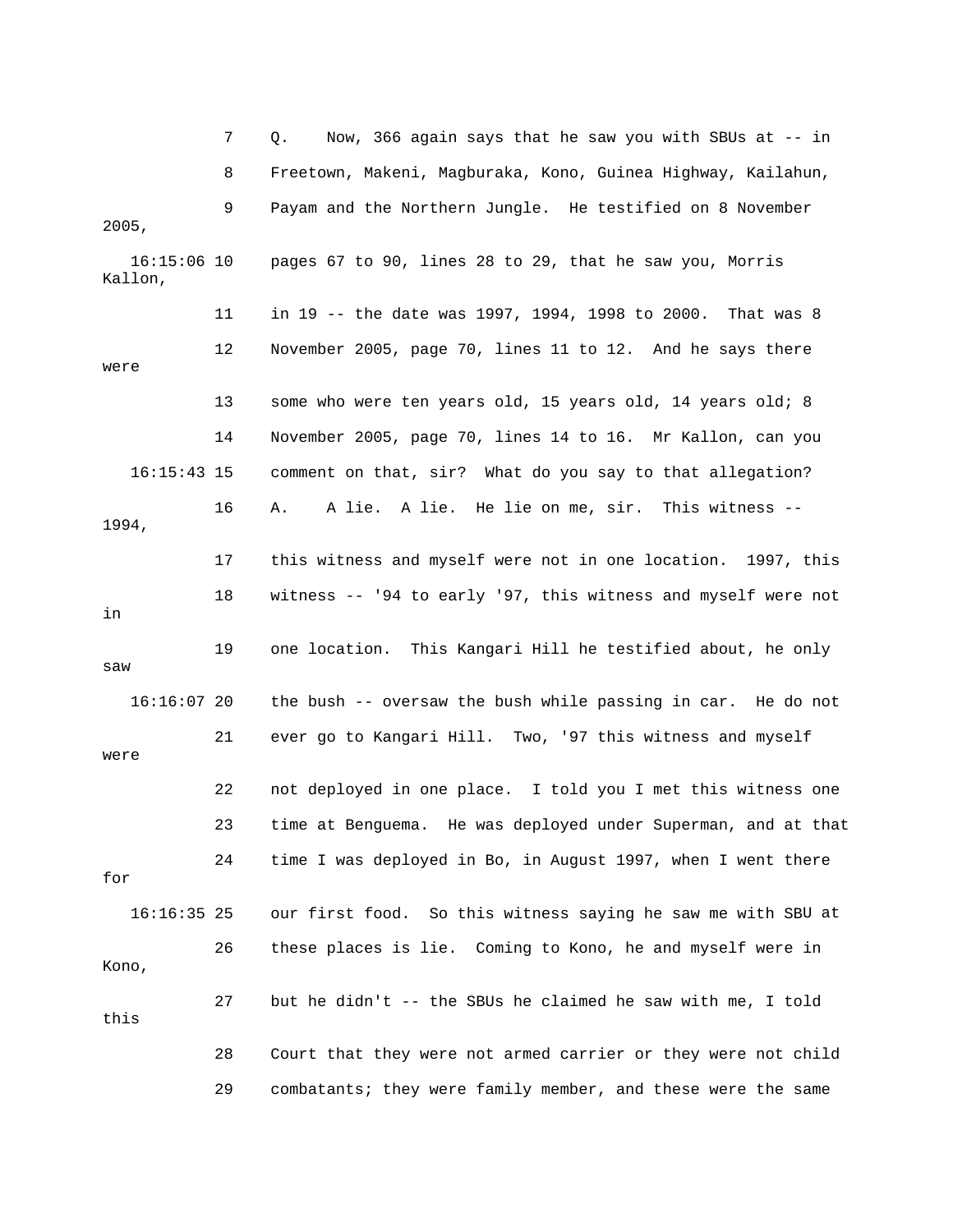7 Q. Now, 366 again says that he saw you with SBUs at -- in

8 Freetown, Makeni, Magburaka, Kono, Guinea Highway, Kailahun,

9 Payam and the Northern Jungle. He testified on 8 November 2005,

16:15:06 10 pages 67 to 90, lines 28 to 29, that he saw you, Morris Kallon,

11 in 19 -- the date was 1997, 1994, 1998 to 2000. That was 8

12 November 2005, page 70, lines 11 to 12. And he says there were

13 some who were ten years old, 15 years old, 14 years old; 8

14 November 2005, page 70, lines 14 to 16. Mr Kallon, can you

16:15:43 15 comment on that, sir? What do you say to that allegation?

16 A. A lie. A lie. He lie on me, sir. This witness -- 1994,

17 this witness and myself were not in one location. 1997, this

18 witness -- '94 to early '97, this witness and myself were not in

19 one location. This Kangari Hill he testified about, he only saw

16:16:07 20 the bush -- oversaw the bush while passing in car. He do not

21 ever go to Kangari Hill. Two, '97 this witness and myself were

22 not deployed in one place. I told you I met this witness one

23 time at Benguema. He was deployed under Superman, and at that

24 time I was deployed in Bo, in August 1997, when I went there for

16:16:35 25 our first food. So this witness saying he saw me with SBU at

26 these places is lie. Coming to Kono, he and myself were in Kono,

27 but he didn't -- the SBUs he claimed he saw with me, I told this

28 Court that they were not armed carrier or they were not child

29 combatants; they were family member, and these were the same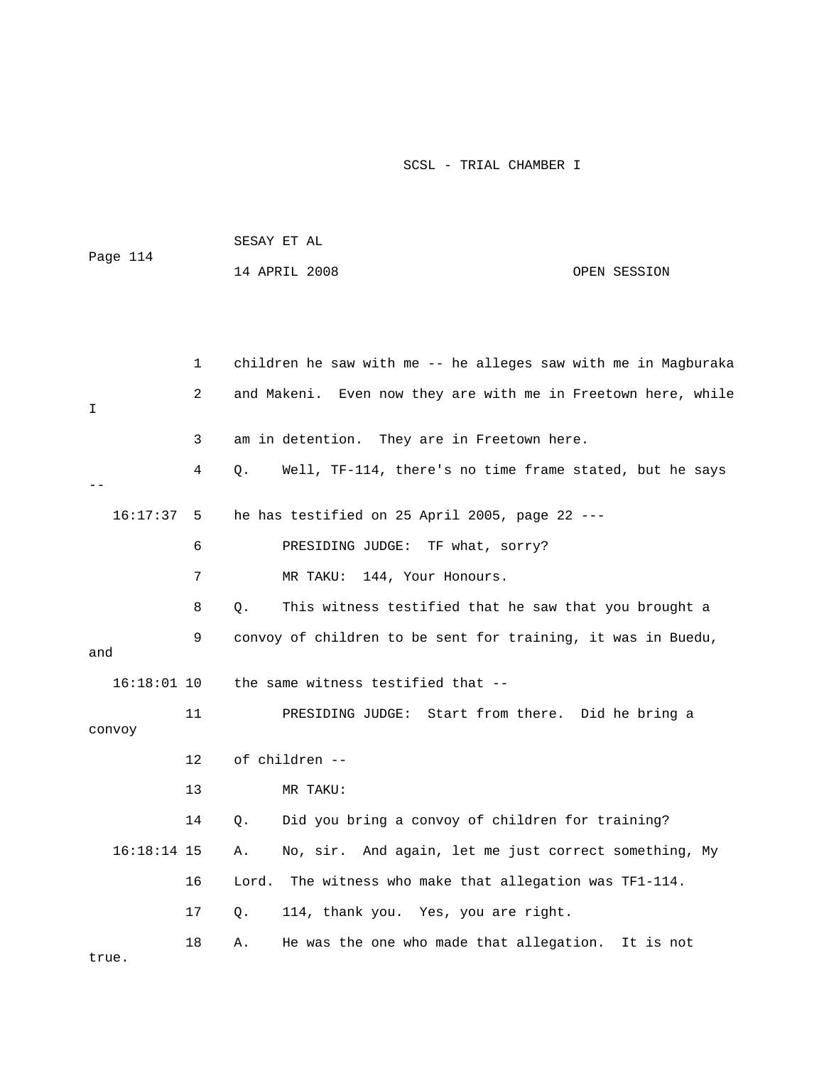children he saw with me -- he alleges saw with me in Magburaka and Makeni. Even now they are with me in Freetown here, while I am in detention. They are in Freetown here.

Q. Well, TF-114, there's no time frame stated, but he says -- he has testified on 25 April 2005, page 22 ---

PRESIDING JUDGE: TF what, sorry?

MR TAKU: 144, Your Honours.

Q. This witness testified that he saw that you brought a convoy of children to be sent for training, it was in Buedu, and the same witness testified that --

PRESIDING JUDGE: Start from there. Did he bring a convoy of children --

MR TAKU:

Q. Did you bring a convoy of children for training?

A. No, sir. And again, let me just correct something, My Lord. The witness who make that allegation was TF1-114.

Q. 114, thank you. Yes, you are right.

A. He was the one who made that allegation. It is not true.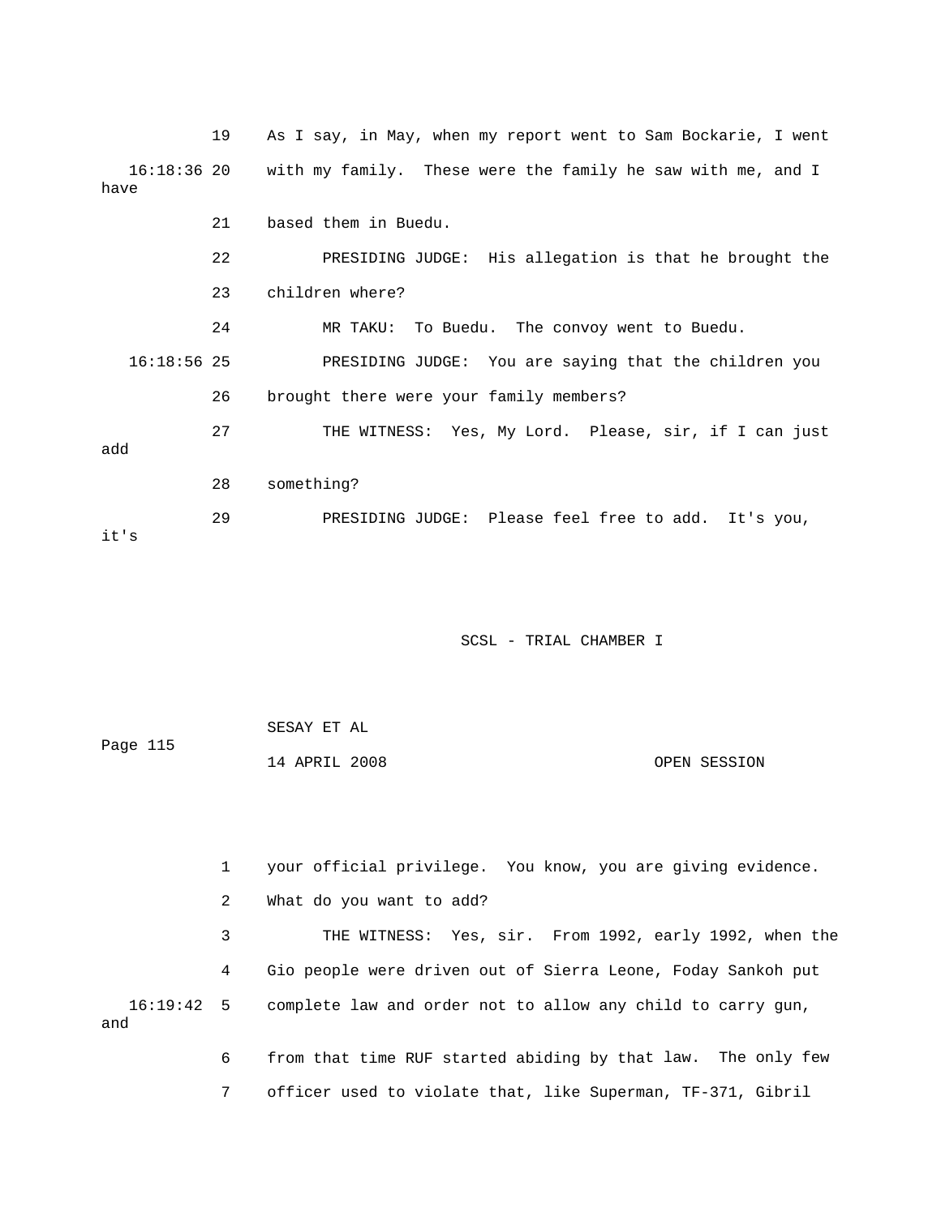19 As I say, in May, when my report went to Sam Bockarie, I went

16:18:36 20 with my family. These were the family he saw with me, and I have

21 based them in Buedu.

22 PRESIDING JUDGE: His allegation is that he brought the

23 children where?

24 MR TAKU: To Buedu. The convoy went to Buedu.

16:18:56 25 PRESIDING JUDGE: You are saying that the children you

26 brought there were your family members?

27 THE WITNESS: Yes, My Lord. Please, sir, if I can just add

28 something?

29 PRESIDING JUDGE: Please feel free to add. It's you, it's

SCSL - TRIAL CHAMBER I

SESAY ET AL

Page 115

14 APRIL 2008 OPEN SESSION

1 your official privilege. You know, you are giving evidence.

2 What do you want to add?

3 THE WITNESS: Yes, sir. From 1992, early 1992, when the

4 Gio people were driven out of Sierra Leone, Foday Sankoh put

16:19:42 5 complete law and order not to allow any child to carry gun, and

6 from that time RUF started abiding by that law. The only few

7 officer used to violate that, like Superman, TF-371, Gibril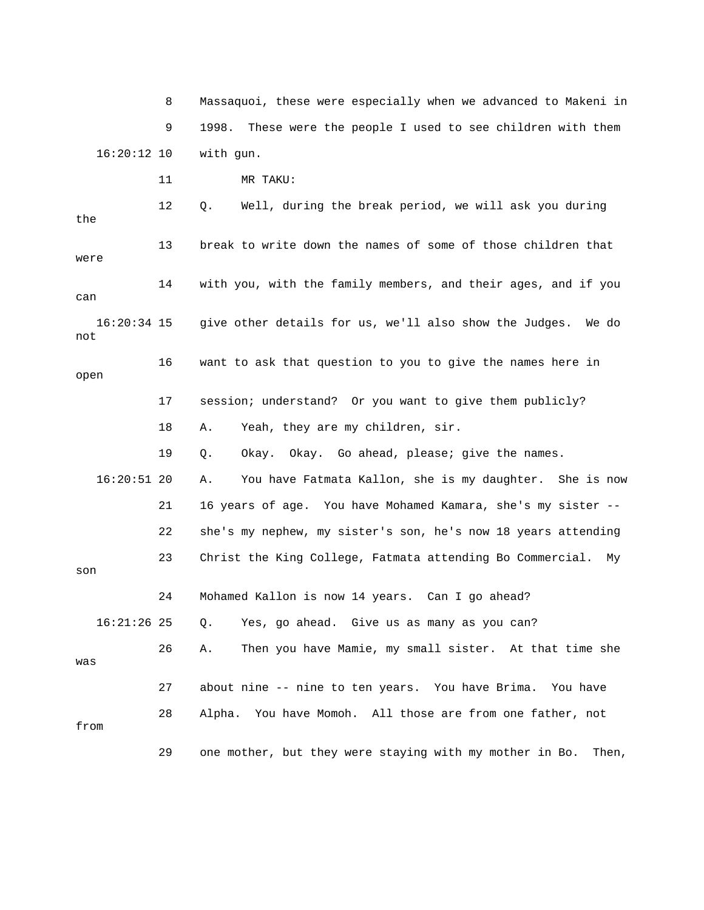8 Massaquoi, these were especially when we advanced to Makeni in

9 1998. These were the people I used to see children with them

16:20:12 10 with gun.

11 MR TAKU:

12 Q. Well, during the break period, we will ask you during the

13 break to write down the names of some of those children that were

14 with you, with the family members, and their ages, and if you can

16:20:34 15 give other details for us, we'll also show the Judges. We do not

16 want to ask that question to you to give the names here in open

17 session; understand? Or you want to give them publicly?

18 A. Yeah, they are my children, sir.

19 Q. Okay. Okay. Go ahead, please; give the names.

16:20:51 20 A. You have Fatmata Kallon, she is my daughter. She is now

21 16 years of age. You have Mohamed Kamara, she's my sister --

22 she's my nephew, my sister's son, he's now 18 years attending

23 Christ the King College, Fatmata attending Bo Commercial. My son

24 Mohamed Kallon is now 14 years. Can I go ahead?

16:21:26 25 Q. Yes, go ahead. Give us as many as you can?

26 A. Then you have Mamie, my small sister. At that time she was

27 about nine -- nine to ten years. You have Brima. You have

28 Alpha. You have Momoh. All those are from one father, not from

29 one mother, but they were staying with my mother in Bo. Then,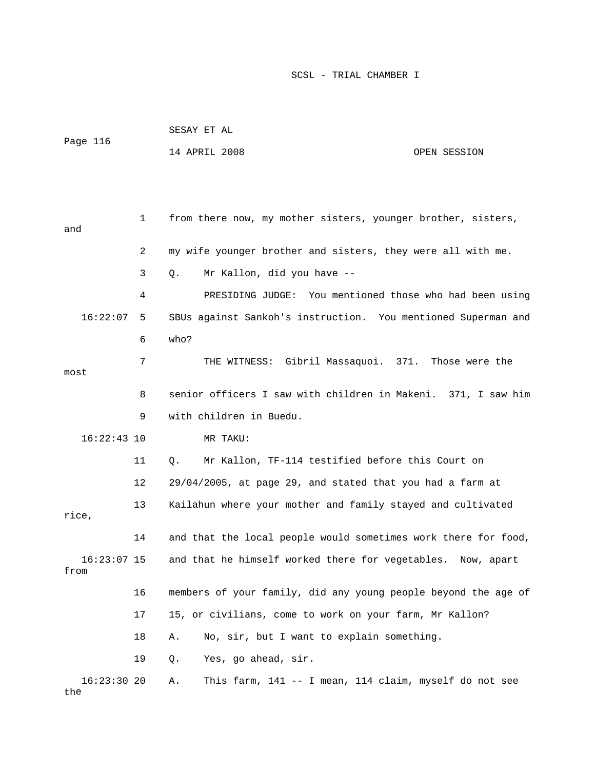from there now, my mother sisters, younger brother, sisters, and my wife younger brother and sisters, they were all with me.

Q. Mr Kallon, did you have --

PRESIDING JUDGE: You mentioned those who had been using SBUs against Sankoh's instruction. You mentioned Superman and who?

THE WITNESS: Gibril Massaquoi. 371. Those were the most senior officers I saw with children in Makeni. 371, I saw him with children in Buedu.

MR TAKU:

Q. Mr Kallon, TF-114 testified before this Court on 29/04/2005, at page 29, and stated that you had a farm at Kailahun where your mother and family stayed and cultivated rice, and that the local people would sometimes work there for food, and that he himself worked there for vegetables. Now, apart from members of your family, did any young people beyond the age of 15, or civilians, come to work on your farm, Mr Kallon?

A. No, sir, but I want to explain something.

Q. Yes, go ahead, sir.

A. This farm, 141 -- I mean, 114 claim, myself do not see the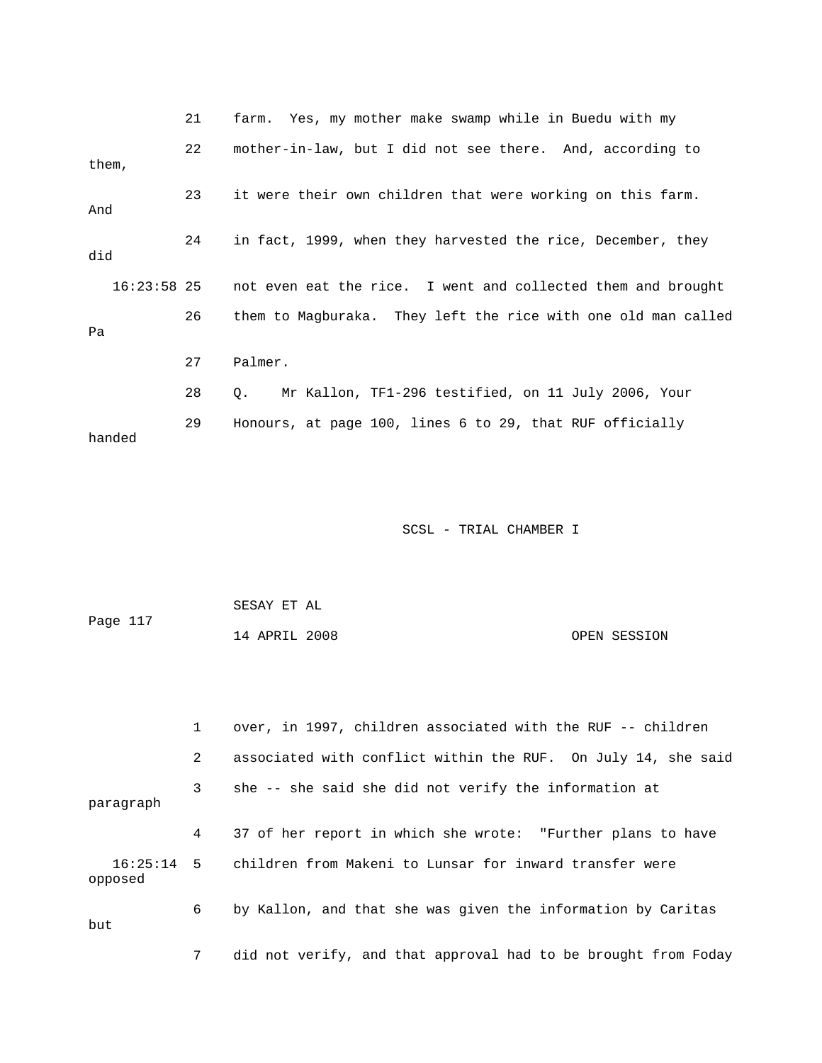21 farm. Yes, my mother make swamp while in Buedu with my

22 mother-in-law, but I did not see there. And, according to them,

23 it were their own children that were working on this farm. And

24 in fact, 1999, when they harvested the rice, December, they did

16:23:58 25 not even eat the rice. I went and collected them and brought

26 them to Magburaka. They left the rice with one old man called Pa

27 Palmer.

28 Q. Mr Kallon, TF1-296 testified, on 11 July 2006, Your

29 Honours, at page 100, lines 6 to 29, that RUF officially handed

SCSL - TRIAL CHAMBER I

SESAY ET AL

14 APRIL 2008 OPEN SESSION

1 over, in 1997, children associated with the RUF -- children

2 associated with conflict within the RUF. On July 14, she said

3 she -- she said she did not verify the information at paragraph

4 37 of her report in which she wrote: "Further plans to have

16:25:14 5 children from Makeni to Lunsar for inward transfer were opposed

6 by Kallon, and that she was given the information by Caritas but

7 did not verify, and that approval had to be brought from Foday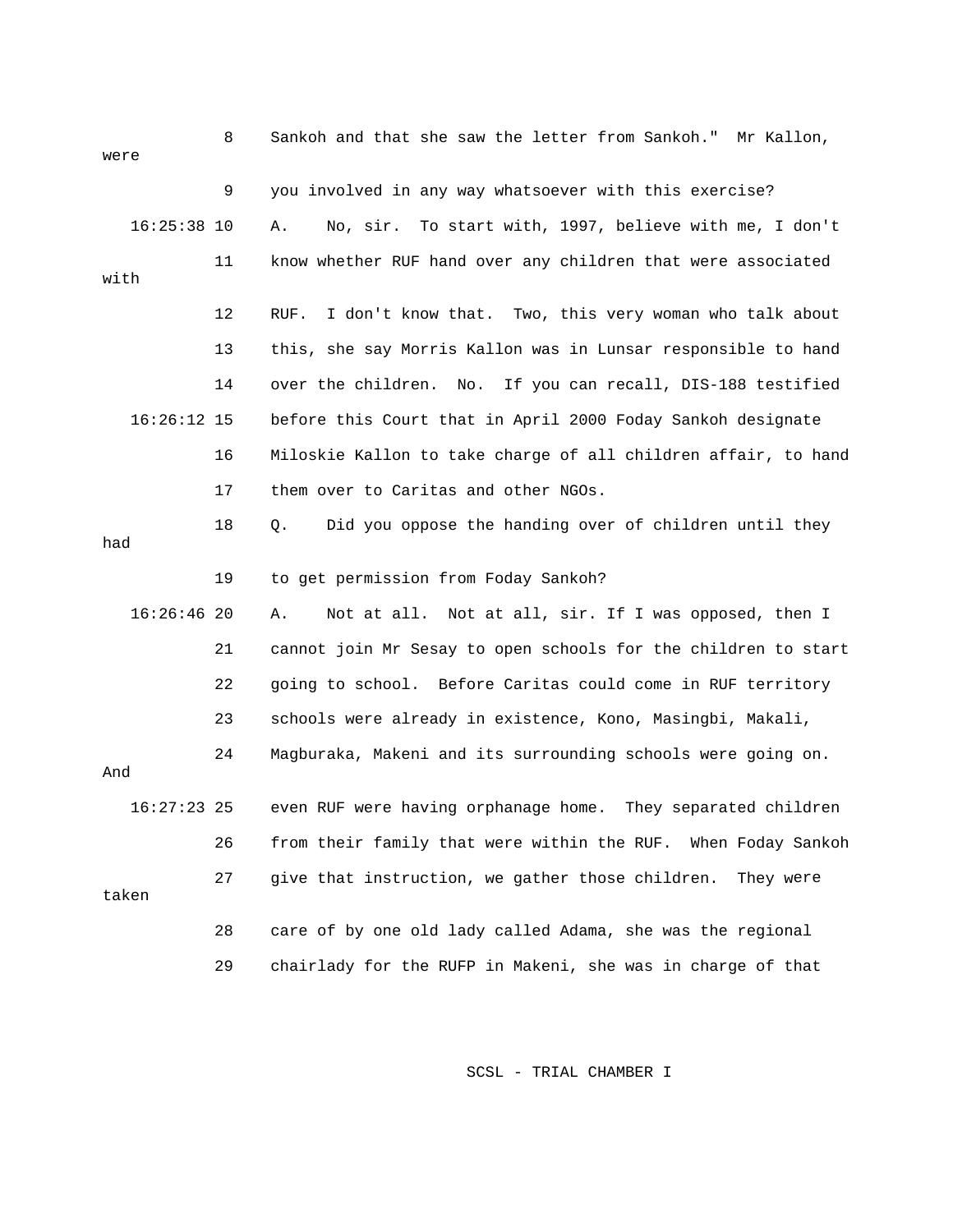8 Sankoh and that she saw the letter from Sankoh." Mr Kallon, were

9 you involved in any way whatsoever with this exercise?

16:25:38 10 A. No, sir. To start with, 1997, believe with me, I don't

11 know whether RUF hand over any children that were associated with

12 RUF. I don't know that. Two, this very woman who talk about

13 this, she say Morris Kallon was in Lunsar responsible to hand

14 over the children. No. If you can recall, DIS-188 testified

16:26:12 15 before this Court that in April 2000 Foday Sankoh designate

16 Miloskie Kallon to take charge of all children affair, to hand

17 them over to Caritas and other NGOs.

18 Q. Did you oppose the handing over of children until they had

19 to get permission from Foday Sankoh?

16:26:46 20 A. Not at all. Not at all, sir. If I was opposed, then I

21 cannot join Mr Sesay to open schools for the children to start

22 going to school. Before Caritas could come in RUF territory

23 schools were already in existence, Kono, Masingbi, Makali,

24 Magburaka, Makeni and its surrounding schools were going on. And

16:27:23 25 even RUF were having orphanage home. They separated children

26 from their family that were within the RUF. When Foday Sankoh

27 give that instruction, we gather those children. They were taken

28 care of by one old lady called Adama, she was the regional

29 chairlady for the RUFP in Makeni, she was in charge of that

SCSL - TRIAL CHAMBER I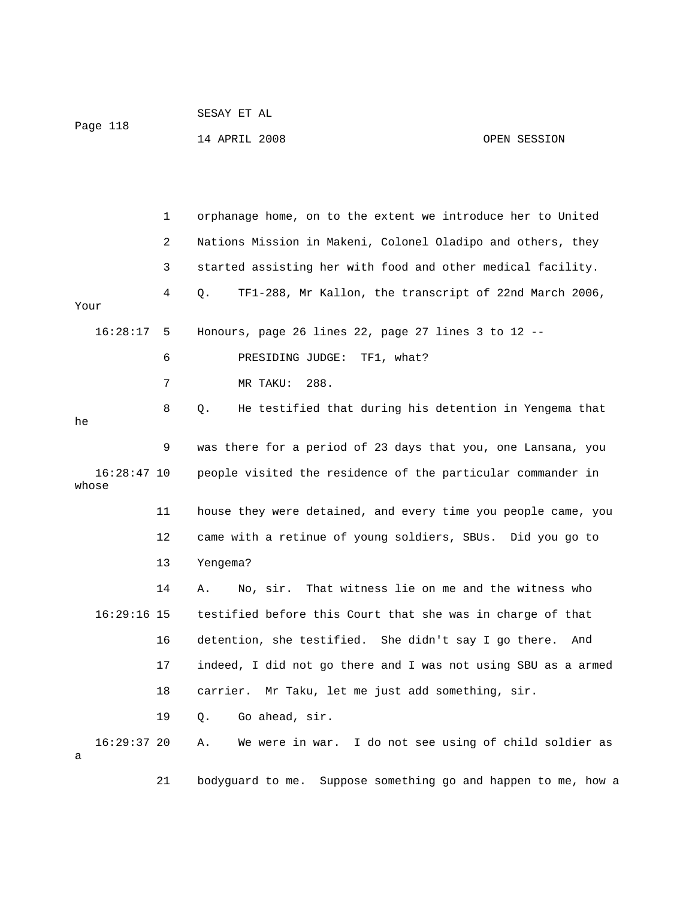orphanage home, on to the extent we introduce her to United Nations Mission in Makeni, Colonel Oladipo and others, they started assisting her with food and other medical facility.

Q. TF1-288, Mr Kallon, the transcript of 22nd March 2006, Your Honours, page 26 lines 22, page 27 lines 3 to 12 --

PRESIDING JUDGE: TF1, what?

MR TAKU: 288.

Q. He testified that during his detention in Yengema that he was there for a period of 23 days that you, one Lansana, you people visited the residence of the particular commander in whose house they were detained, and every time you people came, you came with a retinue of young soldiers, SBUs. Did you go to Yengema?

A. No, sir. That witness lie on me and the witness who testified before this Court that she was in charge of that detention, she testified. She didn't say I go there. And indeed, I did not go there and I was not using SBU as a armed carrier. Mr Taku, let me just add something, sir.

Q. Go ahead, sir.

A. We were in war. I do not see using of child soldier as a bodyguard to me. Suppose something go and happen to me, how a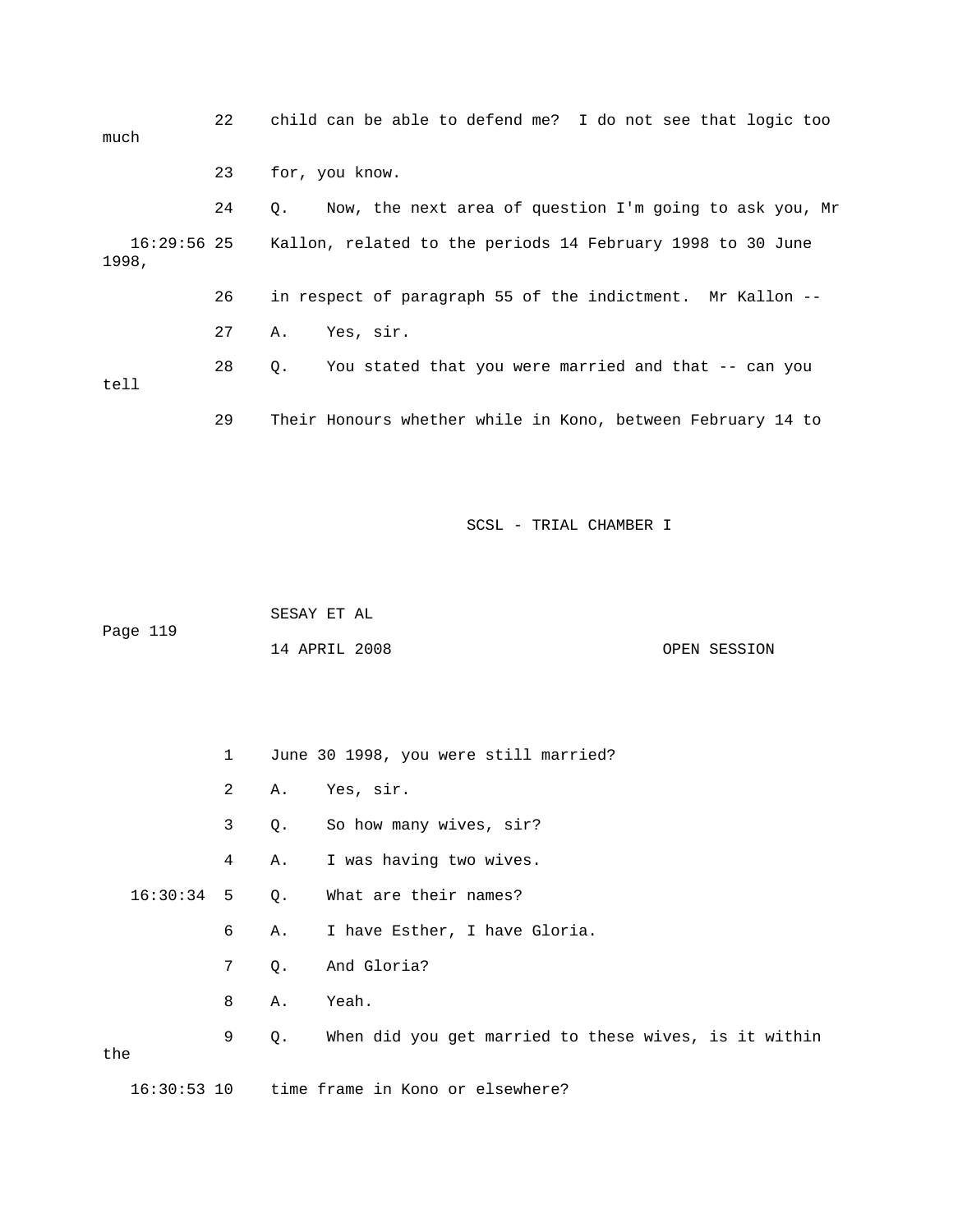22 child can be able to defend me? I do not see that logic too much

23 for, you know.

24 Q. Now, the next area of question I'm going to ask you, Mr

16:29:56 25 Kallon, related to the periods 14 February 1998 to 30 June 1998,

26 in respect of paragraph 55 of the indictment. Mr Kallon --

27 A. Yes, sir.

28 Q. You stated that you were married and that -- can you tell

29 Their Honours whether while in Kono, between February 14 to

1 June 30 1998, you were still married?

2 A. Yes, sir.

3 Q. So how many wives, sir?

4 A. I was having two wives.

16:30:34 5 Q. What are their names?

6 A. I have Esther, I have Gloria.

7 Q. And Gloria?

8 A. Yeah.

9 Q. When did you get married to these wives, is it within the

16:30:53 10 time frame in Kono or elsewhere?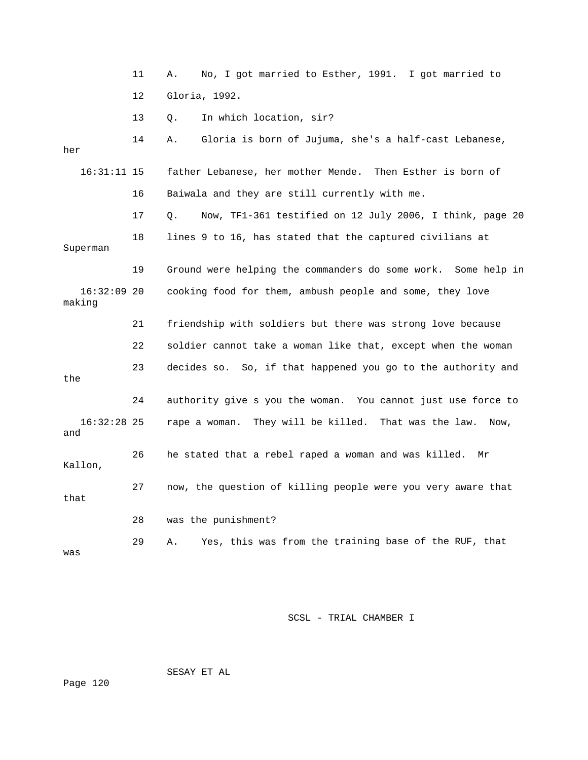11 A. No, I got married to Esther, 1991. I got married to

12 Gloria, 1992.

13 Q. In which location, sir?

14 A. Gloria is born of Jujuma, she's a half-cast Lebanese, her

16:31:11 15 father Lebanese, her mother Mende. Then Esther is born of

16 Baiwala and they are still currently with me.

17 Q. Now, TF1-361 testified on 12 July 2006, I think, page 20

18 lines 9 to 16, has stated that the captured civilians at Superman

19 Ground were helping the commanders do some work. Some help in

16:32:09 20 cooking food for them, ambush people and some, they love making

21 friendship with soldiers but there was strong love because

22 soldier cannot take a woman like that, except when the woman

23 decides so. So, if that happened you go to the authority and the

24 authority give s you the woman. You cannot just use force to

16:32:28 25 rape a woman. They will be killed. That was the law. Now, and

26 he stated that a rebel raped a woman and was killed. Mr Kallon,

27 now, the question of killing people were you very aware that that

28 was the punishment?

29 A. Yes, this was from the training base of the RUF, that was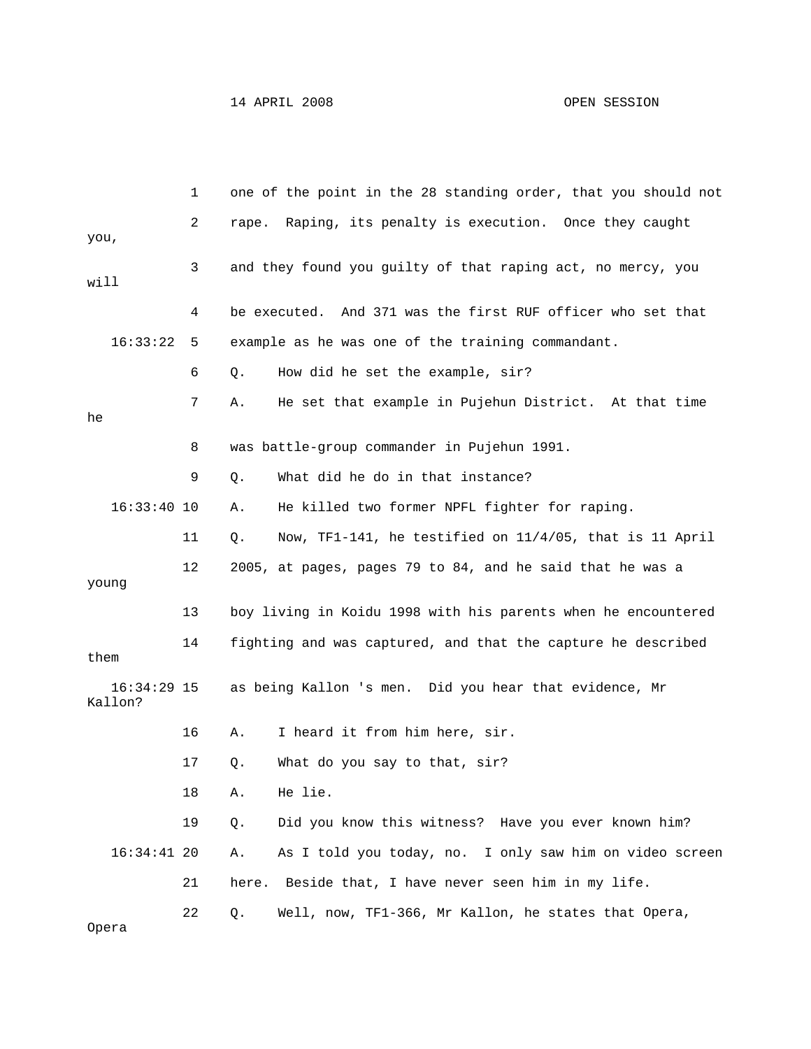1 one of the point in the 28 standing order, that you should not

2 rape. Raping, its penalty is execution. Once they caught you,

3 and they found you guilty of that raping act, no mercy, you will

4 be executed. And 371 was the first RUF officer who set that

16:33:22 5 example as he was one of the training commandant.

6 Q. How did he set the example, sir?

7 A. He set that example in Pujehun District. At that time he

8 was battle-group commander in Pujehun 1991.

9 Q. What did he do in that instance?

16:33:40 10 A. He killed two former NPFL fighter for raping.

11 Q. Now, TF1-141, he testified on 11/4/05, that is 11 April

12 2005, at pages, pages 79 to 84, and he said that he was a young

13 boy living in Koidu 1998 with his parents when he encountered

14 fighting and was captured, and that the capture he described them

16:34:29 15 as being Kallon 's men. Did you hear that evidence, Mr Kallon?

16 A. I heard it from him here, sir.

17 Q. What do you say to that, sir?

18 A. He lie.

19 Q. Did you know this witness? Have you ever known him?

16:34:41 20 A. As I told you today, no. I only saw him on video screen

21 here. Beside that, I have never seen him in my life.

22 Q. Well, now, TF1-366, Mr Kallon, he states that Opera, Opera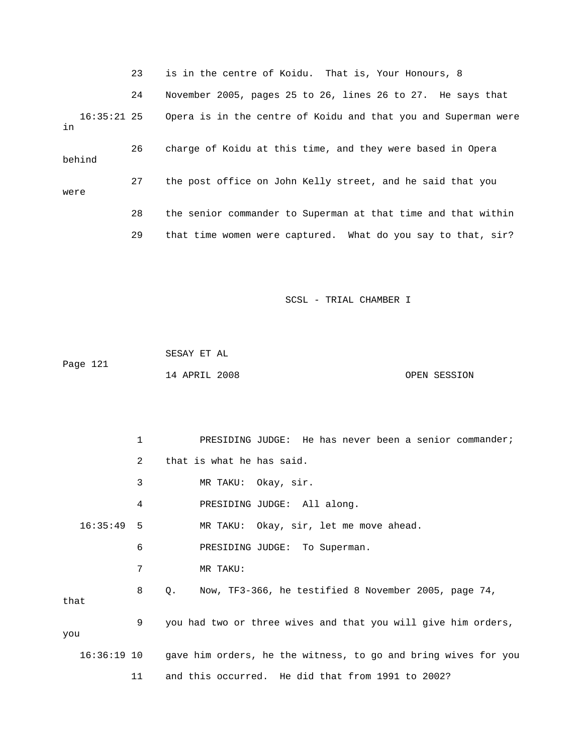23 is in the centre of Koidu. That is, Your Honours, 8

24 November 2005, pages 25 to 26, lines 26 to 27. He says that

16:35:21 25 Opera is in the centre of Koidu and that you and Superman were in

26 charge of Koidu at this time, and they were based in Opera behind

27 the post office on John Kelly street, and he said that you were

28 the senior commander to Superman at that time and that within

29 that time women were captured. What do you say to that, sir?

1 PRESIDING JUDGE: He has never been a senior commander;

2 that is what he has said.

3 MR TAKU: Okay, sir.

4 PRESIDING JUDGE: All along.

16:35:49 5 MR TAKU: Okay, sir, let me move ahead.

6 PRESIDING JUDGE: To Superman.

7 MR TAKU:

8 Q. Now, TF3-366, he testified 8 November 2005, page 74, that

9 you had two or three wives and that you will give him orders, you

16:36:19 10 gave him orders, he the witness, to go and bring wives for you

11 and this occurred. He did that from 1991 to 2002?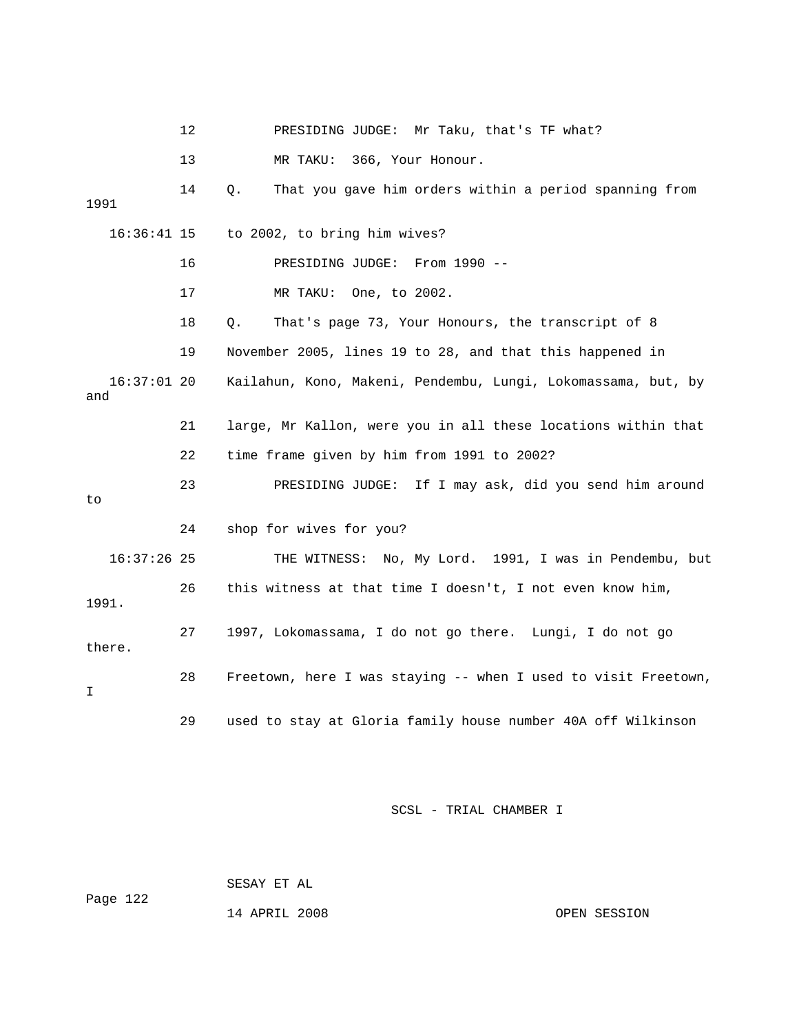12 PRESIDING JUDGE: Mr Taku, that's TF what?

13 MR TAKU: 366, Your Honour.

14 Q. That you gave him orders within a period spanning from 1991

16:36:41 15 to 2002, to bring him wives?

16 PRESIDING JUDGE: From 1990 --

17 MR TAKU: One, to 2002.

18 Q. That's page 73, Your Honours, the transcript of 8

19 November 2005, lines 19 to 28, and that this happened in

16:37:01 20 Kailahun, Kono, Makeni, Pendembu, Lungi, Lokomassama, but, by and

21 large, Mr Kallon, were you in all these locations within that

22 time frame given by him from 1991 to 2002?

23 PRESIDING JUDGE: If I may ask, did you send him around to

24 shop for wives for you?

16:37:26 25 THE WITNESS: No, My Lord. 1991, I was in Pendembu, but

26 this witness at that time I doesn't, I not even know him, 1991.

27 1997, Lokomassama, I do not go there. Lungi, I do not go there.

28 Freetown, here I was staying -- when I used to visit Freetown, I

29 used to stay at Gloria family house number 40A off Wilkinson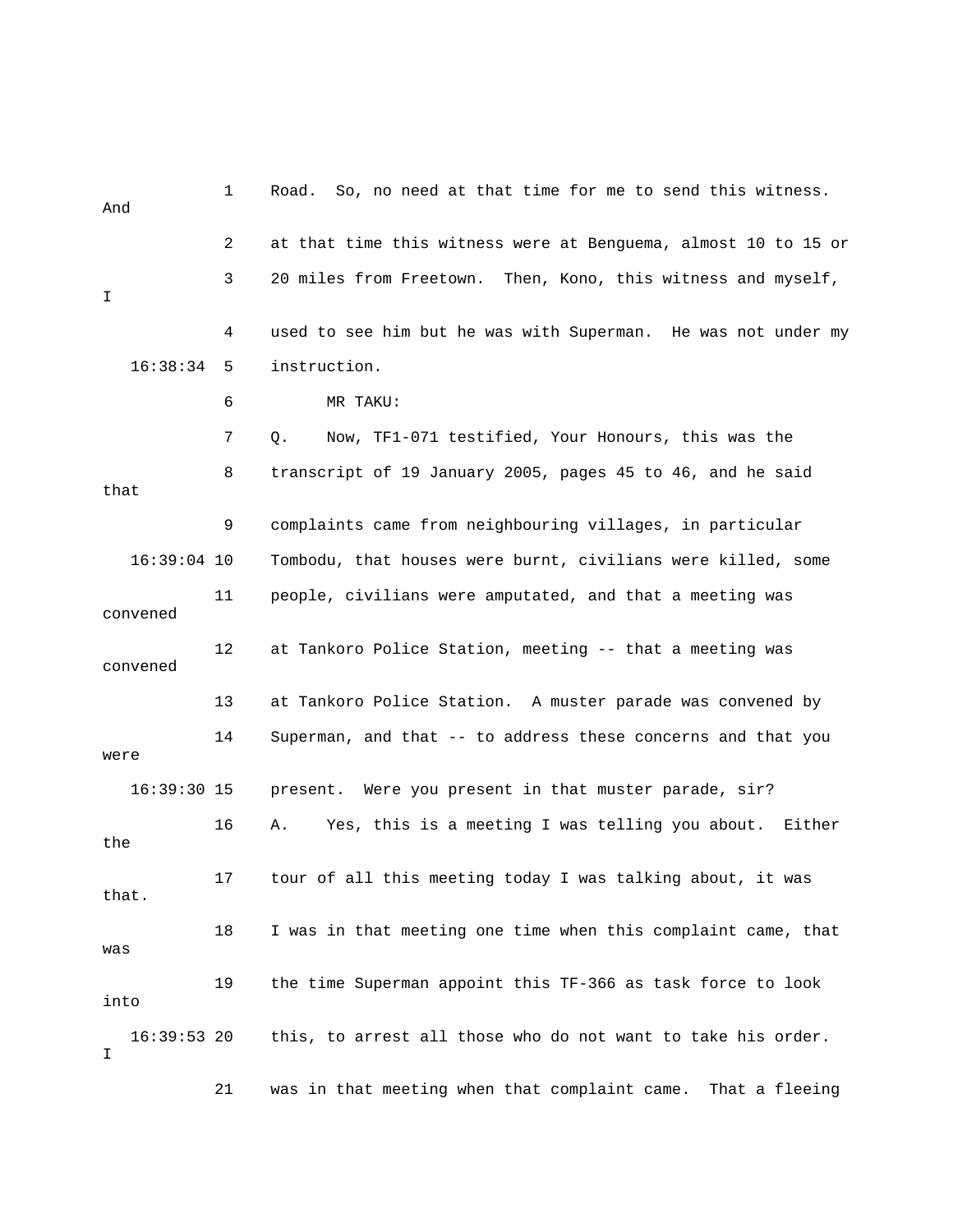1 Road. So, no need at that time for me to send this witness. And

2 at that time this witness were at Benguema, almost 10 to 15 or

3 20 miles from Freetown. Then, Kono, this witness and myself, I

4 used to see him but he was with Superman. He was not under my

16:38:34 5 instruction.

6 MR TAKU:

7 Q. Now, TF1-071 testified, Your Honours, this was the

8 transcript of 19 January 2005, pages 45 to 46, and he said that

9 complaints came from neighbouring villages, in particular

16:39:04 10 Tombodu, that houses were burnt, civilians were killed, some

11 people, civilians were amputated, and that a meeting was convened

12 at Tankoro Police Station, meeting -- that a meeting was convened

13 at Tankoro Police Station. A muster parade was convened by

14 Superman, and that -- to address these concerns and that you were

16:39:30 15 present. Were you present in that muster parade, sir?

16 A. Yes, this is a meeting I was telling you about. Either the

17 tour of all this meeting today I was talking about, it was that.

18 I was in that meeting one time when this complaint came, that was

19 the time Superman appoint this TF-366 as task force to look into

16:39:53 20 this, to arrest all those who do not want to take his order. I

21 was in that meeting when that complaint came. That a fleeing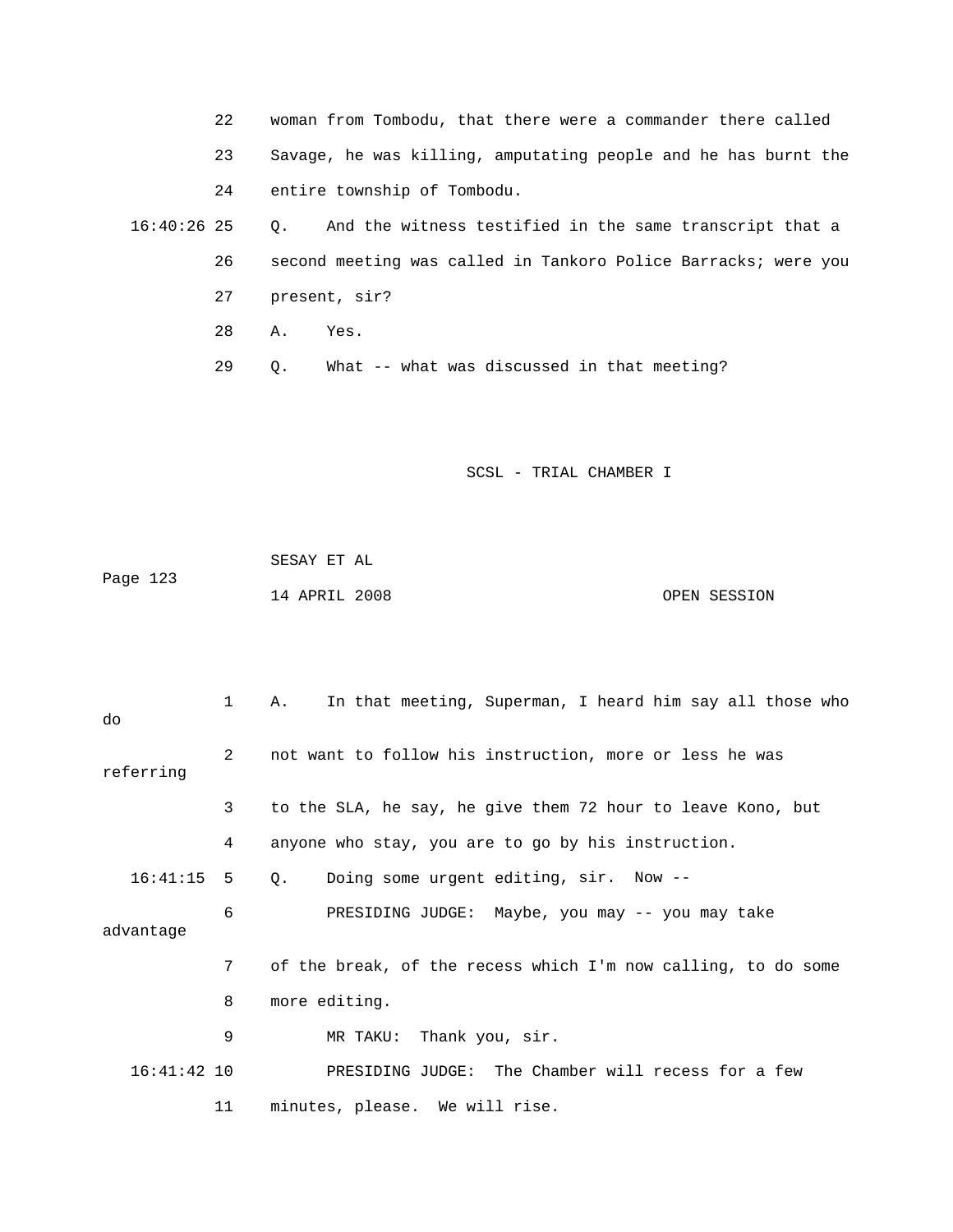22 woman from Tombodu, that there were a commander there called

23 Savage, he was killing, amputating people and he has burnt the

24 entire township of Tombodu.

16:40:26 25 Q. And the witness testified in the same transcript that a

26 second meeting was called in Tankoro Police Barracks; were you

27 present, sir?

28 A. Yes.

29 Q. What -- what was discussed in that meeting?

1 A. In that meeting, Superman, I heard him say all those who do

2 not want to follow his instruction, more or less he was referring

3 to the SLA, he say, he give them 72 hour to leave Kono, but

4 anyone who stay, you are to go by his instruction.

16:41:15 5 Q. Doing some urgent editing, sir. Now --

6 PRESIDING JUDGE: Maybe, you may -- you may take advantage

7 of the break, of the recess which I'm now calling, to do some

8 more editing.

9 MR TAKU: Thank you, sir.

16:41:42 10 PRESIDING JUDGE: The Chamber will recess for a few

11 minutes, please. We will rise.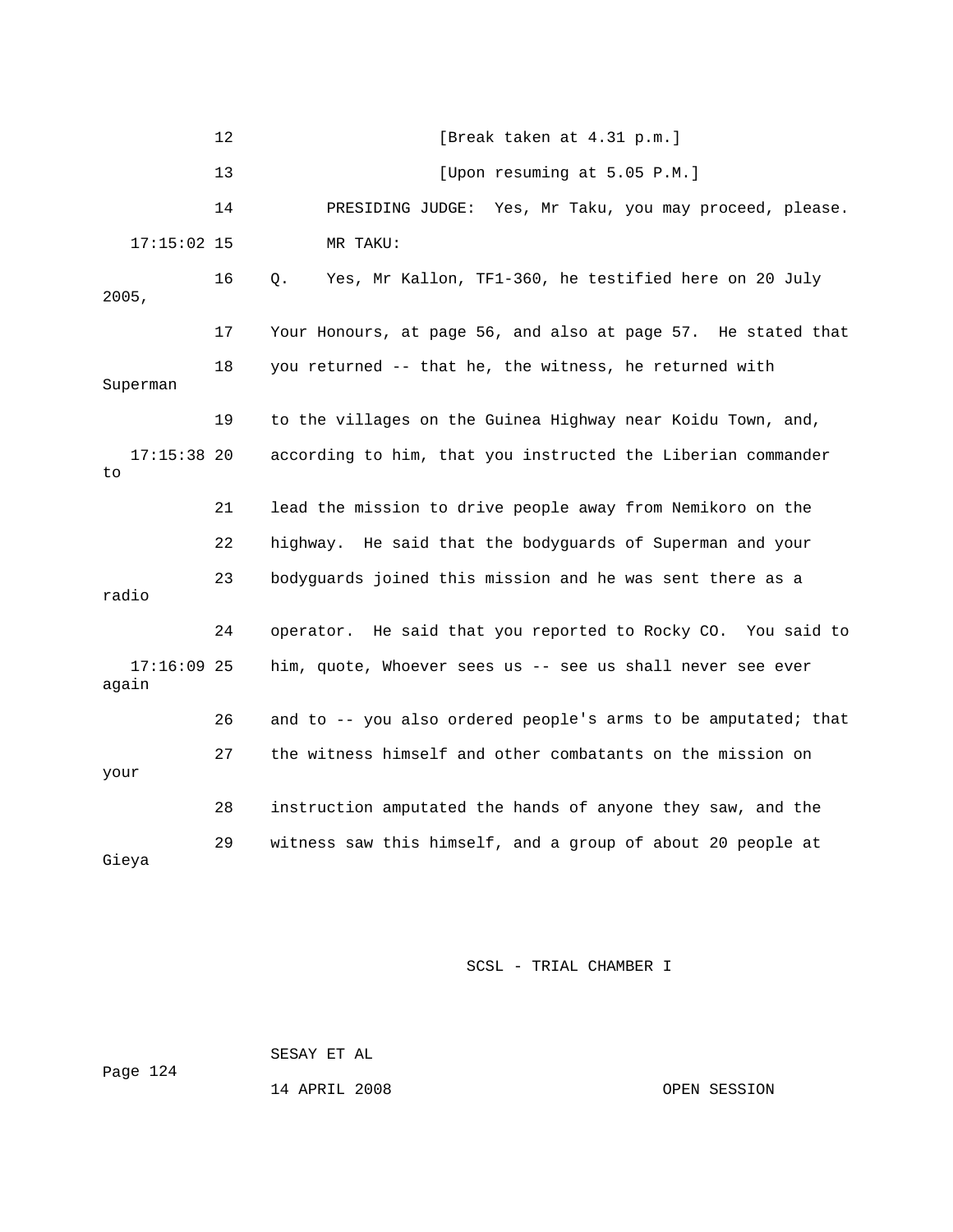12 [Break taken at 4.31 p.m.]

13 [Upon resuming at 5.05 P.M.]

14 PRESIDING JUDGE: Yes, Mr Taku, you may proceed, please.

17:15:02 15 MR TAKU:

16 Q. Yes, Mr Kallon, TF1-360, he testified here on 20 July 2005,

17 Your Honours, at page 56, and also at page 57. He stated that

18 you returned -- that he, the witness, he returned with Superman

19 to the villages on the Guinea Highway near Koidu Town, and,

17:15:38 20 according to him, that you instructed the Liberian commander to

21 lead the mission to drive people away from Nemikoro on the

22 highway. He said that the bodyguards of Superman and your

23 bodyguards joined this mission and he was sent there as a radio

24 operator. He said that you reported to Rocky CO. You said to

17:16:09 25 him, quote, Whoever sees us -- see us shall never see ever again

26 and to -- you also ordered people's arms to be amputated; that

27 the witness himself and other combatants on the mission on your

28 instruction amputated the hands of anyone they saw, and the

29 witness saw this himself, and a group of about 20 people at Gieya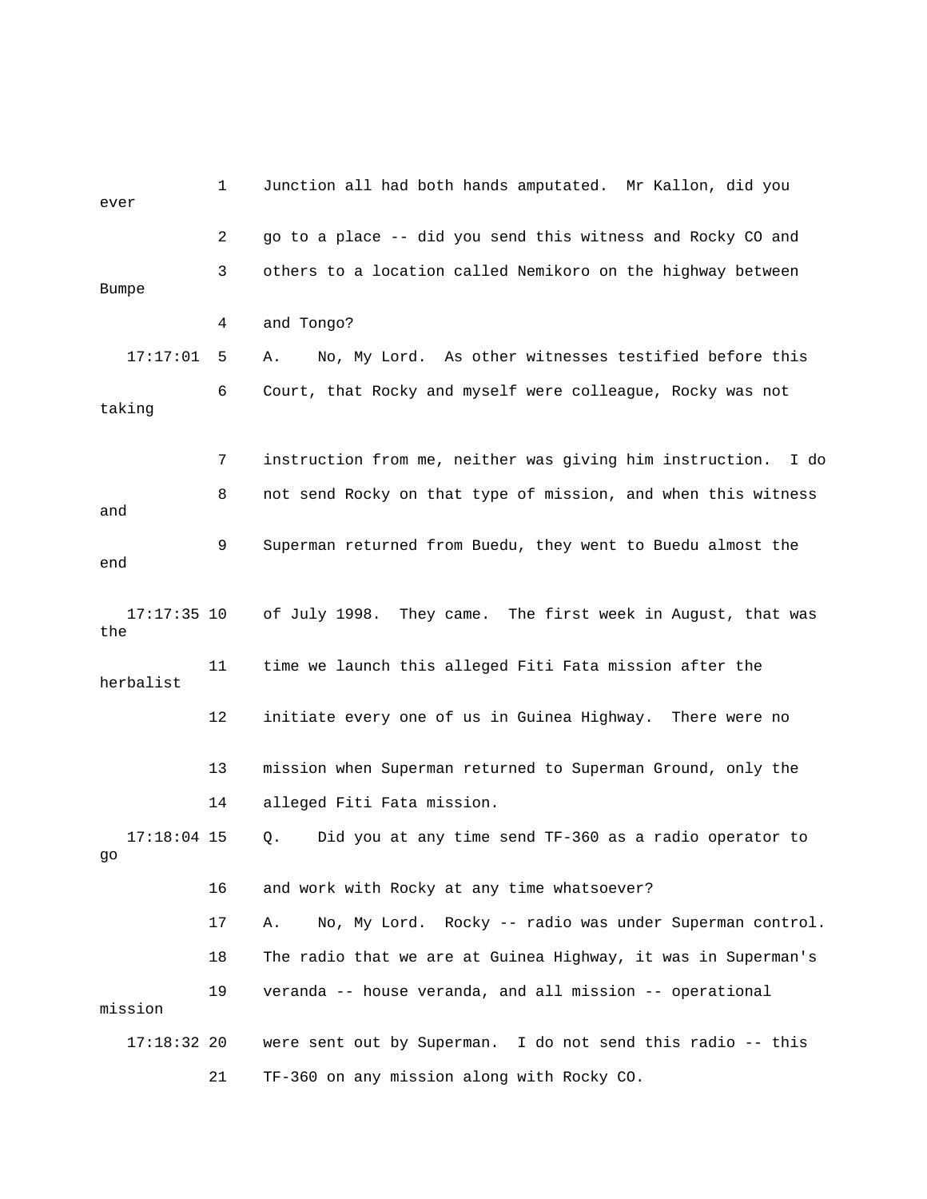1 Junction all had both hands amputated. Mr Kallon, did you ever

2 go to a place -- did you send this witness and Rocky CO and

3 others to a location called Nemikoro on the highway between Bumpe

4 and Tongo?

17:17:01 5 A. No, My Lord. As other witnesses testified before this

6 Court, that Rocky and myself were colleague, Rocky was not taking

7 instruction from me, neither was giving him instruction. I do

8 not send Rocky on that type of mission, and when this witness and

9 Superman returned from Buedu, they went to Buedu almost the end

17:17:35 10 of July 1998. They came. The first week in August, that was the

11 time we launch this alleged Fiti Fata mission after the herbalist

12 initiate every one of us in Guinea Highway. There were no

13 mission when Superman returned to Superman Ground, only the

14 alleged Fiti Fata mission.

17:18:04 15 Q. Did you at any time send TF-360 as a radio operator to go

16 and work with Rocky at any time whatsoever?

17 A. No, My Lord. Rocky -- radio was under Superman control.

18 The radio that we are at Guinea Highway, it was in Superman's

19 veranda -- house veranda, and all mission -- operational mission

17:18:32 20 were sent out by Superman. I do not send this radio -- this

21 TF-360 on any mission along with Rocky CO.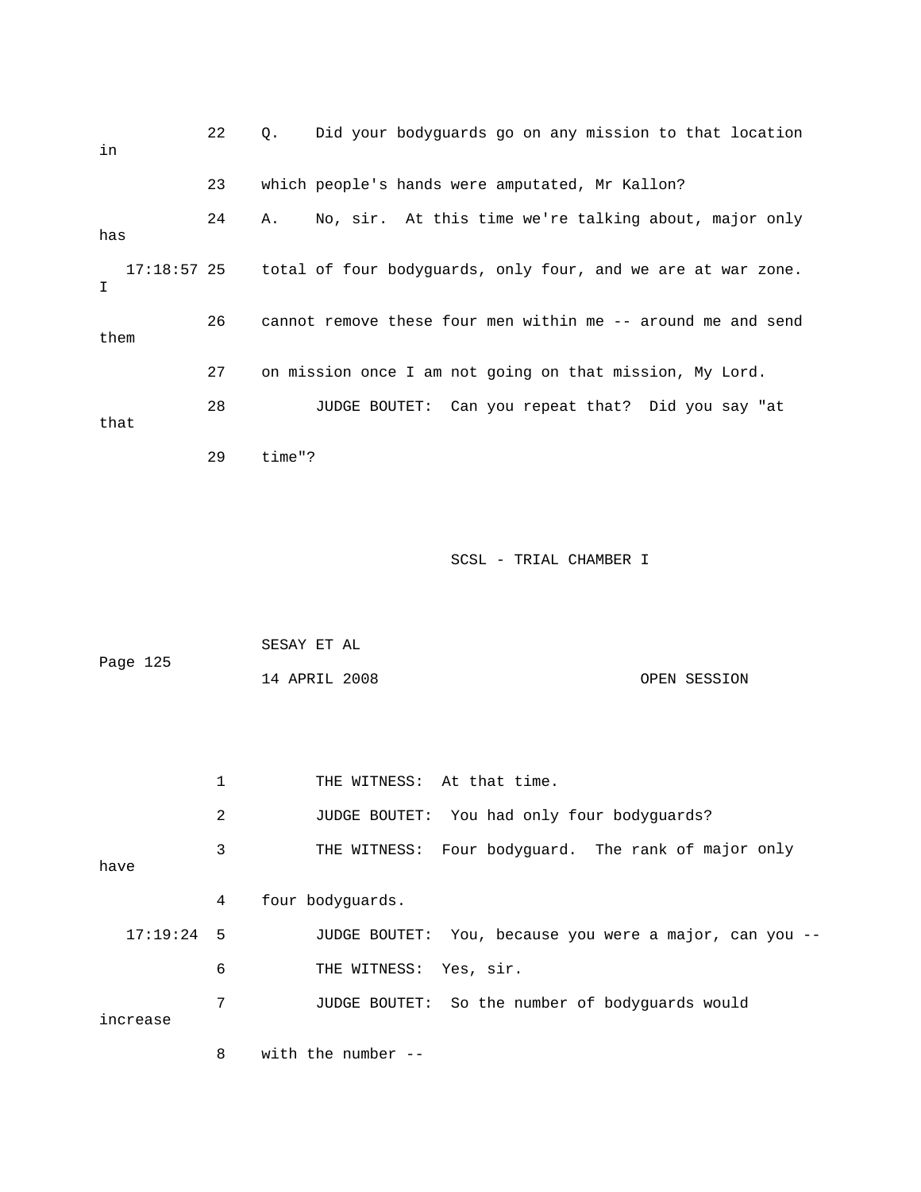22 Q. Did your bodyguards go on any mission to that location in

23 which people's hands were amputated, Mr Kallon?

24 A. No, sir. At this time we're talking about, major only has

17:18:57 25 total of four bodyguards, only four, and we are at war zone. I

26 cannot remove these four men within me -- around me and send them

27 on mission once I am not going on that mission, My Lord.

28 JUDGE BOUTET: Can you repeat that? Did you say "at that

29 time"?

SCSL - TRIAL CHAMBER I

SESAY ET AL

Page 125

14 APRIL 2008 OPEN SESSION

1 THE WITNESS: At that time.

2 JUDGE BOUTET: You had only four bodyguards?

3 THE WITNESS: Four bodyguard. The rank of major only have

4 four bodyguards.

17:19:24 5 JUDGE BOUTET: You, because you were a major, can you --

6 THE WITNESS: Yes, sir.

7 JUDGE BOUTET: So the number of bodyguards would increase

8 with the number --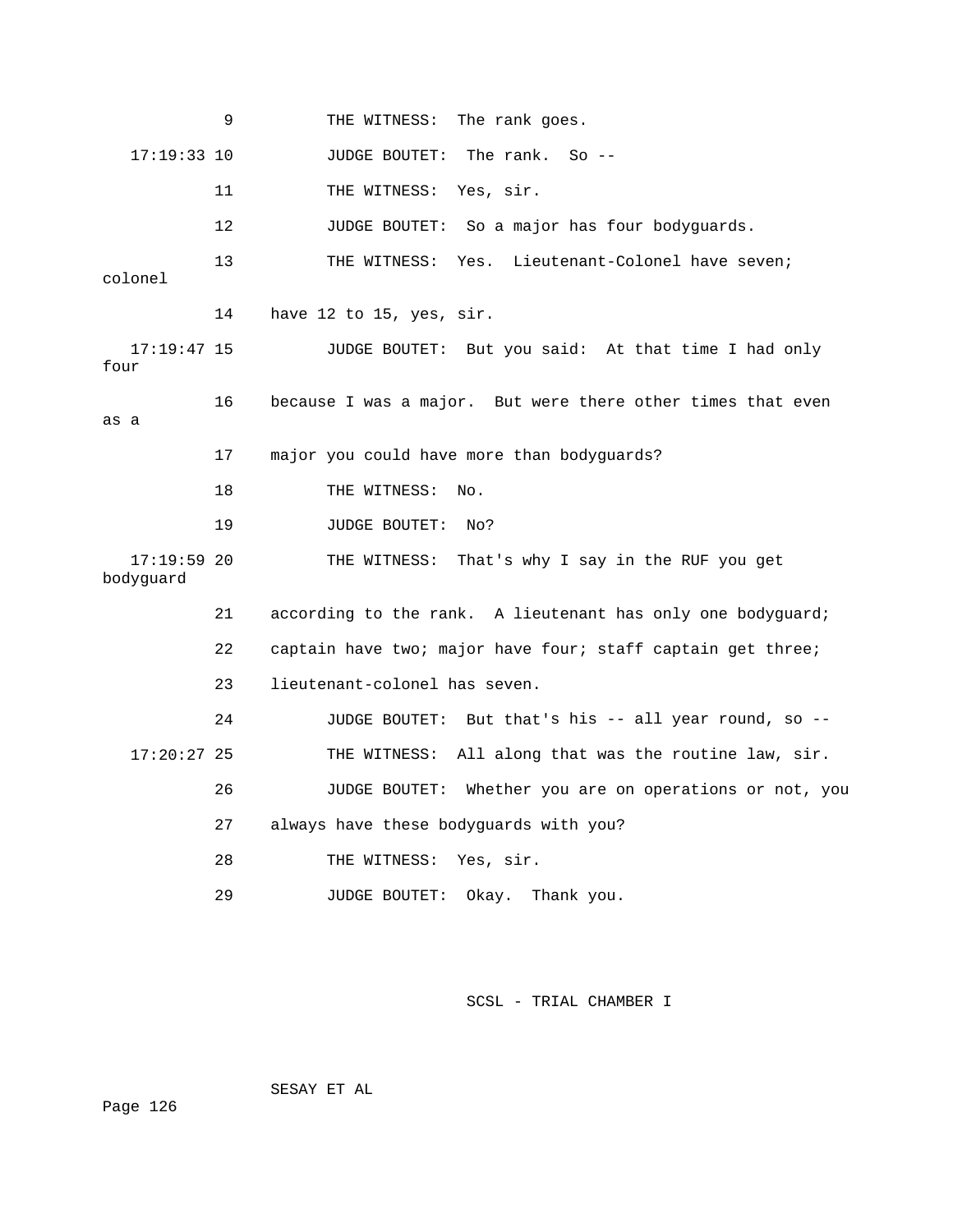9 THE WITNESS: The rank goes.

17:19:33 10 JUDGE BOUTET: The rank. So --

11 THE WITNESS: Yes, sir.

12 JUDGE BOUTET: So a major has four bodyguards.

13 THE WITNESS: Yes. Lieutenant-Colonel have seven; colonel

14 have 12 to 15, yes, sir.

17:19:47 15 JUDGE BOUTET: But you said: At that time I had only four

16 because I was a major. But were there other times that even as a

17 major you could have more than bodyguards?

18 THE WITNESS: No.

19 JUDGE BOUTET: No?

17:19:59 20 THE WITNESS: That's why I say in the RUF you get bodyguard

21 according to the rank. A lieutenant has only one bodyguard;

22 captain have two; major have four; staff captain get three;

23 lieutenant-colonel has seven.

24 JUDGE BOUTET: But that's his -- all year round, so --

17:20:27 25 THE WITNESS: All along that was the routine law, sir.

26 JUDGE BOUTET: Whether you are on operations or not, you

27 always have these bodyguards with you?

28 THE WITNESS: Yes, sir.

29 JUDGE BOUTET: Okay. Thank you.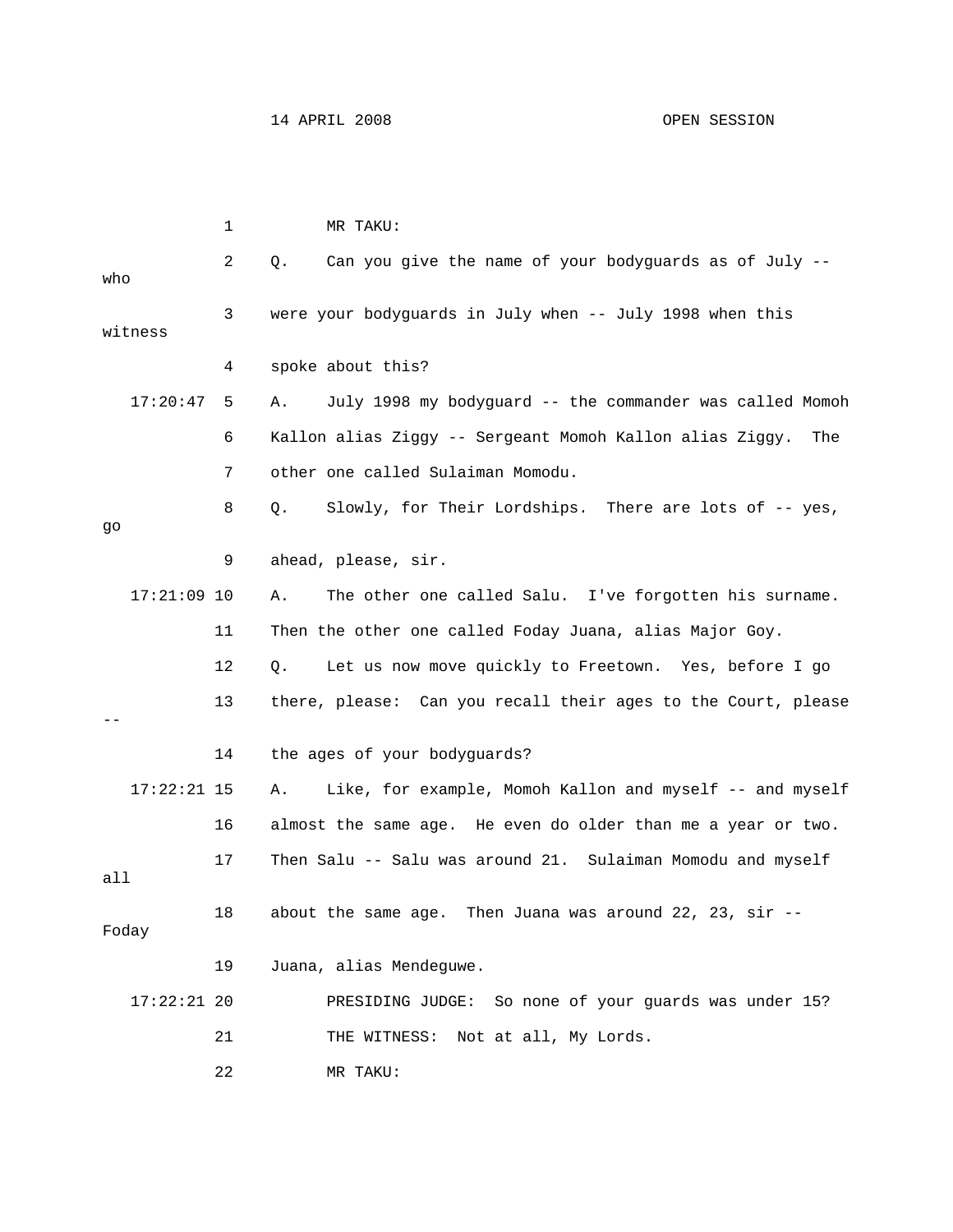1 MR TAKU:

2 Q. Can you give the name of your bodyguards as of July -- who

3 were your bodyguards in July when -- July 1998 when this witness

4 spoke about this?

17:20:47 5 A. July 1998 my bodyguard -- the commander was called Momoh

6 Kallon alias Ziggy -- Sergeant Momoh Kallon alias Ziggy. The

7 other one called Sulaiman Momodu.

8 Q. Slowly, for Their Lordships. There are lots of -- yes, go

9 ahead, please, sir.

17:21:09 10 A. The other one called Salu. I've forgotten his surname.

11 Then the other one called Foday Juana, alias Major Goy.

12 Q. Let us now move quickly to Freetown. Yes, before I go

13 there, please: Can you recall their ages to the Court, please --

14 the ages of your bodyguards?

17:22:21 15 A. Like, for example, Momoh Kallon and myself -- and myself

16 almost the same age. He even do older than me a year or two.

17 Then Salu -- Salu was around 21. Sulaiman Momodu and myself all

18 about the same age. Then Juana was around 22, 23, sir -- Foday

19 Juana, alias Mendeguwe.

17:22:21 20 PRESIDING JUDGE: So none of your guards was under 15?

21 THE WITNESS: Not at all, My Lords.

22 MR TAKU: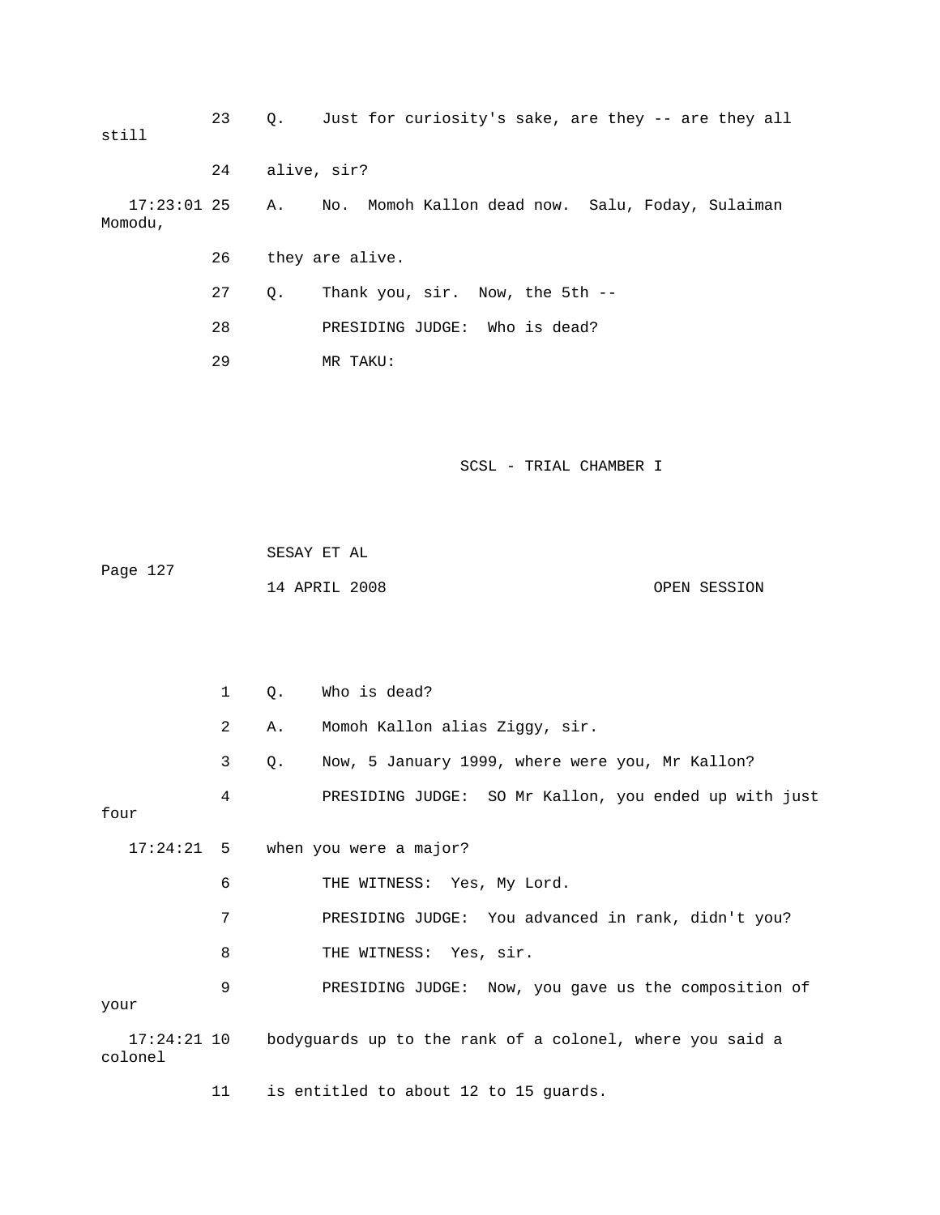23 Q. Just for curiosity's sake, are they -- are they all still

24 alive, sir?

17:23:01 25 A. No. Momoh Kallon dead now. Salu, Foday, Sulaiman Momodu,

26 they are alive.

27 Q. Thank you, sir. Now, the 5th --

28 PRESIDING JUDGE: Who is dead?

29 MR TAKU:

SCSL - TRIAL CHAMBER I

SESAY ET AL

14 APRIL 2008 OPEN SESSION

1 Q. Who is dead?

2 A. Momoh Kallon alias Ziggy, sir.

3 Q. Now, 5 January 1999, where were you, Mr Kallon?

4 PRESIDING JUDGE: SO Mr Kallon, you ended up with just four

17:24:21 5 when you were a major?

6 THE WITNESS: Yes, My Lord.

7 PRESIDING JUDGE: You advanced in rank, didn't you?

8 THE WITNESS: Yes, sir.

9 PRESIDING JUDGE: Now, you gave us the composition of your

17:24:21 10 bodyguards up to the rank of a colonel, where you said a colonel

11 is entitled to about 12 to 15 guards.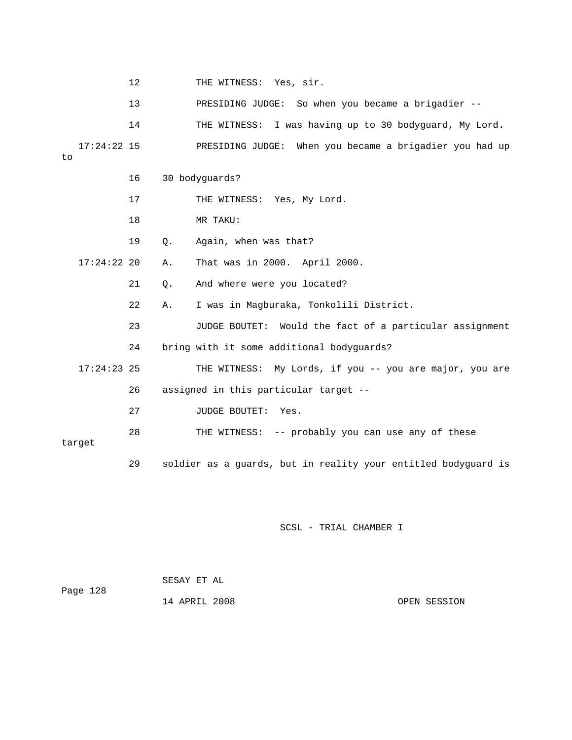12 THE WITNESS: Yes, sir.

13 PRESIDING JUDGE: So when you became a brigadier --

14 THE WITNESS: I was having up to 30 bodyguard, My Lord.

17:24:22 15 PRESIDING JUDGE: When you became a brigadier you had up to

16 30 bodyguards?

17 THE WITNESS: Yes, My Lord.

18 MR TAKU:

19 Q. Again, when was that?

17:24:22 20 A. That was in 2000. April 2000.

21 Q. And where were you located?

22 A. I was in Magburaka, Tonkolili District.

23 JUDGE BOUTET: Would the fact of a particular assignment

24 bring with it some additional bodyguards?

17:24:23 25 THE WITNESS: My Lords, if you -- you are major, you are

26 assigned in this particular target --

27 JUDGE BOUTET: Yes.

28 THE WITNESS: -- probably you can use any of these target

29 soldier as a guards, but in reality your entitled bodyguard is

SCSL - TRIAL CHAMBER I

SESAY ET AL

14 APRIL 2008 OPEN SESSION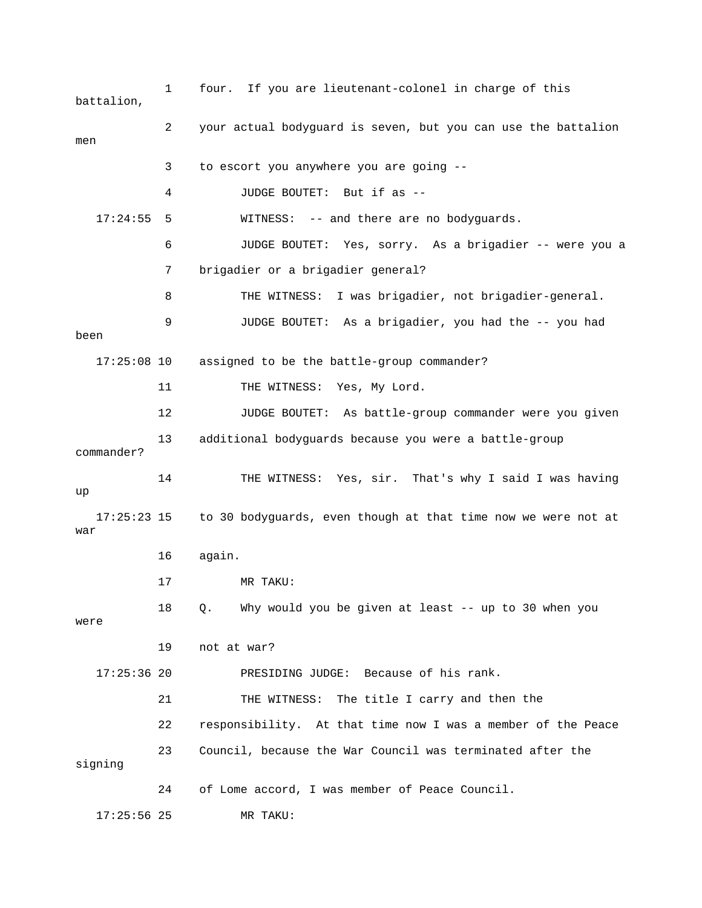four. If you are lieutenant-colonel in charge of this battalion, your actual bodyguard is seven, but you can use the battalion men to escort you anywhere you are going --

JUDGE BOUTET: But if as --

WITNESS: -- and there are no bodyguards.

JUDGE BOUTET: Yes, sorry. As a brigadier -- were you a brigadier or a brigadier general?

THE WITNESS: I was brigadier, not brigadier-general.

JUDGE BOUTET: As a brigadier, you had the -- you had been assigned to be the battle-group commander?

THE WITNESS: Yes, My Lord.

JUDGE BOUTET: As battle-group commander were you given additional bodyguards because you were a battle-group commander?

THE WITNESS: Yes, sir. That's why I said I was having up to 30 bodyguards, even though at that time now we were not at war again.

MR TAKU:

Q. Why would you be given at least -- up to 30 when you were not at war?

PRESIDING JUDGE: Because of his rank.

THE WITNESS: The title I carry and then the responsibility. At that time now I was a member of the Peace Council, because the War Council was terminated after the signing of Lome accord, I was member of Peace Council.

MR TAKU: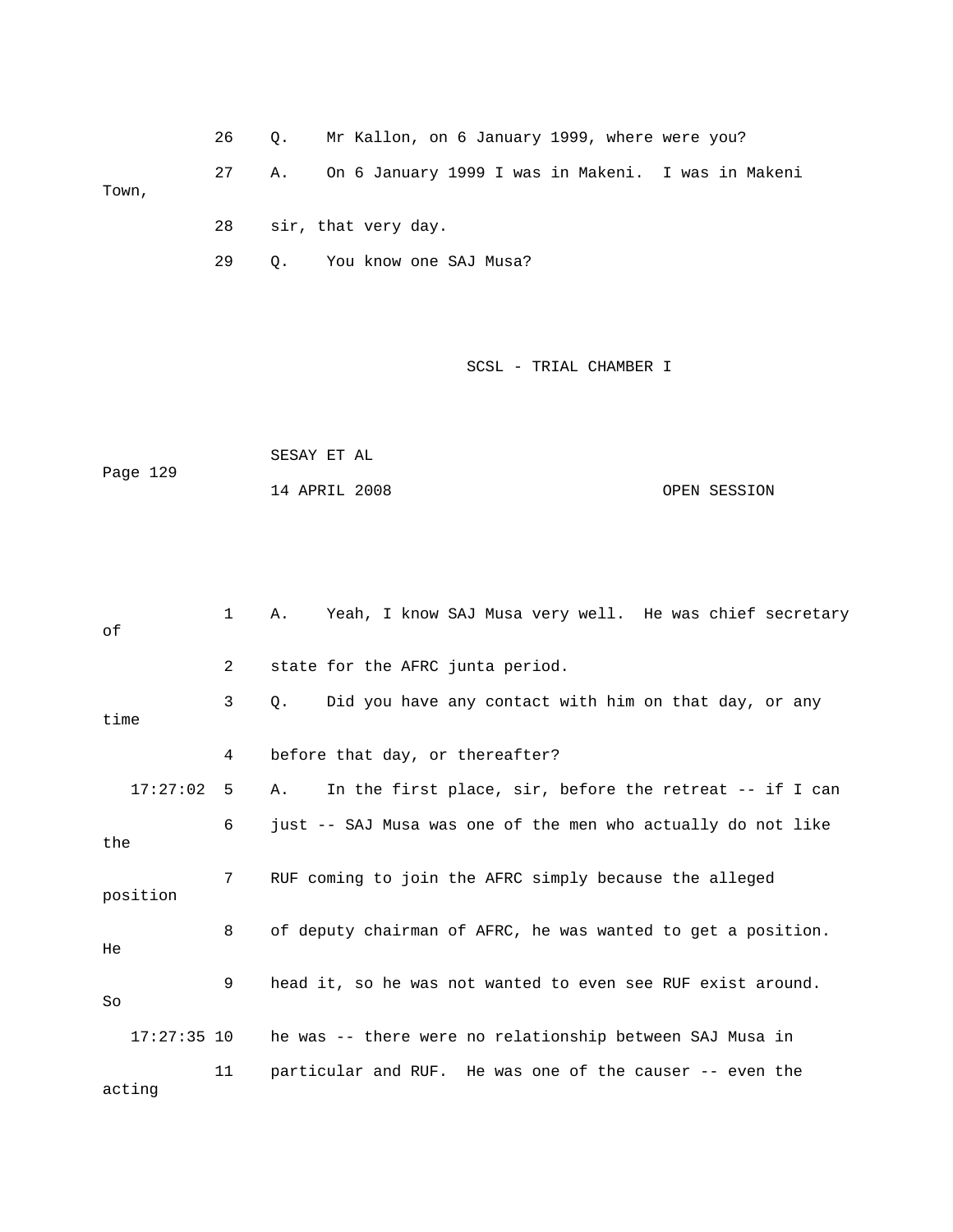26 Q. Mr Kallon, on 6 January 1999, where were you?

27 A. On 6 January 1999 I was in Makeni. I was in Makeni Town,

28 sir, that very day.

29 Q. You know one SAJ Musa?

1 A. Yeah, I know SAJ Musa very well. He was chief secretary of

2 state for the AFRC junta period.

3 Q. Did you have any contact with him on that day, or any time

4 before that day, or thereafter?

17:27:02 5 A. In the first place, sir, before the retreat -- if I can

6 just -- SAJ Musa was one of the men who actually do not like the

7 RUF coming to join the AFRC simply because the alleged position

8 of deputy chairman of AFRC, he was wanted to get a position. He

9 head it, so he was not wanted to even see RUF exist around. So

17:27:35 10 he was -- there were no relationship between SAJ Musa in

11 particular and RUF. He was one of the causer -- even the acting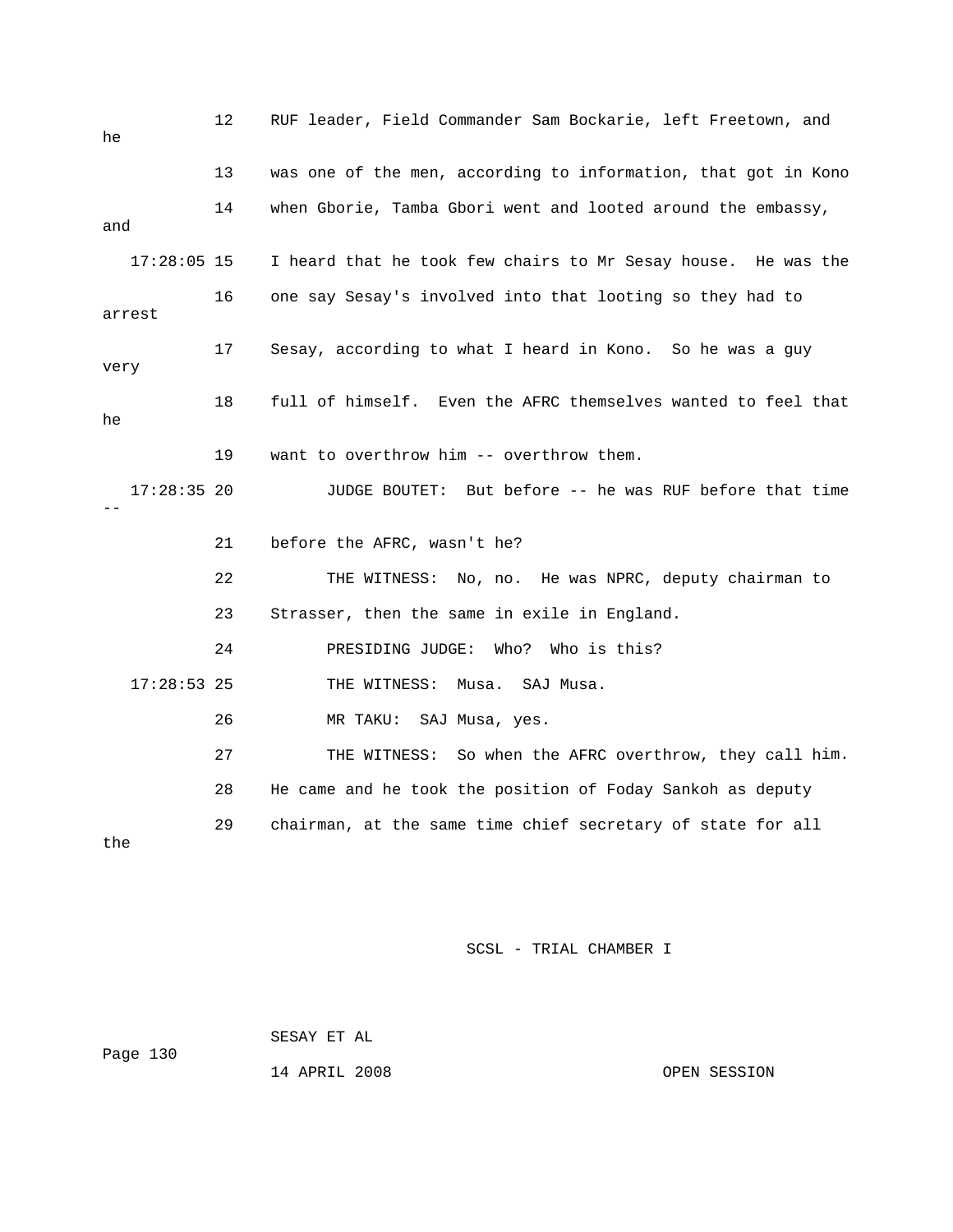12 RUF leader, Field Commander Sam Bockarie, left Freetown, and he

13 was one of the men, according to information, that got in Kono

14 when Gborie, Tamba Gbori went and looted around the embassy, and

17:28:05 15 I heard that he took few chairs to Mr Sesay house. He was the

16 one say Sesay's involved into that looting so they had to arrest

17 Sesay, according to what I heard in Kono. So he was a guy very

18 full of himself. Even the AFRC themselves wanted to feel that he

19 want to overthrow him -- overthrow them.

17:28:35 20 JUDGE BOUTET: But before -- he was RUF before that time --

21 before the AFRC, wasn't he?

22 THE WITNESS: No, no. He was NPRC, deputy chairman to

23 Strasser, then the same in exile in England.

24 PRESIDING JUDGE: Who? Who is this?

17:28:53 25 THE WITNESS: Musa. SAJ Musa.

26 MR TAKU: SAJ Musa, yes.

27 THE WITNESS: So when the AFRC overthrow, they call him.

28 He came and he took the position of Foday Sankoh as deputy

29 chairman, at the same time chief secretary of state for all the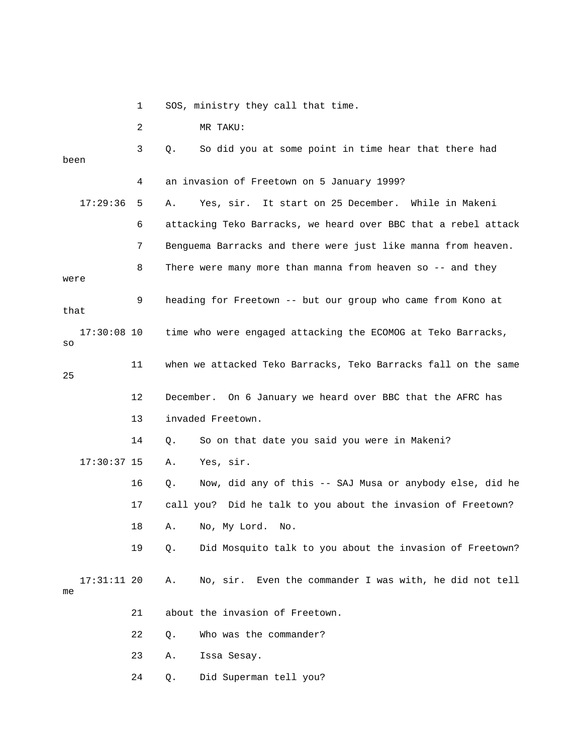1 SOS, ministry they call that time.

2 MR TAKU:

3 Q. So did you at some point in time hear that there had been

4 an invasion of Freetown on 5 January 1999?

17:29:36 5 A. Yes, sir. It start on 25 December. While in Makeni

6 attacking Teko Barracks, we heard over BBC that a rebel attack

7 Benguema Barracks and there were just like manna from heaven.

8 There were many more than manna from heaven so -- and they were

9 heading for Freetown -- but our group who came from Kono at that

17:30:08 10 time who were engaged attacking the ECOMOG at Teko Barracks, so

11 when we attacked Teko Barracks, Teko Barracks fall on the same 25

12 December. On 6 January we heard over BBC that the AFRC has

13 invaded Freetown.

14 Q. So on that date you said you were in Makeni?

17:30:37 15 A. Yes, sir.

16 Q. Now, did any of this -- SAJ Musa or anybody else, did he

17 call you? Did he talk to you about the invasion of Freetown?

18 A. No, My Lord. No.

19 Q. Did Mosquito talk to you about the invasion of Freetown?

17:31:11 20 A. No, sir. Even the commander I was with, he did not tell me

21 about the invasion of Freetown.

22 Q. Who was the commander?

23 A. Issa Sesay.

24 Q. Did Superman tell you?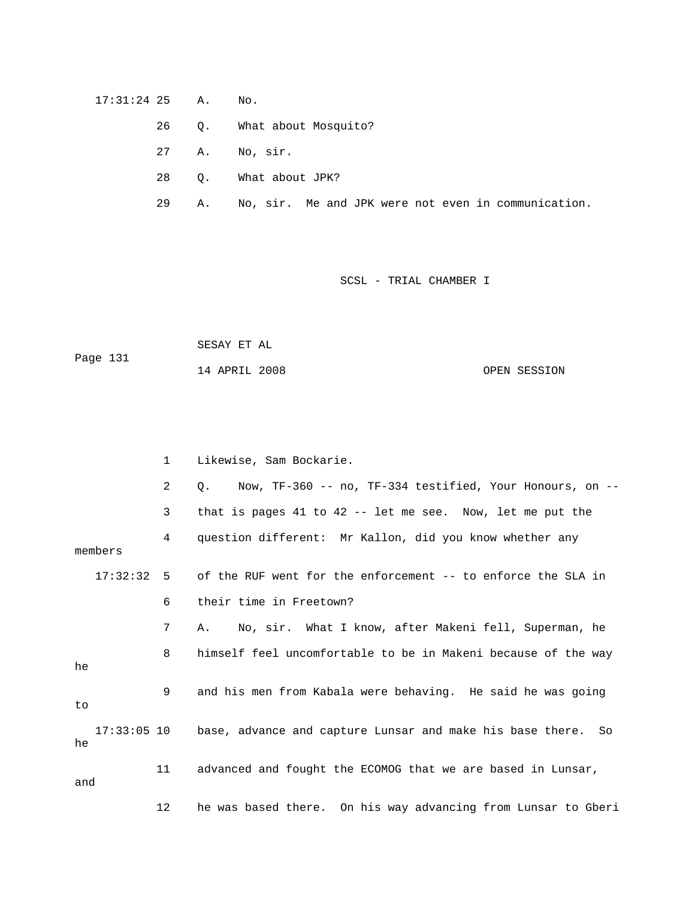17:31:24 25 A. No.

26 Q. What about Mosquito?

27 A. No, sir.

28 Q. What about JPK?

29 A. No, sir. Me and JPK were not even in communication.

1 Likewise, Sam Bockarie.

2 Q. Now, TF-360 -- no, TF-334 testified, Your Honours, on --

3 that is pages 41 to 42 -- let me see. Now, let me put the

4 question different: Mr Kallon, did you know whether any members

17:32:32 5 of the RUF went for the enforcement -- to enforce the SLA in

6 their time in Freetown?

7 A. No, sir. What I know, after Makeni fell, Superman, he

8 himself feel uncomfortable to be in Makeni because of the way he

9 and his men from Kabala were behaving. He said he was going to

17:33:05 10 base, advance and capture Lunsar and make his base there. So he

11 advanced and fought the ECOMOG that we are based in Lunsar, and

12 he was based there. On his way advancing from Lunsar to Gberi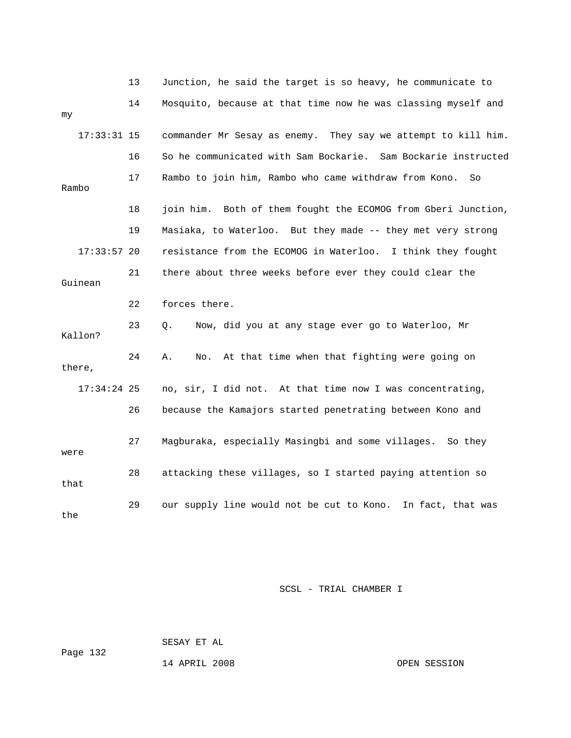13 Junction, he said the target is so heavy, he communicate to

14 Mosquito, because at that time now he was classing myself and my

17:33:31 15 commander Mr Sesay as enemy. They say we attempt to kill him.

16 So he communicated with Sam Bockarie. Sam Bockarie instructed

17 Rambo to join him, Rambo who came withdraw from Kono. So Rambo

18 join him. Both of them fought the ECOMOG from Gberi Junction,

19 Masiaka, to Waterloo. But they made -- they met very strong

17:33:57 20 resistance from the ECOMOG in Waterloo. I think they fought

21 there about three weeks before ever they could clear the Guinean

22 forces there.

23 Q. Now, did you at any stage ever go to Waterloo, Mr Kallon?

24 A. No. At that time when that fighting were going on there,

17:34:24 25 no, sir, I did not. At that time now I was concentrating,

26 because the Kamajors started penetrating between Kono and

27 Magburaka, especially Masingbi and some villages. So they were

28 attacking these villages, so I started paying attention so that

29 our supply line would not be cut to Kono. In fact, that was the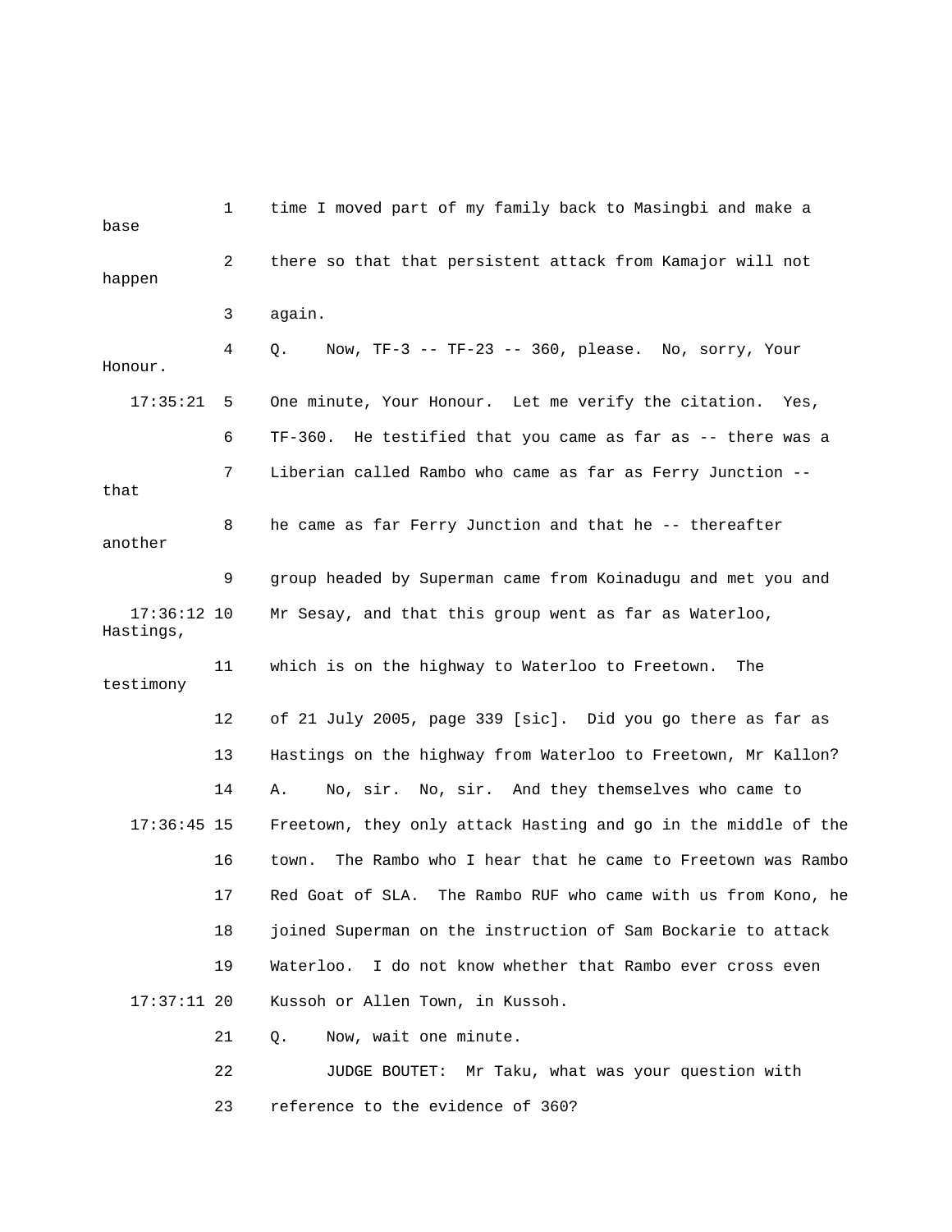time I moved part of my family back to Masingbi and make a base there so that that persistent attack from Kamajor will not happen again.

Q. Now, TF-3 -- TF-23 -- 360, please. No, sorry, Your Honour. One minute, Your Honour. Let me verify the citation. Yes, TF-360. He testified that you came as far as -- there was a Liberian called Rambo who came as far as Ferry Junction -- that he came as far Ferry Junction and that he -- thereafter another group headed by Superman came from Koinadugu and met you and Mr Sesay, and that this group went as far as Waterloo, Hastings, which is on the highway to Waterloo to Freetown. The testimony of 21 July 2005, page 339 [sic]. Did you go there as far as Hastings on the highway from Waterloo to Freetown, Mr Kallon?

A. No, sir. No, sir. And they themselves who came to Freetown, they only attack Hasting and go in the middle of the town. The Rambo who I hear that he came to Freetown was Rambo Red Goat of SLA. The Rambo RUF who came with us from Kono, he joined Superman on the instruction of Sam Bockarie to attack Waterloo. I do not know whether that Rambo ever cross even Kussoh or Allen Town, in Kussoh.

Q. Now, wait one minute.

JUDGE BOUTET: Mr Taku, what was your question with reference to the evidence of 360?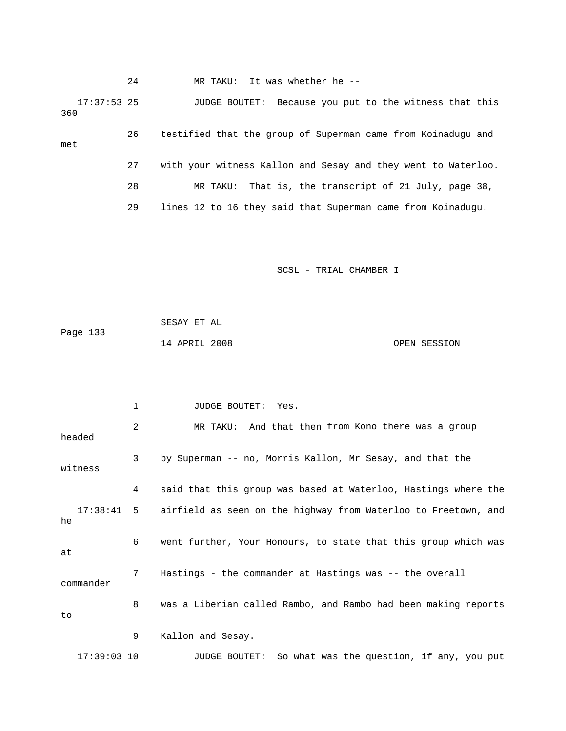24 MR TAKU: It was whether he --

17:37:53 25 JUDGE BOUTET: Because you put to the witness that this 360

26 testified that the group of Superman came from Koinadugu and met

27 with your witness Kallon and Sesay and they went to Waterloo.

28 MR TAKU: That is, the transcript of 21 July, page 38,

29 lines 12 to 16 they said that Superman came from Koinadugu.

SCSL - TRIAL CHAMBER I

SESAY ET AL

Page 133

14 APRIL 2008 OPEN SESSION

1 JUDGE BOUTET: Yes.

2 MR TAKU: And that then from Kono there was a group headed

3 by Superman -- no, Morris Kallon, Mr Sesay, and that the witness

4 said that this group was based at Waterloo, Hastings where the

17:38:41 5 airfield as seen on the highway from Waterloo to Freetown, and he

6 went further, Your Honours, to state that this group which was at

7 Hastings - the commander at Hastings was -- the overall commander

8 was a Liberian called Rambo, and Rambo had been making reports to

9 Kallon and Sesay.

17:39:03 10 JUDGE BOUTET: So what was the question, if any, you put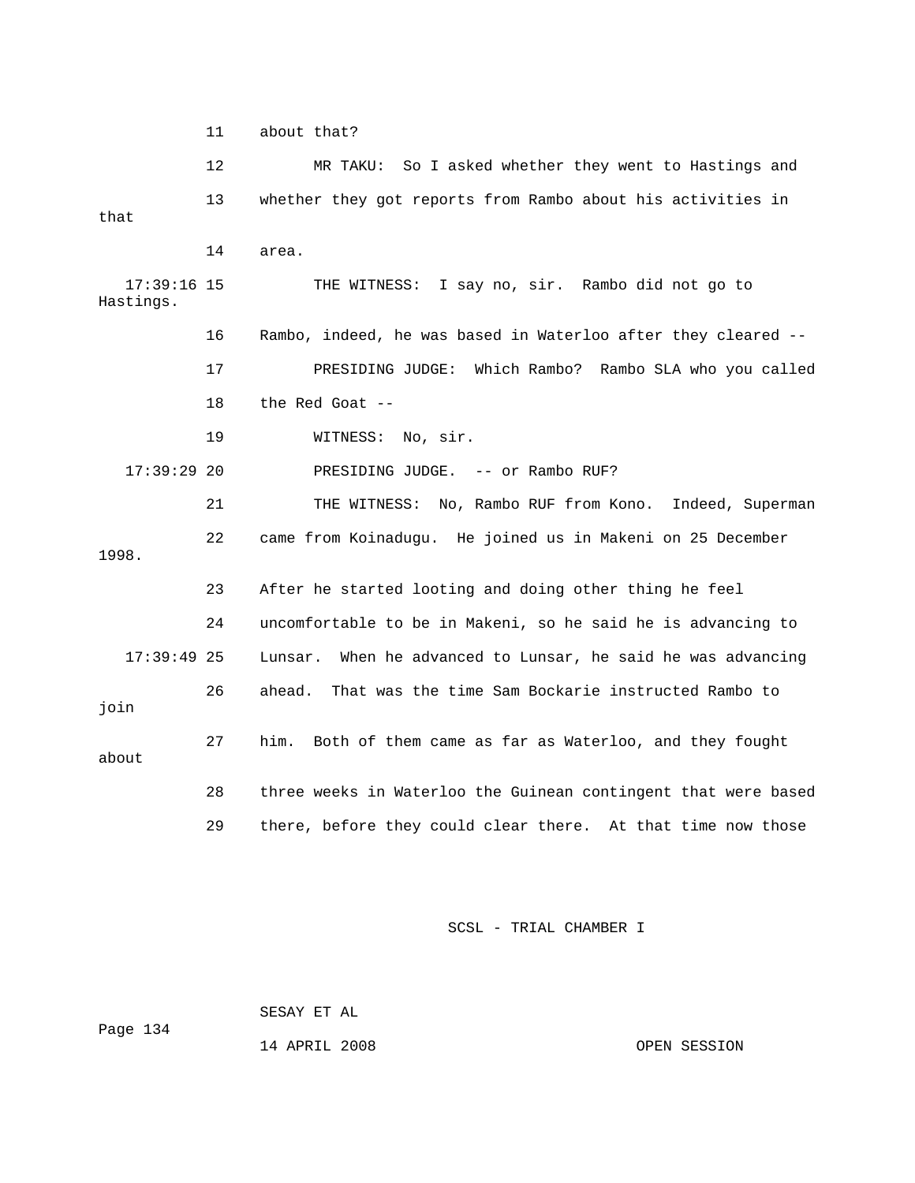11 about that?

12 MR TAKU: So I asked whether they went to Hastings and

13 whether they got reports from Rambo about his activities in that

14 area.

17:39:16 15 THE WITNESS: I say no, sir. Rambo did not go to Hastings.

16 Rambo, indeed, he was based in Waterloo after they cleared --

17 PRESIDING JUDGE: Which Rambo? Rambo SLA who you called

18 the Red Goat --

19 WITNESS: No, sir.

17:39:29 20 PRESIDING JUDGE. -- or Rambo RUF?

21 THE WITNESS: No, Rambo RUF from Kono. Indeed, Superman

22 came from Koinadugu. He joined us in Makeni on 25 December 1998.

23 After he started looting and doing other thing he feel

24 uncomfortable to be in Makeni, so he said he is advancing to

17:39:49 25 Lunsar. When he advanced to Lunsar, he said he was advancing

26 ahead. That was the time Sam Bockarie instructed Rambo to join

27 him. Both of them came as far as Waterloo, and they fought about

28 three weeks in Waterloo the Guinean contingent that were based

29 there, before they could clear there. At that time now those

SCSL - TRIAL CHAMBER I

SESAY ET AL

14 APRIL 2008 OPEN SESSION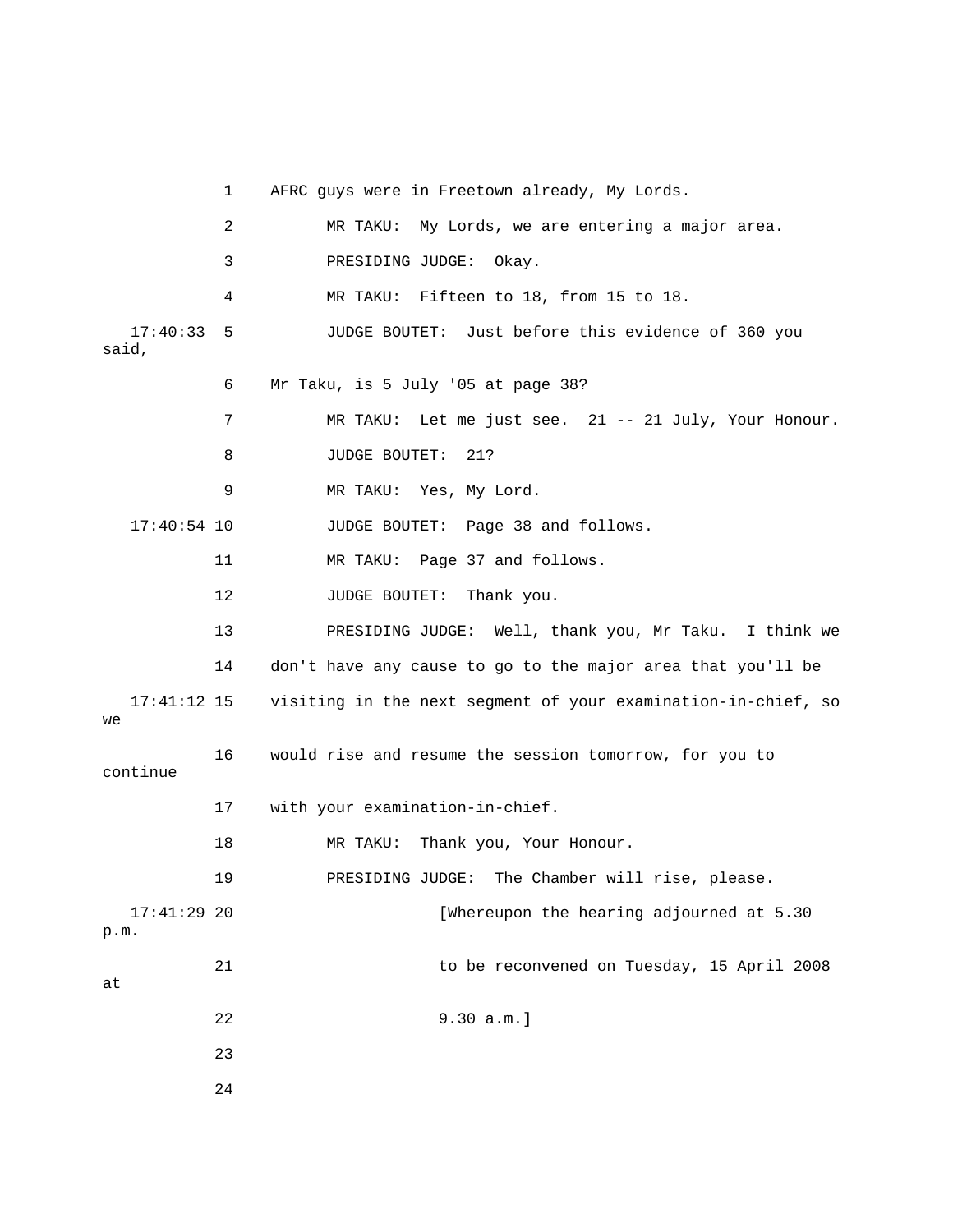1 AFRC guys were in Freetown already, My Lords.

2 MR TAKU: My Lords, we are entering a major area.

3 PRESIDING JUDGE: Okay.

4 MR TAKU: Fifteen to 18, from 15 to 18.

17:40:33 5 JUDGE BOUTET: Just before this evidence of 360 you said,

6 Mr Taku, is 5 July '05 at page 38?

7 MR TAKU: Let me just see. 21 -- 21 July, Your Honour.

8 JUDGE BOUTET: 21?

9 MR TAKU: Yes, My Lord.

17:40:54 10 JUDGE BOUTET: Page 38 and follows.

11 MR TAKU: Page 37 and follows.

12 JUDGE BOUTET: Thank you.

13 PRESIDING JUDGE: Well, thank you, Mr Taku. I think we

14 don't have any cause to go to the major area that you'll be

17:41:12 15 visiting in the next segment of your examination-in-chief, so we

16 would rise and resume the session tomorrow, for you to continue

17 with your examination-in-chief.

18 MR TAKU: Thank you, Your Honour.

19 PRESIDING JUDGE: The Chamber will rise, please.

17:41:29 20 [Whereupon the hearing adjourned at 5.30 p.m.

21 to be reconvened on Tuesday, 15 April 2008 at

22 9.30 a.m.]

23

24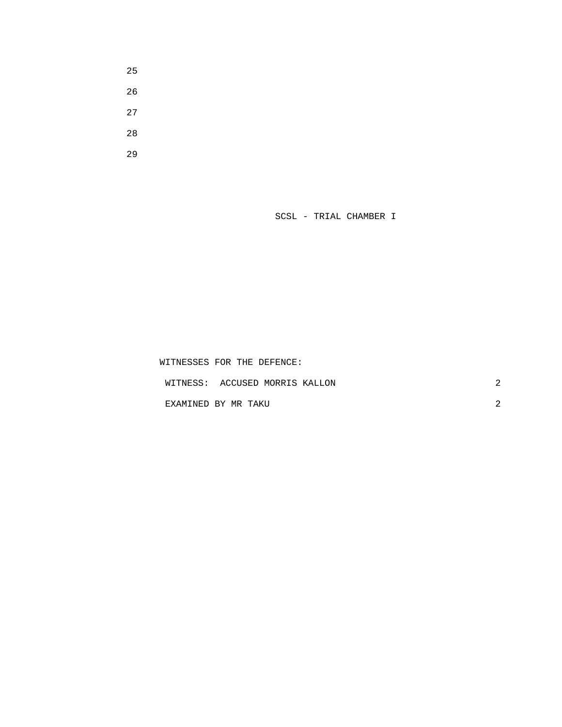25

26

27

28

29

SCSL - TRIAL CHAMBER I

WITNESSES FOR THE DEFENCE:

| | |
|---|---|
| WITNESS: ACCUSED MORRIS KALLON | 2 |
| EXAMINED BY MR TAKU | 2 |